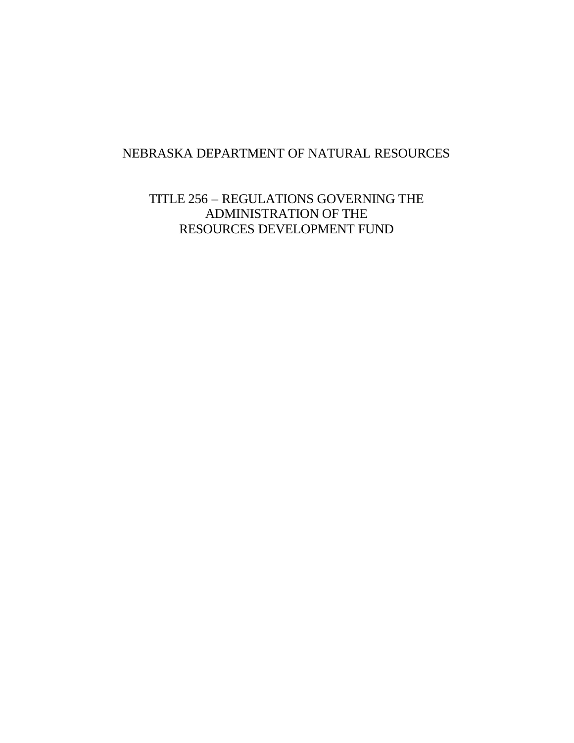# NEBRASKA DEPARTMENT OF NATURAL RESOURCES

## TITLE 256 – REGULATIONS GOVERNING THE ADMINISTRATION OF THE RESOURCES DEVELOPMENT FUND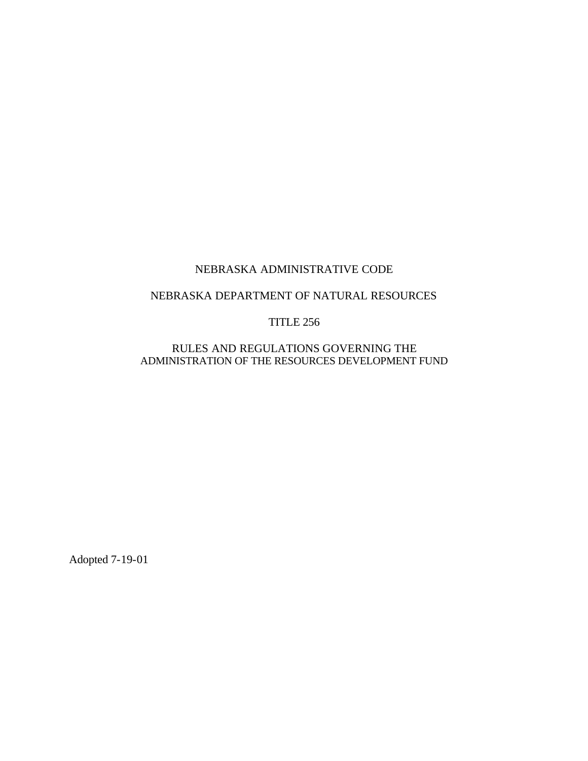NEBRASKA ADMINISTRATIVE CODE

NEBRASKA DEPARTMENT OF NATURAL RESOURCES

TITLE 256

RULES AND REGULATIONS GOVERNING THE ADMINISTRATION OF THE RESOURCES DEVELOPMENT FUND

Adopted 7-19-01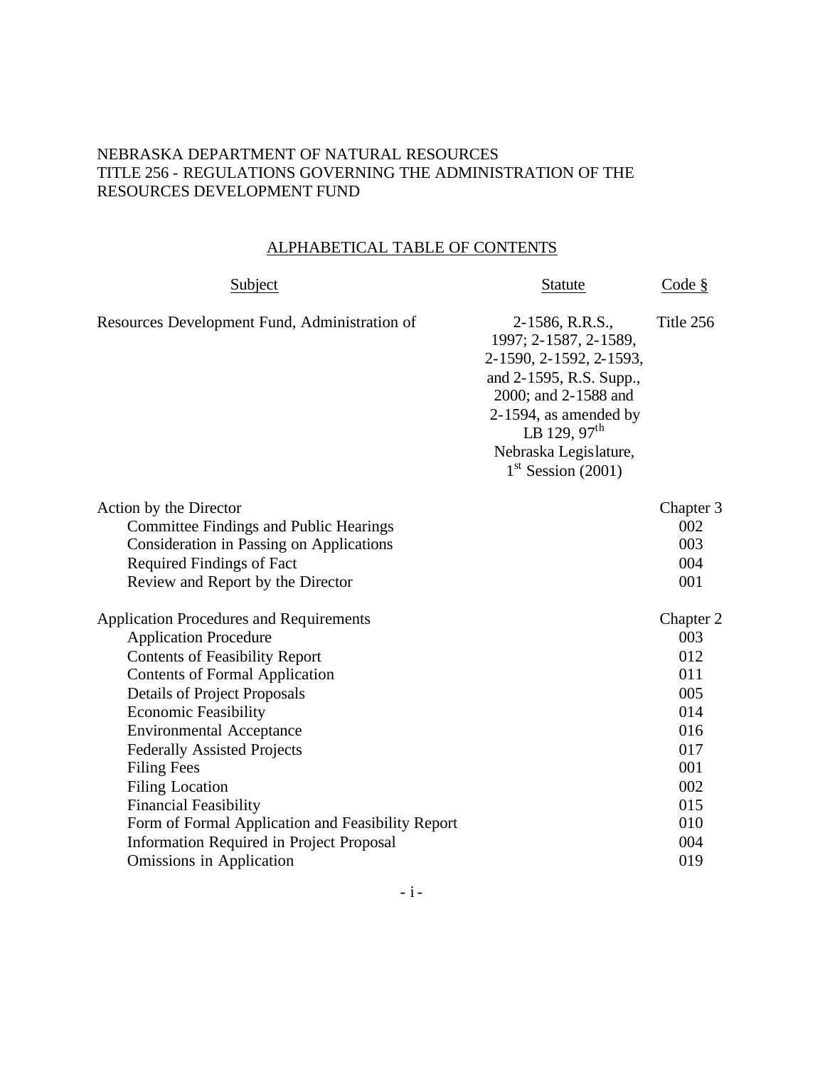NEBRASKA DEPARTMENT OF NATURAL RESOURCES
TITLE 256 - REGULATIONS GOVERNING THE ADMINISTRATION OF THE RESOURCES DEVELOPMENT FUND

## ALPHABETICAL TABLE OF CONTENTS

| Subject | Statute | Code § |
|---|---|---|
| Resources Development Fund, Administration of | 2-1586, R.R.S., 1997; 2-1587, 2-1589, 2-1590, 2-1592, 2-1593, and 2-1595, R.S. Supp., 2000; and 2-1588 and 2-1594, as amended by LB 129, 97th Nebraska Legislature, 1st Session (2001) | Title 256 |
| Action by the Director | | Chapter 3 |
| Committee Findings and Public Hearings | | 002 |
| Consideration in Passing on Applications | | 003 |
| Required Findings of Fact | | 004 |
| Review and Report by the Director | | 001 |
| Application Procedures and Requirements | | Chapter 2 |
| Application Procedure | | 003 |
| Contents of Feasibility Report | | 012 |
| Contents of Formal Application | | 011 |
| Details of Project Proposals | | 005 |
| Economic Feasibility | | 014 |
| Environmental Acceptance | | 016 |
| Federally Assisted Projects | | 017 |
| Filing Fees | | 001 |
| Filing Location | | 002 |
| Financial Feasibility | | 015 |
| Form of Formal Application and Feasibility Report | | 010 |
| Information Required in Project Proposal | | 004 |
| Omissions in Application | | 019 |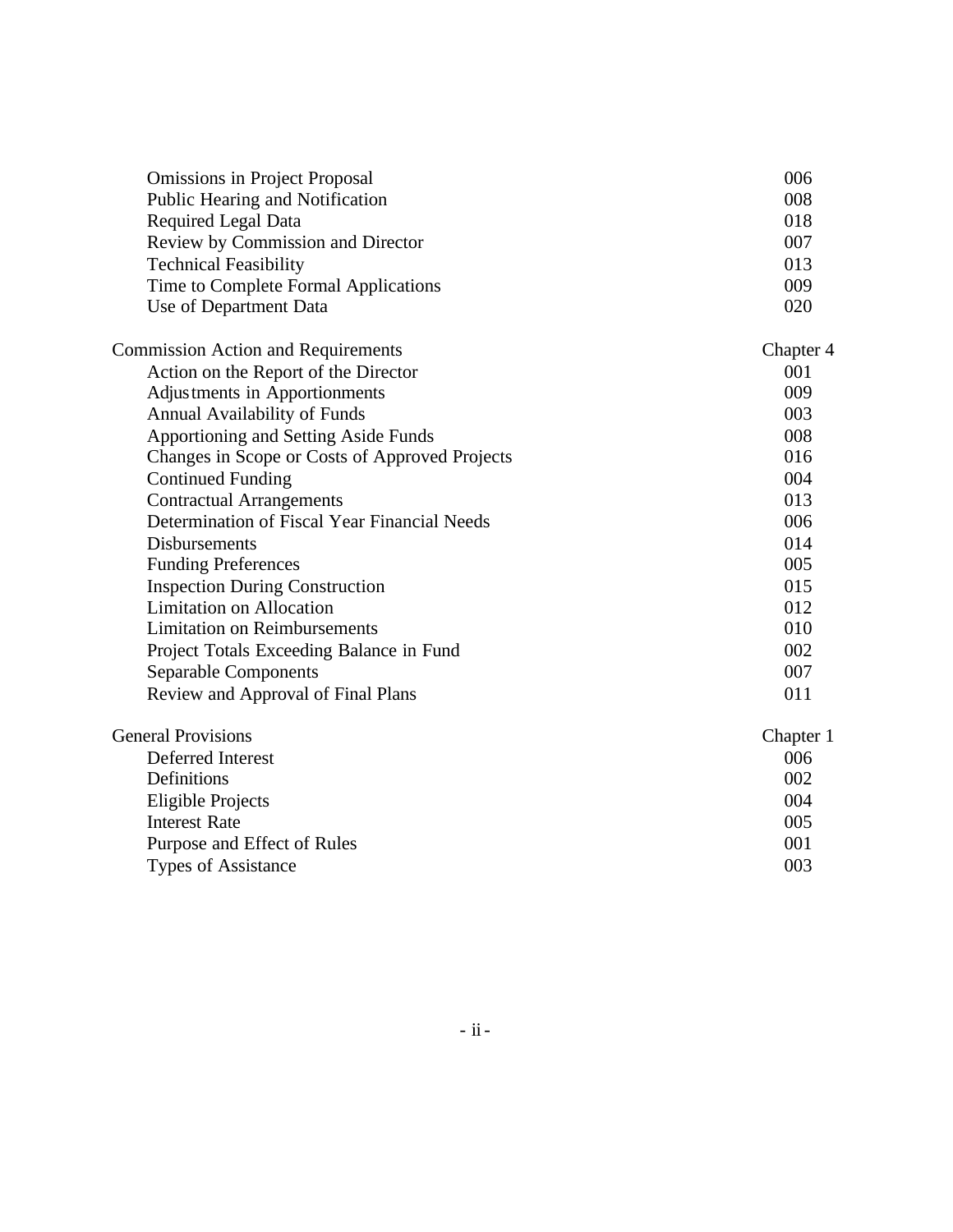| | |
|---|---|
| Omissions in Project Proposal | 006 |
| Public Hearing and Notification | 008 |
| Required Legal Data | 018 |
| Review by Commission and Director | 007 |
| Technical Feasibility | 013 |
| Time to Complete Formal Applications | 009 |
| Use of Department Data | 020 |
| | |
| Commission Action and Requirements | Chapter 4 |
| Action on the Report of the Director | 001 |
| Adjustments in Apportionments | 009 |
| Annual Availability of Funds | 003 |
| Apportioning and Setting Aside Funds | 008 |
| Changes in Scope or Costs of Approved Projects | 016 |
| Continued Funding | 004 |
| Contractual Arrangements | 013 |
| Determination of Fiscal Year Financial Needs | 006 |
| Disbursements | 014 |
| Funding Preferences | 005 |
| Inspection During Construction | 015 |
| Limitation on Allocation | 012 |
| Limitation on Reimbursements | 010 |
| Project Totals Exceeding Balance in Fund | 002 |
| Separable Components | 007 |
| Review and Approval of Final Plans | 011 |
| | |
| General Provisions | Chapter 1 |
| Deferred Interest | 006 |
| Definitions | 002 |
| Eligible Projects | 004 |
| Interest Rate | 005 |
| Purpose and Effect of Rules | 001 |
| Types of Assistance | 003 |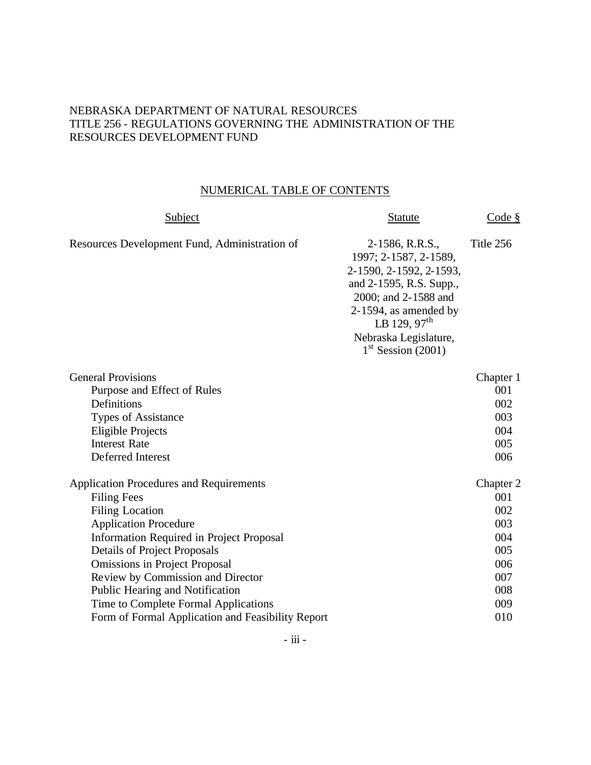NEBRASKA DEPARTMENT OF NATURAL RESOURCES
TITLE 256 - REGULATIONS GOVERNING THE ADMINISTRATION OF THE RESOURCES DEVELOPMENT FUND

## NUMERICAL TABLE OF CONTENTS

| Subject | Statute | Code § |
|---|---|---|
| Resources Development Fund, Administration of | 2-1586, R.R.S., 1997; 2-1587, 2-1589, 2-1590, 2-1592, 2-1593, and 2-1595, R.S. Supp., 2000; and 2-1588 and 2-1594, as amended by LB 129, 97th Nebraska Legislature, 1st Session (2001) | Title 256 |
| General Provisions | | Chapter 1 |
| Purpose and Effect of Rules | | 001 |
| Definitions | | 002 |
| Types of Assistance | | 003 |
| Eligible Projects | | 004 |
| Interest Rate | | 005 |
| Deferred Interest | | 006 |
| Application Procedures and Requirements | | Chapter 2 |
| Filing Fees | | 001 |
| Filing Location | | 002 |
| Application Procedure | | 003 |
| Information Required in Project Proposal | | 004 |
| Details of Project Proposals | | 005 |
| Omissions in Project Proposal | | 006 |
| Review by Commission and Director | | 007 |
| Public Hearing and Notification | | 008 |
| Time to Complete Formal Applications | | 009 |
| Form of Formal Application and Feasibility Report | | 010 |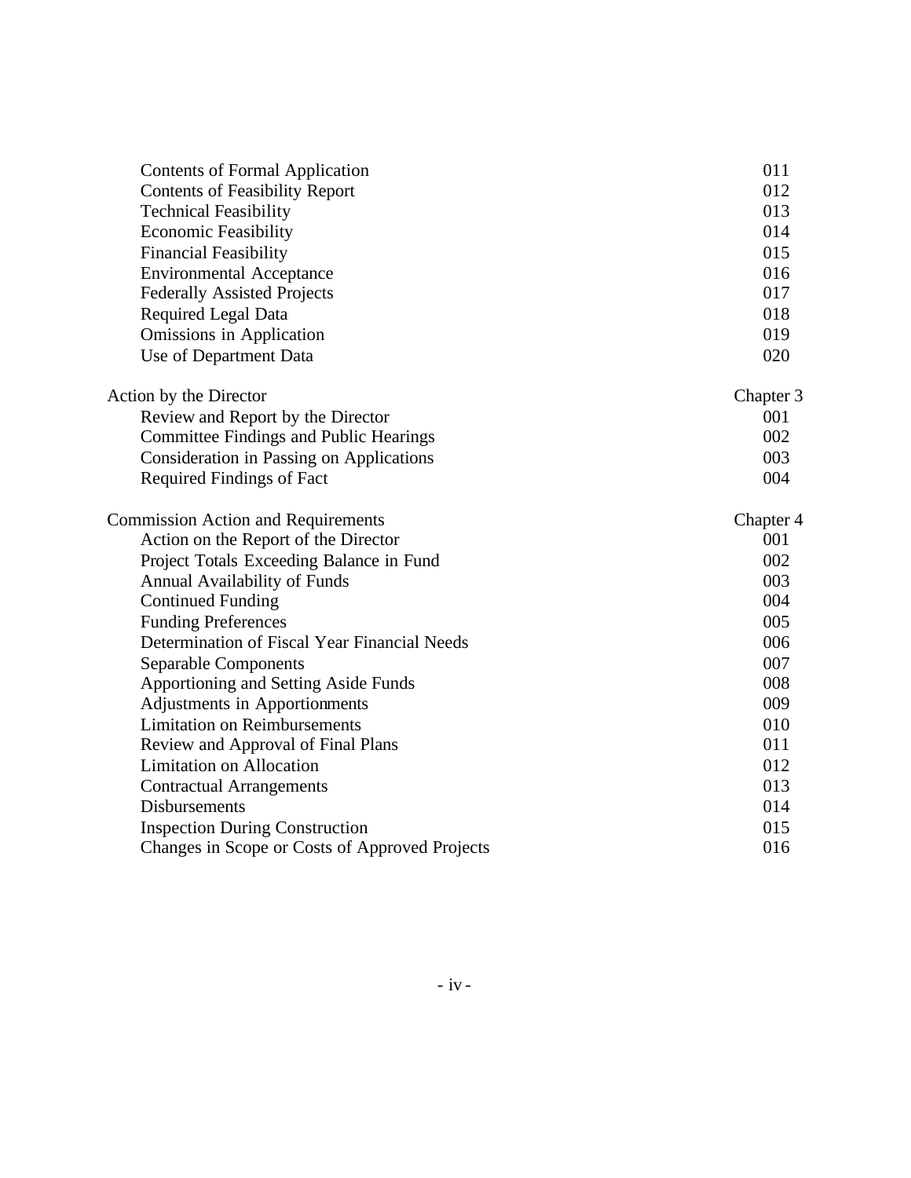| | |
|---|---|
| Contents of Formal Application | 011 |
| Contents of Feasibility Report | 012 |
| Technical Feasibility | 013 |
| Economic Feasibility | 014 |
| Financial Feasibility | 015 |
| Environmental Acceptance | 016 |
| Federally Assisted Projects | 017 |
| Required Legal Data | 018 |
| Omissions in Application | 019 |
| Use of Department Data | 020 |
| | |
| Action by the Director | Chapter 3 |
| Review and Report by the Director | 001 |
| Committee Findings and Public Hearings | 002 |
| Consideration in Passing on Applications | 003 |
| Required Findings of Fact | 004 |
| | |
| Commission Action and Requirements | Chapter 4 |
| Action on the Report of the Director | 001 |
| Project Totals Exceeding Balance in Fund | 002 |
| Annual Availability of Funds | 003 |
| Continued Funding | 004 |
| Funding Preferences | 005 |
| Determination of Fiscal Year Financial Needs | 006 |
| Separable Components | 007 |
| Apportioning and Setting Aside Funds | 008 |
| Adjustments in Apportionments | 009 |
| Limitation on Reimbursements | 010 |
| Review and Approval of Final Plans | 011 |
| Limitation on Allocation | 012 |
| Contractual Arrangements | 013 |
| Disbursements | 014 |
| Inspection During Construction | 015 |
| Changes in Scope or Costs of Approved Projects | 016 |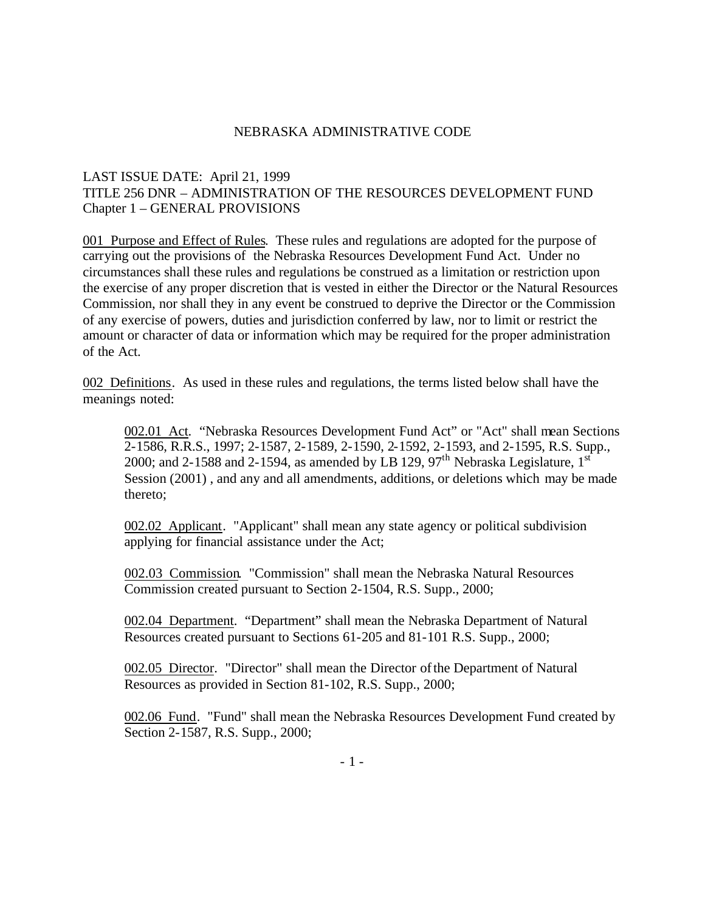NEBRASKA ADMINISTRATIVE CODE

LAST ISSUE DATE: April 21, 1999
TITLE 256 DNR – ADMINISTRATION OF THE RESOURCES DEVELOPMENT FUND
Chapter 1 – GENERAL PROVISIONS

001 Purpose and Effect of Rules. These rules and regulations are adopted for the purpose of carrying out the provisions of the Nebraska Resources Development Fund Act. Under no circumstances shall these rules and regulations be construed as a limitation or restriction upon the exercise of any proper discretion that is vested in either the Director or the Natural Resources Commission, nor shall they in any event be construed to deprive the Director or the Commission of any exercise of powers, duties and jurisdiction conferred by law, nor to limit or restrict the amount or character of data or information which may be required for the proper administration of the Act.

002 Definitions. As used in these rules and regulations, the terms listed below shall have the meanings noted:

> 002.01 Act. "Nebraska Resources Development Fund Act" or "Act" shall mean Sections 2-1586, R.R.S., 1997; 2-1587, 2-1589, 2-1590, 2-1592, 2-1593, and 2-1595, R.S. Supp., 2000; and 2-1588 and 2-1594, as amended by LB 129, 97th Nebraska Legislature, 1st Session (2001) , and any and all amendments, additions, or deletions which may be made thereto;
>
> 002.02 Applicant. "Applicant" shall mean any state agency or political subdivision applying for financial assistance under the Act;
>
> 002.03 Commission. "Commission" shall mean the Nebraska Natural Resources Commission created pursuant to Section 2-1504, R.S. Supp., 2000;
>
> 002.04 Department. "Department" shall mean the Nebraska Department of Natural Resources created pursuant to Sections 61-205 and 81-101 R.S. Supp., 2000;
>
> 002.05 Director. "Director" shall mean the Director of the Department of Natural Resources as provided in Section 81-102, R.S. Supp., 2000;
>
> 002.06 Fund. "Fund" shall mean the Nebraska Resources Development Fund created by Section 2-1587, R.S. Supp., 2000;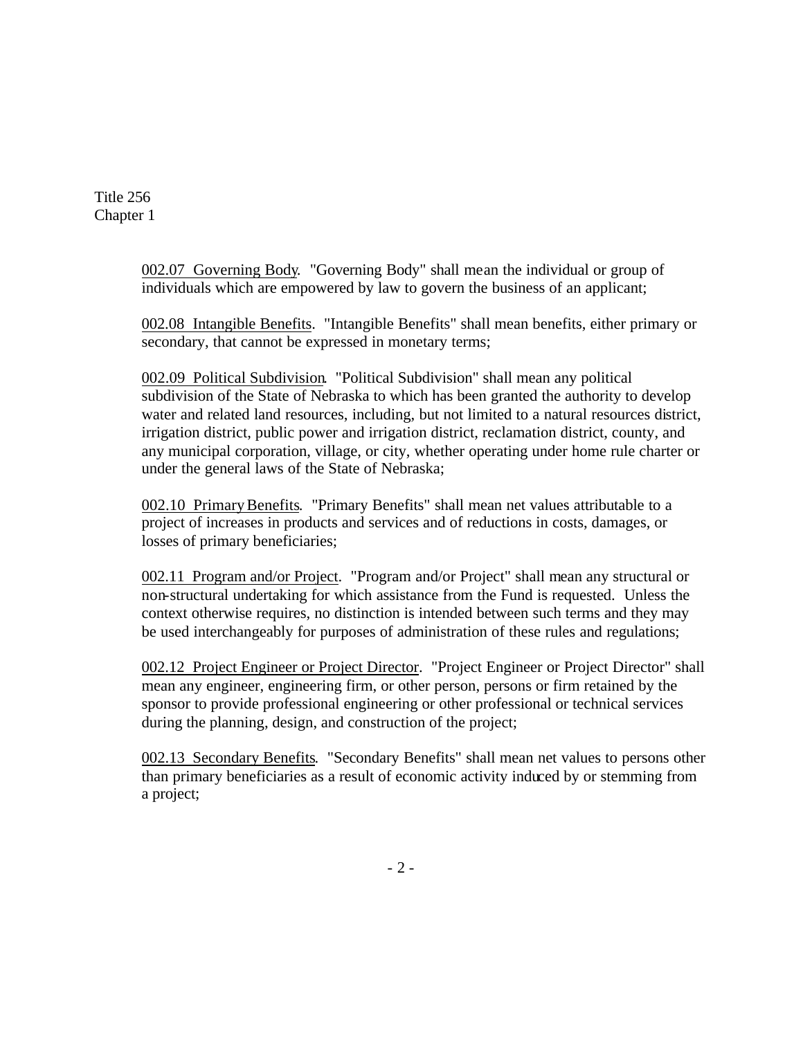002.07 Governing Body. "Governing Body" shall mean the individual or group of individuals which are empowered by law to govern the business of an applicant;

002.08 Intangible Benefits. "Intangible Benefits" shall mean benefits, either primary or secondary, that cannot be expressed in monetary terms;

002.09 Political Subdivision. "Political Subdivision" shall mean any political subdivision of the State of Nebraska to which has been granted the authority to develop water and related land resources, including, but not limited to a natural resources district, irrigation district, public power and irrigation district, reclamation district, county, and any municipal corporation, village, or city, whether operating under home rule charter or under the general laws of the State of Nebraska;

002.10 Primary Benefits. "Primary Benefits" shall mean net values attributable to a project of increases in products and services and of reductions in costs, damages, or losses of primary beneficiaries;

002.11 Program and/or Project. "Program and/or Project" shall mean any structural or non-structural undertaking for which assistance from the Fund is requested. Unless the context otherwise requires, no distinction is intended between such terms and they may be used interchangeably for purposes of administration of these rules and regulations;

002.12 Project Engineer or Project Director. "Project Engineer or Project Director" shall mean any engineer, engineering firm, or other person, persons or firm retained by the sponsor to provide professional engineering or other professional or technical services during the planning, design, and construction of the project;

002.13 Secondary Benefits. "Secondary Benefits" shall mean net values to persons other than primary beneficiaries as a result of economic activity induced by or stemming from a project;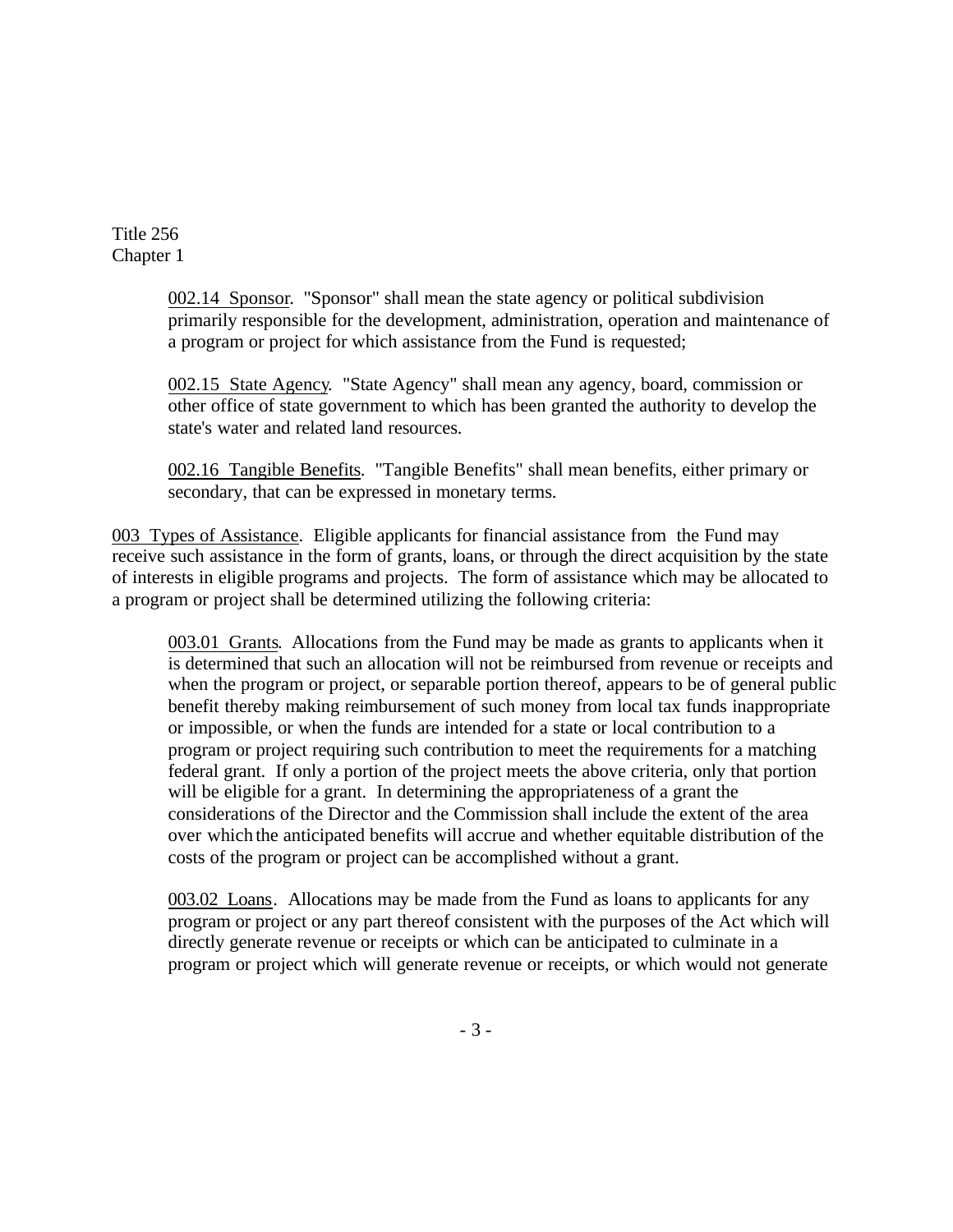002.14 Sponsor. "Sponsor" shall mean the state agency or political subdivision primarily responsible for the development, administration, operation and maintenance of a program or project for which assistance from the Fund is requested;

002.15 State Agency. "State Agency" shall mean any agency, board, commission or other office of state government to which has been granted the authority to develop the state's water and related land resources.

002.16 Tangible Benefits. "Tangible Benefits" shall mean benefits, either primary or secondary, that can be expressed in monetary terms.

003 Types of Assistance. Eligible applicants for financial assistance from the Fund may receive such assistance in the form of grants, loans, or through the direct acquisition by the state of interests in eligible programs and projects. The form of assistance which may be allocated to a program or project shall be determined utilizing the following criteria:

003.01 Grants. Allocations from the Fund may be made as grants to applicants when it is determined that such an allocation will not be reimbursed from revenue or receipts and when the program or project, or separable portion thereof, appears to be of general public benefit thereby making reimbursement of such money from local tax funds inappropriate or impossible, or when the funds are intended for a state or local contribution to a program or project requiring such contribution to meet the requirements for a matching federal grant. If only a portion of the project meets the above criteria, only that portion will be eligible for a grant. In determining the appropriateness of a grant the considerations of the Director and the Commission shall include the extent of the area over which the anticipated benefits will accrue and whether equitable distribution of the costs of the program or project can be accomplished without a grant.

003.02 Loans. Allocations may be made from the Fund as loans to applicants for any program or project or any part thereof consistent with the purposes of the Act which will directly generate revenue or receipts or which can be anticipated to culminate in a program or project which will generate revenue or receipts, or which would not generate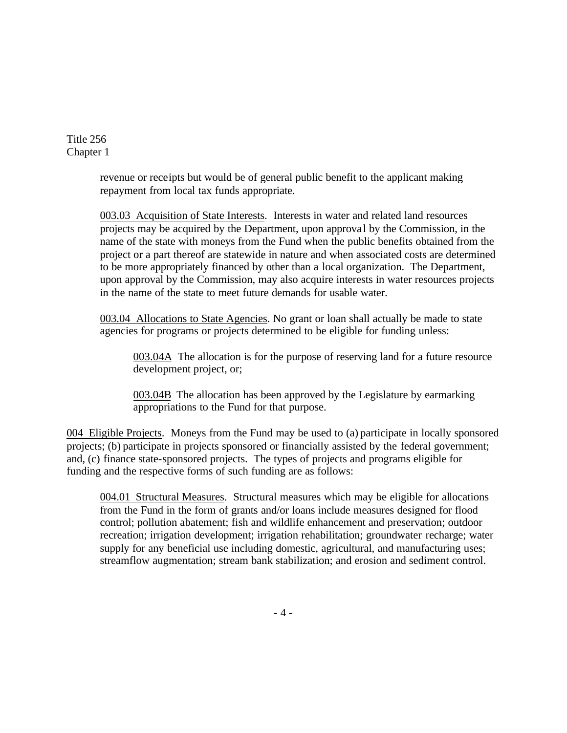revenue or receipts but would be of general public benefit to the applicant making repayment from local tax funds appropriate.

003.03 Acquisition of State Interests. Interests in water and related land resources projects may be acquired by the Department, upon approval by the Commission, in the name of the state with moneys from the Fund when the public benefits obtained from the project or a part thereof are statewide in nature and when associated costs are determined to be more appropriately financed by other than a local organization. The Department, upon approval by the Commission, may also acquire interests in water resources projects in the name of the state to meet future demands for usable water.

003.04 Allocations to State Agencies. No grant or loan shall actually be made to state agencies for programs or projects determined to be eligible for funding unless:

003.04A The allocation is for the purpose of reserving land for a future resource development project, or;

003.04B The allocation has been approved by the Legislature by earmarking appropriations to the Fund for that purpose.

004 Eligible Projects. Moneys from the Fund may be used to (a) participate in locally sponsored projects; (b) participate in projects sponsored or financially assisted by the federal government; and, (c) finance state-sponsored projects. The types of projects and programs eligible for funding and the respective forms of such funding are as follows:

004.01 Structural Measures. Structural measures which may be eligible for allocations from the Fund in the form of grants and/or loans include measures designed for flood control; pollution abatement; fish and wildlife enhancement and preservation; outdoor recreation; irrigation development; irrigation rehabilitation; groundwater recharge; water supply for any beneficial use including domestic, agricultural, and manufacturing uses; streamflow augmentation; stream bank stabilization; and erosion and sediment control.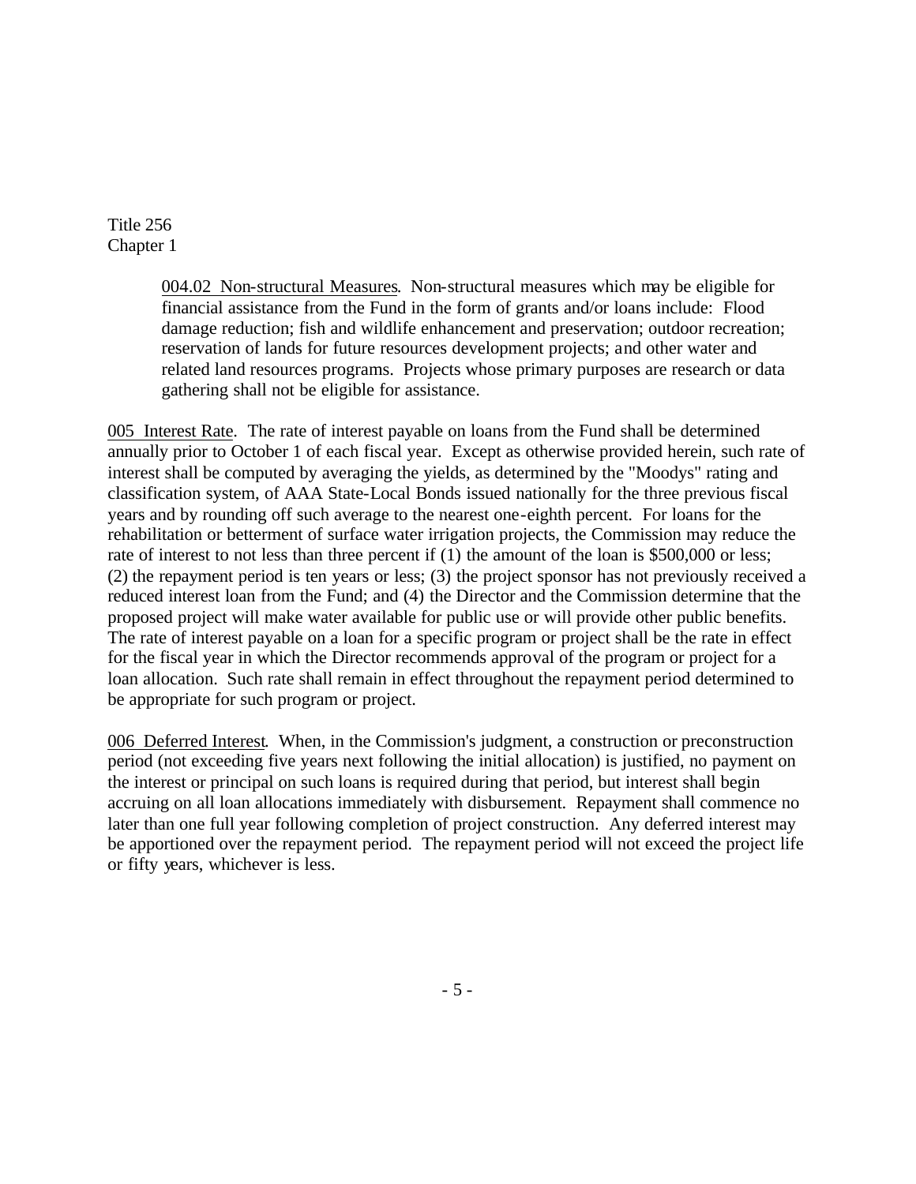004.02 Non-structural Measures. Non-structural measures which may be eligible for financial assistance from the Fund in the form of grants and/or loans include: Flood damage reduction; fish and wildlife enhancement and preservation; outdoor recreation; reservation of lands for future resources development projects; and other water and related land resources programs. Projects whose primary purposes are research or data gathering shall not be eligible for assistance.

005 Interest Rate. The rate of interest payable on loans from the Fund shall be determined annually prior to October 1 of each fiscal year. Except as otherwise provided herein, such rate of interest shall be computed by averaging the yields, as determined by the "Moodys" rating and classification system, of AAA State-Local Bonds issued nationally for the three previous fiscal years and by rounding off such average to the nearest one-eighth percent. For loans for the rehabilitation or betterment of surface water irrigation projects, the Commission may reduce the rate of interest to not less than three percent if (1) the amount of the loan is $500,000 or less; (2) the repayment period is ten years or less; (3) the project sponsor has not previously received a reduced interest loan from the Fund; and (4) the Director and the Commission determine that the proposed project will make water available for public use or will provide other public benefits. The rate of interest payable on a loan for a specific program or project shall be the rate in effect for the fiscal year in which the Director recommends approval of the program or project for a loan allocation. Such rate shall remain in effect throughout the repayment period determined to be appropriate for such program or project.

006 Deferred Interest. When, in the Commission's judgment, a construction or preconstruction period (not exceeding five years next following the initial allocation) is justified, no payment on the interest or principal on such loans is required during that period, but interest shall begin accruing on all loan allocations immediately with disbursement. Repayment shall commence no later than one full year following completion of project construction. Any deferred interest may be apportioned over the repayment period. The repayment period will not exceed the project life or fifty years, whichever is less.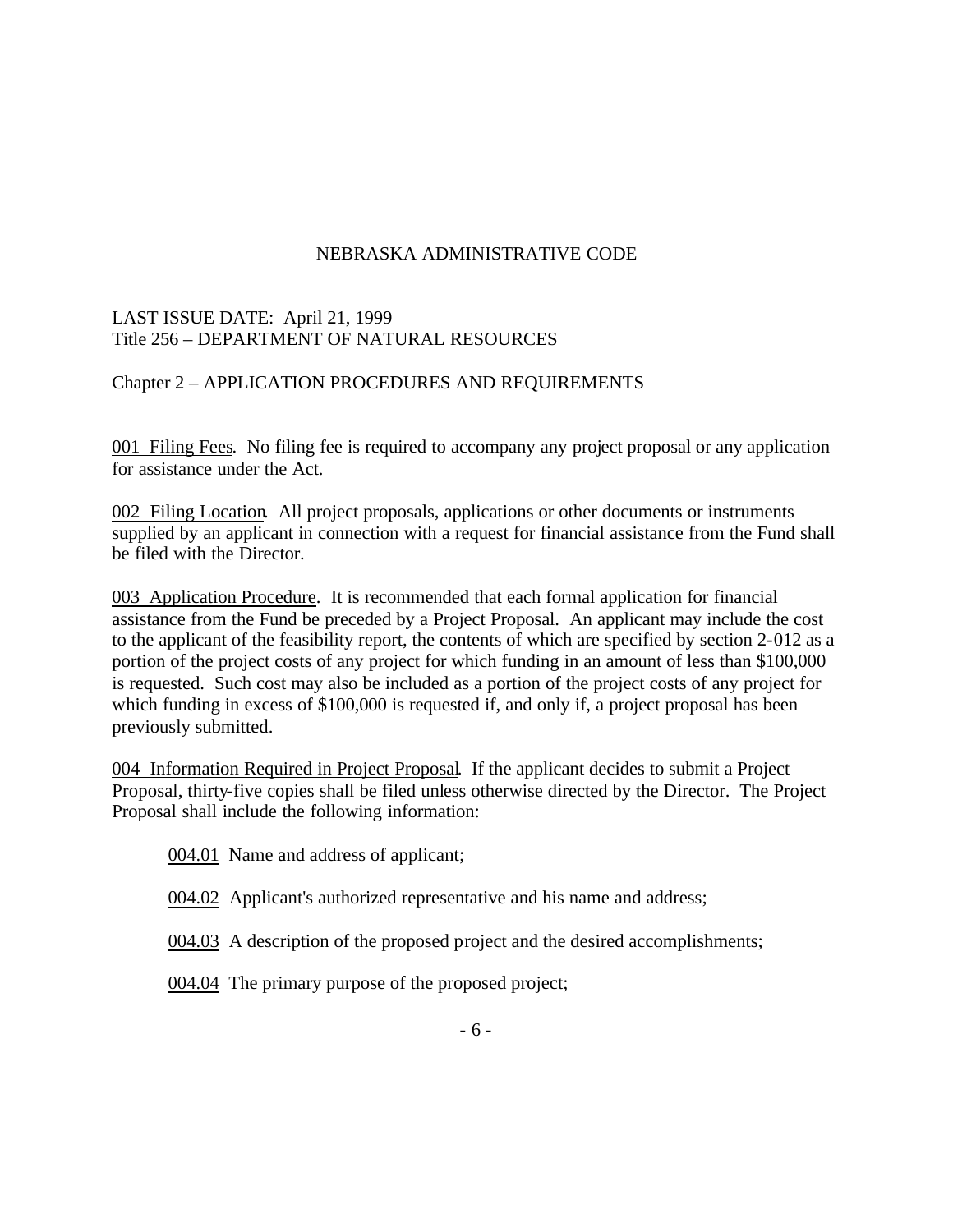NEBRASKA ADMINISTRATIVE CODE

LAST ISSUE DATE: April 21, 1999
Title 256 – DEPARTMENT OF NATURAL RESOURCES

Chapter 2 – APPLICATION PROCEDURES AND REQUIREMENTS

<u>001 Filing Fees</u>. No filing fee is required to accompany any project proposal or any application for assistance under the Act.

<u>002 Filing Location</u>. All project proposals, applications or other documents or instruments supplied by an applicant in connection with a request for financial assistance from the Fund shall be filed with the Director.

<u>003 Application Procedure</u>. It is recommended that each formal application for financial assistance from the Fund be preceded by a Project Proposal. An applicant may include the cost to the applicant of the feasibility report, the contents of which are specified by section 2-012 as a portion of the project costs of any project for which funding in an amount of less than $100,000 is requested. Such cost may also be included as a portion of the project costs of any project for which funding in excess of $100,000 is requested if, and only if, a project proposal has been previously submitted.

<u>004 Information Required in Project Proposal</u>. If the applicant decides to submit a Project Proposal, thirty-five copies shall be filed unless otherwise directed by the Director. The Project Proposal shall include the following information:

<u>004.01</u> Name and address of applicant;

<u>004.02</u> Applicant's authorized representative and his name and address;

<u>004.03</u> A description of the proposed project and the desired accomplishments;

<u>004.04</u> The primary purpose of the proposed project;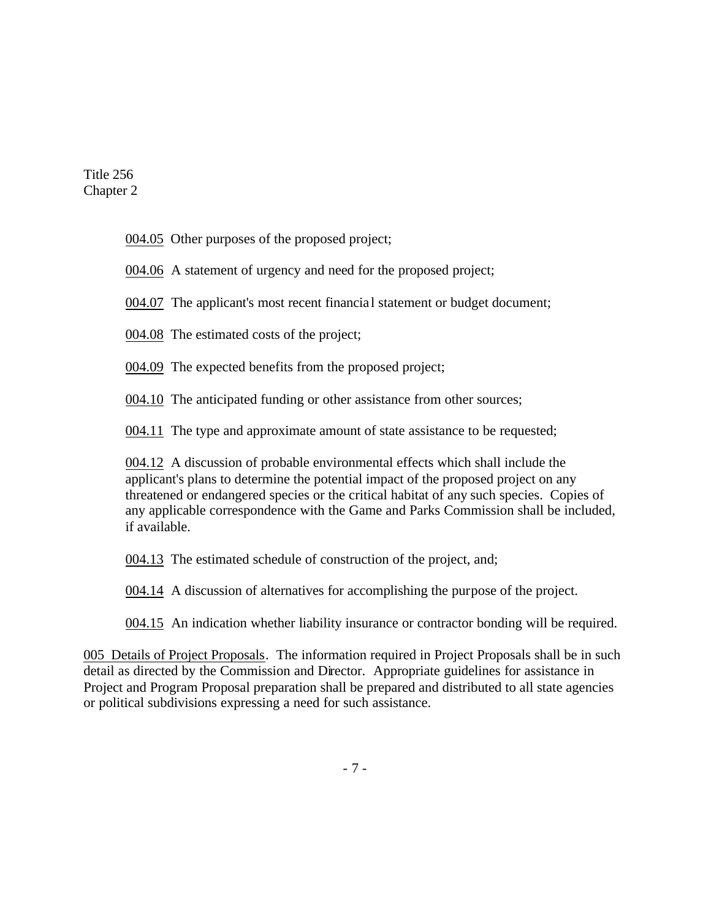004.05 Other purposes of the proposed project;

004.06 A statement of urgency and need for the proposed project;

004.07 The applicant's most recent financial statement or budget document;

004.08 The estimated costs of the project;

004.09 The expected benefits from the proposed project;

004.10 The anticipated funding or other assistance from other sources;

004.11 The type and approximate amount of state assistance to be requested;

004.12 A discussion of probable environmental effects which shall include the applicant's plans to determine the potential impact of the proposed project on any threatened or endangered species or the critical habitat of any such species. Copies of any applicable correspondence with the Game and Parks Commission shall be included, if available.

004.13 The estimated schedule of construction of the project, and;

004.14 A discussion of alternatives for accomplishing the purpose of the project.

004.15 An indication whether liability insurance or contractor bonding will be required.

005 Details of Project Proposals. The information required in Project Proposals shall be in such detail as directed by the Commission and Director. Appropriate guidelines for assistance in Project and Program Proposal preparation shall be prepared and distributed to all state agencies or political subdivisions expressing a need for such assistance.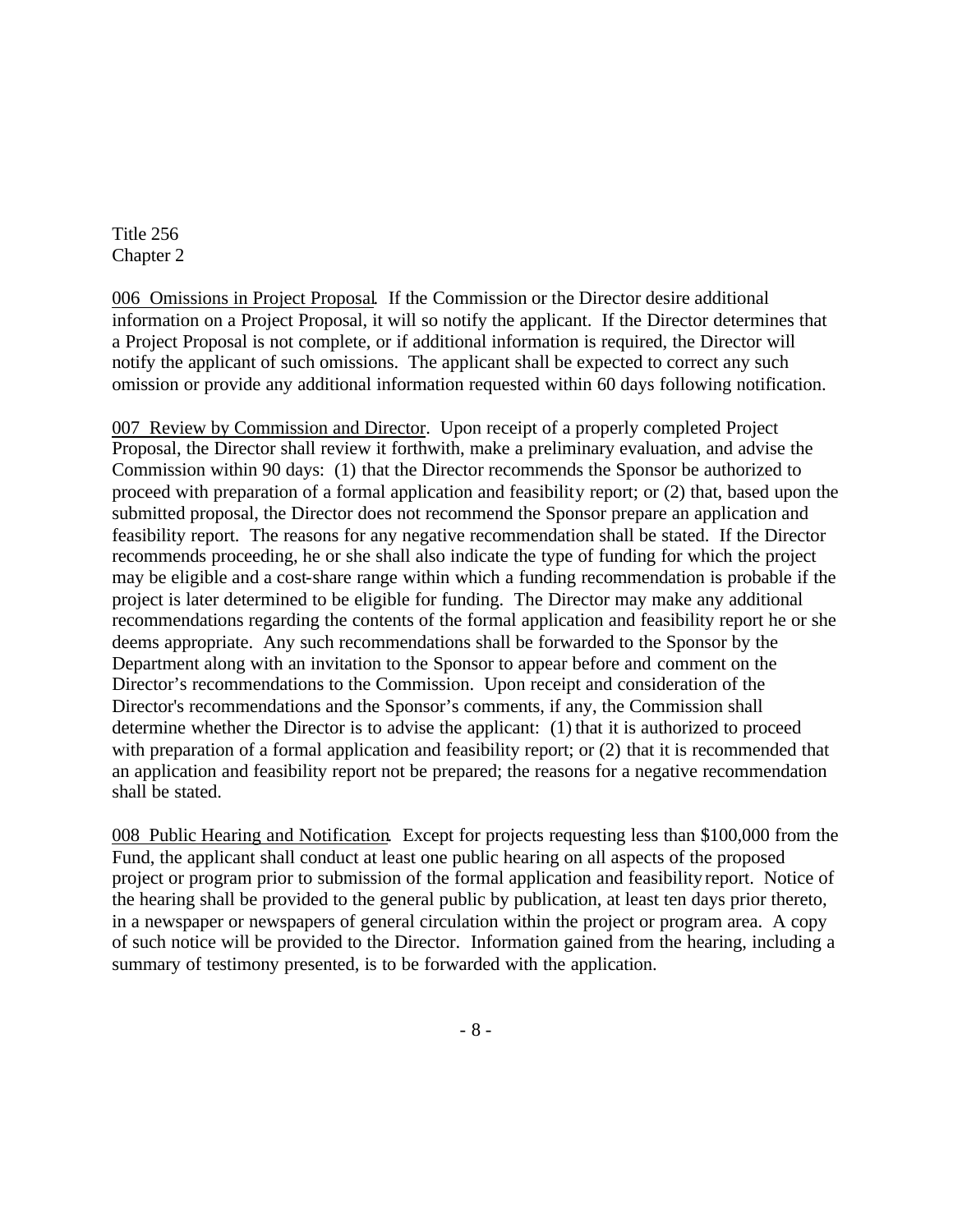Title 256
Chapter 2

006 Omissions in Project Proposal. If the Commission or the Director desire additional information on a Project Proposal, it will so notify the applicant. If the Director determines that a Project Proposal is not complete, or if additional information is required, the Director will notify the applicant of such omissions. The applicant shall be expected to correct any such omission or provide any additional information requested within 60 days following notification.

007 Review by Commission and Director. Upon receipt of a properly completed Project Proposal, the Director shall review it forthwith, make a preliminary evaluation, and advise the Commission within 90 days: (1) that the Director recommends the Sponsor be authorized to proceed with preparation of a formal application and feasibility report; or (2) that, based upon the submitted proposal, the Director does not recommend the Sponsor prepare an application and feasibility report. The reasons for any negative recommendation shall be stated. If the Director recommends proceeding, he or she shall also indicate the type of funding for which the project may be eligible and a cost-share range within which a funding recommendation is probable if the project is later determined to be eligible for funding. The Director may make any additional recommendations regarding the contents of the formal application and feasibility report he or she deems appropriate. Any such recommendations shall be forwarded to the Sponsor by the Department along with an invitation to the Sponsor to appear before and comment on the Director's recommendations to the Commission. Upon receipt and consideration of the Director's recommendations and the Sponsor's comments, if any, the Commission shall determine whether the Director is to advise the applicant: (1) that it is authorized to proceed with preparation of a formal application and feasibility report; or (2) that it is recommended that an application and feasibility report not be prepared; the reasons for a negative recommendation shall be stated.

008 Public Hearing and Notification. Except for projects requesting less than $100,000 from the Fund, the applicant shall conduct at least one public hearing on all aspects of the proposed project or program prior to submission of the formal application and feasibility report. Notice of the hearing shall be provided to the general public by publication, at least ten days prior thereto, in a newspaper or newspapers of general circulation within the project or program area. A copy of such notice will be provided to the Director. Information gained from the hearing, including a summary of testimony presented, is to be forwarded with the application.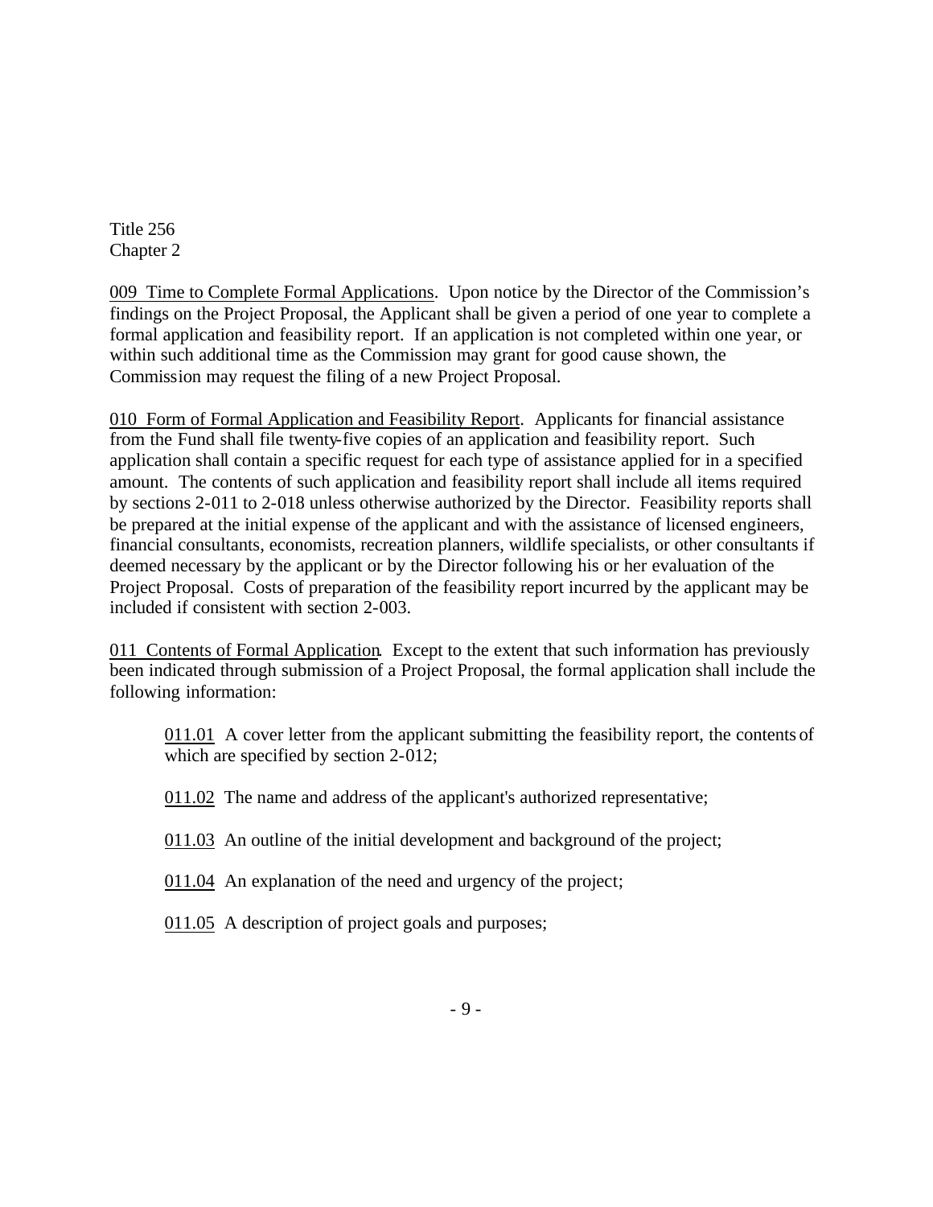Title 256
Chapter 2

009 Time to Complete Formal Applications. Upon notice by the Director of the Commission's findings on the Project Proposal, the Applicant shall be given a period of one year to complete a formal application and feasibility report. If an application is not completed within one year, or within such additional time as the Commission may grant for good cause shown, the Commission may request the filing of a new Project Proposal.

010 Form of Formal Application and Feasibility Report. Applicants for financial assistance from the Fund shall file twenty-five copies of an application and feasibility report. Such application shall contain a specific request for each type of assistance applied for in a specified amount. The contents of such application and feasibility report shall include all items required by sections 2-011 to 2-018 unless otherwise authorized by the Director. Feasibility reports shall be prepared at the initial expense of the applicant and with the assistance of licensed engineers, financial consultants, economists, recreation planners, wildlife specialists, or other consultants if deemed necessary by the applicant or by the Director following his or her evaluation of the Project Proposal. Costs of preparation of the feasibility report incurred by the applicant may be included if consistent with section 2-003.

011 Contents of Formal Application. Except to the extent that such information has previously been indicated through submission of a Project Proposal, the formal application shall include the following information:

011.01 A cover letter from the applicant submitting the feasibility report, the contents of which are specified by section 2-012;

011.02 The name and address of the applicant's authorized representative;

011.03 An outline of the initial development and background of the project;

011.04 An explanation of the need and urgency of the project;

011.05 A description of project goals and purposes;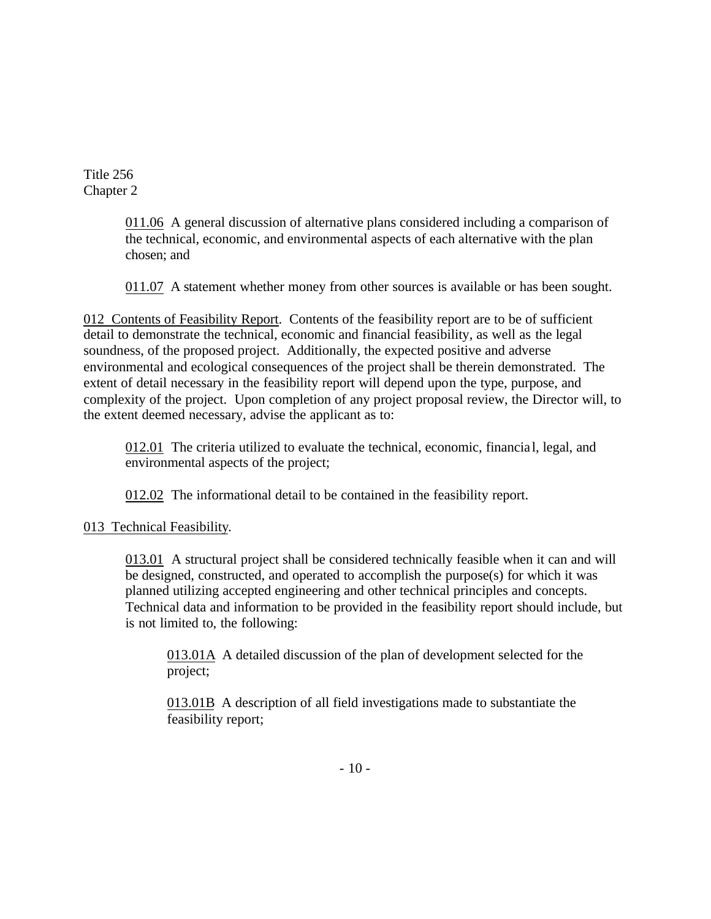011.06 A general discussion of alternative plans considered including a comparison of the technical, economic, and environmental aspects of each alternative with the plan chosen; and

011.07 A statement whether money from other sources is available or has been sought.

012 Contents of Feasibility Report. Contents of the feasibility report are to be of sufficient detail to demonstrate the technical, economic and financial feasibility, as well as the legal soundness, of the proposed project. Additionally, the expected positive and adverse environmental and ecological consequences of the project shall be therein demonstrated. The extent of detail necessary in the feasibility report will depend upon the type, purpose, and complexity of the project. Upon completion of any project proposal review, the Director will, to the extent deemed necessary, advise the applicant as to:

012.01 The criteria utilized to evaluate the technical, economic, financial, legal, and environmental aspects of the project;

012.02 The informational detail to be contained in the feasibility report.

013 Technical Feasibility.

013.01 A structural project shall be considered technically feasible when it can and will be designed, constructed, and operated to accomplish the purpose(s) for which it was planned utilizing accepted engineering and other technical principles and concepts. Technical data and information to be provided in the feasibility report should include, but is not limited to, the following:

013.01A A detailed discussion of the plan of development selected for the project;

013.01B A description of all field investigations made to substantiate the feasibility report;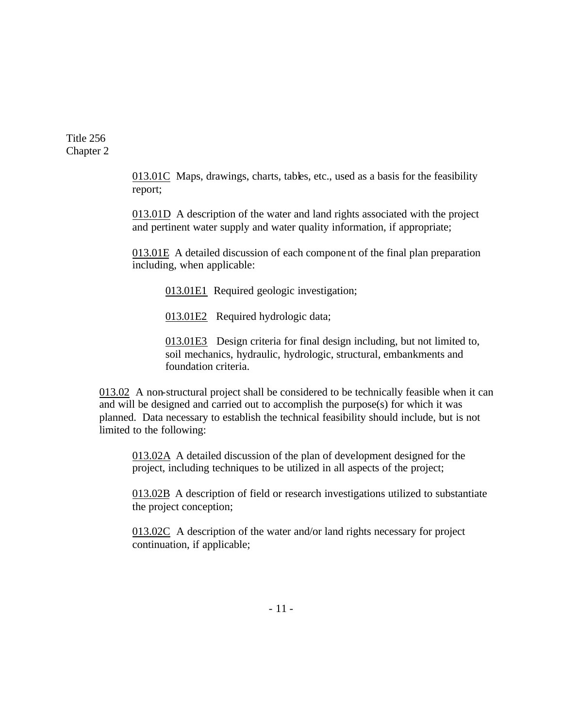013.01C Maps, drawings, charts, tables, etc., used as a basis for the feasibility report;

013.01D A description of the water and land rights associated with the project and pertinent water supply and water quality information, if appropriate;

013.01E A detailed discussion of each component of the final plan preparation including, when applicable:

013.01E1 Required geologic investigation;

013.01E2 Required hydrologic data;

013.01E3 Design criteria for final design including, but not limited to, soil mechanics, hydraulic, hydrologic, structural, embankments and foundation criteria.

013.02 A non-structural project shall be considered to be technically feasible when it can and will be designed and carried out to accomplish the purpose(s) for which it was planned. Data necessary to establish the technical feasibility should include, but is not limited to the following:

013.02A A detailed discussion of the plan of development designed for the project, including techniques to be utilized in all aspects of the project;

013.02B A description of field or research investigations utilized to substantiate the project conception;

013.02C A description of the water and/or land rights necessary for project continuation, if applicable;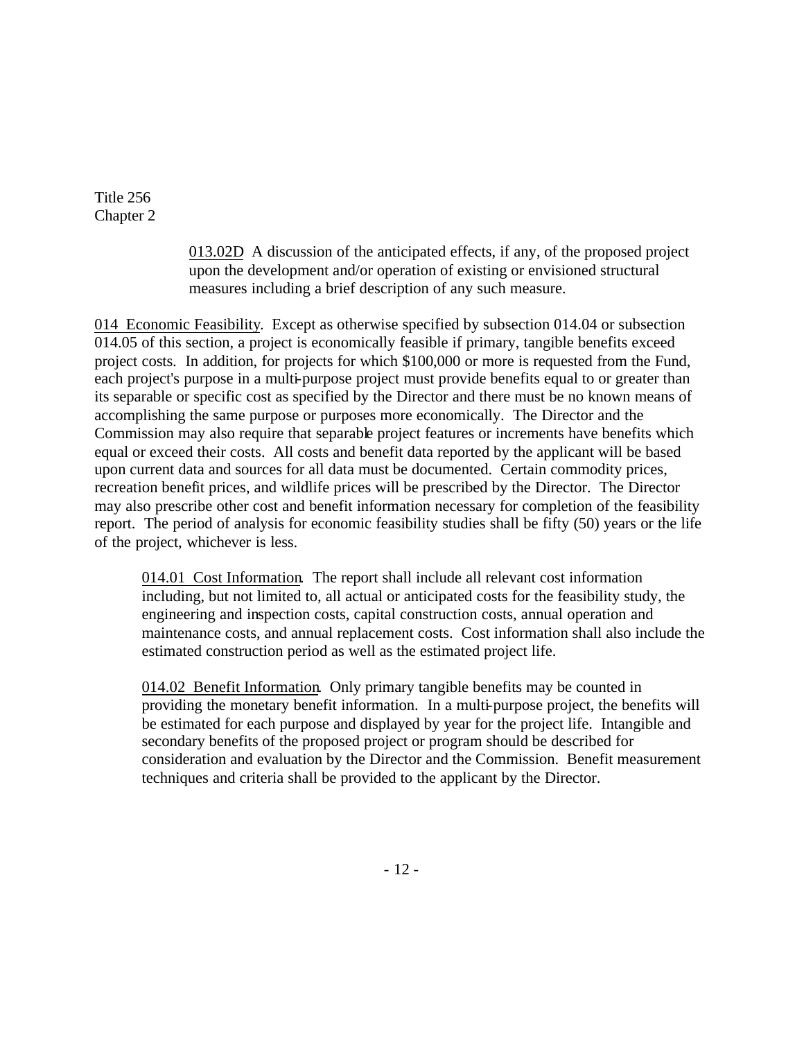013.02D A discussion of the anticipated effects, if any, of the proposed project upon the development and/or operation of existing or envisioned structural measures including a brief description of any such measure.

014 Economic Feasibility. Except as otherwise specified by subsection 014.04 or subsection 014.05 of this section, a project is economically feasible if primary, tangible benefits exceed project costs. In addition, for projects for which $100,000 or more is requested from the Fund, each project's purpose in a multi-purpose project must provide benefits equal to or greater than its separable or specific cost as specified by the Director and there must be no known means of accomplishing the same purpose or purposes more economically. The Director and the Commission may also require that separable project features or increments have benefits which equal or exceed their costs. All costs and benefit data reported by the applicant will be based upon current data and sources for all data must be documented. Certain commodity prices, recreation benefit prices, and wildlife prices will be prescribed by the Director. The Director may also prescribe other cost and benefit information necessary for completion of the feasibility report. The period of analysis for economic feasibility studies shall be fifty (50) years or the life of the project, whichever is less.

014.01 Cost Information. The report shall include all relevant cost information including, but not limited to, all actual or anticipated costs for the feasibility study, the engineering and inspection costs, capital construction costs, annual operation and maintenance costs, and annual replacement costs. Cost information shall also include the estimated construction period as well as the estimated project life.

014.02 Benefit Information. Only primary tangible benefits may be counted in providing the monetary benefit information. In a multi-purpose project, the benefits will be estimated for each purpose and displayed by year for the project life. Intangible and secondary benefits of the proposed project or program should be described for consideration and evaluation by the Director and the Commission. Benefit measurement techniques and criteria shall be provided to the applicant by the Director.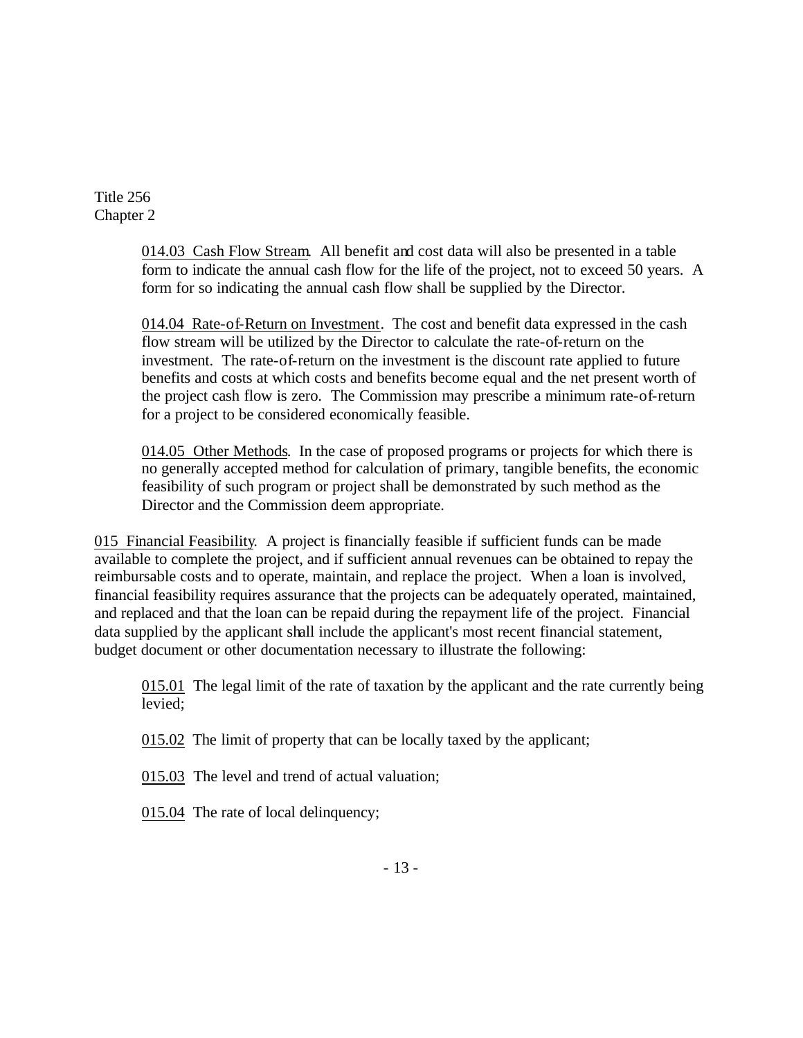014.03 Cash Flow Stream. All benefit and cost data will also be presented in a table form to indicate the annual cash flow for the life of the project, not to exceed 50 years. A form for so indicating the annual cash flow shall be supplied by the Director.

014.04 Rate-of-Return on Investment. The cost and benefit data expressed in the cash flow stream will be utilized by the Director to calculate the rate-of-return on the investment. The rate-of-return on the investment is the discount rate applied to future benefits and costs at which costs and benefits become equal and the net present worth of the project cash flow is zero. The Commission may prescribe a minimum rate-of-return for a project to be considered economically feasible.

014.05 Other Methods. In the case of proposed programs or projects for which there is no generally accepted method for calculation of primary, tangible benefits, the economic feasibility of such program or project shall be demonstrated by such method as the Director and the Commission deem appropriate.

015 Financial Feasibility. A project is financially feasible if sufficient funds can be made available to complete the project, and if sufficient annual revenues can be obtained to repay the reimbursable costs and to operate, maintain, and replace the project. When a loan is involved, financial feasibility requires assurance that the projects can be adequately operated, maintained, and replaced and that the loan can be repaid during the repayment life of the project. Financial data supplied by the applicant shall include the applicant's most recent financial statement, budget document or other documentation necessary to illustrate the following:

015.01 The legal limit of the rate of taxation by the applicant and the rate currently being levied;

015.02 The limit of property that can be locally taxed by the applicant;

015.03 The level and trend of actual valuation;

015.04 The rate of local delinquency;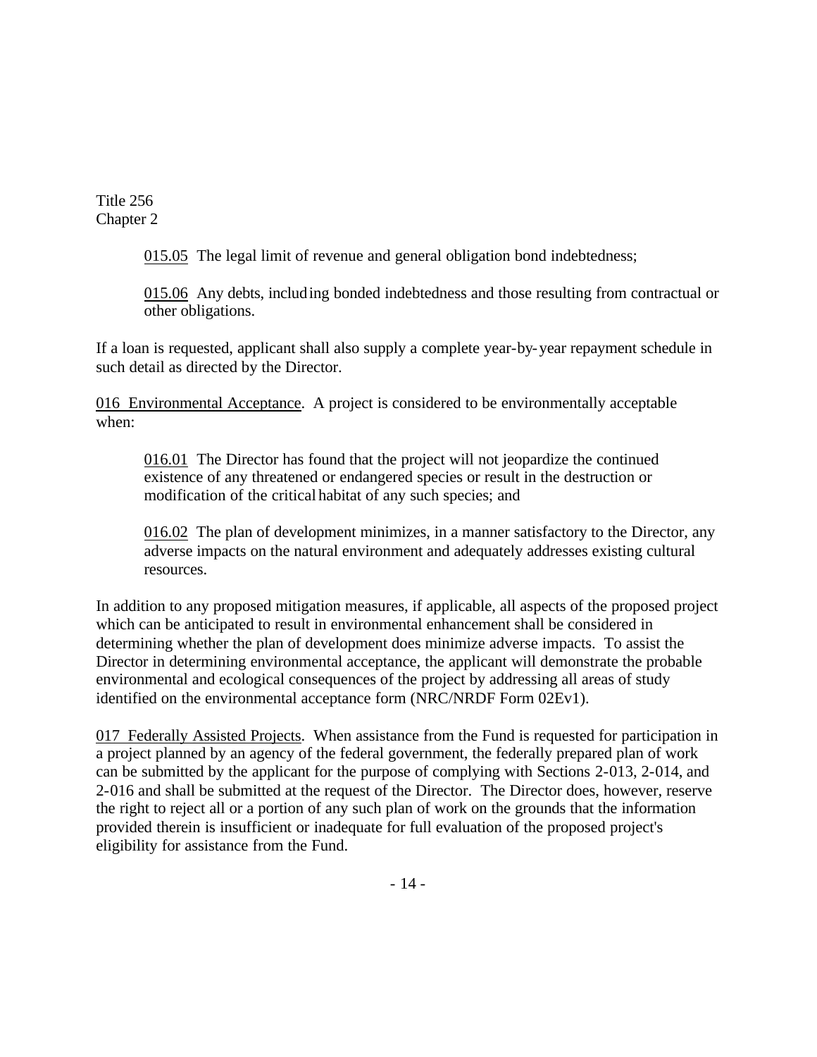015.05 The legal limit of revenue and general obligation bond indebtedness;

015.06 Any debts, including bonded indebtedness and those resulting from contractual or other obligations.

If a loan is requested, applicant shall also supply a complete year-by-year repayment schedule in such detail as directed by the Director.

016 Environmental Acceptance. A project is considered to be environmentally acceptable when:

016.01 The Director has found that the project will not jeopardize the continued existence of any threatened or endangered species or result in the destruction or modification of the critical habitat of any such species; and

016.02 The plan of development minimizes, in a manner satisfactory to the Director, any adverse impacts on the natural environment and adequately addresses existing cultural resources.

In addition to any proposed mitigation measures, if applicable, all aspects of the proposed project which can be anticipated to result in environmental enhancement shall be considered in determining whether the plan of development does minimize adverse impacts. To assist the Director in determining environmental acceptance, the applicant will demonstrate the probable environmental and ecological consequences of the project by addressing all areas of study identified on the environmental acceptance form (NRC/NRDF Form 02Ev1).

017 Federally Assisted Projects. When assistance from the Fund is requested for participation in a project planned by an agency of the federal government, the federally prepared plan of work can be submitted by the applicant for the purpose of complying with Sections 2-013, 2-014, and 2-016 and shall be submitted at the request of the Director. The Director does, however, reserve the right to reject all or a portion of any such plan of work on the grounds that the information provided therein is insufficient or inadequate for full evaluation of the proposed project's eligibility for assistance from the Fund.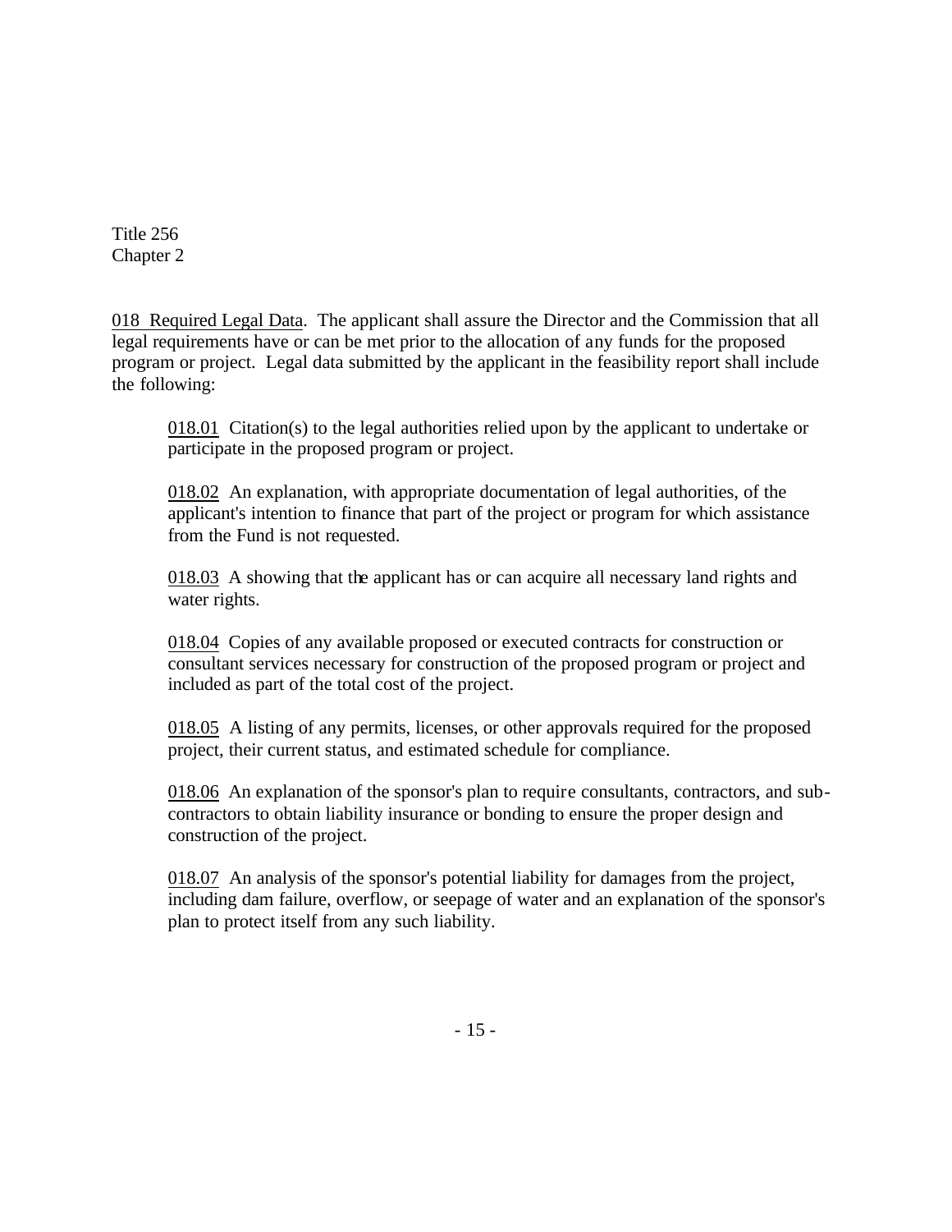Title 256
Chapter 2

018 Required Legal Data. The applicant shall assure the Director and the Commission that all legal requirements have or can be met prior to the allocation of any funds for the proposed program or project. Legal data submitted by the applicant in the feasibility report shall include the following:

018.01 Citation(s) to the legal authorities relied upon by the applicant to undertake or participate in the proposed program or project.

018.02 An explanation, with appropriate documentation of legal authorities, of the applicant's intention to finance that part of the project or program for which assistance from the Fund is not requested.

018.03 A showing that the applicant has or can acquire all necessary land rights and water rights.

018.04 Copies of any available proposed or executed contracts for construction or consultant services necessary for construction of the proposed program or project and included as part of the total cost of the project.

018.05 A listing of any permits, licenses, or other approvals required for the proposed project, their current status, and estimated schedule for compliance.

018.06 An explanation of the sponsor's plan to require consultants, contractors, and sub-contractors to obtain liability insurance or bonding to ensure the proper design and construction of the project.

018.07 An analysis of the sponsor's potential liability for damages from the project, including dam failure, overflow, or seepage of water and an explanation of the sponsor's plan to protect itself from any such liability.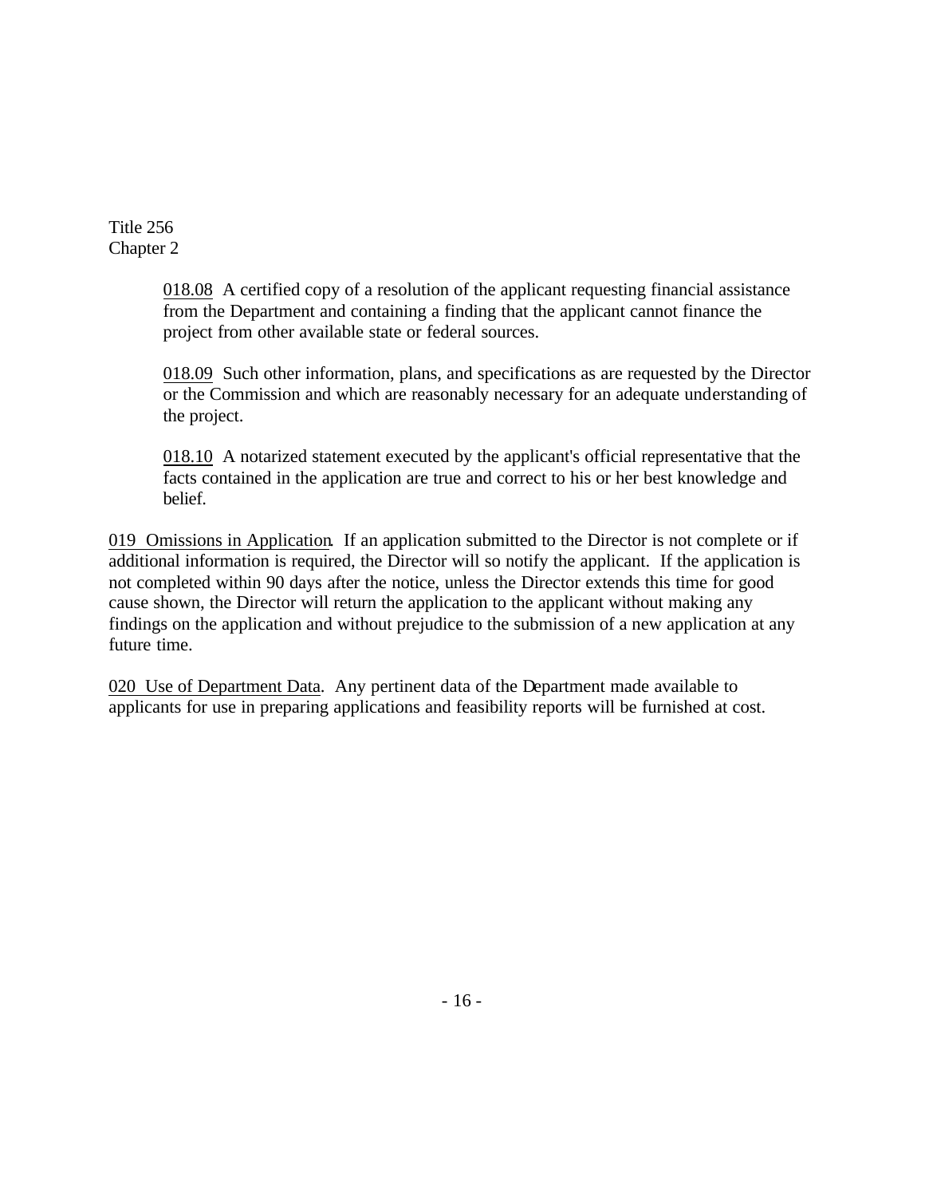Title 256
Chapter 2

018.08 A certified copy of a resolution of the applicant requesting financial assistance from the Department and containing a finding that the applicant cannot finance the project from other available state or federal sources.

018.09 Such other information, plans, and specifications as are requested by the Director or the Commission and which are reasonably necessary for an adequate understanding of the project.

018.10 A notarized statement executed by the applicant's official representative that the facts contained in the application are true and correct to his or her best knowledge and belief.

019 Omissions in Application. If an application submitted to the Director is not complete or if additional information is required, the Director will so notify the applicant. If the application is not completed within 90 days after the notice, unless the Director extends this time for good cause shown, the Director will return the application to the applicant without making any findings on the application and without prejudice to the submission of a new application at any future time.

020 Use of Department Data. Any pertinent data of the Department made available to applicants for use in preparing applications and feasibility reports will be furnished at cost.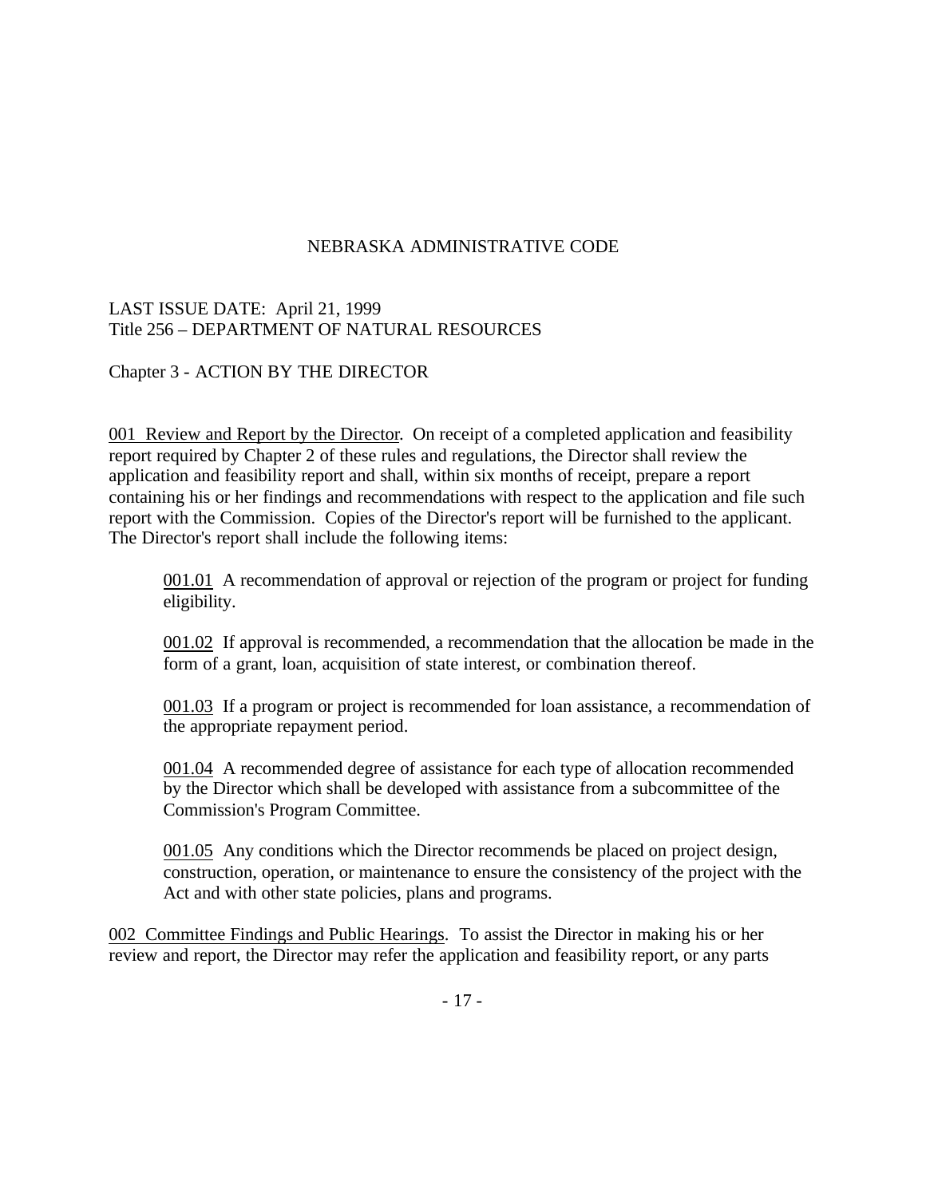NEBRASKA ADMINISTRATIVE CODE

LAST ISSUE DATE: April 21, 1999
Title 256 – DEPARTMENT OF NATURAL RESOURCES

Chapter 3 - ACTION BY THE DIRECTOR

001 Review and Report by the Director. On receipt of a completed application and feasibility report required by Chapter 2 of these rules and regulations, the Director shall review the application and feasibility report and shall, within six months of receipt, prepare a report containing his or her findings and recommendations with respect to the application and file such report with the Commission. Copies of the Director's report will be furnished to the applicant. The Director's report shall include the following items:

001.01 A recommendation of approval or rejection of the program or project for funding eligibility.

001.02 If approval is recommended, a recommendation that the allocation be made in the form of a grant, loan, acquisition of state interest, or combination thereof.

001.03 If a program or project is recommended for loan assistance, a recommendation of the appropriate repayment period.

001.04 A recommended degree of assistance for each type of allocation recommended by the Director which shall be developed with assistance from a subcommittee of the Commission's Program Committee.

001.05 Any conditions which the Director recommends be placed on project design, construction, operation, or maintenance to ensure the consistency of the project with the Act and with other state policies, plans and programs.

002 Committee Findings and Public Hearings. To assist the Director in making his or her review and report, the Director may refer the application and feasibility report, or any parts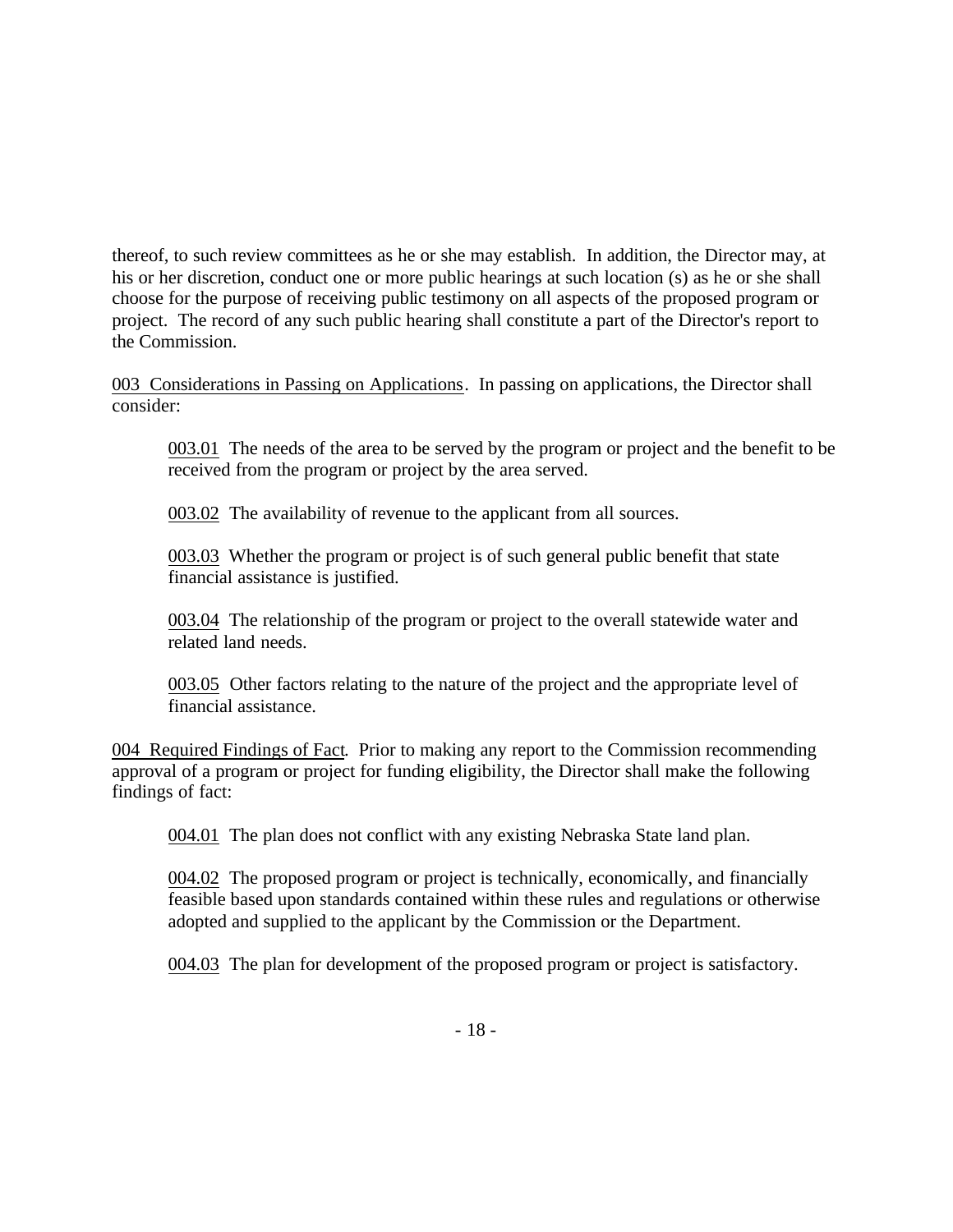thereof, to such review committees as he or she may establish. In addition, the Director may, at his or her discretion, conduct one or more public hearings at such location (s) as he or she shall choose for the purpose of receiving public testimony on all aspects of the proposed program or project. The record of any such public hearing shall constitute a part of the Director's report to the Commission.

<u>003 Considerations in Passing on Applications</u>. In passing on applications, the Director shall consider:

<u>003.01</u> The needs of the area to be served by the program or project and the benefit to be received from the program or project by the area served.

<u>003.02</u> The availability of revenue to the applicant from all sources.

<u>003.03</u> Whether the program or project is of such general public benefit that state financial assistance is justified.

<u>003.04</u> The relationship of the program or project to the overall statewide water and related land needs.

<u>003.05</u> Other factors relating to the nature of the project and the appropriate level of financial assistance.

<u>004 Required Findings of Fact</u>. Prior to making any report to the Commission recommending approval of a program or project for funding eligibility, the Director shall make the following findings of fact:

<u>004.01</u> The plan does not conflict with any existing Nebraska State land plan.

<u>004.02</u> The proposed program or project is technically, economically, and financially feasible based upon standards contained within these rules and regulations or otherwise adopted and supplied to the applicant by the Commission or the Department.

<u>004.03</u> The plan for development of the proposed program or project is satisfactory.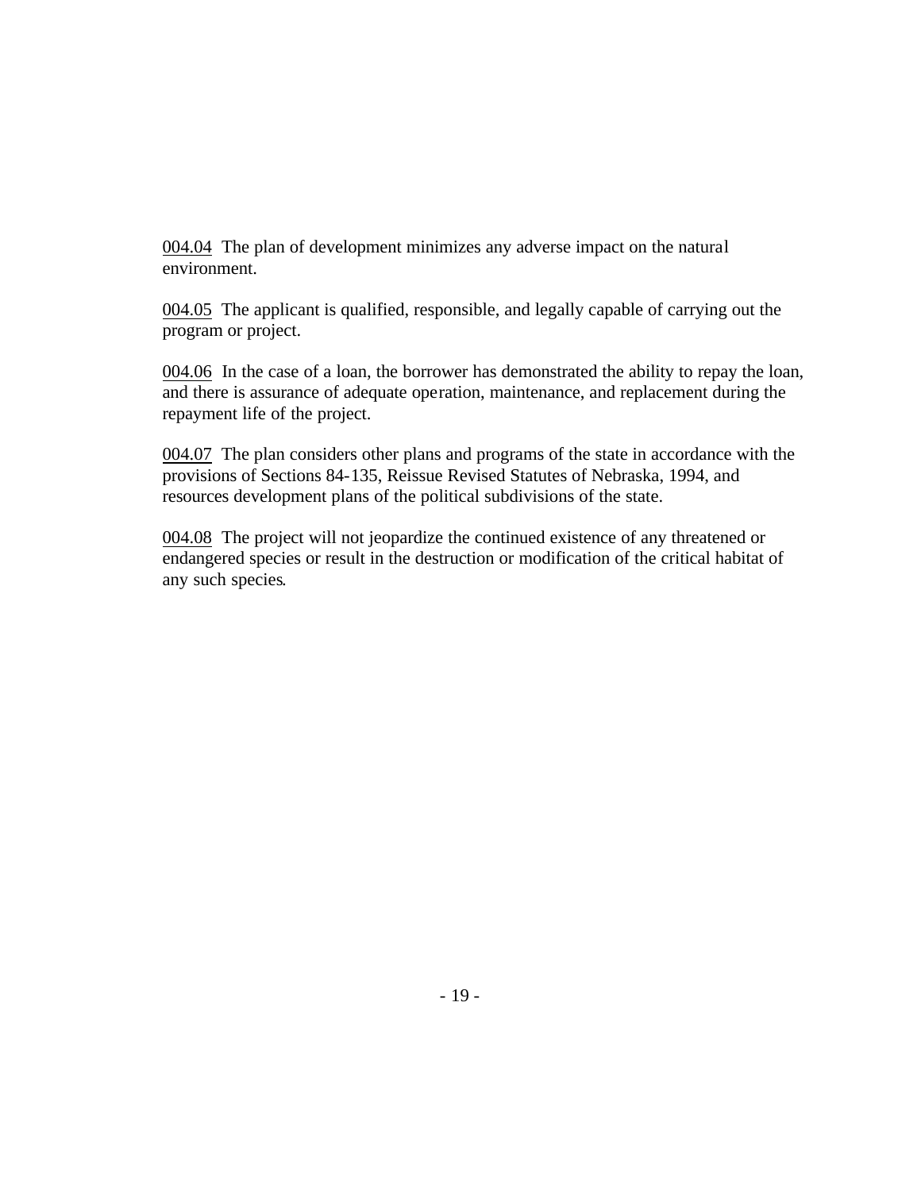004.04 The plan of development minimizes any adverse impact on the natural environment.

004.05 The applicant is qualified, responsible, and legally capable of carrying out the program or project.

004.06 In the case of a loan, the borrower has demonstrated the ability to repay the loan, and there is assurance of adequate operation, maintenance, and replacement during the repayment life of the project.

004.07 The plan considers other plans and programs of the state in accordance with the provisions of Sections 84-135, Reissue Revised Statutes of Nebraska, 1994, and resources development plans of the political subdivisions of the state.

004.08 The project will not jeopardize the continued existence of any threatened or endangered species or result in the destruction or modification of the critical habitat of any such species.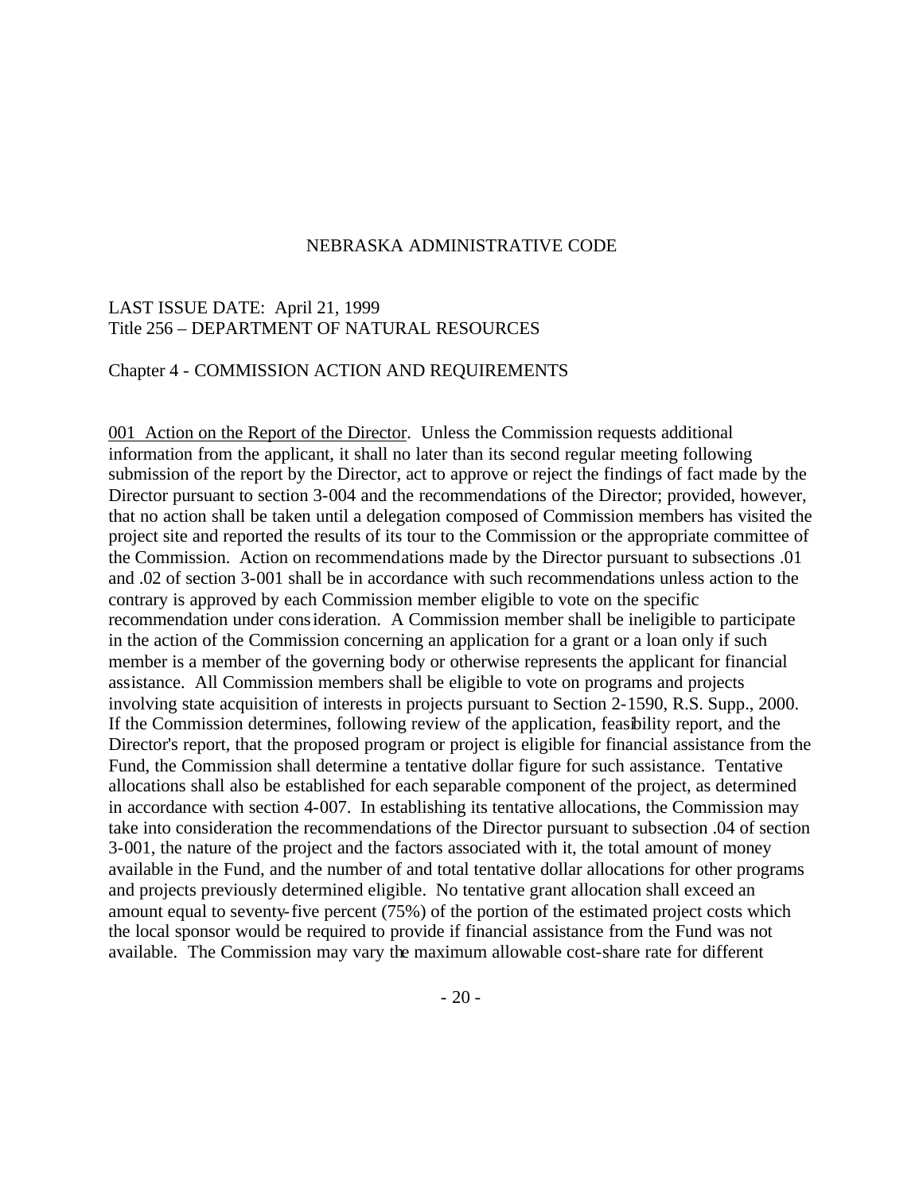NEBRASKA ADMINISTRATIVE CODE

LAST ISSUE DATE: April 21, 1999
Title 256 – DEPARTMENT OF NATURAL RESOURCES

Chapter 4 - COMMISSION ACTION AND REQUIREMENTS

001 Action on the Report of the Director. Unless the Commission requests additional information from the applicant, it shall no later than its second regular meeting following submission of the report by the Director, act to approve or reject the findings of fact made by the Director pursuant to section 3-004 and the recommendations of the Director; provided, however, that no action shall be taken until a delegation composed of Commission members has visited the project site and reported the results of its tour to the Commission or the appropriate committee of the Commission. Action on recommendations made by the Director pursuant to subsections .01 and .02 of section 3-001 shall be in accordance with such recommendations unless action to the contrary is approved by each Commission member eligible to vote on the specific recommendation under consideration. A Commission member shall be ineligible to participate in the action of the Commission concerning an application for a grant or a loan only if such member is a member of the governing body or otherwise represents the applicant for financial assistance. All Commission members shall be eligible to vote on programs and projects involving state acquisition of interests in projects pursuant to Section 2-1590, R.S. Supp., 2000. If the Commission determines, following review of the application, feasibility report, and the Director's report, that the proposed program or project is eligible for financial assistance from the Fund, the Commission shall determine a tentative dollar figure for such assistance. Tentative allocations shall also be established for each separable component of the project, as determined in accordance with section 4-007. In establishing its tentative allocations, the Commission may take into consideration the recommendations of the Director pursuant to subsection .04 of section 3-001, the nature of the project and the factors associated with it, the total amount of money available in the Fund, and the number of and total tentative dollar allocations for other programs and projects previously determined eligible. No tentative grant allocation shall exceed an amount equal to seventy-five percent (75%) of the portion of the estimated project costs which the local sponsor would be required to provide if financial assistance from the Fund was not available. The Commission may vary the maximum allowable cost-share rate for different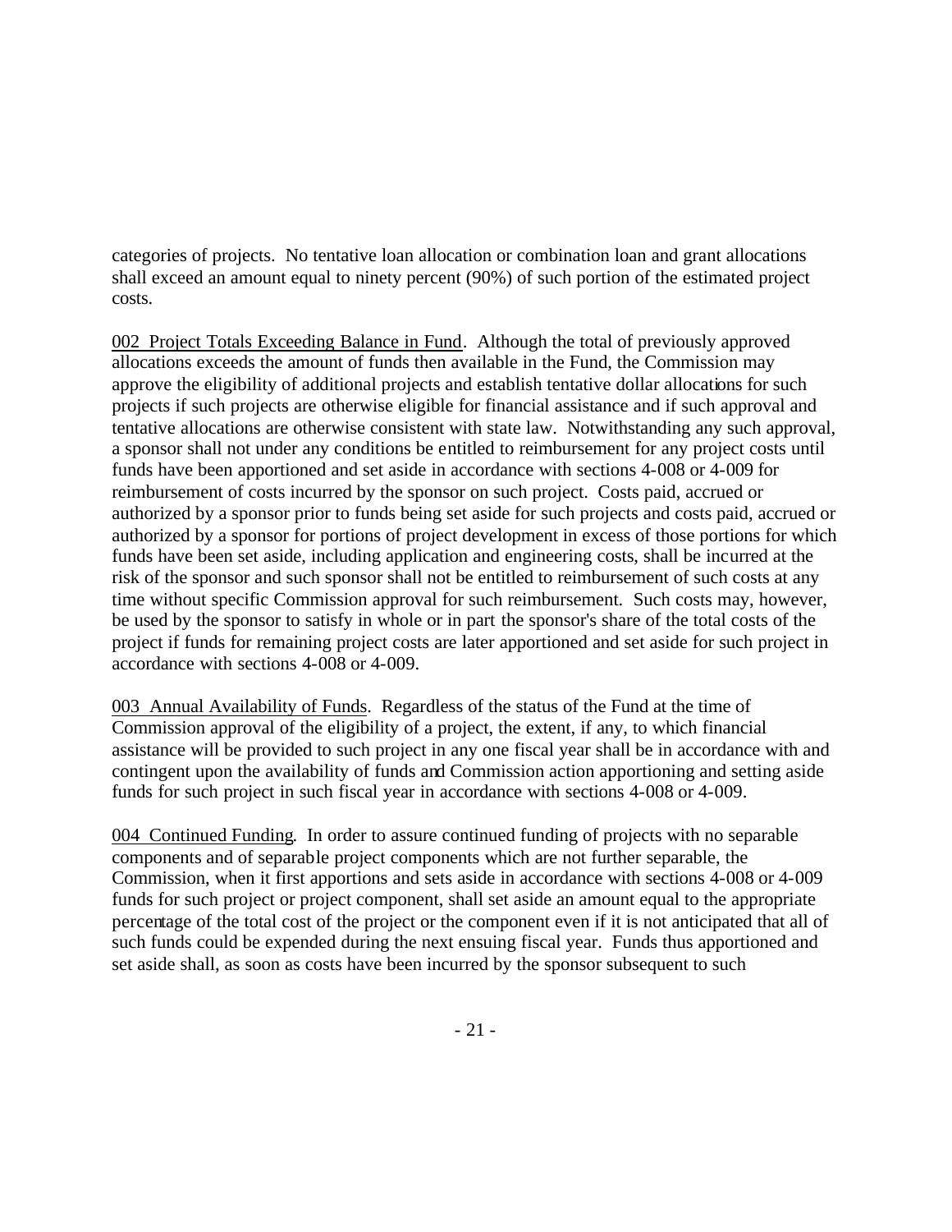categories of projects. No tentative loan allocation or combination loan and grant allocations shall exceed an amount equal to ninety percent (90%) of such portion of the estimated project costs.

<u>002 Project Totals Exceeding Balance in Fund</u>. Although the total of previously approved allocations exceeds the amount of funds then available in the Fund, the Commission may approve the eligibility of additional projects and establish tentative dollar allocations for such projects if such projects are otherwise eligible for financial assistance and if such approval and tentative allocations are otherwise consistent with state law. Notwithstanding any such approval, a sponsor shall not under any conditions be entitled to reimbursement for any project costs until funds have been apportioned and set aside in accordance with sections 4-008 or 4-009 for reimbursement of costs incurred by the sponsor on such project. Costs paid, accrued or authorized by a sponsor prior to funds being set aside for such projects and costs paid, accrued or authorized by a sponsor for portions of project development in excess of those portions for which funds have been set aside, including application and engineering costs, shall be incurred at the risk of the sponsor and such sponsor shall not be entitled to reimbursement of such costs at any time without specific Commission approval for such reimbursement. Such costs may, however, be used by the sponsor to satisfy in whole or in part the sponsor's share of the total costs of the project if funds for remaining project costs are later apportioned and set aside for such project in accordance with sections 4-008 or 4-009.

<u>003 Annual Availability of Funds</u>. Regardless of the status of the Fund at the time of Commission approval of the eligibility of a project, the extent, if any, to which financial assistance will be provided to such project in any one fiscal year shall be in accordance with and contingent upon the availability of funds and Commission action apportioning and setting aside funds for such project in such fiscal year in accordance with sections 4-008 or 4-009.

<u>004 Continued Funding</u>. In order to assure continued funding of projects with no separable components and of separable project components which are not further separable, the Commission, when it first apportions and sets aside in accordance with sections 4-008 or 4-009 funds for such project or project component, shall set aside an amount equal to the appropriate percentage of the total cost of the project or the component even if it is not anticipated that all of such funds could be expended during the next ensuing fiscal year. Funds thus apportioned and set aside shall, as soon as costs have been incurred by the sponsor subsequent to such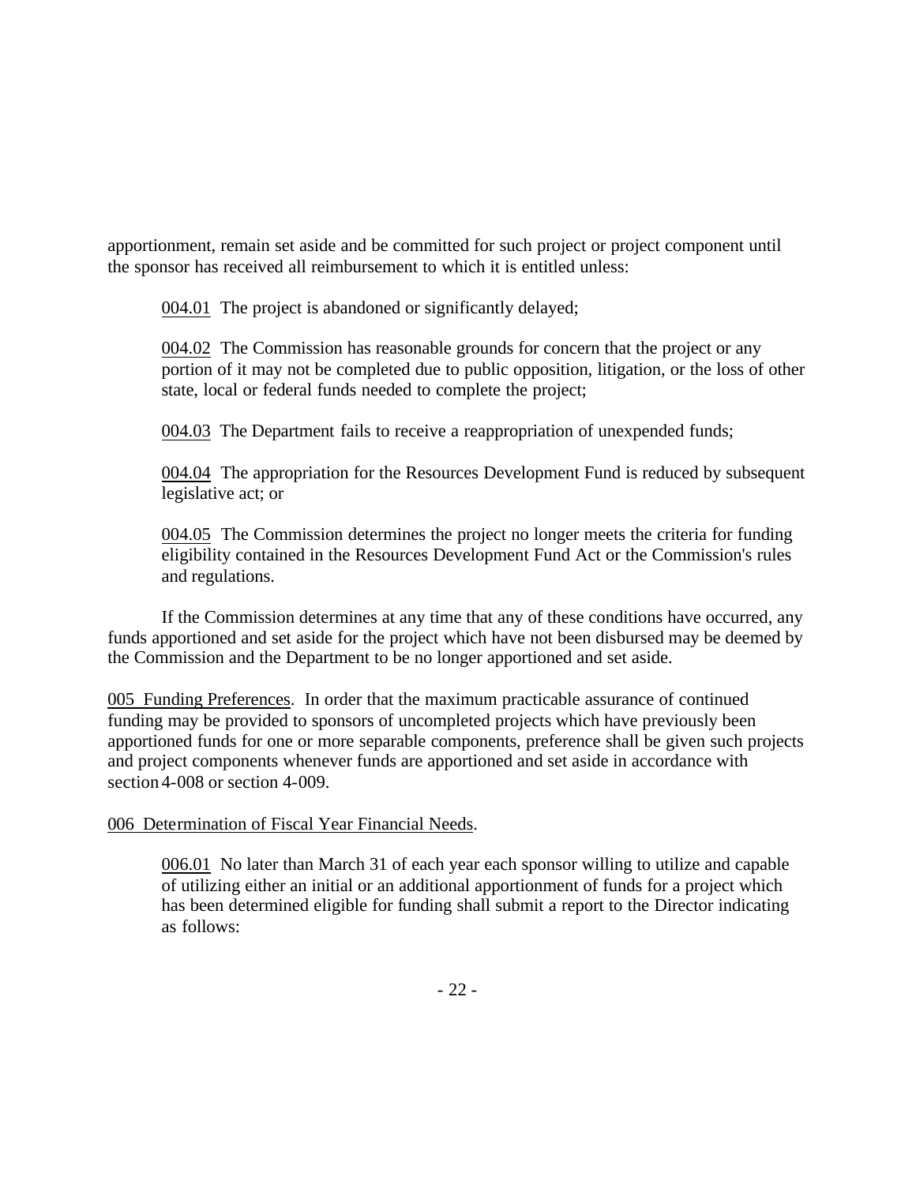apportionment, remain set aside and be committed for such project or project component until the sponsor has received all reimbursement to which it is entitled unless:

004.01 The project is abandoned or significantly delayed;

004.02 The Commission has reasonable grounds for concern that the project or any portion of it may not be completed due to public opposition, litigation, or the loss of other state, local or federal funds needed to complete the project;

004.03 The Department fails to receive a reappropriation of unexpended funds;

004.04 The appropriation for the Resources Development Fund is reduced by subsequent legislative act; or

004.05 The Commission determines the project no longer meets the criteria for funding eligibility contained in the Resources Development Fund Act or the Commission's rules and regulations.

If the Commission determines at any time that any of these conditions have occurred, any funds apportioned and set aside for the project which have not been disbursed may be deemed by the Commission and the Department to be no longer apportioned and set aside.

005 Funding Preferences. In order that the maximum practicable assurance of continued funding may be provided to sponsors of uncompleted projects which have previously been apportioned funds for one or more separable components, preference shall be given such projects and project components whenever funds are apportioned and set aside in accordance with section 4-008 or section 4-009.

006 Determination of Fiscal Year Financial Needs.

006.01 No later than March 31 of each year each sponsor willing to utilize and capable of utilizing either an initial or an additional apportionment of funds for a project which has been determined eligible for funding shall submit a report to the Director indicating as follows: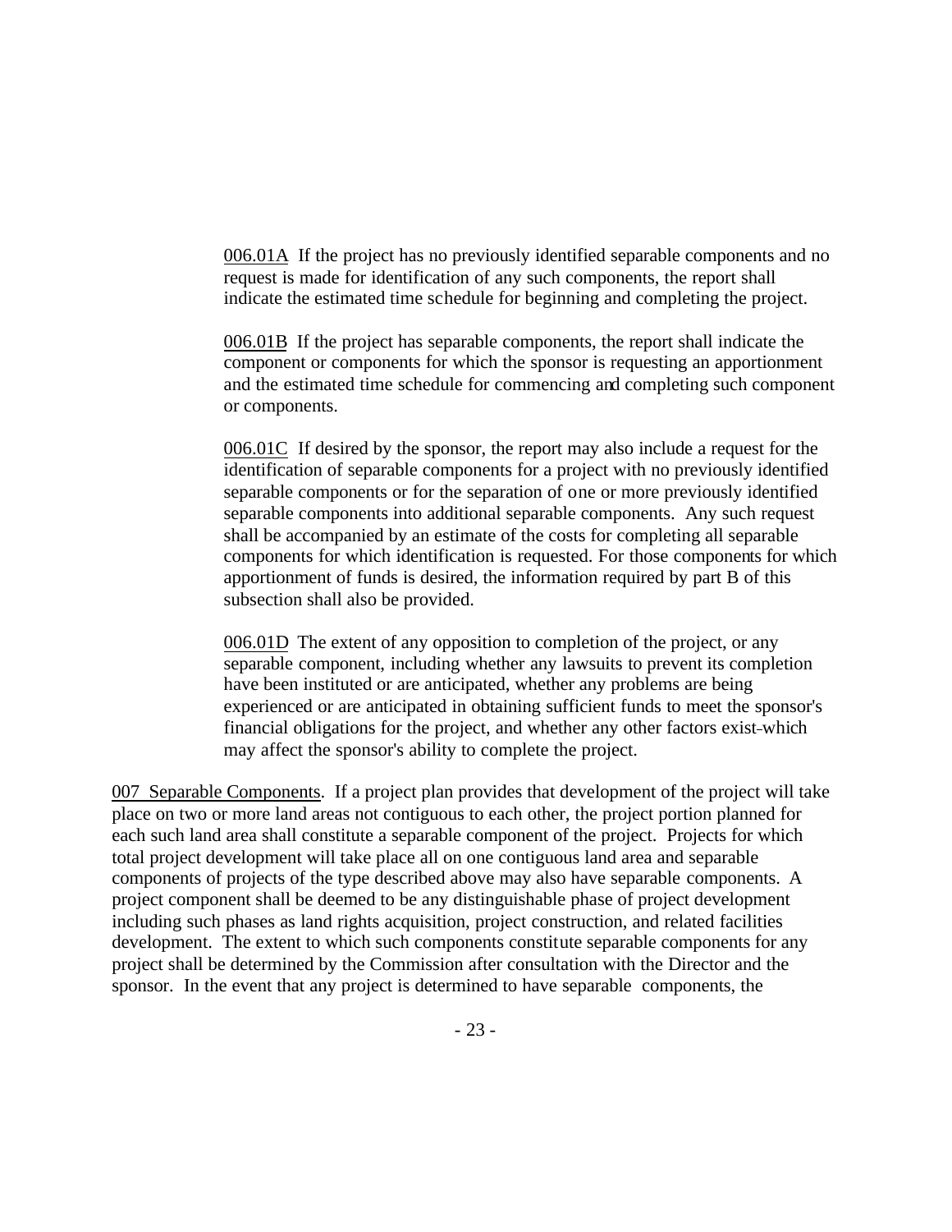<u>006.01A</u> If the project has no previously identified separable components and no request is made for identification of any such components, the report shall indicate the estimated time schedule for beginning and completing the project.

<u>006.01B</u> If the project has separable components, the report shall indicate the component or components for which the sponsor is requesting an apportionment and the estimated time schedule for commencing and completing such component or components.

<u>006.01C</u> If desired by the sponsor, the report may also include a request for the identification of separable components for a project with no previously identified separable components or for the separation of one or more previously identified separable components into additional separable components. Any such request shall be accompanied by an estimate of the costs for completing all separable components for which identification is requested. For those components for which apportionment of funds is desired, the information required by part B of this subsection shall also be provided.

<u>006.01D</u> The extent of any opposition to completion of the project, or any separable component, including whether any lawsuits to prevent its completion have been instituted or are anticipated, whether any problems are being experienced or are anticipated in obtaining sufficient funds to meet the sponsor's financial obligations for the project, and whether any other factors exist which may affect the sponsor's ability to complete the project.

<u>007 Separable Components</u>. If a project plan provides that development of the project will take place on two or more land areas not contiguous to each other, the project portion planned for each such land area shall constitute a separable component of the project. Projects for which total project development will take place all on one contiguous land area and separable components of projects of the type described above may also have separable components. A project component shall be deemed to be any distinguishable phase of project development including such phases as land rights acquisition, project construction, and related facilities development. The extent to which such components constitute separable components for any project shall be determined by the Commission after consultation with the Director and the sponsor. In the event that any project is determined to have separable components, the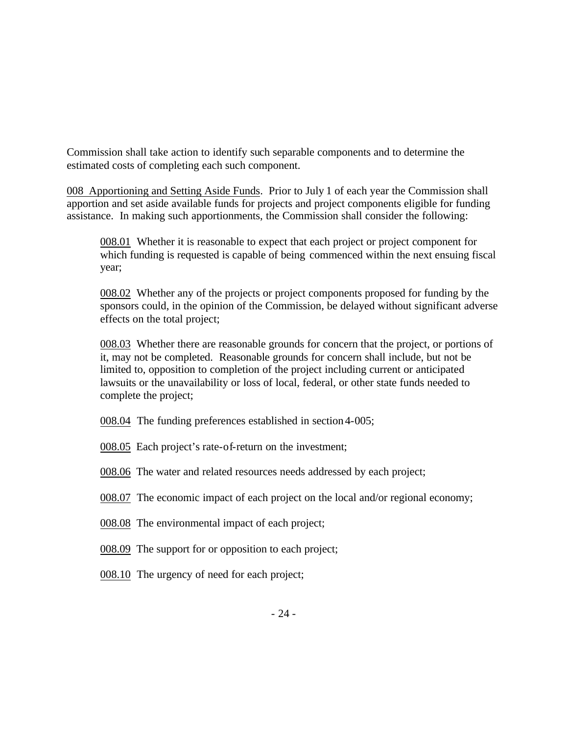Commission shall take action to identify such separable components and to determine the estimated costs of completing each such component.

<u>008 Apportioning and Setting Aside Funds</u>. Prior to July 1 of each year the Commission shall apportion and set aside available funds for projects and project components eligible for funding assistance. In making such apportionments, the Commission shall consider the following:

<u>008.01</u> Whether it is reasonable to expect that each project or project component for which funding is requested is capable of being commenced within the next ensuing fiscal year;

<u>008.02</u> Whether any of the projects or project components proposed for funding by the sponsors could, in the opinion of the Commission, be delayed without significant adverse effects on the total project;

<u>008.03</u> Whether there are reasonable grounds for concern that the project, or portions of it, may not be completed. Reasonable grounds for concern shall include, but not be limited to, opposition to completion of the project including current or anticipated lawsuits or the unavailability or loss of local, federal, or other state funds needed to complete the project;

<u>008.04</u> The funding preferences established in section 4-005;

<u>008.05</u> Each project's rate-of-return on the investment;

<u>008.06</u> The water and related resources needs addressed by each project;

<u>008.07</u> The economic impact of each project on the local and/or regional economy;

<u>008.08</u> The environmental impact of each project;

<u>008.09</u> The support for or opposition to each project;

<u>008.10</u> The urgency of need for each project;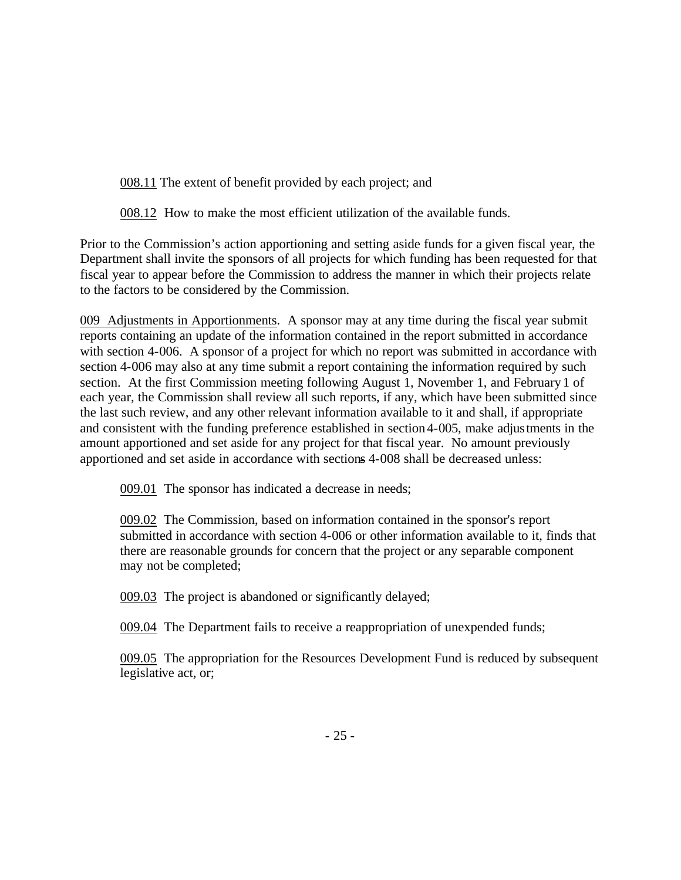008.11 The extent of benefit provided by each project; and

008.12 How to make the most efficient utilization of the available funds.

Prior to the Commission's action apportioning and setting aside funds for a given fiscal year, the Department shall invite the sponsors of all projects for which funding has been requested for that fiscal year to appear before the Commission to address the manner in which their projects relate to the factors to be considered by the Commission.

009 Adjustments in Apportionments. A sponsor may at any time during the fiscal year submit reports containing an update of the information contained in the report submitted in accordance with section 4-006. A sponsor of a project for which no report was submitted in accordance with section 4-006 may also at any time submit a report containing the information required by such section. At the first Commission meeting following August 1, November 1, and February 1 of each year, the Commission shall review all such reports, if any, which have been submitted since the last such review, and any other relevant information available to it and shall, if appropriate and consistent with the funding preference established in section 4-005, make adjustments in the amount apportioned and set aside for any project for that fiscal year. No amount previously apportioned and set aside in accordance with sections 4-008 shall be decreased unless:

009.01 The sponsor has indicated a decrease in needs;

009.02 The Commission, based on information contained in the sponsor's report submitted in accordance with section 4-006 or other information available to it, finds that there are reasonable grounds for concern that the project or any separable component may not be completed;

009.03 The project is abandoned or significantly delayed;

009.04 The Department fails to receive a reappropriation of unexpended funds;

009.05 The appropriation for the Resources Development Fund is reduced by subsequent legislative act, or;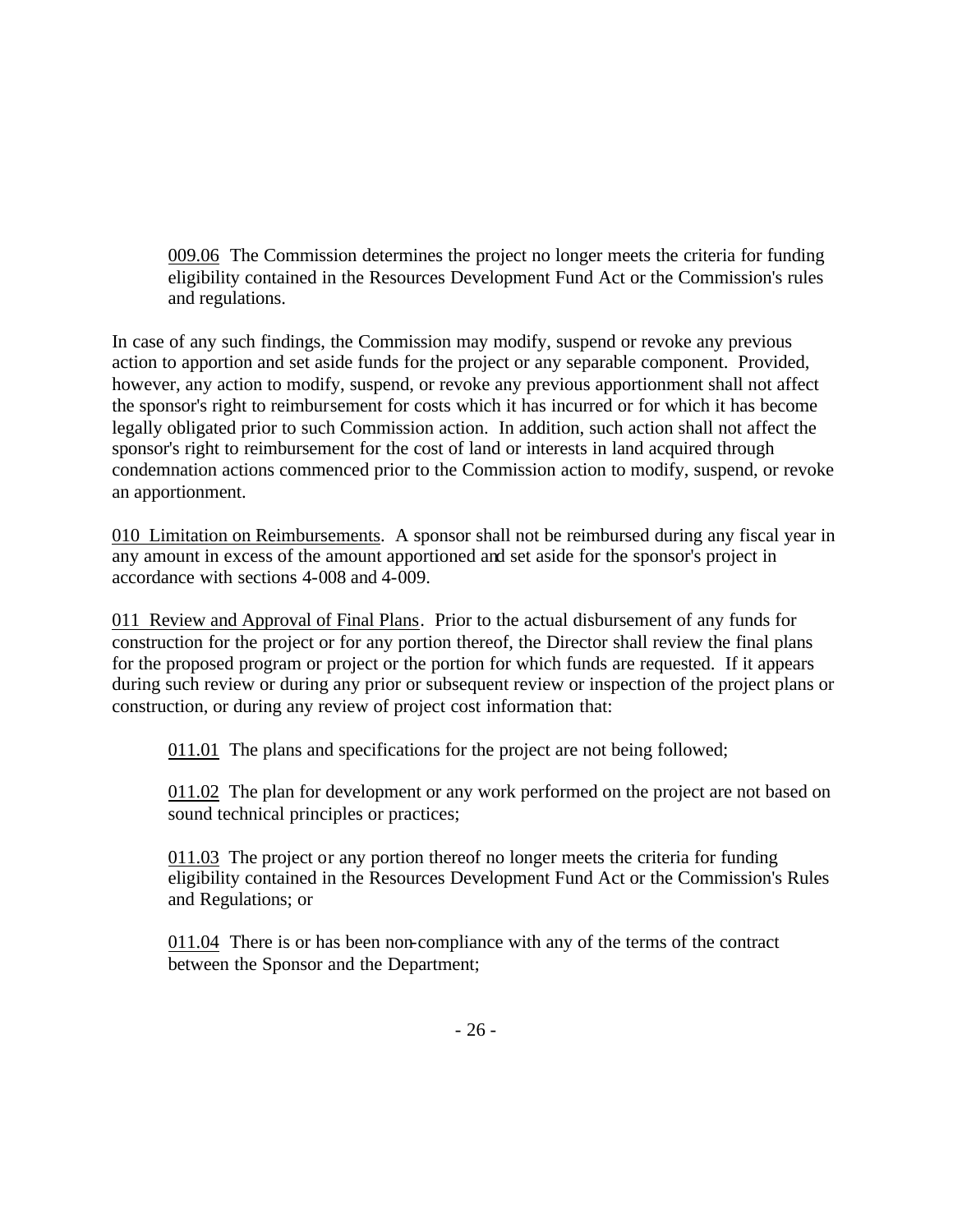009.06 The Commission determines the project no longer meets the criteria for funding eligibility contained in the Resources Development Fund Act or the Commission's rules and regulations.

In case of any such findings, the Commission may modify, suspend or revoke any previous action to apportion and set aside funds for the project or any separable component. Provided, however, any action to modify, suspend, or revoke any previous apportionment shall not affect the sponsor's right to reimbursement for costs which it has incurred or for which it has become legally obligated prior to such Commission action. In addition, such action shall not affect the sponsor's right to reimbursement for the cost of land or interests in land acquired through condemnation actions commenced prior to the Commission action to modify, suspend, or revoke an apportionment.

010 Limitation on Reimbursements. A sponsor shall not be reimbursed during any fiscal year in any amount in excess of the amount apportioned and set aside for the sponsor's project in accordance with sections 4-008 and 4-009.

011 Review and Approval of Final Plans. Prior to the actual disbursement of any funds for construction for the project or for any portion thereof, the Director shall review the final plans for the proposed program or project or the portion for which funds are requested. If it appears during such review or during any prior or subsequent review or inspection of the project plans or construction, or during any review of project cost information that:

011.01 The plans and specifications for the project are not being followed;

011.02 The plan for development or any work performed on the project are not based on sound technical principles or practices;

011.03 The project or any portion thereof no longer meets the criteria for funding eligibility contained in the Resources Development Fund Act or the Commission's Rules and Regulations; or

011.04 There is or has been non-compliance with any of the terms of the contract between the Sponsor and the Department;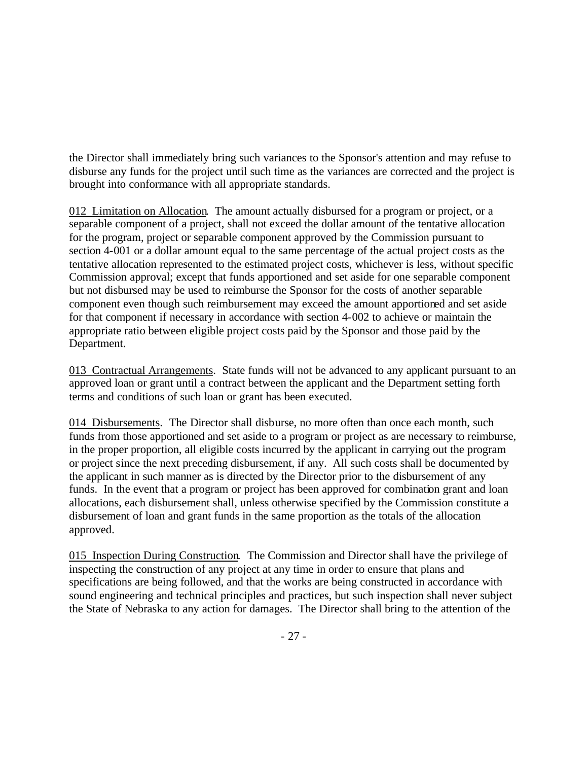the Director shall immediately bring such variances to the Sponsor's attention and may refuse to disburse any funds for the project until such time as the variances are corrected and the project is brought into conformance with all appropriate standards.

012 Limitation on Allocation. The amount actually disbursed for a program or project, or a separable component of a project, shall not exceed the dollar amount of the tentative allocation for the program, project or separable component approved by the Commission pursuant to section 4-001 or a dollar amount equal to the same percentage of the actual project costs as the tentative allocation represented to the estimated project costs, whichever is less, without specific Commission approval; except that funds apportioned and set aside for one separable component but not disbursed may be used to reimburse the Sponsor for the costs of another separable component even though such reimbursement may exceed the amount apportioned and set aside for that component if necessary in accordance with section 4-002 to achieve or maintain the appropriate ratio between eligible project costs paid by the Sponsor and those paid by the Department.

013 Contractual Arrangements. State funds will not be advanced to any applicant pursuant to an approved loan or grant until a contract between the applicant and the Department setting forth terms and conditions of such loan or grant has been executed.

014 Disbursements. The Director shall disburse, no more often than once each month, such funds from those apportioned and set aside to a program or project as are necessary to reimburse, in the proper proportion, all eligible costs incurred by the applicant in carrying out the program or project since the next preceding disbursement, if any. All such costs shall be documented by the applicant in such manner as is directed by the Director prior to the disbursement of any funds. In the event that a program or project has been approved for combination grant and loan allocations, each disbursement shall, unless otherwise specified by the Commission constitute a disbursement of loan and grant funds in the same proportion as the totals of the allocation approved.

015 Inspection During Construction. The Commission and Director shall have the privilege of inspecting the construction of any project at any time in order to ensure that plans and specifications are being followed, and that the works are being constructed in accordance with sound engineering and technical principles and practices, but such inspection shall never subject the State of Nebraska to any action for damages. The Director shall bring to the attention of the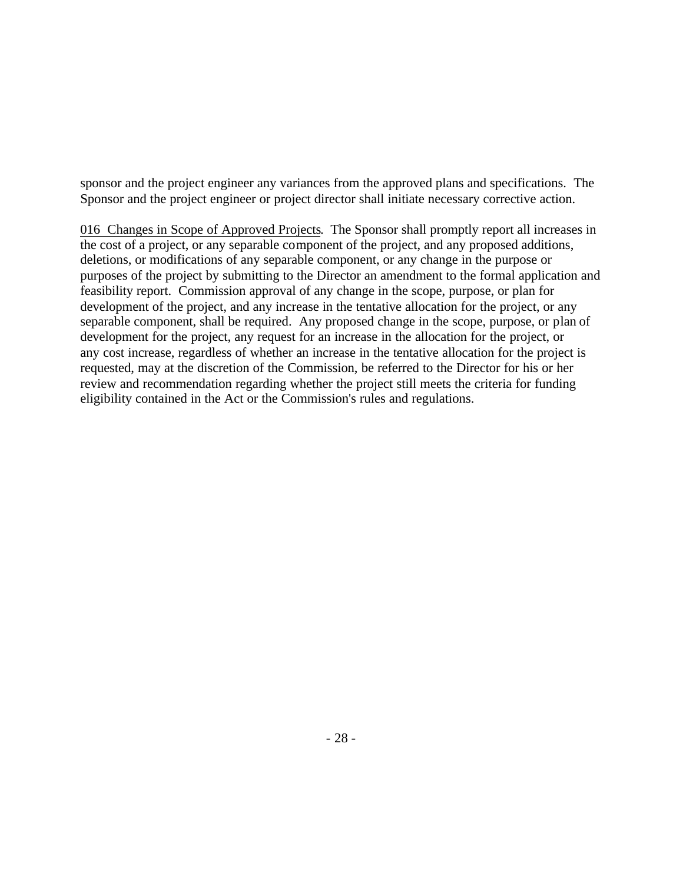sponsor and the project engineer any variances from the approved plans and specifications. The Sponsor and the project engineer or project director shall initiate necessary corrective action.

016 Changes in Scope of Approved Projects. The Sponsor shall promptly report all increases in the cost of a project, or any separable component of the project, and any proposed additions, deletions, or modifications of any separable component, or any change in the purpose or purposes of the project by submitting to the Director an amendment to the formal application and feasibility report. Commission approval of any change in the scope, purpose, or plan for development of the project, and any increase in the tentative allocation for the project, or any separable component, shall be required. Any proposed change in the scope, purpose, or plan of development for the project, any request for an increase in the allocation for the project, or any cost increase, regardless of whether an increase in the tentative allocation for the project is requested, may at the discretion of the Commission, be referred to the Director for his or her review and recommendation regarding whether the project still meets the criteria for funding eligibility contained in the Act or the Commission's rules and regulations.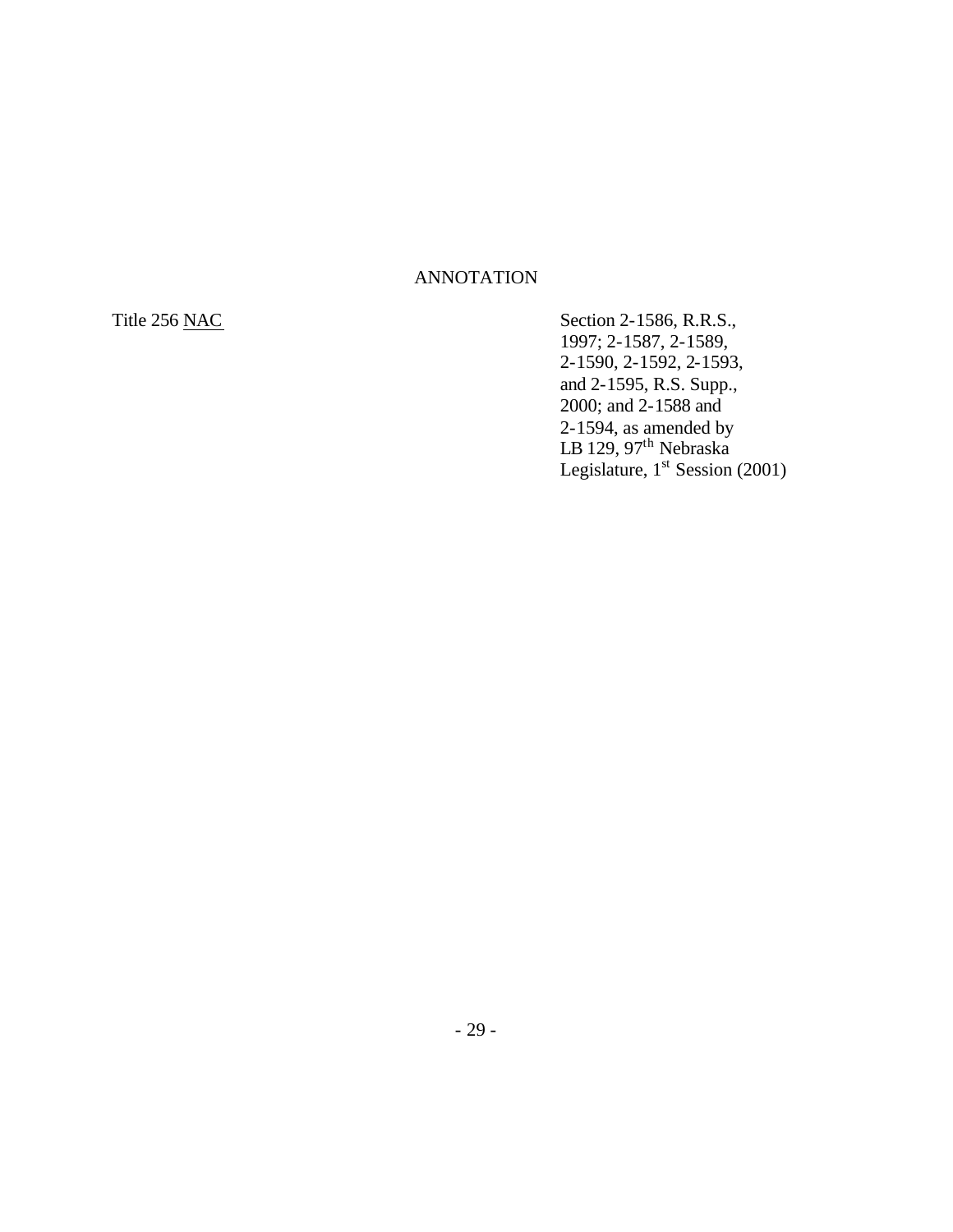ANNOTATION

Title 256 NAC

Section 2-1586, R.R.S., 1997; 2-1587, 2-1589, 2-1590, 2-1592, 2-1593, and 2-1595, R.S. Supp., 2000; and 2-1588 and 2-1594, as amended by LB 129, 97th Nebraska Legislature, 1st Session (2001)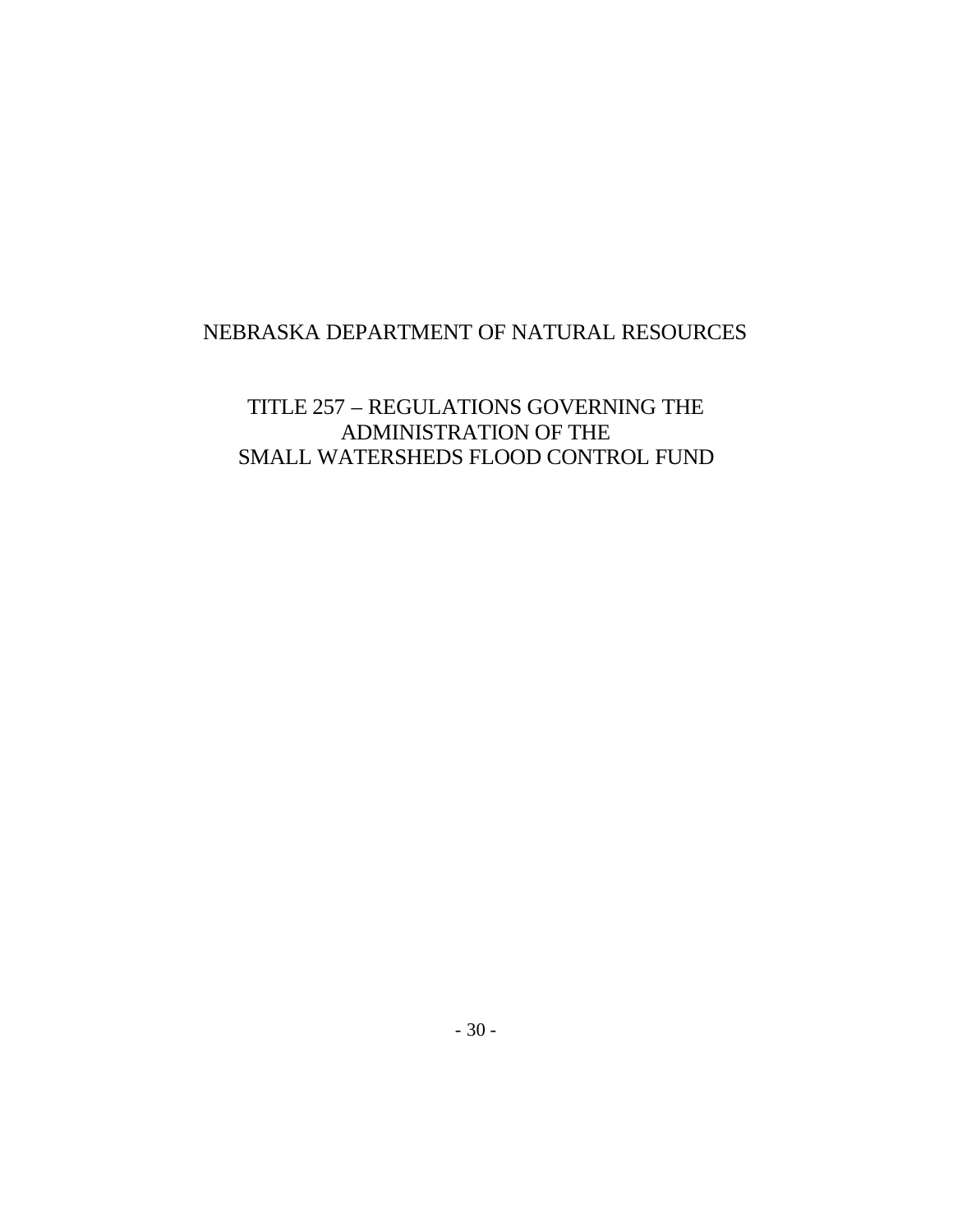# NEBRASKA DEPARTMENT OF NATURAL RESOURCES

## TITLE 257 – REGULATIONS GOVERNING THE ADMINISTRATION OF THE SMALL WATERSHEDS FLOOD CONTROL FUND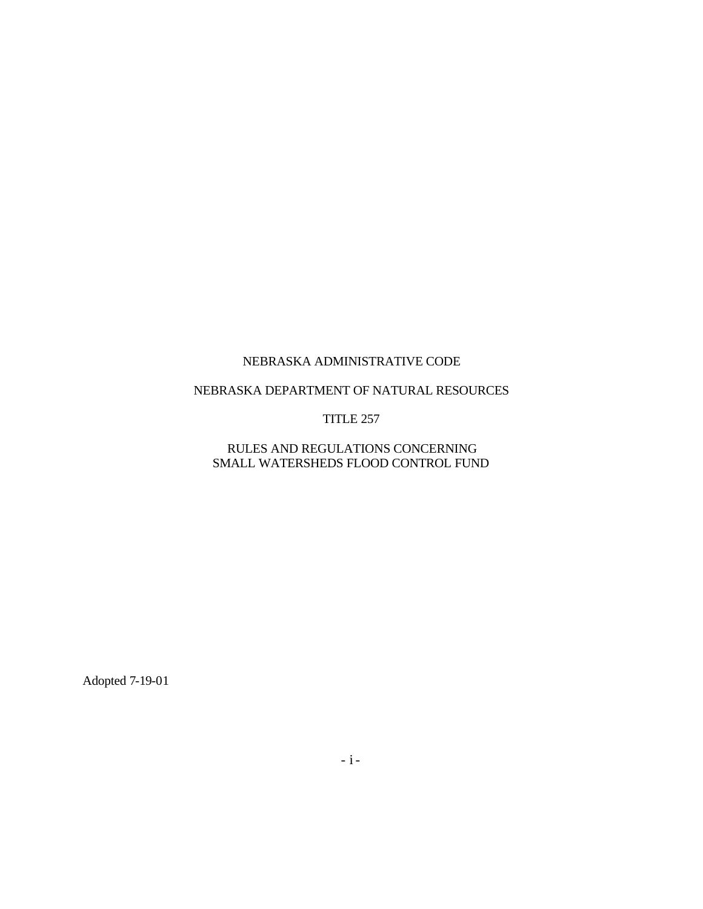NEBRASKA ADMINISTRATIVE CODE

NEBRASKA DEPARTMENT OF NATURAL RESOURCES

TITLE 257

RULES AND REGULATIONS CONCERNING
SMALL WATERSHEDS FLOOD CONTROL FUND

Adopted 7-19-01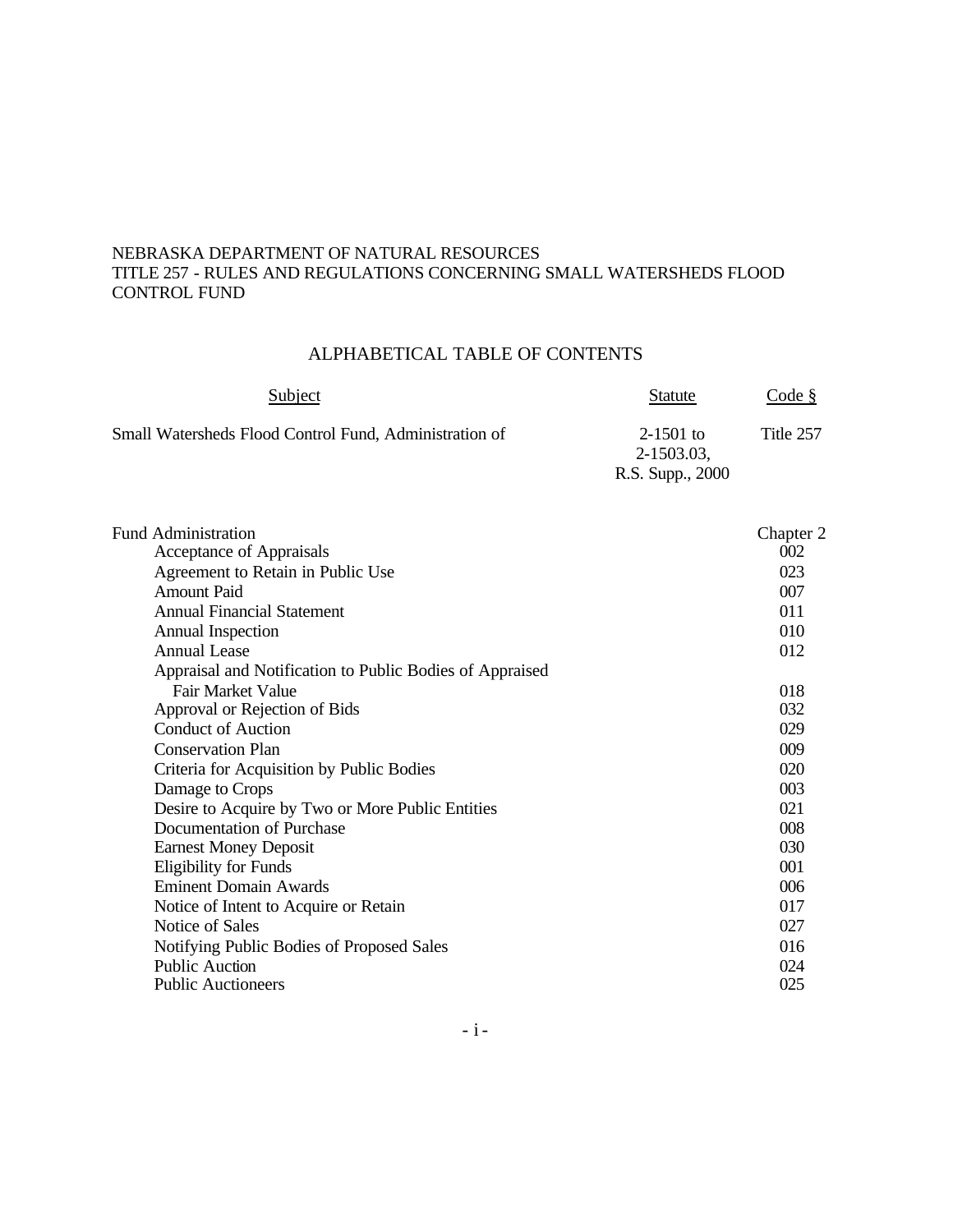NEBRASKA DEPARTMENT OF NATURAL RESOURCES
TITLE 257 - RULES AND REGULATIONS CONCERNING SMALL WATERSHEDS FLOOD CONTROL FUND

## ALPHABETICAL TABLE OF CONTENTS

| Subject | Statute | Code § |
|---|---|---|
| Small Watersheds Flood Control Fund, Administration of | 2-1501 to 2-1503.03, R.S. Supp., 2000 | Title 257 |

| Subject | Code § |
|---|---|
| Fund Administration | Chapter 2 |
| Acceptance of Appraisals | 002 |
| Agreement to Retain in Public Use | 023 |
| Amount Paid | 007 |
| Annual Financial Statement | 011 |
| Annual Inspection | 010 |
| Annual Lease | 012 |
| Appraisal and Notification to Public Bodies of Appraised Fair Market Value | 018 |
| Approval or Rejection of Bids | 032 |
| Conduct of Auction | 029 |
| Conservation Plan | 009 |
| Criteria for Acquisition by Public Bodies | 020 |
| Damage to Crops | 003 |
| Desire to Acquire by Two or More Public Entities | 021 |
| Documentation of Purchase | 008 |
| Earnest Money Deposit | 030 |
| Eligibility for Funds | 001 |
| Eminent Domain Awards | 006 |
| Notice of Intent to Acquire or Retain | 017 |
| Notice of Sales | 027 |
| Notifying Public Bodies of Proposed Sales | 016 |
| Public Auction | 024 |
| Public Auctioneers | 025 |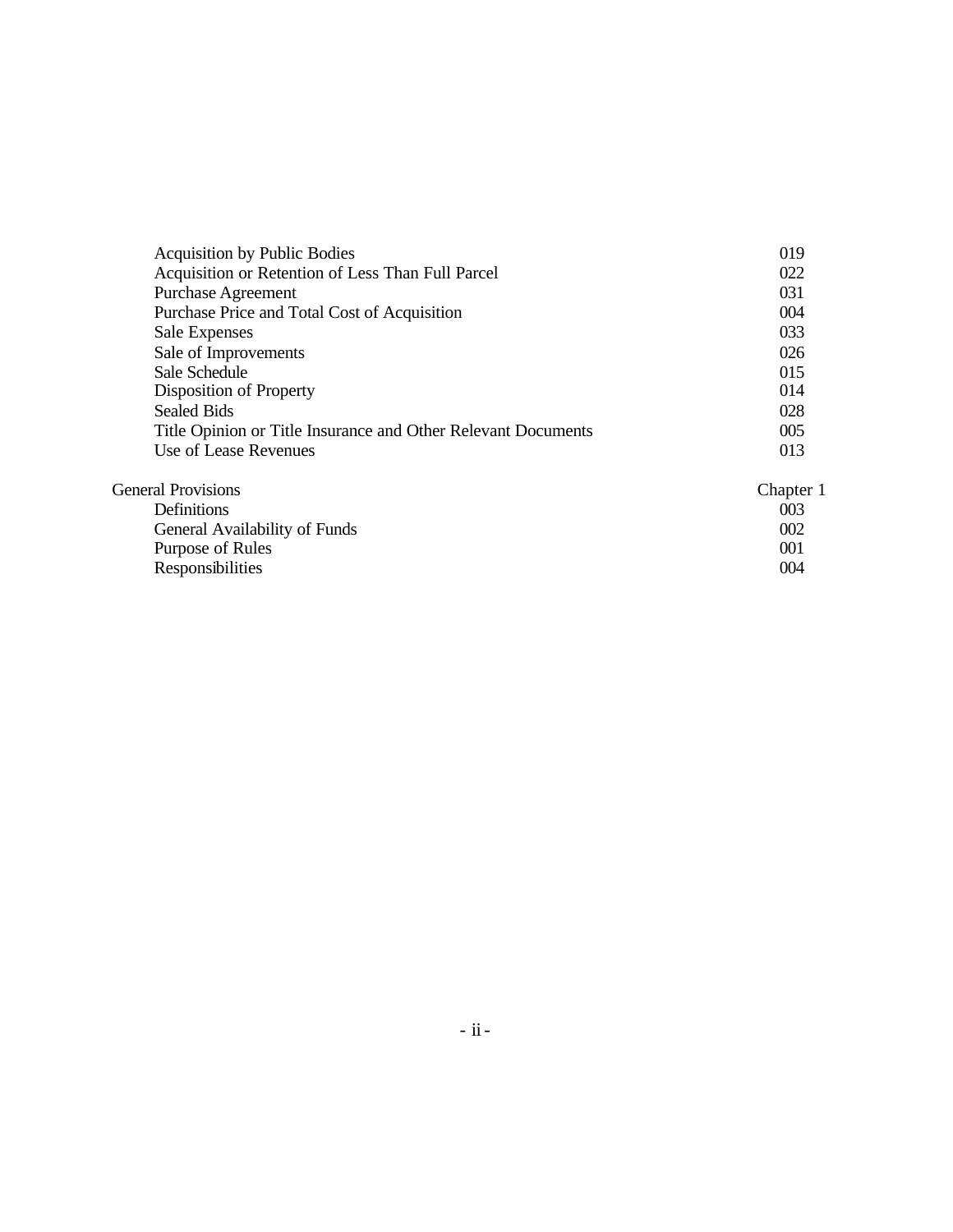| | |
|---|---|
| Acquisition by Public Bodies | 019 |
| Acquisition or Retention of Less Than Full Parcel | 022 |
| Purchase Agreement | 031 |
| Purchase Price and Total Cost of Acquisition | 004 |
| Sale Expenses | 033 |
| Sale of Improvements | 026 |
| Sale Schedule | 015 |
| Disposition of Property | 014 |
| Sealed Bids | 028 |
| Title Opinion or Title Insurance and Other Relevant Documents | 005 |
| Use of Lease Revenues | 013 |

| | |
|---|---|
| General Provisions | Chapter 1 |
| Definitions | 003 |
| General Availability of Funds | 002 |
| Purpose of Rules | 001 |
| Responsibilities | 004 |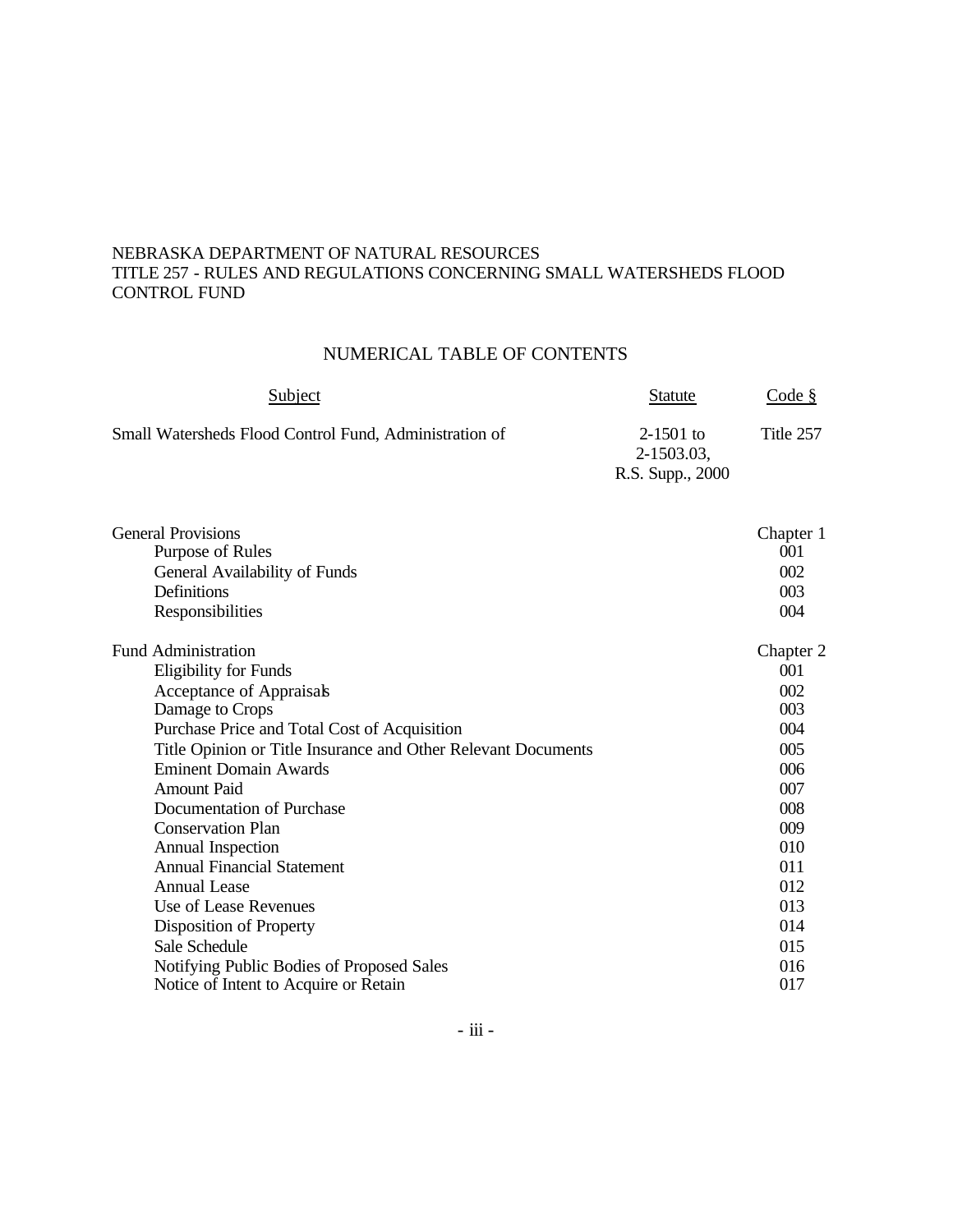NEBRASKA DEPARTMENT OF NATURAL RESOURCES
TITLE 257 - RULES AND REGULATIONS CONCERNING SMALL WATERSHEDS FLOOD CONTROL FUND

## NUMERICAL TABLE OF CONTENTS

| Subject | Statute | Code § |
|---|---|---|
| Small Watersheds Flood Control Fund, Administration of | 2-1501 to 2-1503.03, R.S. Supp., 2000 | Title 257 |
| | | |
| General Provisions | | Chapter 1 |
| Purpose of Rules | | 001 |
| General Availability of Funds | | 002 |
| Definitions | | 003 |
| Responsibilities | | 004 |
| | | |
| Fund Administration | | Chapter 2 |
| Eligibility for Funds | | 001 |
| Acceptance of Appraisals | | 002 |
| Damage to Crops | | 003 |
| Purchase Price and Total Cost of Acquisition | | 004 |
| Title Opinion or Title Insurance and Other Relevant Documents | | 005 |
| Eminent Domain Awards | | 006 |
| Amount Paid | | 007 |
| Documentation of Purchase | | 008 |
| Conservation Plan | | 009 |
| Annual Inspection | | 010 |
| Annual Financial Statement | | 011 |
| Annual Lease | | 012 |
| Use of Lease Revenues | | 013 |
| Disposition of Property | | 014 |
| Sale Schedule | | 015 |
| Notifying Public Bodies of Proposed Sales | | 016 |
| Notice of Intent to Acquire or Retain | | 017 |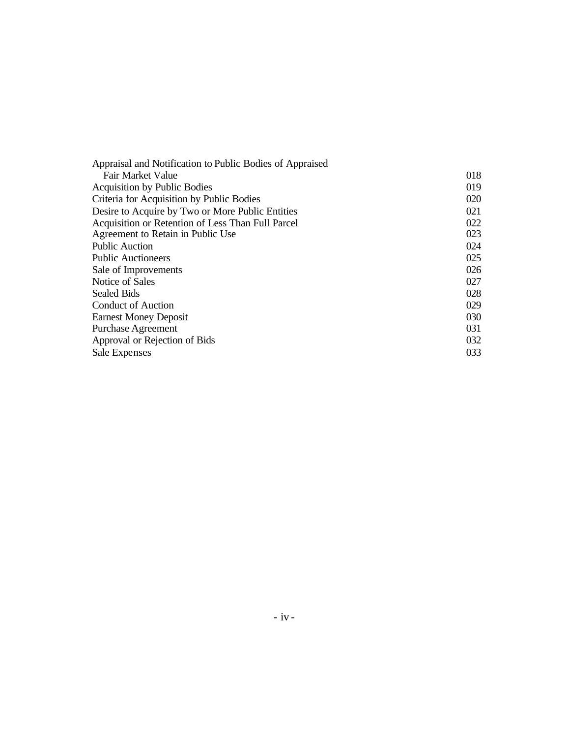| | |
|---|---|
| Appraisal and Notification to Public Bodies of Appraised Fair Market Value | 018 |
| Acquisition by Public Bodies | 019 |
| Criteria for Acquisition by Public Bodies | 020 |
| Desire to Acquire by Two or More Public Entities | 021 |
| Acquisition or Retention of Less Than Full Parcel | 022 |
| Agreement to Retain in Public Use | 023 |
| Public Auction | 024 |
| Public Auctioneers | 025 |
| Sale of Improvements | 026 |
| Notice of Sales | 027 |
| Sealed Bids | 028 |
| Conduct of Auction | 029 |
| Earnest Money Deposit | 030 |
| Purchase Agreement | 031 |
| Approval or Rejection of Bids | 032 |
| Sale Expenses | 033 |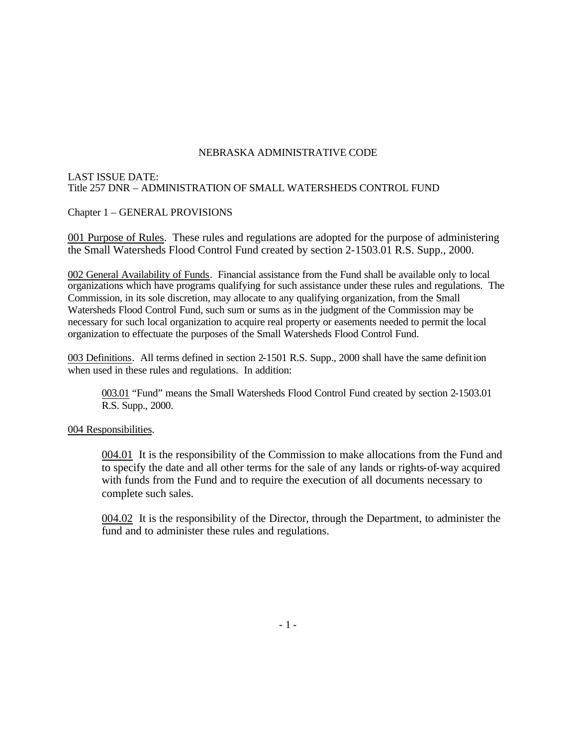NEBRASKA ADMINISTRATIVE CODE

LAST ISSUE DATE:
Title 257 DNR – ADMINISTRATION OF SMALL WATERSHEDS CONTROL FUND

Chapter 1 – GENERAL PROVISIONS

<u>001 Purpose of Rules</u>. These rules and regulations are adopted for the purpose of administering the Small Watersheds Flood Control Fund created by section 2-1503.01 R.S. Supp., 2000.

<u>002 General Availability of Funds</u>. Financial assistance from the Fund shall be available only to local organizations which have programs qualifying for such assistance under these rules and regulations. The Commission, in its sole discretion, may allocate to any qualifying organization, from the Small Watersheds Flood Control Fund, such sum or sums as in the judgment of the Commission may be necessary for such local organization to acquire real property or easements needed to permit the local organization to effectuate the purposes of the Small Watersheds Flood Control Fund.

<u>003 Definitions</u>. All terms defined in section 2-1501 R.S. Supp., 2000 shall have the same definition when used in these rules and regulations. In addition:

> <u>003.01</u> "Fund" means the Small Watersheds Flood Control Fund created by section 2-1503.01 R.S. Supp., 2000.

<u>004 Responsibilities</u>.

> <u>004.01</u> It is the responsibility of the Commission to make allocations from the Fund and to specify the date and all other terms for the sale of any lands or rights-of-way acquired with funds from the Fund and to require the execution of all documents necessary to complete such sales.
>
> <u>004.02</u> It is the responsibility of the Director, through the Department, to administer the fund and to administer these rules and regulations.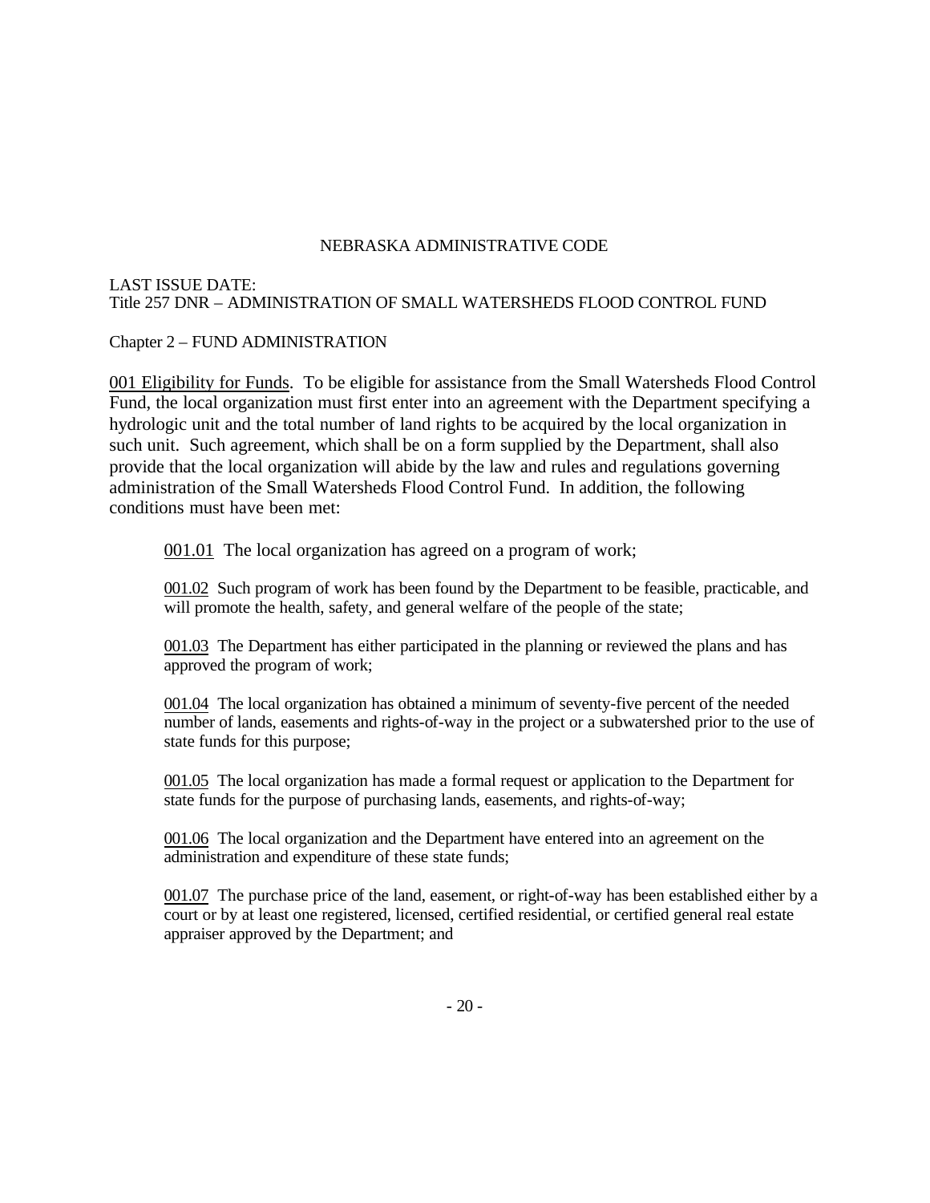NEBRASKA ADMINISTRATIVE CODE

LAST ISSUE DATE:
Title 257 DNR – ADMINISTRATION OF SMALL WATERSHEDS FLOOD CONTROL FUND

Chapter 2 – FUND ADMINISTRATION

001 Eligibility for Funds. To be eligible for assistance from the Small Watersheds Flood Control Fund, the local organization must first enter into an agreement with the Department specifying a hydrologic unit and the total number of land rights to be acquired by the local organization in such unit. Such agreement, which shall be on a form supplied by the Department, shall also provide that the local organization will abide by the law and rules and regulations governing administration of the Small Watersheds Flood Control Fund. In addition, the following conditions must have been met:

001.01 The local organization has agreed on a program of work;

001.02 Such program of work has been found by the Department to be feasible, practicable, and will promote the health, safety, and general welfare of the people of the state;

001.03 The Department has either participated in the planning or reviewed the plans and has approved the program of work;

001.04 The local organization has obtained a minimum of seventy-five percent of the needed number of lands, easements and rights-of-way in the project or a subwatershed prior to the use of state funds for this purpose;

001.05 The local organization has made a formal request or application to the Department for state funds for the purpose of purchasing lands, easements, and rights-of-way;

001.06 The local organization and the Department have entered into an agreement on the administration and expenditure of these state funds;

001.07 The purchase price of the land, easement, or right-of-way has been established either by a court or by at least one registered, licensed, certified residential, or certified general real estate appraiser approved by the Department; and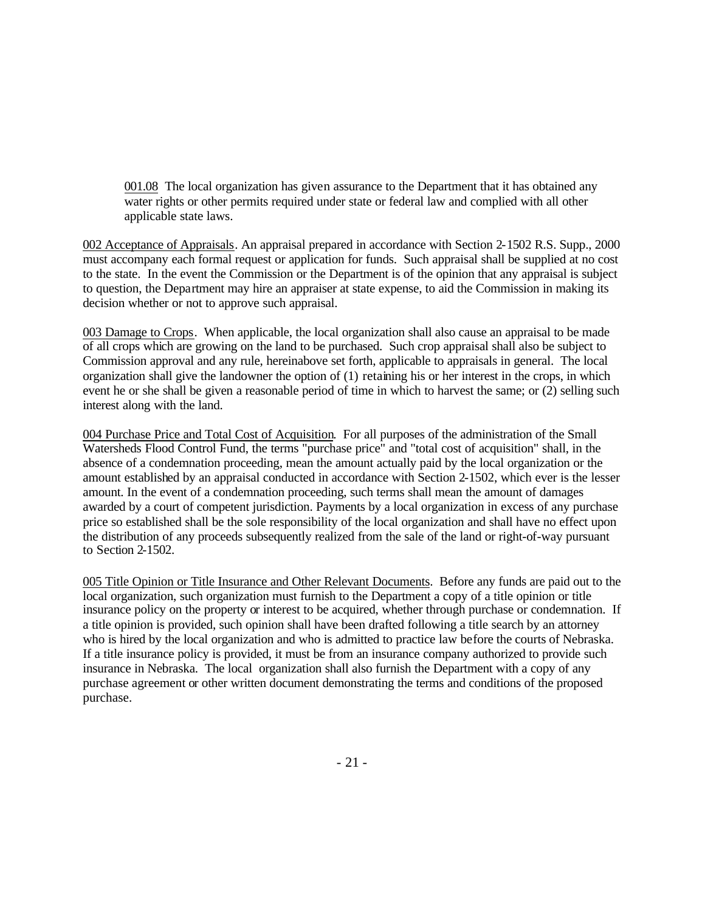001.08 The local organization has given assurance to the Department that it has obtained any water rights or other permits required under state or federal law and complied with all other applicable state laws.

002 Acceptance of Appraisals. An appraisal prepared in accordance with Section 2-1502 R.S. Supp., 2000 must accompany each formal request or application for funds. Such appraisal shall be supplied at no cost to the state. In the event the Commission or the Department is of the opinion that any appraisal is subject to question, the Department may hire an appraiser at state expense, to aid the Commission in making its decision whether or not to approve such appraisal.

003 Damage to Crops. When applicable, the local organization shall also cause an appraisal to be made of all crops which are growing on the land to be purchased. Such crop appraisal shall also be subject to Commission approval and any rule, hereinabove set forth, applicable to appraisals in general. The local organization shall give the landowner the option of (1) retaining his or her interest in the crops, in which event he or she shall be given a reasonable period of time in which to harvest the same; or (2) selling such interest along with the land.

004 Purchase Price and Total Cost of Acquisition. For all purposes of the administration of the Small Watersheds Flood Control Fund, the terms "purchase price" and "total cost of acquisition" shall, in the absence of a condemnation proceeding, mean the amount actually paid by the local organization or the amount established by an appraisal conducted in accordance with Section 2-1502, which ever is the lesser amount. In the event of a condemnation proceeding, such terms shall mean the amount of damages awarded by a court of competent jurisdiction. Payments by a local organization in excess of any purchase price so established shall be the sole responsibility of the local organization and shall have no effect upon the distribution of any proceeds subsequently realized from the sale of the land or right-of-way pursuant to Section 2-1502.

005 Title Opinion or Title Insurance and Other Relevant Documents. Before any funds are paid out to the local organization, such organization must furnish to the Department a copy of a title opinion or title insurance policy on the property or interest to be acquired, whether through purchase or condemnation. If a title opinion is provided, such opinion shall have been drafted following a title search by an attorney who is hired by the local organization and who is admitted to practice law before the courts of Nebraska. If a title insurance policy is provided, it must be from an insurance company authorized to provide such insurance in Nebraska. The local organization shall also furnish the Department with a copy of any purchase agreement or other written document demonstrating the terms and conditions of the proposed purchase.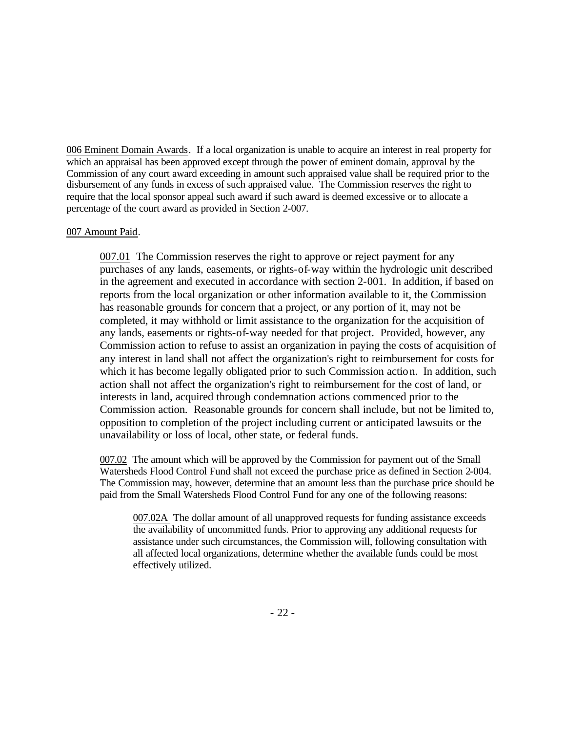006 Eminent Domain Awards. If a local organization is unable to acquire an interest in real property for which an appraisal has been approved except through the power of eminent domain, approval by the Commission of any court award exceeding in amount such appraised value shall be required prior to the disbursement of any funds in excess of such appraised value. The Commission reserves the right to require that the local sponsor appeal such award if such award is deemed excessive or to allocate a percentage of the court award as provided in Section 2-007.

007 Amount Paid.

007.01 The Commission reserves the right to approve or reject payment for any purchases of any lands, easements, or rights-of-way within the hydrologic unit described in the agreement and executed in accordance with section 2-001. In addition, if based on reports from the local organization or other information available to it, the Commission has reasonable grounds for concern that a project, or any portion of it, may not be completed, it may withhold or limit assistance to the organization for the acquisition of any lands, easements or rights-of-way needed for that project. Provided, however, any Commission action to refuse to assist an organization in paying the costs of acquisition of any interest in land shall not affect the organization's right to reimbursement for costs for which it has become legally obligated prior to such Commission action. In addition, such action shall not affect the organization's right to reimbursement for the cost of land, or interests in land, acquired through condemnation actions commenced prior to the Commission action. Reasonable grounds for concern shall include, but not be limited to, opposition to completion of the project including current or anticipated lawsuits or the unavailability or loss of local, other state, or federal funds.

007.02 The amount which will be approved by the Commission for payment out of the Small Watersheds Flood Control Fund shall not exceed the purchase price as defined in Section 2-004. The Commission may, however, determine that an amount less than the purchase price should be paid from the Small Watersheds Flood Control Fund for any one of the following reasons:

007.02A The dollar amount of all unapproved requests for funding assistance exceeds the availability of uncommitted funds. Prior to approving any additional requests for assistance under such circumstances, the Commission will, following consultation with all affected local organizations, determine whether the available funds could be most effectively utilized.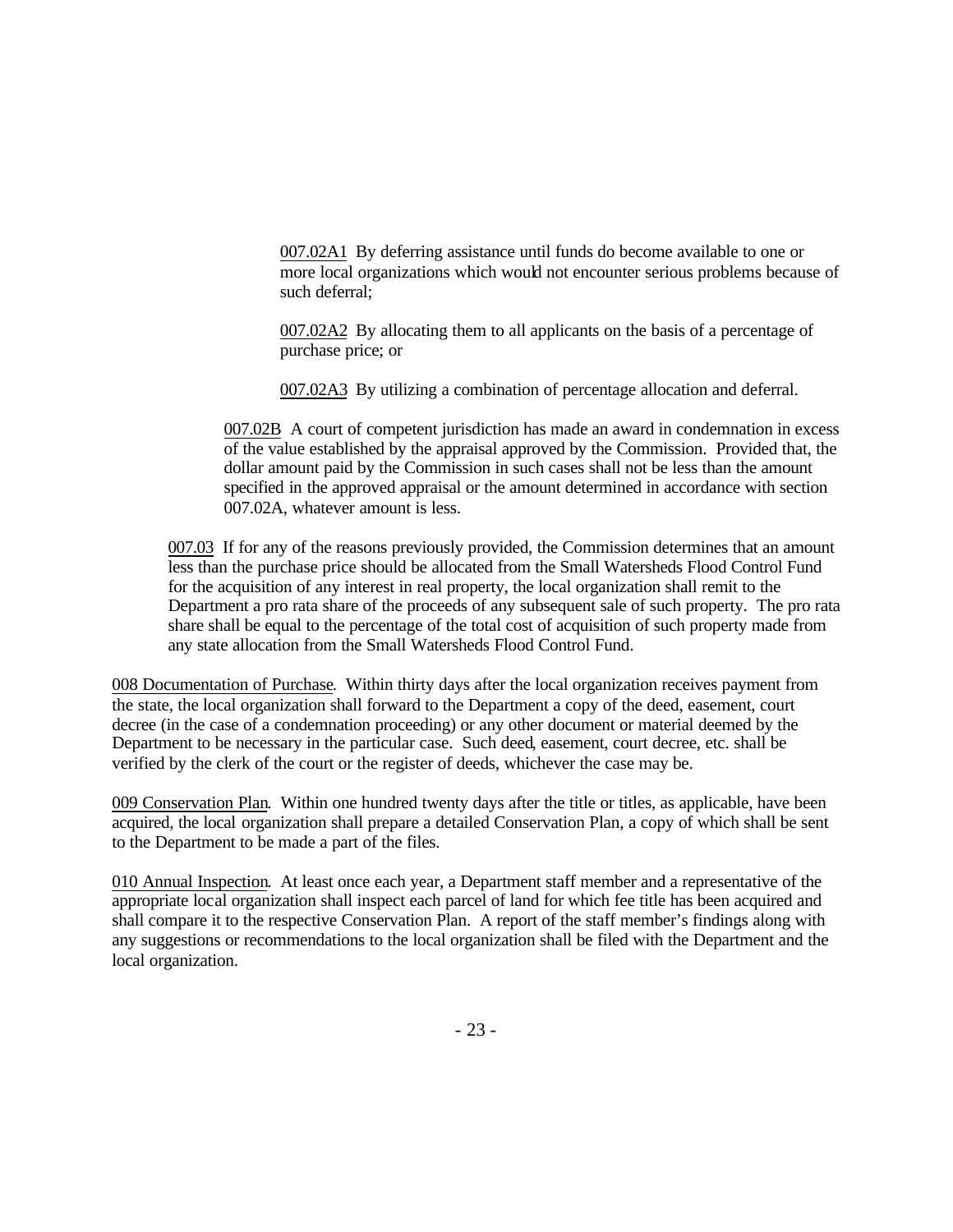<u>007.02A1</u> By deferring assistance until funds do become available to one or more local organizations which would not encounter serious problems because of such deferral;

<u>007.02A2</u> By allocating them to all applicants on the basis of a percentage of purchase price; or

<u>007.02A3</u> By utilizing a combination of percentage allocation and deferral.

<u>007.02B</u> A court of competent jurisdiction has made an award in condemnation in excess of the value established by the appraisal approved by the Commission. Provided that, the dollar amount paid by the Commission in such cases shall not be less than the amount specified in the approved appraisal or the amount determined in accordance with section 007.02A, whatever amount is less.

<u>007.03</u> If for any of the reasons previously provided, the Commission determines that an amount less than the purchase price should be allocated from the Small Watersheds Flood Control Fund for the acquisition of any interest in real property, the local organization shall remit to the Department a pro rata share of the proceeds of any subsequent sale of such property. The pro rata share shall be equal to the percentage of the total cost of acquisition of such property made from any state allocation from the Small Watersheds Flood Control Fund.

<u>008 Documentation of Purchase</u>. Within thirty days after the local organization receives payment from the state, the local organization shall forward to the Department a copy of the deed, easement, court decree (in the case of a condemnation proceeding) or any other document or material deemed by the Department to be necessary in the particular case. Such deed, easement, court decree, etc. shall be verified by the clerk of the court or the register of deeds, whichever the case may be.

<u>009 Conservation Plan</u>. Within one hundred twenty days after the title or titles, as applicable, have been acquired, the local organization shall prepare a detailed Conservation Plan, a copy of which shall be sent to the Department to be made a part of the files.

<u>010 Annual Inspection</u>. At least once each year, a Department staff member and a representative of the appropriate local organization shall inspect each parcel of land for which fee title has been acquired and shall compare it to the respective Conservation Plan. A report of the staff member's findings along with any suggestions or recommendations to the local organization shall be filed with the Department and the local organization.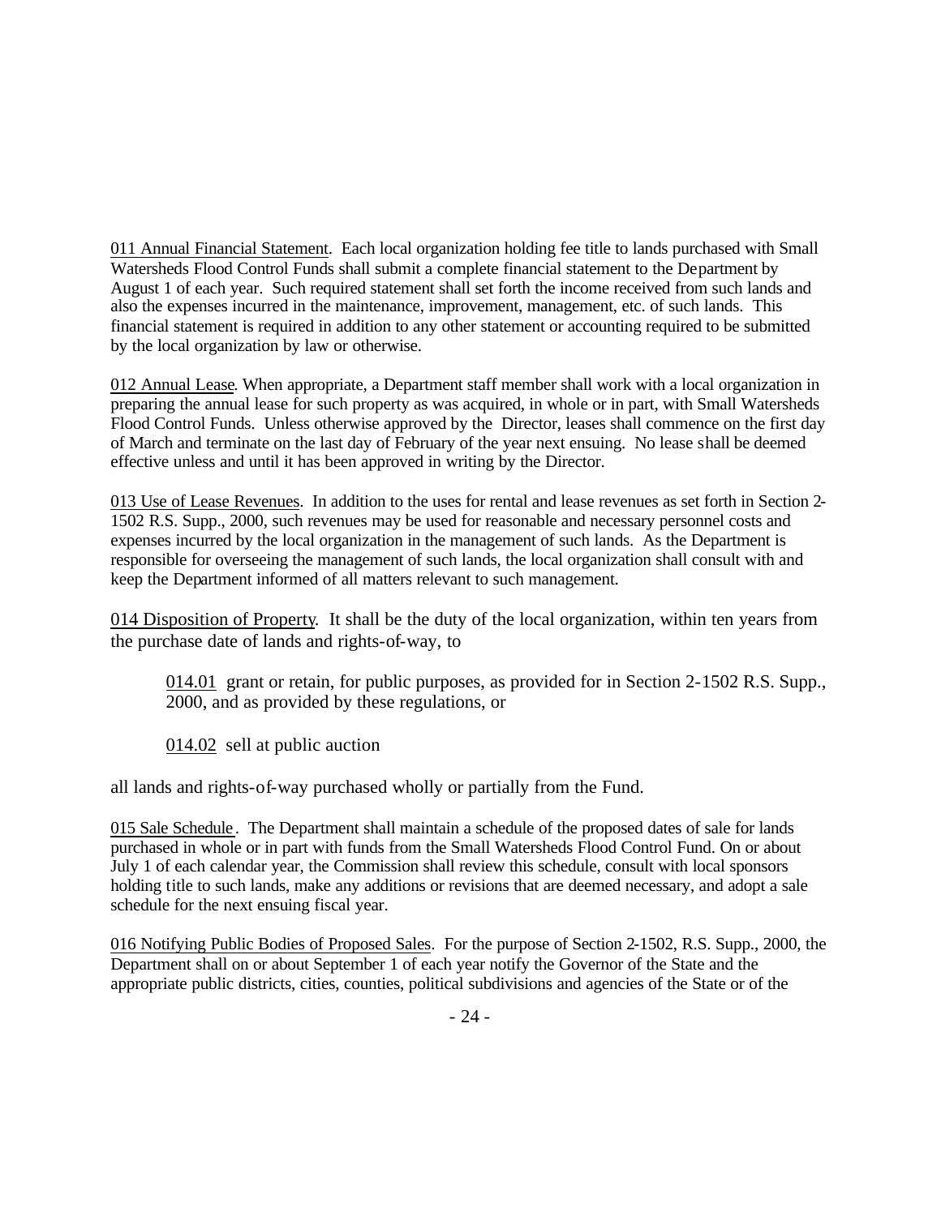011 Annual Financial Statement. Each local organization holding fee title to lands purchased with Small Watersheds Flood Control Funds shall submit a complete financial statement to the Department by August 1 of each year. Such required statement shall set forth the income received from such lands and also the expenses incurred in the maintenance, improvement, management, etc. of such lands. This financial statement is required in addition to any other statement or accounting required to be submitted by the local organization by law or otherwise.

012 Annual Lease. When appropriate, a Department staff member shall work with a local organization in preparing the annual lease for such property as was acquired, in whole or in part, with Small Watersheds Flood Control Funds. Unless otherwise approved by the Director, leases shall commence on the first day of March and terminate on the last day of February of the year next ensuing. No lease shall be deemed effective unless and until it has been approved in writing by the Director.

013 Use of Lease Revenues. In addition to the uses for rental and lease revenues as set forth in Section 2-1502 R.S. Supp., 2000, such revenues may be used for reasonable and necessary personnel costs and expenses incurred by the local organization in the management of such lands. As the Department is responsible for overseeing the management of such lands, the local organization shall consult with and keep the Department informed of all matters relevant to such management.

014 Disposition of Property. It shall be the duty of the local organization, within ten years from the purchase date of lands and rights-of-way, to

> 014.01 grant or retain, for public purposes, as provided for in Section 2-1502 R.S. Supp., 2000, and as provided by these regulations, or
>
> 014.02 sell at public auction

all lands and rights-of-way purchased wholly or partially from the Fund.

015 Sale Schedule. The Department shall maintain a schedule of the proposed dates of sale for lands purchased in whole or in part with funds from the Small Watersheds Flood Control Fund. On or about July 1 of each calendar year, the Commission shall review this schedule, consult with local sponsors holding title to such lands, make any additions or revisions that are deemed necessary, and adopt a sale schedule for the next ensuing fiscal year.

016 Notifying Public Bodies of Proposed Sales. For the purpose of Section 2-1502, R.S. Supp., 2000, the Department shall on or about September 1 of each year notify the Governor of the State and the appropriate public districts, cities, counties, political subdivisions and agencies of the State or of the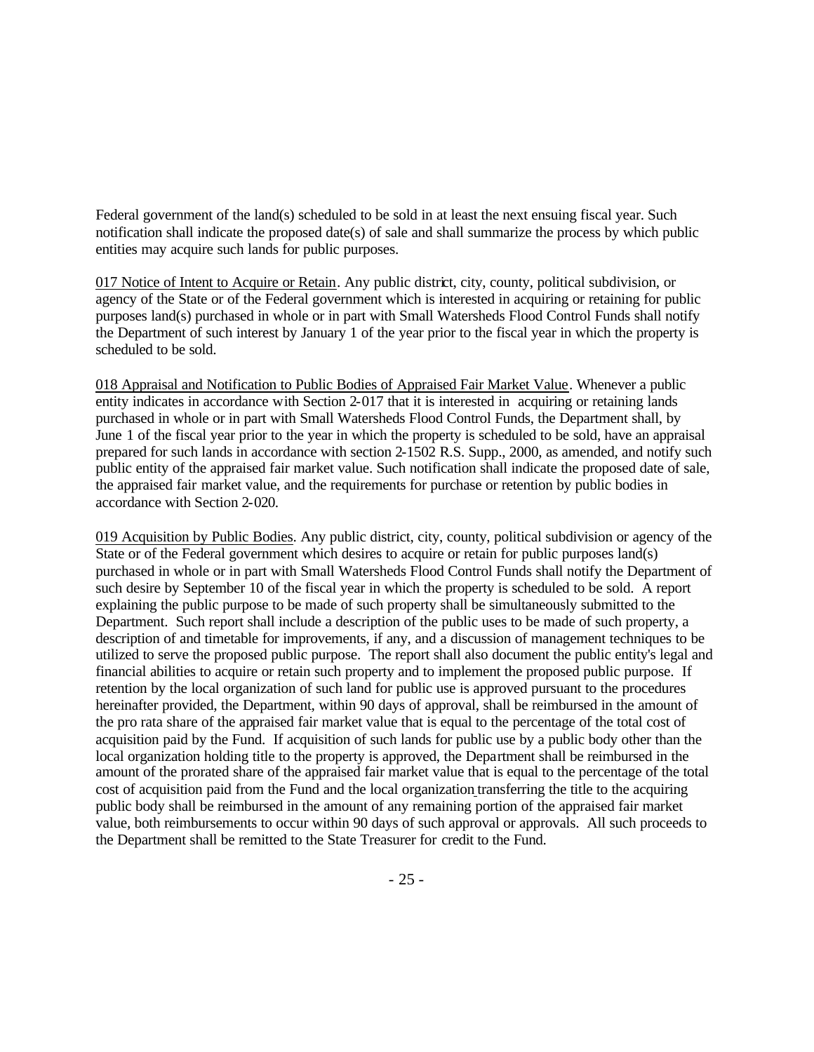Federal government of the land(s) scheduled to be sold in at least the next ensuing fiscal year. Such notification shall indicate the proposed date(s) of sale and shall summarize the process by which public entities may acquire such lands for public purposes.

017 Notice of Intent to Acquire or Retain. Any public district, city, county, political subdivision, or agency of the State or of the Federal government which is interested in acquiring or retaining for public purposes land(s) purchased in whole or in part with Small Watersheds Flood Control Funds shall notify the Department of such interest by January 1 of the year prior to the fiscal year in which the property is scheduled to be sold.

018 Appraisal and Notification to Public Bodies of Appraised Fair Market Value. Whenever a public entity indicates in accordance with Section 2-017 that it is interested in acquiring or retaining lands purchased in whole or in part with Small Watersheds Flood Control Funds, the Department shall, by June 1 of the fiscal year prior to the year in which the property is scheduled to be sold, have an appraisal prepared for such lands in accordance with section 2-1502 R.S. Supp., 2000, as amended, and notify such public entity of the appraised fair market value. Such notification shall indicate the proposed date of sale, the appraised fair market value, and the requirements for purchase or retention by public bodies in accordance with Section 2-020.

019 Acquisition by Public Bodies. Any public district, city, county, political subdivision or agency of the State or of the Federal government which desires to acquire or retain for public purposes land(s) purchased in whole or in part with Small Watersheds Flood Control Funds shall notify the Department of such desire by September 10 of the fiscal year in which the property is scheduled to be sold. A report explaining the public purpose to be made of such property shall be simultaneously submitted to the Department. Such report shall include a description of the public uses to be made of such property, a description of and timetable for improvements, if any, and a discussion of management techniques to be utilized to serve the proposed public purpose. The report shall also document the public entity's legal and financial abilities to acquire or retain such property and to implement the proposed public purpose. If retention by the local organization of such land for public use is approved pursuant to the procedures hereinafter provided, the Department, within 90 days of approval, shall be reimbursed in the amount of the pro rata share of the appraised fair market value that is equal to the percentage of the total cost of acquisition paid by the Fund. If acquisition of such lands for public use by a public body other than the local organization holding title to the property is approved, the Department shall be reimbursed in the amount of the prorated share of the appraised fair market value that is equal to the percentage of the total cost of acquisition paid from the Fund and the local organization transferring the title to the acquiring public body shall be reimbursed in the amount of any remaining portion of the appraised fair market value, both reimbursements to occur within 90 days of such approval or approvals. All such proceeds to the Department shall be remitted to the State Treasurer for credit to the Fund.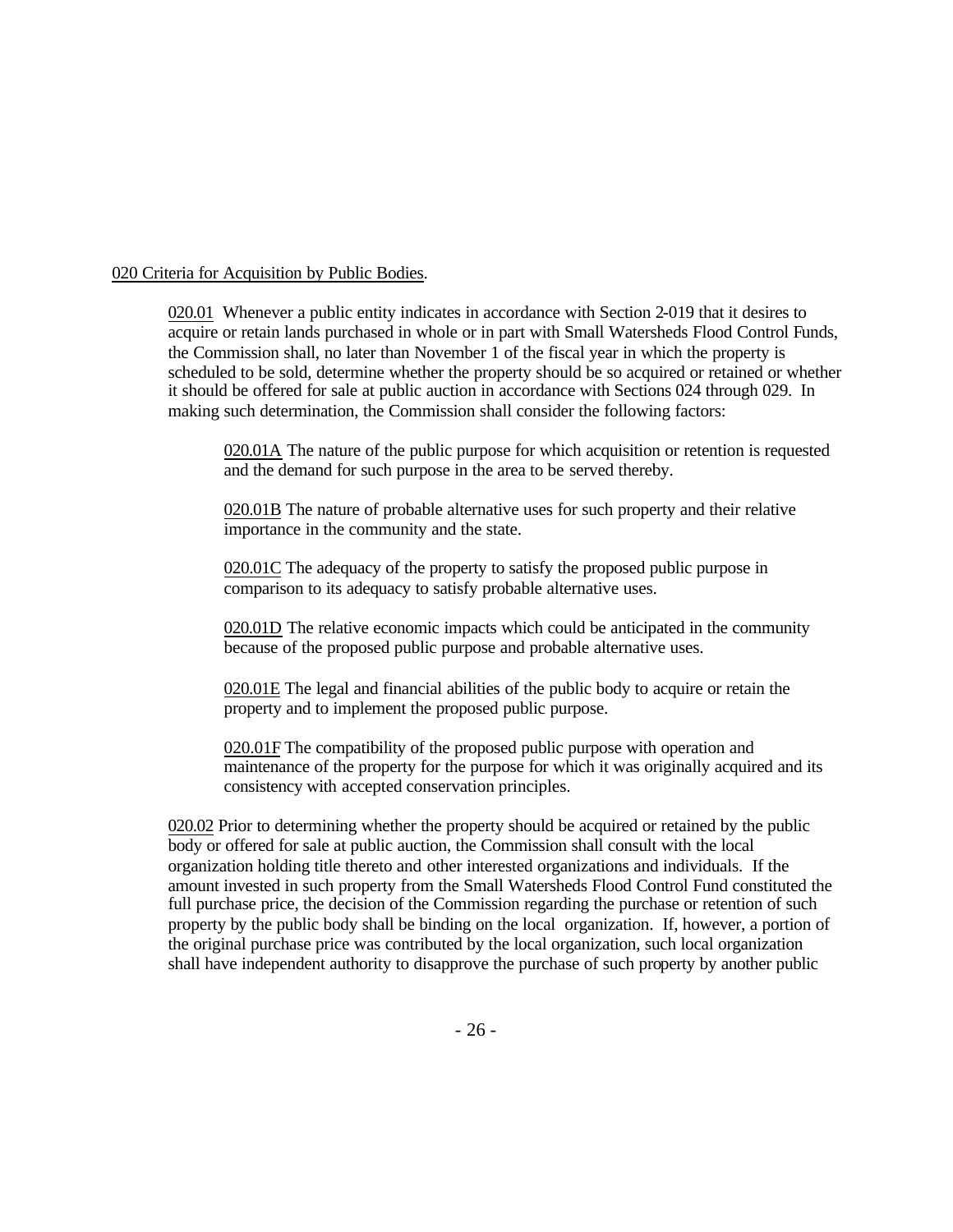020 Criteria for Acquisition by Public Bodies.

020.01 Whenever a public entity indicates in accordance with Section 2-019 that it desires to acquire or retain lands purchased in whole or in part with Small Watersheds Flood Control Funds, the Commission shall, no later than November 1 of the fiscal year in which the property is scheduled to be sold, determine whether the property should be so acquired or retained or whether it should be offered for sale at public auction in accordance with Sections 024 through 029. In making such determination, the Commission shall consider the following factors:

020.01A The nature of the public purpose for which acquisition or retention is requested and the demand for such purpose in the area to be served thereby.

020.01B The nature of probable alternative uses for such property and their relative importance in the community and the state.

020.01C The adequacy of the property to satisfy the proposed public purpose in comparison to its adequacy to satisfy probable alternative uses.

020.01D The relative economic impacts which could be anticipated in the community because of the proposed public purpose and probable alternative uses.

020.01E The legal and financial abilities of the public body to acquire or retain the property and to implement the proposed public purpose.

020.01F The compatibility of the proposed public purpose with operation and maintenance of the property for the purpose for which it was originally acquired and its consistency with accepted conservation principles.

020.02 Prior to determining whether the property should be acquired or retained by the public body or offered for sale at public auction, the Commission shall consult with the local organization holding title thereto and other interested organizations and individuals. If the amount invested in such property from the Small Watersheds Flood Control Fund constituted the full purchase price, the decision of the Commission regarding the purchase or retention of such property by the public body shall be binding on the local organization. If, however, a portion of the original purchase price was contributed by the local organization, such local organization shall have independent authority to disapprove the purchase of such property by another public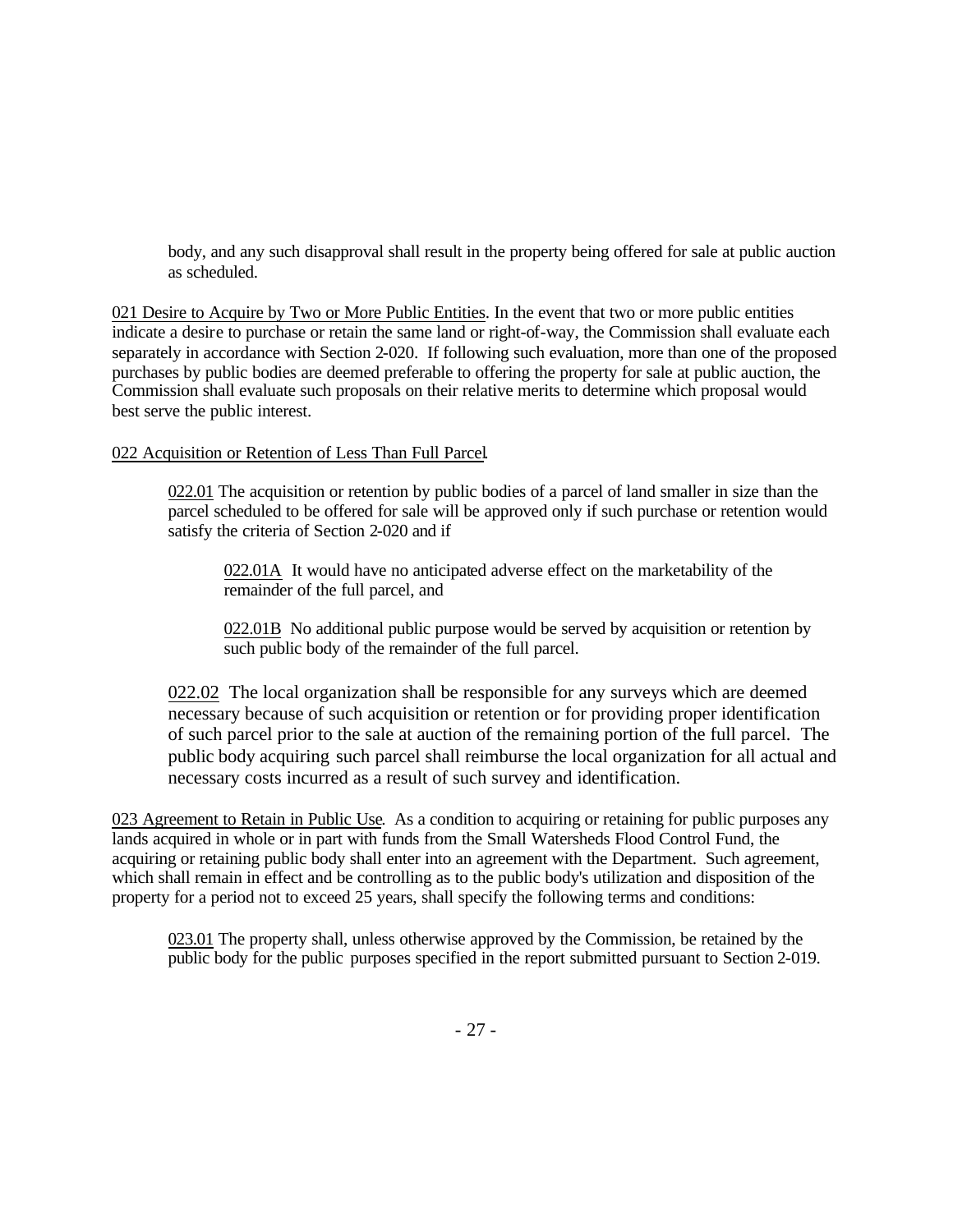body, and any such disapproval shall result in the property being offered for sale at public auction as scheduled.

021 Desire to Acquire by Two or More Public Entities. In the event that two or more public entities indicate a desire to purchase or retain the same land or right-of-way, the Commission shall evaluate each separately in accordance with Section 2-020. If following such evaluation, more than one of the proposed purchases by public bodies are deemed preferable to offering the property for sale at public auction, the Commission shall evaluate such proposals on their relative merits to determine which proposal would best serve the public interest.

022 Acquisition or Retention of Less Than Full Parcel.

022.01 The acquisition or retention by public bodies of a parcel of land smaller in size than the parcel scheduled to be offered for sale will be approved only if such purchase or retention would satisfy the criteria of Section 2-020 and if

022.01A It would have no anticipated adverse effect on the marketability of the remainder of the full parcel, and

022.01B No additional public purpose would be served by acquisition or retention by such public body of the remainder of the full parcel.

022.02 The local organization shall be responsible for any surveys which are deemed necessary because of such acquisition or retention or for providing proper identification of such parcel prior to the sale at auction of the remaining portion of the full parcel. The public body acquiring such parcel shall reimburse the local organization for all actual and necessary costs incurred as a result of such survey and identification.

023 Agreement to Retain in Public Use. As a condition to acquiring or retaining for public purposes any lands acquired in whole or in part with funds from the Small Watersheds Flood Control Fund, the acquiring or retaining public body shall enter into an agreement with the Department. Such agreement, which shall remain in effect and be controlling as to the public body's utilization and disposition of the property for a period not to exceed 25 years, shall specify the following terms and conditions:

023.01 The property shall, unless otherwise approved by the Commission, be retained by the public body for the public purposes specified in the report submitted pursuant to Section 2-019.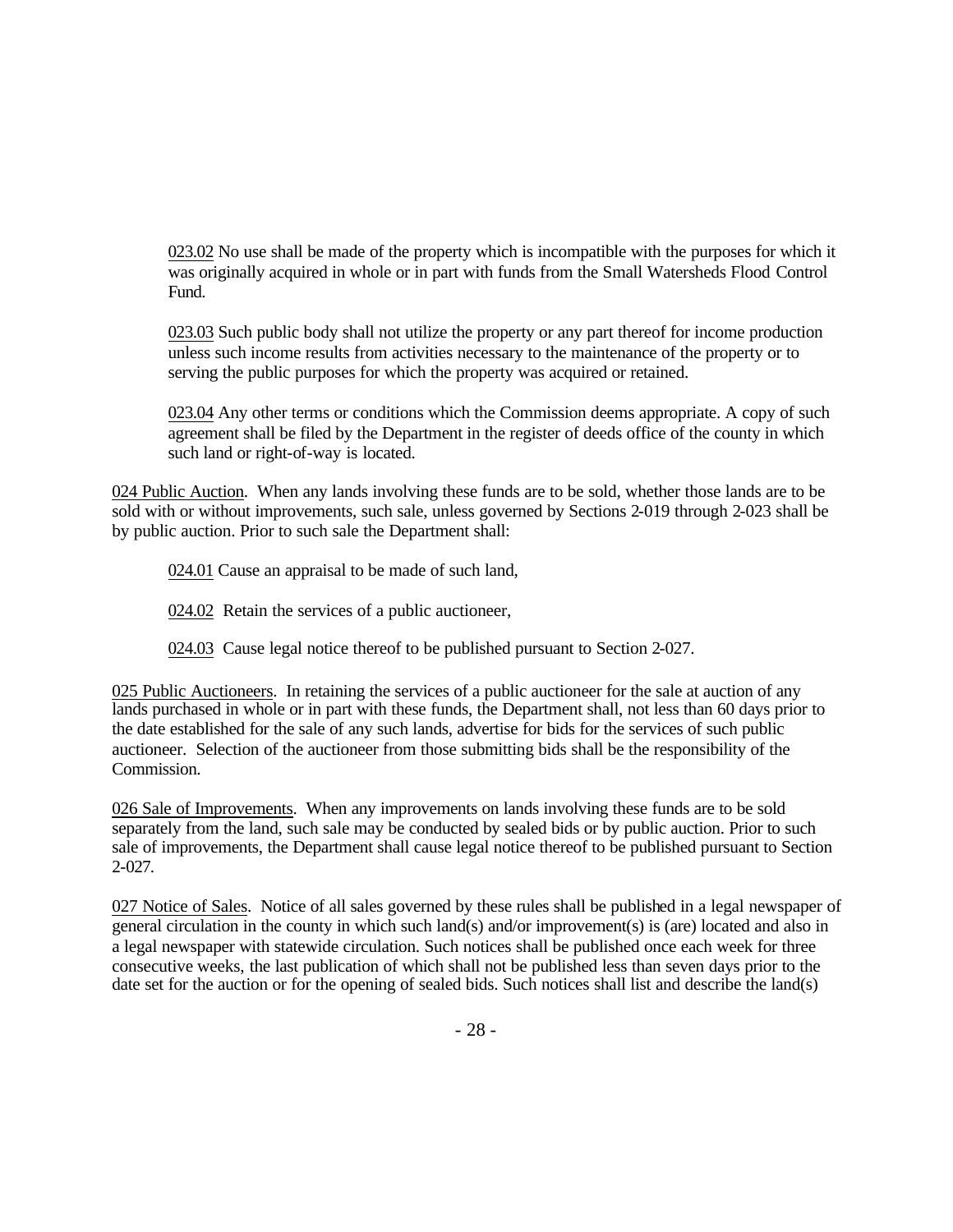023.02 No use shall be made of the property which is incompatible with the purposes for which it was originally acquired in whole or in part with funds from the Small Watersheds Flood Control Fund.

023.03 Such public body shall not utilize the property or any part thereof for income production unless such income results from activities necessary to the maintenance of the property or to serving the public purposes for which the property was acquired or retained.

023.04 Any other terms or conditions which the Commission deems appropriate. A copy of such agreement shall be filed by the Department in the register of deeds office of the county in which such land or right-of-way is located.

024 Public Auction. When any lands involving these funds are to be sold, whether those lands are to be sold with or without improvements, such sale, unless governed by Sections 2-019 through 2-023 shall be by public auction. Prior to such sale the Department shall:

024.01 Cause an appraisal to be made of such land,

024.02 Retain the services of a public auctioneer,

024.03 Cause legal notice thereof to be published pursuant to Section 2-027.

025 Public Auctioneers. In retaining the services of a public auctioneer for the sale at auction of any lands purchased in whole or in part with these funds, the Department shall, not less than 60 days prior to the date established for the sale of any such lands, advertise for bids for the services of such public auctioneer. Selection of the auctioneer from those submitting bids shall be the responsibility of the Commission.

026 Sale of Improvements. When any improvements on lands involving these funds are to be sold separately from the land, such sale may be conducted by sealed bids or by public auction. Prior to such sale of improvements, the Department shall cause legal notice thereof to be published pursuant to Section 2-027.

027 Notice of Sales. Notice of all sales governed by these rules shall be published in a legal newspaper of general circulation in the county in which such land(s) and/or improvement(s) is (are) located and also in a legal newspaper with statewide circulation. Such notices shall be published once each week for three consecutive weeks, the last publication of which shall not be published less than seven days prior to the date set for the auction or for the opening of sealed bids. Such notices shall list and describe the land(s)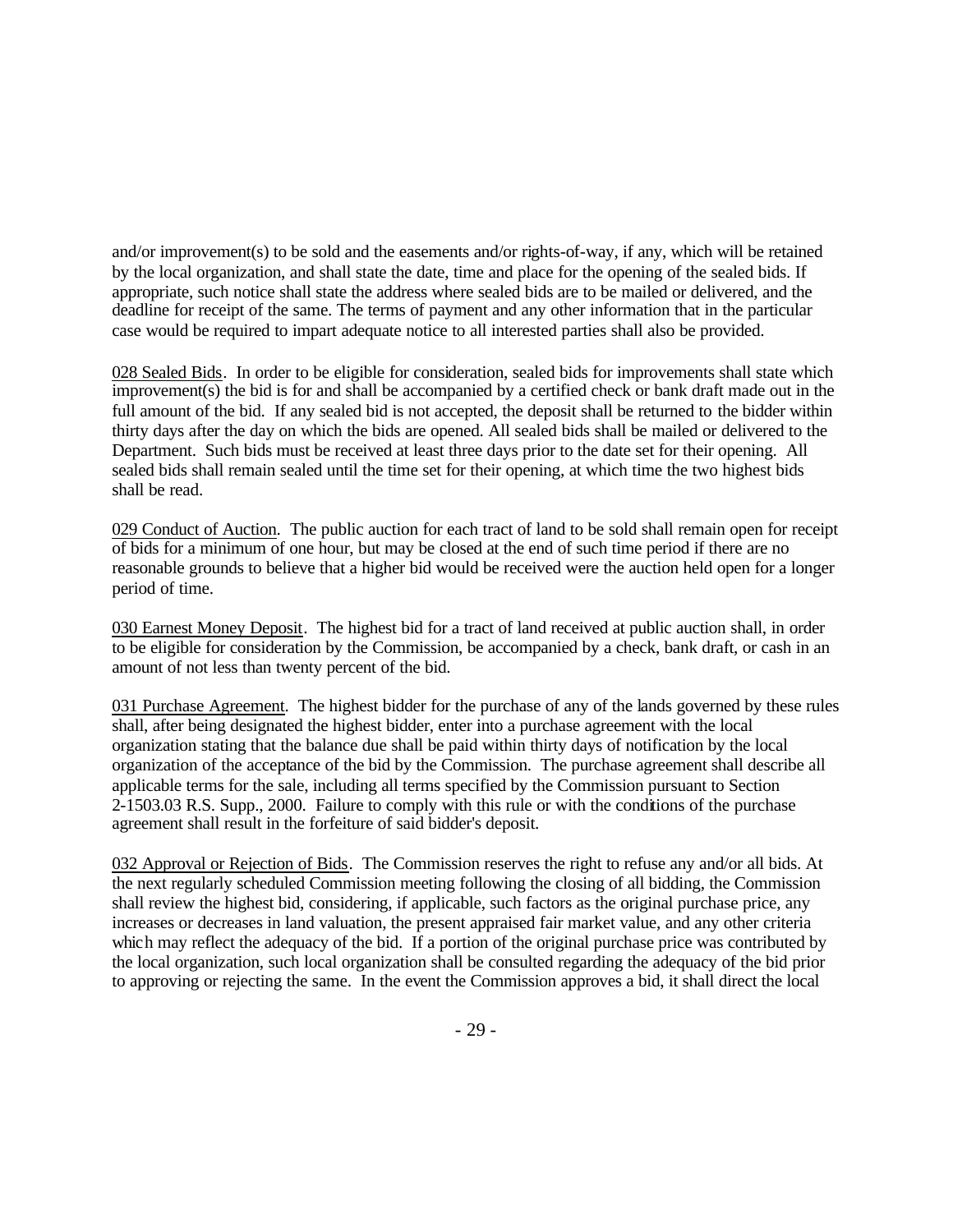and/or improvement(s) to be sold and the easements and/or rights-of-way, if any, which will be retained by the local organization, and shall state the date, time and place for the opening of the sealed bids. If appropriate, such notice shall state the address where sealed bids are to be mailed or delivered, and the deadline for receipt of the same. The terms of payment and any other information that in the particular case would be required to impart adequate notice to all interested parties shall also be provided.

<u>028 Sealed Bids</u>. In order to be eligible for consideration, sealed bids for improvements shall state which improvement(s) the bid is for and shall be accompanied by a certified check or bank draft made out in the full amount of the bid. If any sealed bid is not accepted, the deposit shall be returned to the bidder within thirty days after the day on which the bids are opened. All sealed bids shall be mailed or delivered to the Department. Such bids must be received at least three days prior to the date set for their opening. All sealed bids shall remain sealed until the time set for their opening, at which time the two highest bids shall be read.

<u>029 Conduct of Auction</u>. The public auction for each tract of land to be sold shall remain open for receipt of bids for a minimum of one hour, but may be closed at the end of such time period if there are no reasonable grounds to believe that a higher bid would be received were the auction held open for a longer period of time.

<u>030 Earnest Money Deposit</u>. The highest bid for a tract of land received at public auction shall, in order to be eligible for consideration by the Commission, be accompanied by a check, bank draft, or cash in an amount of not less than twenty percent of the bid.

<u>031 Purchase Agreement</u>. The highest bidder for the purchase of any of the lands governed by these rules shall, after being designated the highest bidder, enter into a purchase agreement with the local organization stating that the balance due shall be paid within thirty days of notification by the local organization of the acceptance of the bid by the Commission. The purchase agreement shall describe all applicable terms for the sale, including all terms specified by the Commission pursuant to Section 2-1503.03 R.S. Supp., 2000. Failure to comply with this rule or with the conditions of the purchase agreement shall result in the forfeiture of said bidder's deposit.

<u>032 Approval or Rejection of Bids</u>. The Commission reserves the right to refuse any and/or all bids. At the next regularly scheduled Commission meeting following the closing of all bidding, the Commission shall review the highest bid, considering, if applicable, such factors as the original purchase price, any increases or decreases in land valuation, the present appraised fair market value, and any other criteria which may reflect the adequacy of the bid. If a portion of the original purchase price was contributed by the local organization, such local organization shall be consulted regarding the adequacy of the bid prior to approving or rejecting the same. In the event the Commission approves a bid, it shall direct the local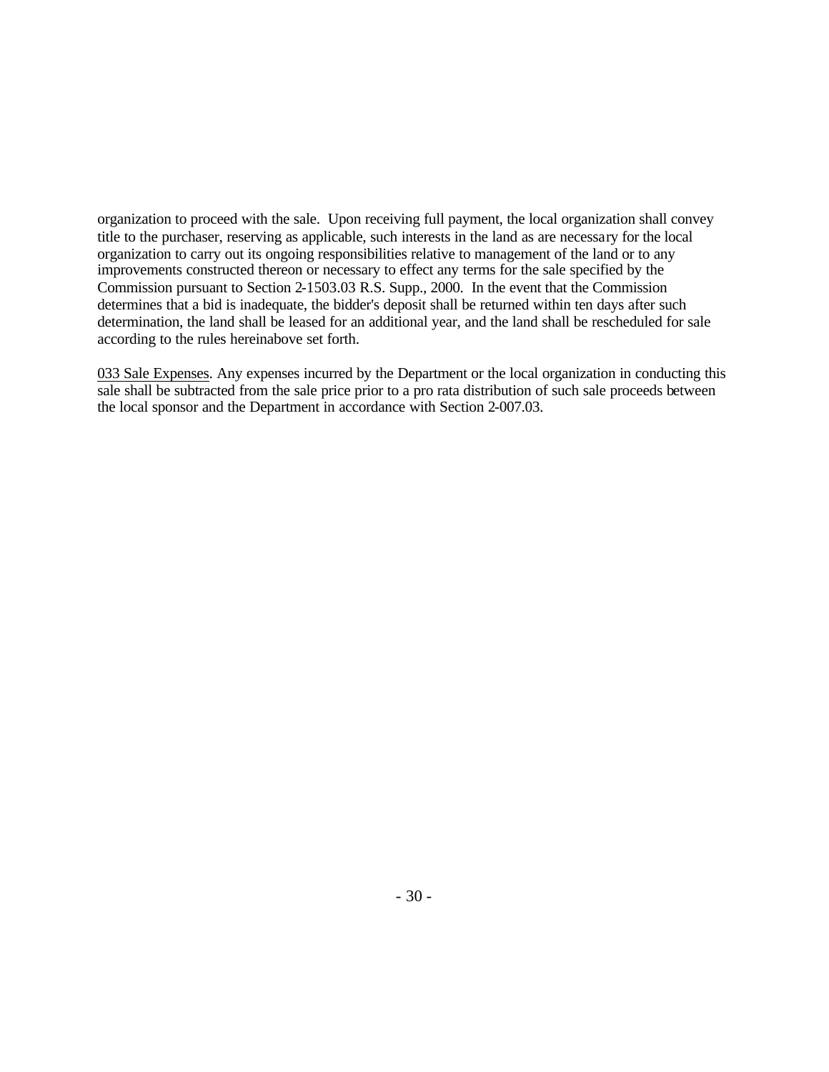organization to proceed with the sale. Upon receiving full payment, the local organization shall convey title to the purchaser, reserving as applicable, such interests in the land as are necessary for the local organization to carry out its ongoing responsibilities relative to management of the land or to any improvements constructed thereon or necessary to effect any terms for the sale specified by the Commission pursuant to Section 2-1503.03 R.S. Supp., 2000. In the event that the Commission determines that a bid is inadequate, the bidder's deposit shall be returned within ten days after such determination, the land shall be leased for an additional year, and the land shall be rescheduled for sale according to the rules hereinabove set forth.

<u>033 Sale Expenses</u>. Any expenses incurred by the Department or the local organization in conducting this sale shall be subtracted from the sale price prior to a pro rata distribution of such sale proceeds between the local sponsor and the Department in accordance with Section 2-007.03.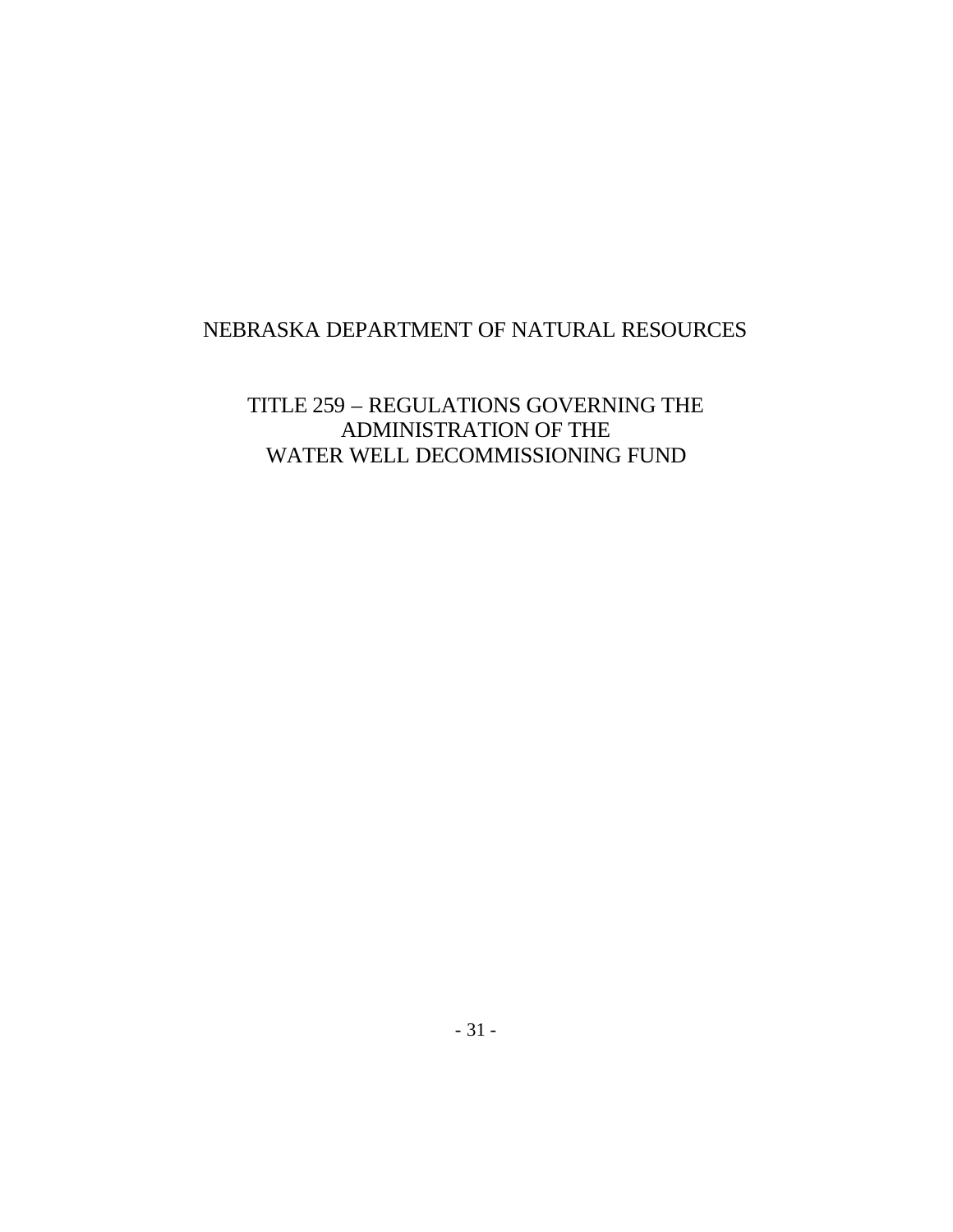# NEBRASKA DEPARTMENT OF NATURAL RESOURCES

## TITLE 259 – REGULATIONS GOVERNING THE ADMINISTRATION OF THE WATER WELL DECOMMISSIONING FUND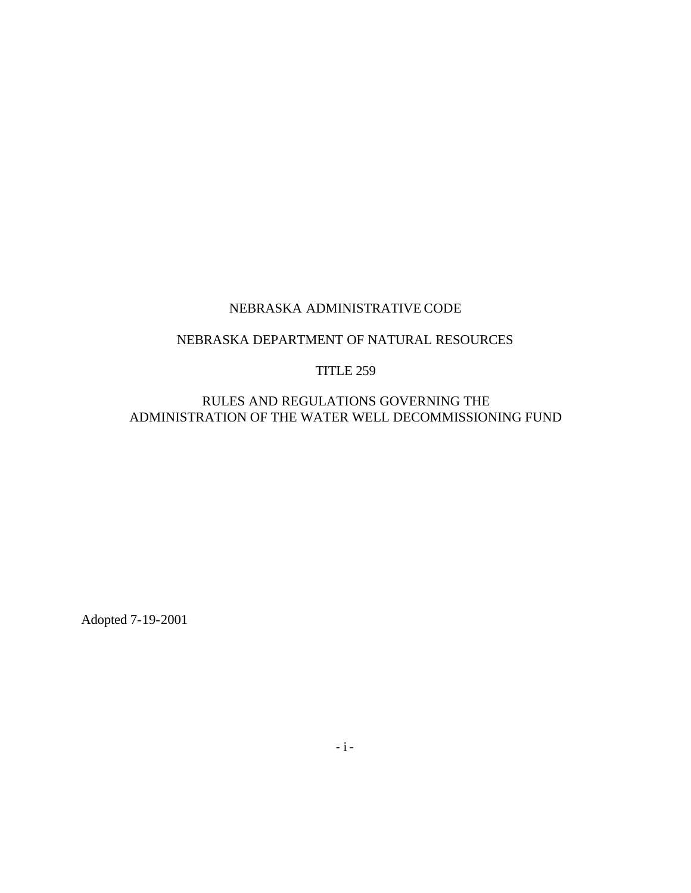NEBRASKA ADMINISTRATIVE CODE

NEBRASKA DEPARTMENT OF NATURAL RESOURCES

TITLE 259

RULES AND REGULATIONS GOVERNING THE ADMINISTRATION OF THE WATER WELL DECOMMISSIONING FUND

Adopted 7-19-2001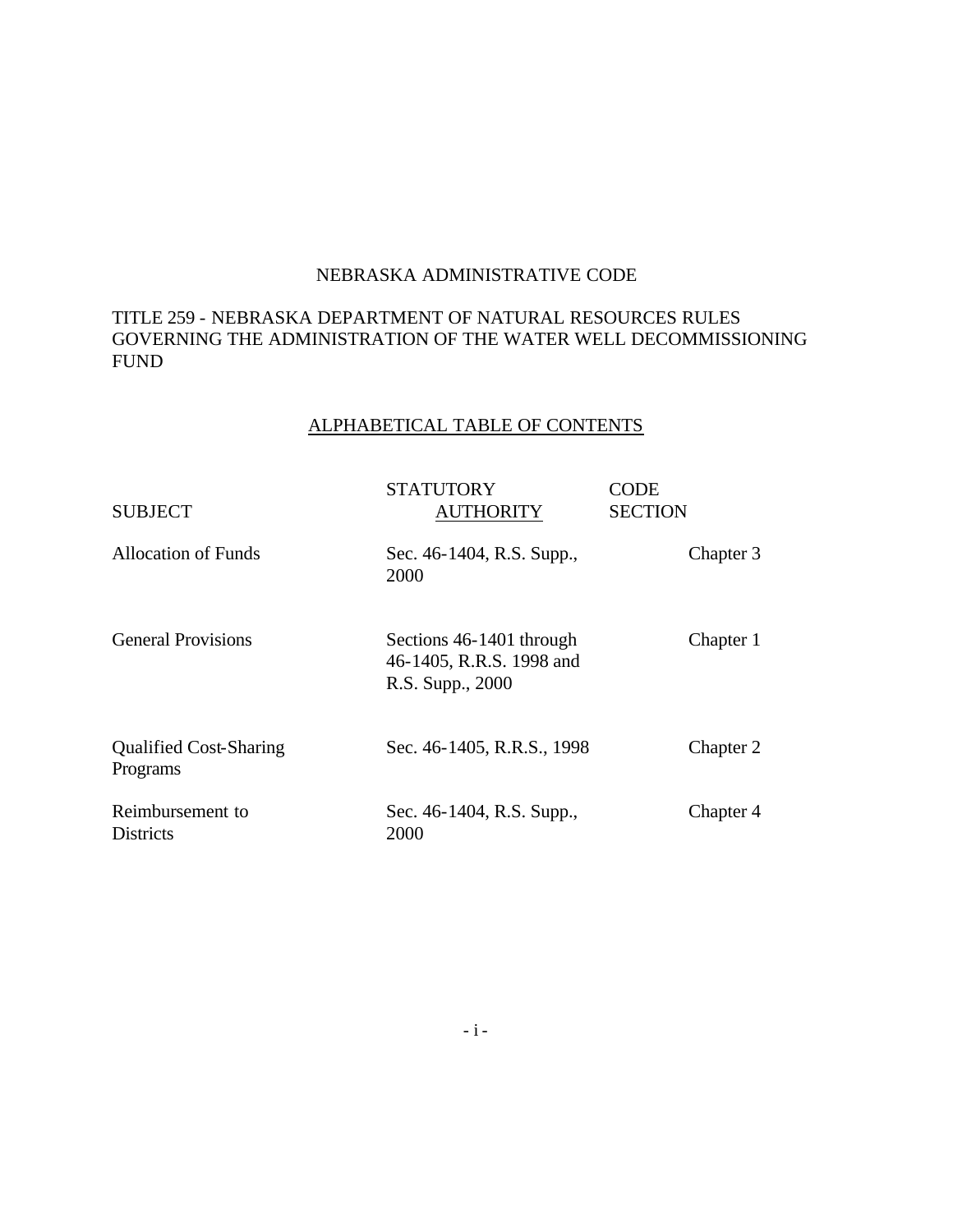NEBRASKA ADMINISTRATIVE CODE

TITLE 259 - NEBRASKA DEPARTMENT OF NATURAL RESOURCES RULES GOVERNING THE ADMINISTRATION OF THE WATER WELL DECOMMISSIONING FUND

## ALPHABETICAL TABLE OF CONTENTS

| SUBJECT | STATUTORY AUTHORITY | CODE SECTION |
|---|---|---|
| Allocation of Funds | Sec. 46-1404, R.S. Supp., 2000 | Chapter 3 |
| General Provisions | Sections 46-1401 through 46-1405, R.R.S. 1998 and R.S. Supp., 2000 | Chapter 1 |
| Qualified Cost-Sharing Programs | Sec. 46-1405, R.R.S., 1998 | Chapter 2 |
| Reimbursement to Districts | Sec. 46-1404, R.S. Supp., 2000 | Chapter 4 |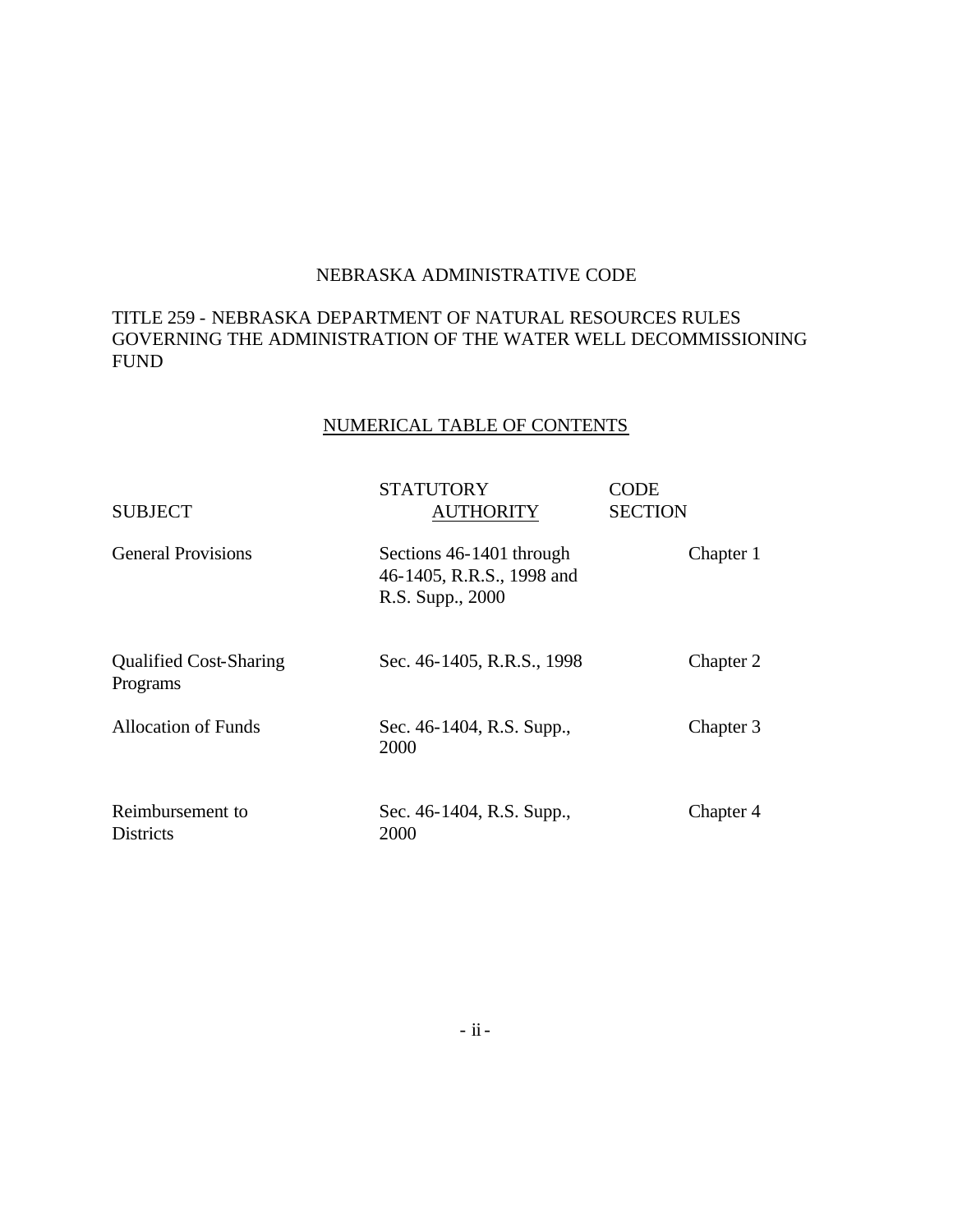NEBRASKA ADMINISTRATIVE CODE

TITLE 259 - NEBRASKA DEPARTMENT OF NATURAL RESOURCES RULES GOVERNING THE ADMINISTRATION OF THE WATER WELL DECOMMISSIONING FUND

NUMERICAL TABLE OF CONTENTS

| SUBJECT | STATUTORY AUTHORITY | CODE SECTION |
|---|---|---|
| General Provisions | Sections 46-1401 through 46-1405, R.R.S., 1998 and R.S. Supp., 2000 | Chapter 1 |
| Qualified Cost-Sharing Programs | Sec. 46-1405, R.R.S., 1998 | Chapter 2 |
| Allocation of Funds | Sec. 46-1404, R.S. Supp., 2000 | Chapter 3 |
| Reimbursement to Districts | Sec. 46-1404, R.S. Supp., 2000 | Chapter 4 |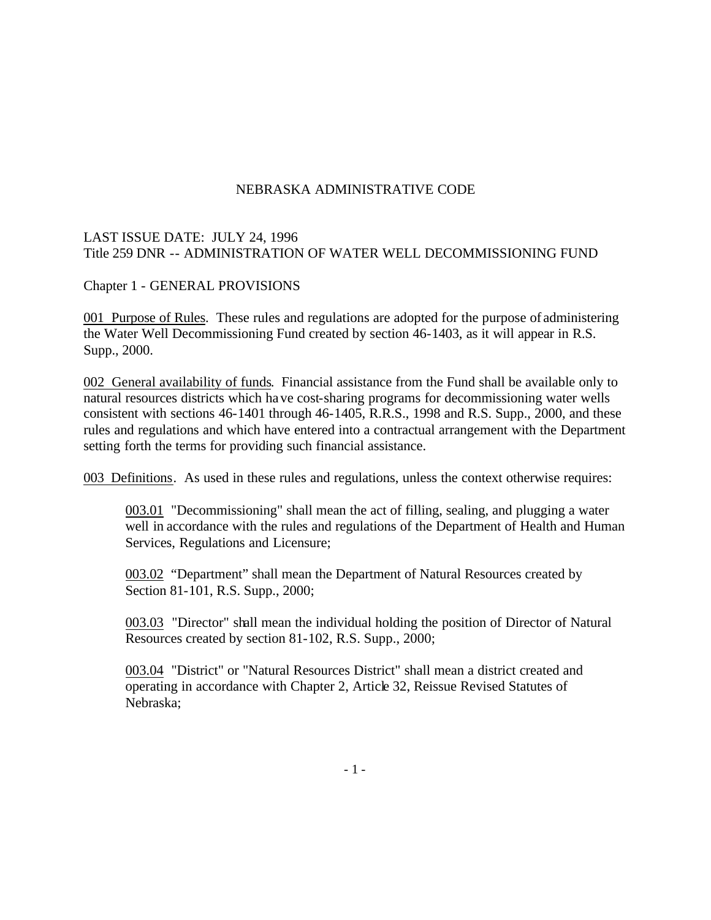NEBRASKA ADMINISTRATIVE CODE

LAST ISSUE DATE: JULY 24, 1996
Title 259 DNR -- ADMINISTRATION OF WATER WELL DECOMMISSIONING FUND

Chapter 1 - GENERAL PROVISIONS

<u>001 Purpose of Rules</u>. These rules and regulations are adopted for the purpose of administering the Water Well Decommissioning Fund created by section 46-1403, as it will appear in R.S. Supp., 2000.

<u>002 General availability of funds</u>. Financial assistance from the Fund shall be available only to natural resources districts which have cost-sharing programs for decommissioning water wells consistent with sections 46-1401 through 46-1405, R.R.S., 1998 and R.S. Supp., 2000, and these rules and regulations and which have entered into a contractual arrangement with the Department setting forth the terms for providing such financial assistance.

<u>003 Definitions</u>. As used in these rules and regulations, unless the context otherwise requires:

> <u>003.01</u> "Decommissioning" shall mean the act of filling, sealing, and plugging a water well in accordance with the rules and regulations of the Department of Health and Human Services, Regulations and Licensure;
>
> <u>003.02</u> "Department" shall mean the Department of Natural Resources created by Section 81-101, R.S. Supp., 2000;
>
> <u>003.03</u> "Director" shall mean the individual holding the position of Director of Natural Resources created by section 81-102, R.S. Supp., 2000;
>
> <u>003.04</u> "District" or "Natural Resources District" shall mean a district created and operating in accordance with Chapter 2, Article 32, Reissue Revised Statutes of Nebraska;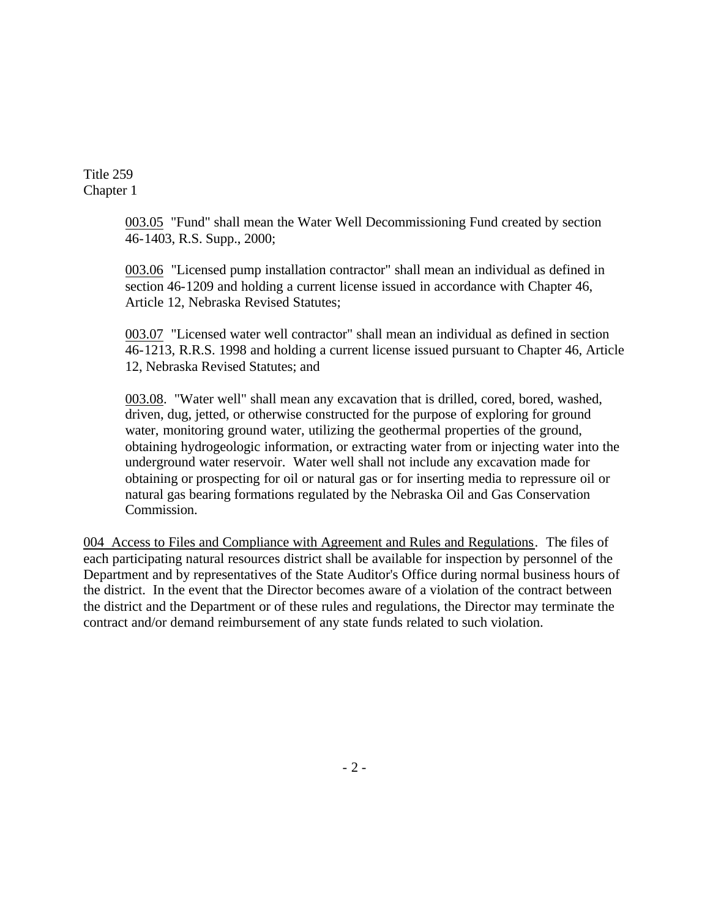003.05 "Fund" shall mean the Water Well Decommissioning Fund created by section 46-1403, R.S. Supp., 2000;

003.06 "Licensed pump installation contractor" shall mean an individual as defined in section 46-1209 and holding a current license issued in accordance with Chapter 46, Article 12, Nebraska Revised Statutes;

003.07 "Licensed water well contractor" shall mean an individual as defined in section 46-1213, R.R.S. 1998 and holding a current license issued pursuant to Chapter 46, Article 12, Nebraska Revised Statutes; and

003.08. "Water well" shall mean any excavation that is drilled, cored, bored, washed, driven, dug, jetted, or otherwise constructed for the purpose of exploring for ground water, monitoring ground water, utilizing the geothermal properties of the ground, obtaining hydrogeologic information, or extracting water from or injecting water into the underground water reservoir. Water well shall not include any excavation made for obtaining or prospecting for oil or natural gas or for inserting media to repressure oil or natural gas bearing formations regulated by the Nebraska Oil and Gas Conservation Commission.

004 Access to Files and Compliance with Agreement and Rules and Regulations. The files of each participating natural resources district shall be available for inspection by personnel of the Department and by representatives of the State Auditor's Office during normal business hours of the district. In the event that the Director becomes aware of a violation of the contract between the district and the Department or of these rules and regulations, the Director may terminate the contract and/or demand reimbursement of any state funds related to such violation.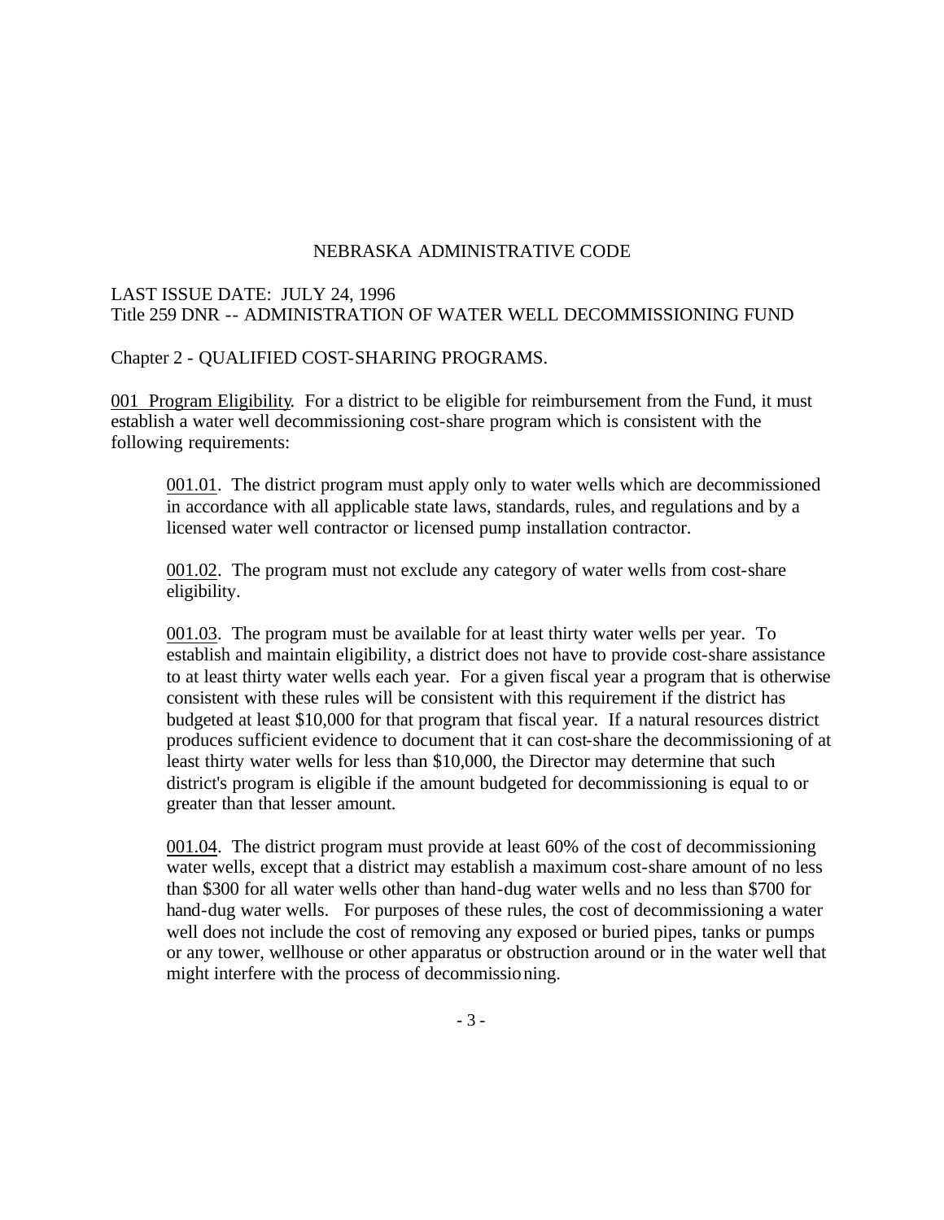NEBRASKA ADMINISTRATIVE CODE

LAST ISSUE DATE: JULY 24, 1996
Title 259 DNR -- ADMINISTRATION OF WATER WELL DECOMMISSIONING FUND

Chapter 2 - QUALIFIED COST-SHARING PROGRAMS.

001 Program Eligibility. For a district to be eligible for reimbursement from the Fund, it must establish a water well decommissioning cost-share program which is consistent with the following requirements:

001.01. The district program must apply only to water wells which are decommissioned in accordance with all applicable state laws, standards, rules, and regulations and by a licensed water well contractor or licensed pump installation contractor.

001.02. The program must not exclude any category of water wells from cost-share eligibility.

001.03. The program must be available for at least thirty water wells per year. To establish and maintain eligibility, a district does not have to provide cost-share assistance to at least thirty water wells each year. For a given fiscal year a program that is otherwise consistent with these rules will be consistent with this requirement if the district has budgeted at least $10,000 for that program that fiscal year. If a natural resources district produces sufficient evidence to document that it can cost-share the decommissioning of at least thirty water wells for less than $10,000, the Director may determine that such district's program is eligible if the amount budgeted for decommissioning is equal to or greater than that lesser amount.

001.04. The district program must provide at least 60% of the cost of decommissioning water wells, except that a district may establish a maximum cost-share amount of no less than $300 for all water wells other than hand-dug water wells and no less than $700 for hand-dug water wells. For purposes of these rules, the cost of decommissioning a water well does not include the cost of removing any exposed or buried pipes, tanks or pumps or any tower, wellhouse or other apparatus or obstruction around or in the water well that might interfere with the process of decommissioning.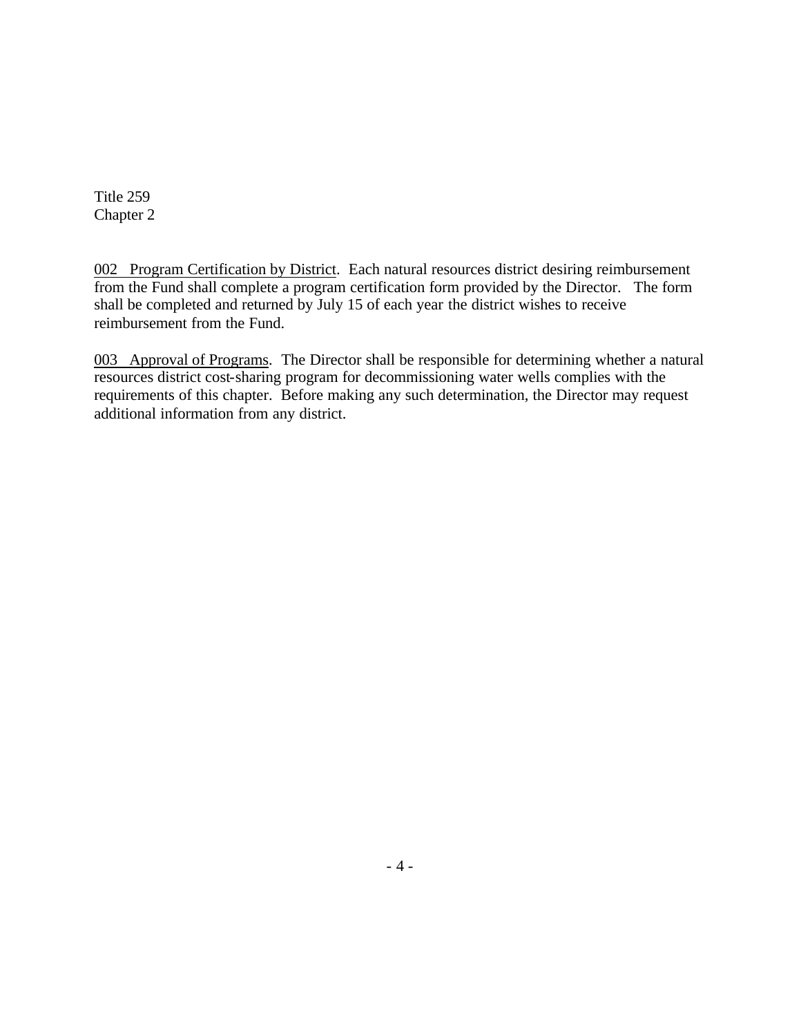Title 259
Chapter 2

<u>002 Program Certification by District</u>. Each natural resources district desiring reimbursement from the Fund shall complete a program certification form provided by the Director. The form shall be completed and returned by July 15 of each year the district wishes to receive reimbursement from the Fund.

<u>003 Approval of Programs</u>. The Director shall be responsible for determining whether a natural resources district cost-sharing program for decommissioning water wells complies with the requirements of this chapter. Before making any such determination, the Director may request additional information from any district.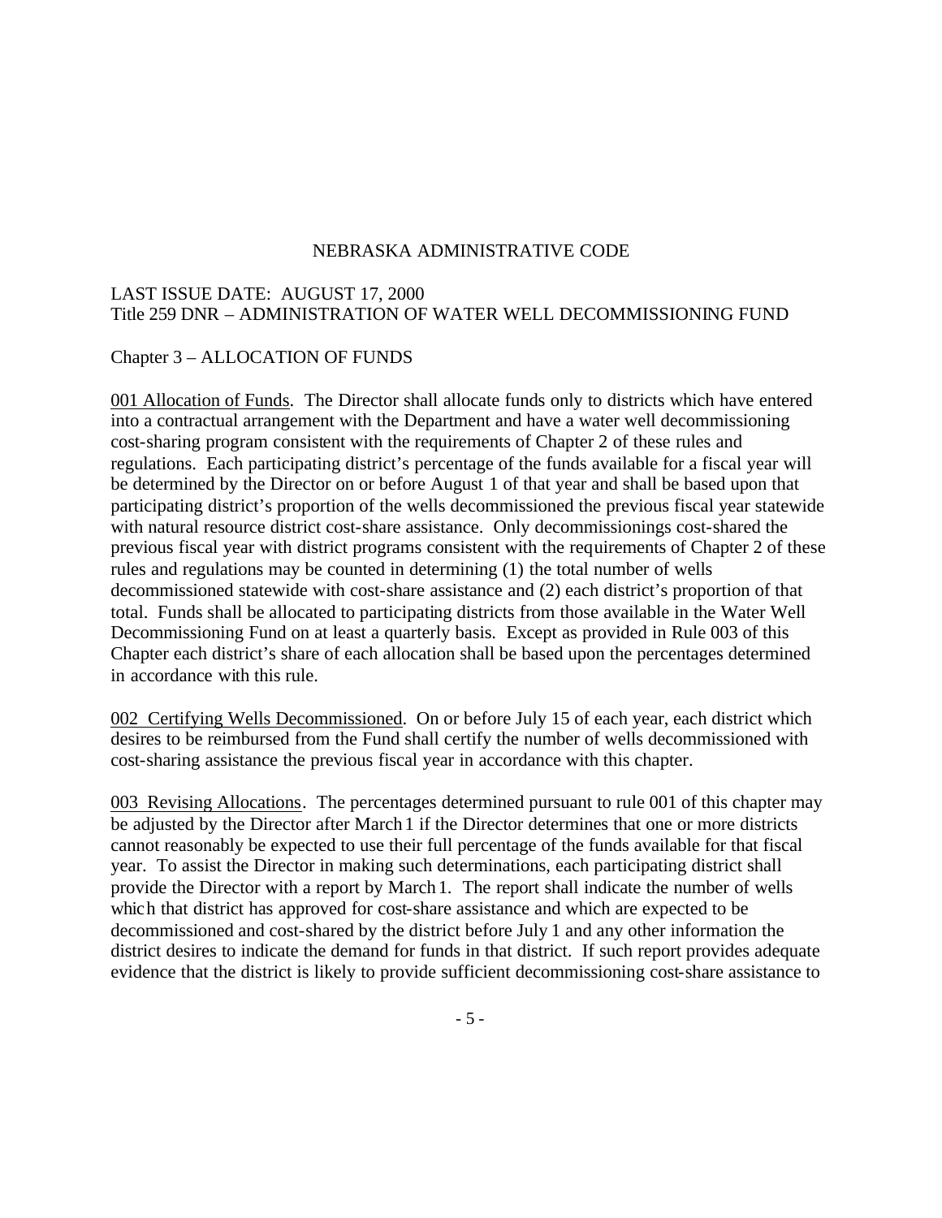NEBRASKA ADMINISTRATIVE CODE

LAST ISSUE DATE: AUGUST 17, 2000
Title 259 DNR – ADMINISTRATION OF WATER WELL DECOMMISSIONING FUND

Chapter 3 – ALLOCATION OF FUNDS

001 Allocation of Funds. The Director shall allocate funds only to districts which have entered into a contractual arrangement with the Department and have a water well decommissioning cost-sharing program consistent with the requirements of Chapter 2 of these rules and regulations. Each participating district's percentage of the funds available for a fiscal year will be determined by the Director on or before August 1 of that year and shall be based upon that participating district's proportion of the wells decommissioned the previous fiscal year statewide with natural resource district cost-share assistance. Only decommissionings cost-shared the previous fiscal year with district programs consistent with the requirements of Chapter 2 of these rules and regulations may be counted in determining (1) the total number of wells decommissioned statewide with cost-share assistance and (2) each district's proportion of that total. Funds shall be allocated to participating districts from those available in the Water Well Decommissioning Fund on at least a quarterly basis. Except as provided in Rule 003 of this Chapter each district's share of each allocation shall be based upon the percentages determined in accordance with this rule.

002 Certifying Wells Decommissioned. On or before July 15 of each year, each district which desires to be reimbursed from the Fund shall certify the number of wells decommissioned with cost-sharing assistance the previous fiscal year in accordance with this chapter.

003 Revising Allocations. The percentages determined pursuant to rule 001 of this chapter may be adjusted by the Director after March 1 if the Director determines that one or more districts cannot reasonably be expected to use their full percentage of the funds available for that fiscal year. To assist the Director in making such determinations, each participating district shall provide the Director with a report by March 1. The report shall indicate the number of wells which that district has approved for cost-share assistance and which are expected to be decommissioned and cost-shared by the district before July 1 and any other information the district desires to indicate the demand for funds in that district. If such report provides adequate evidence that the district is likely to provide sufficient decommissioning cost-share assistance to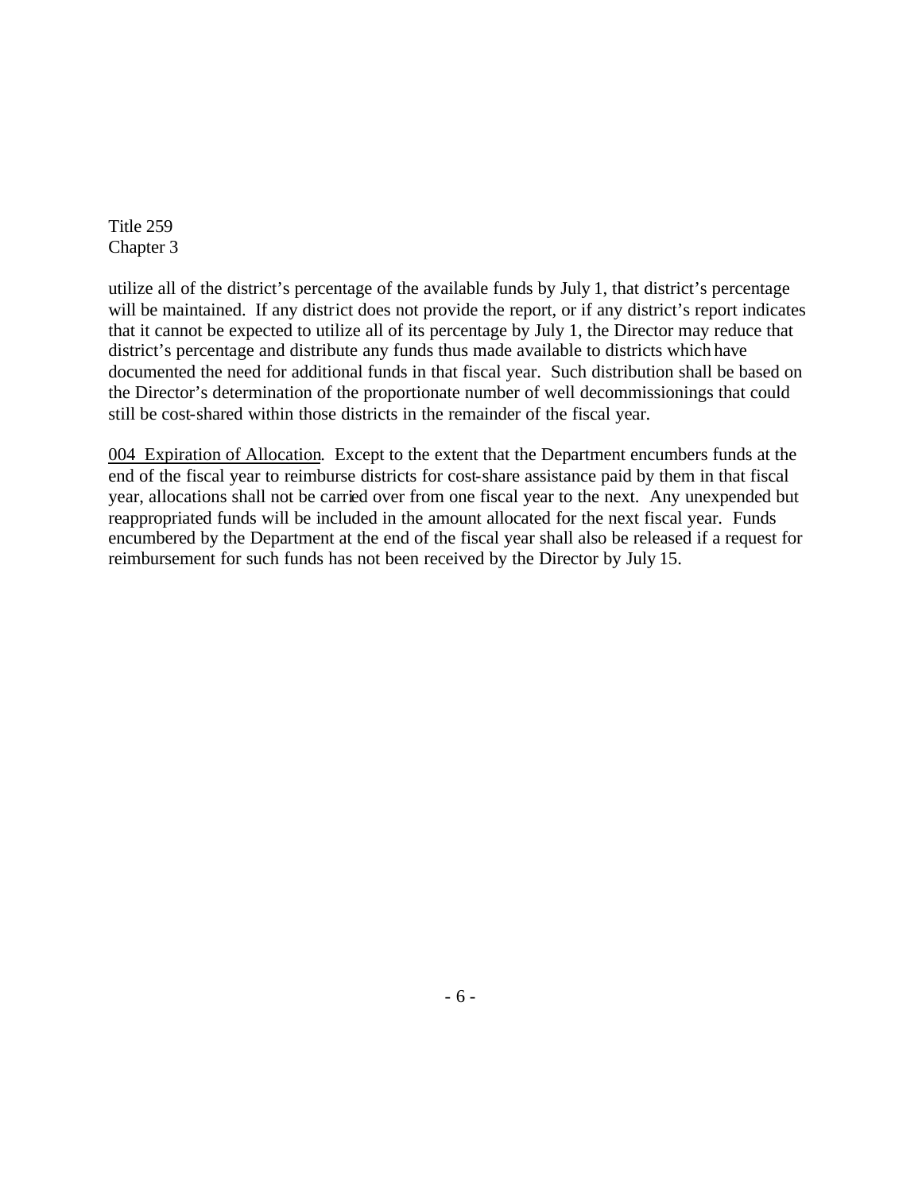utilize all of the district's percentage of the available funds by July 1, that district's percentage will be maintained. If any district does not provide the report, or if any district's report indicates that it cannot be expected to utilize all of its percentage by July 1, the Director may reduce that district's percentage and distribute any funds thus made available to districts which have documented the need for additional funds in that fiscal year. Such distribution shall be based on the Director's determination of the proportionate number of well decommissionings that could still be cost-shared within those districts in the remainder of the fiscal year.

004 Expiration of Allocation. Except to the extent that the Department encumbers funds at the end of the fiscal year to reimburse districts for cost-share assistance paid by them in that fiscal year, allocations shall not be carried over from one fiscal year to the next. Any unexpended but reappropriated funds will be included in the amount allocated for the next fiscal year. Funds encumbered by the Department at the end of the fiscal year shall also be released if a request for reimbursement for such funds has not been received by the Director by July 15.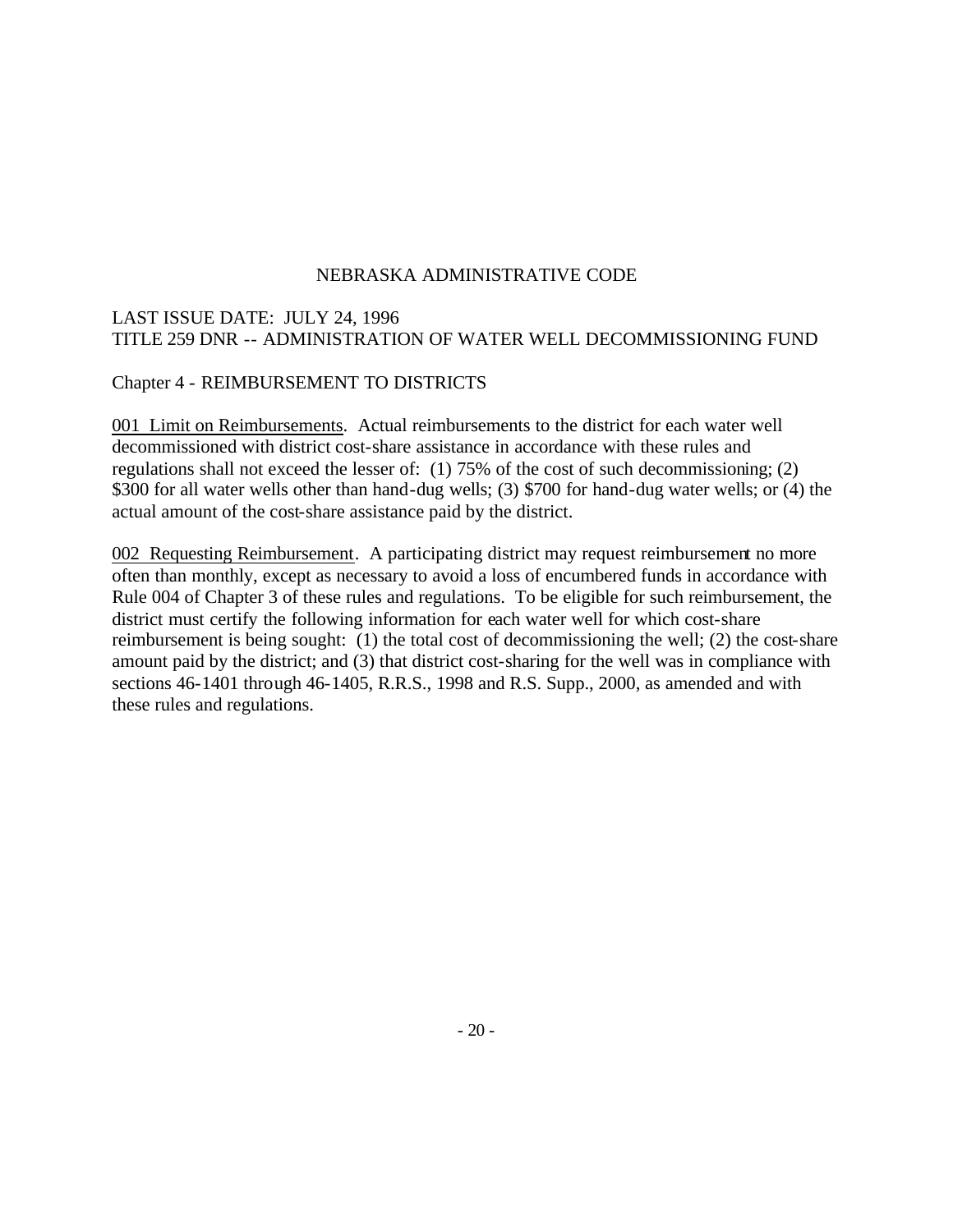NEBRASKA ADMINISTRATIVE CODE

LAST ISSUE DATE: JULY 24, 1996
TITLE 259 DNR -- ADMINISTRATION OF WATER WELL DECOMMISSIONING FUND

Chapter 4 - REIMBURSEMENT TO DISTRICTS

<u>001 Limit on Reimbursements</u>. Actual reimbursements to the district for each water well decommissioned with district cost-share assistance in accordance with these rules and regulations shall not exceed the lesser of: (1) 75% of the cost of such decommissioning; (2) $300 for all water wells other than hand-dug wells; (3) $700 for hand-dug water wells; or (4) the actual amount of the cost-share assistance paid by the district.

<u>002 Requesting Reimbursement</u>. A participating district may request reimbursement no more often than monthly, except as necessary to avoid a loss of encumbered funds in accordance with Rule 004 of Chapter 3 of these rules and regulations. To be eligible for such reimbursement, the district must certify the following information for each water well for which cost-share reimbursement is being sought: (1) the total cost of decommissioning the well; (2) the cost-share amount paid by the district; and (3) that district cost-sharing for the well was in compliance with sections 46-1401 through 46-1405, R.R.S., 1998 and R.S. Supp., 2000, as amended and with these rules and regulations.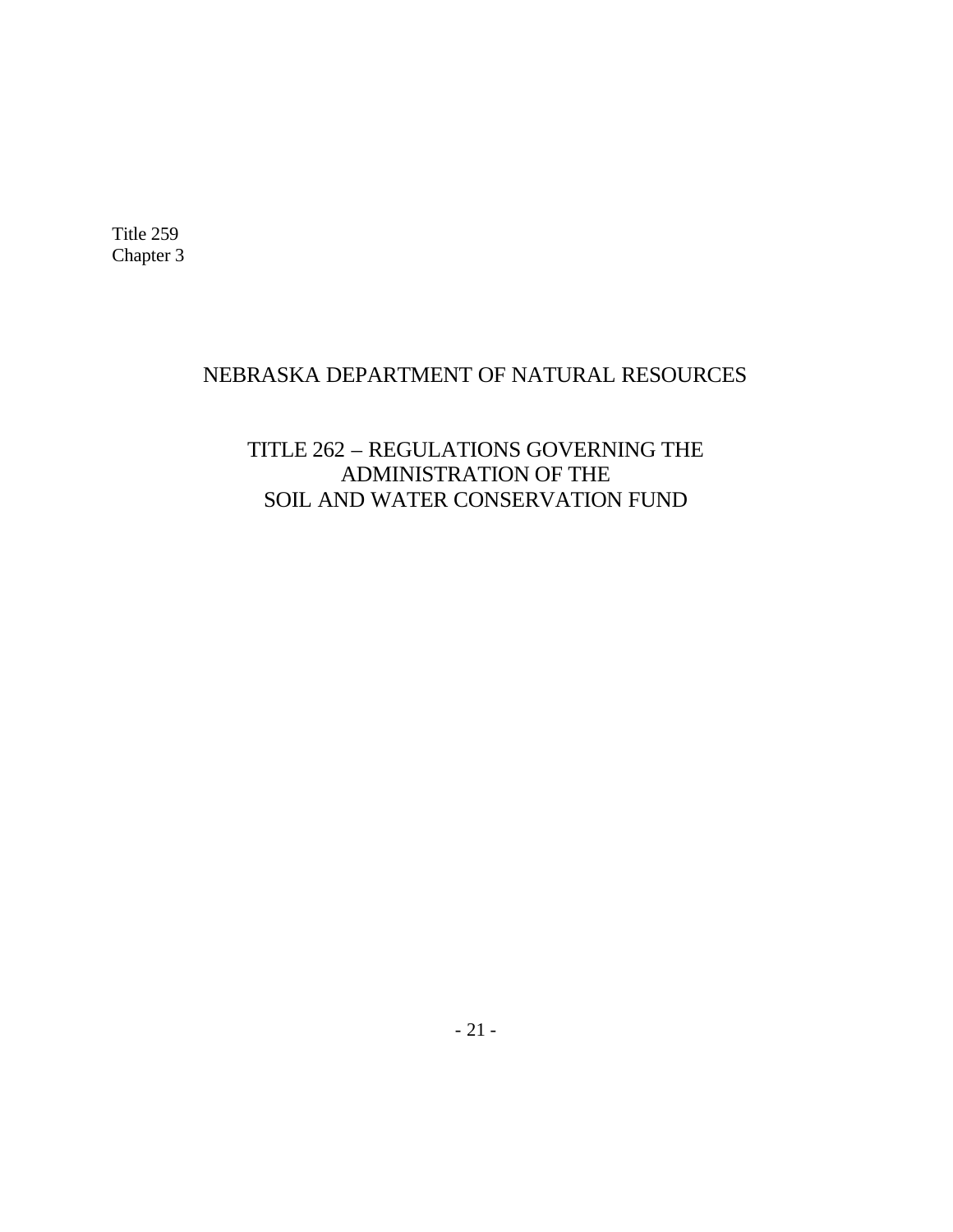Title 259
Chapter 3

# NEBRASKA DEPARTMENT OF NATURAL RESOURCES

## TITLE 262 – REGULATIONS GOVERNING THE ADMINISTRATION OF THE SOIL AND WATER CONSERVATION FUND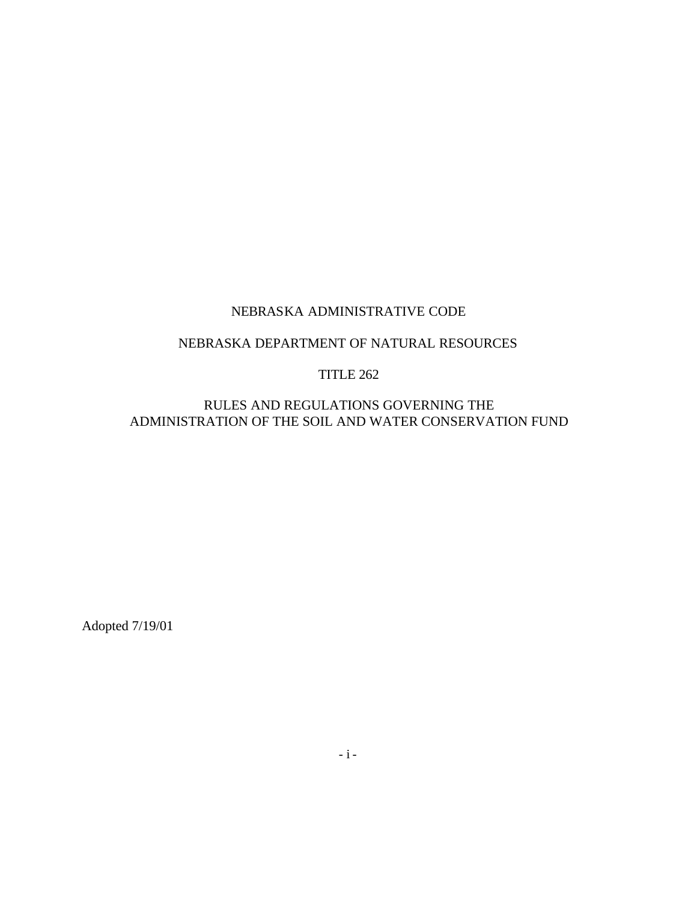NEBRASKA ADMINISTRATIVE CODE

NEBRASKA DEPARTMENT OF NATURAL RESOURCES

TITLE 262

RULES AND REGULATIONS GOVERNING THE ADMINISTRATION OF THE SOIL AND WATER CONSERVATION FUND

Adopted 7/19/01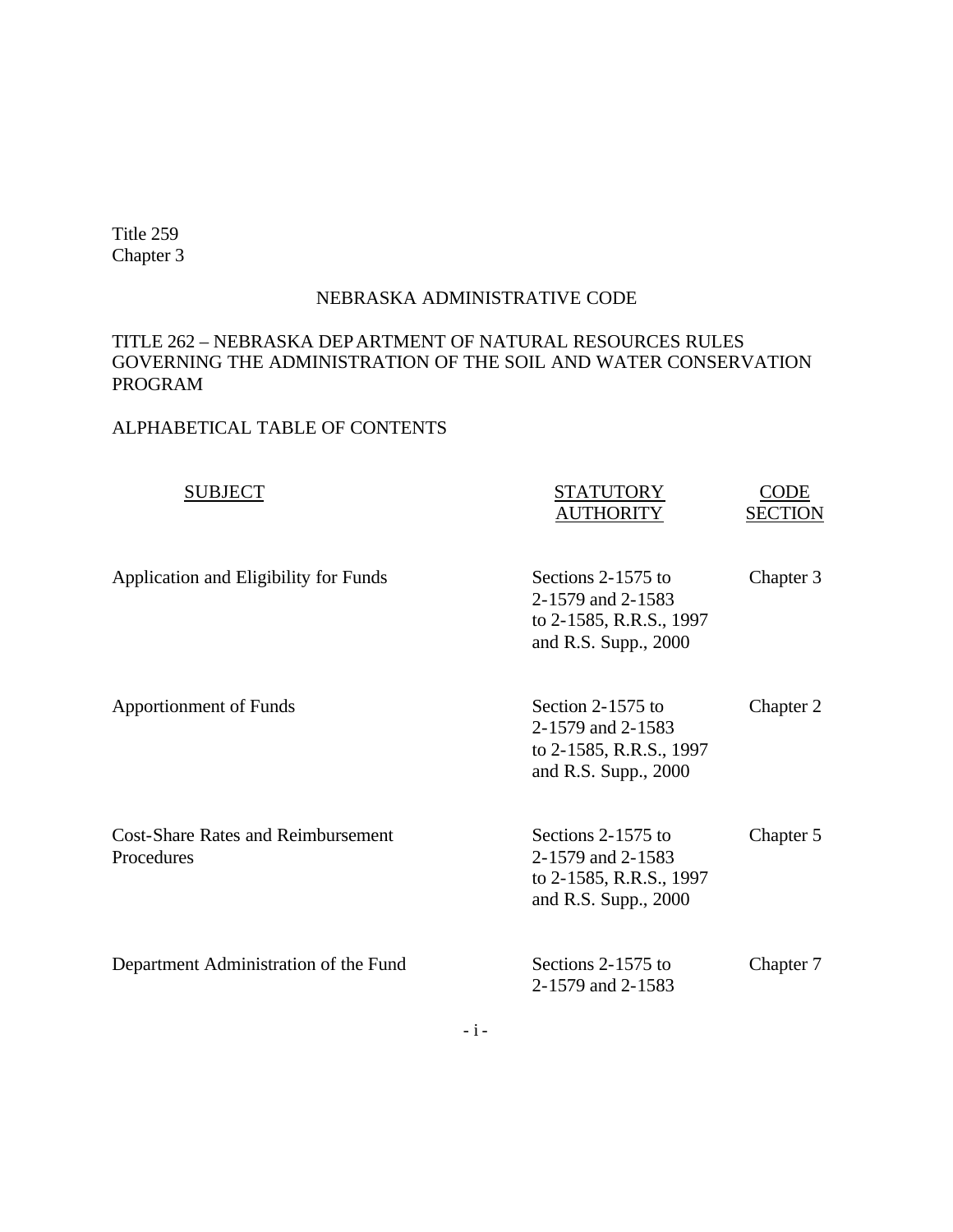Title 259
Chapter 3

NEBRASKA ADMINISTRATIVE CODE

TITLE 262 – NEBRASKA DEPARTMENT OF NATURAL RESOURCES RULES GOVERNING THE ADMINISTRATION OF THE SOIL AND WATER CONSERVATION PROGRAM

ALPHABETICAL TABLE OF CONTENTS

| SUBJECT | STATUTORY AUTHORITY | CODE SECTION |
|---|---|---|
| Application and Eligibility for Funds | Sections 2-1575 to 2-1579 and 2-1583 to 2-1585, R.R.S., 1997 and R.S. Supp., 2000 | Chapter 3 |
| Apportionment of Funds | Section 2-1575 to 2-1579 and 2-1583 to 2-1585, R.R.S., 1997 and R.S. Supp., 2000 | Chapter 2 |
| Cost-Share Rates and Reimbursement Procedures | Sections 2-1575 to 2-1579 and 2-1583 to 2-1585, R.R.S., 1997 and R.S. Supp., 2000 | Chapter 5 |
| Department Administration of the Fund | Sections 2-1575 to 2-1579 and 2-1583 | Chapter 7 |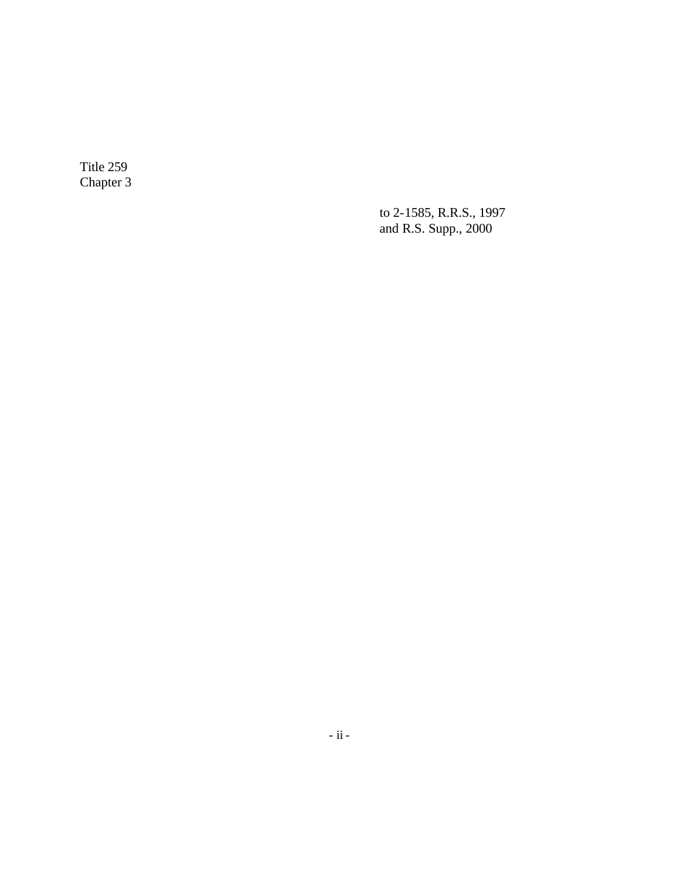Title 259
Chapter 3

to 2-1585, R.R.S., 1997
and R.S. Supp., 2000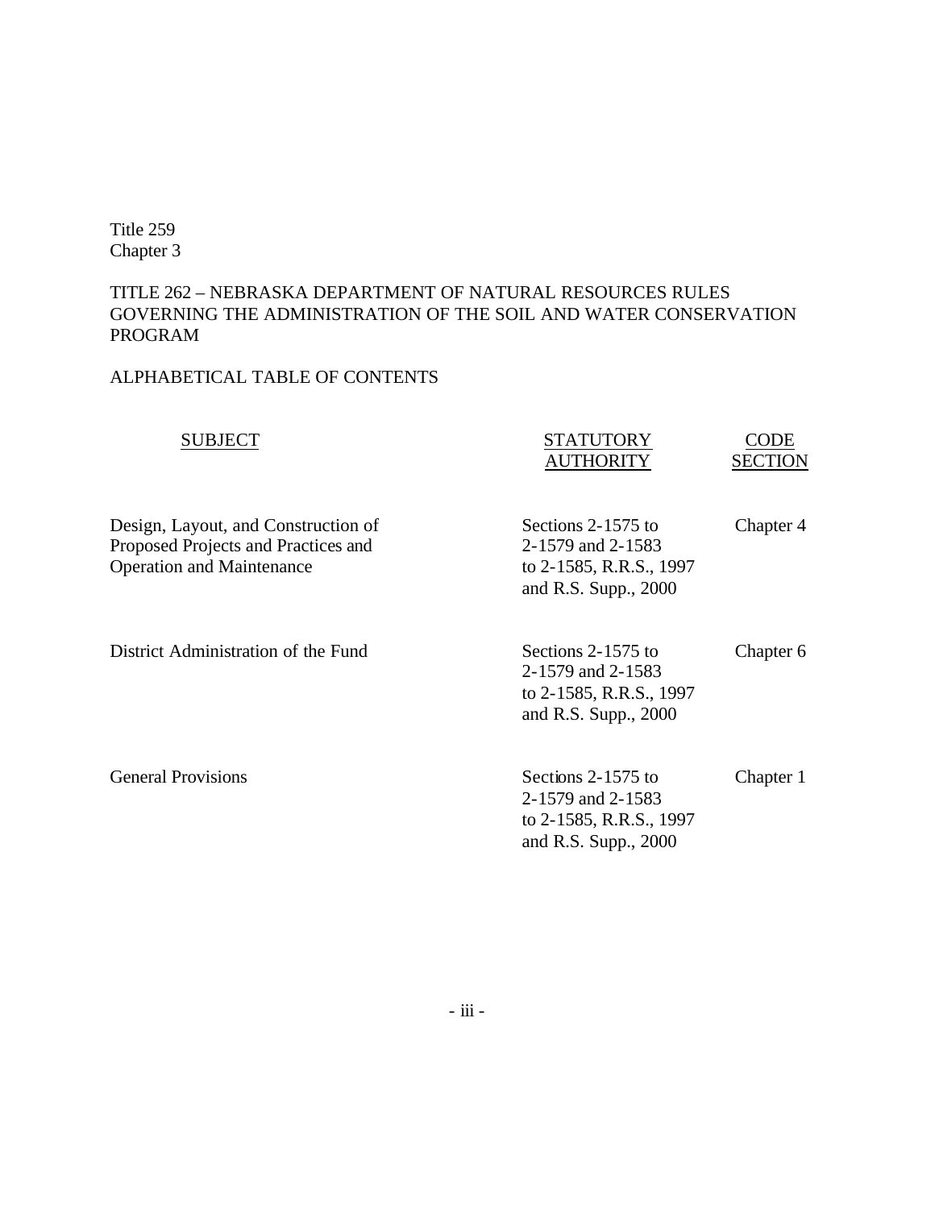Title 259
Chapter 3

TITLE 262 – NEBRASKA DEPARTMENT OF NATURAL RESOURCES RULES GOVERNING THE ADMINISTRATION OF THE SOIL AND WATER CONSERVATION PROGRAM

ALPHABETICAL TABLE OF CONTENTS

| SUBJECT | STATUTORY AUTHORITY | CODE SECTION |
|---|---|---|
| Design, Layout, and Construction of Proposed Projects and Practices and Operation and Maintenance | Sections 2-1575 to 2-1579 and 2-1583 to 2-1585, R.R.S., 1997 and R.S. Supp., 2000 | Chapter 4 |
| District Administration of the Fund | Sections 2-1575 to 2-1579 and 2-1583 to 2-1585, R.R.S., 1997 and R.S. Supp., 2000 | Chapter 6 |
| General Provisions | Sections 2-1575 to 2-1579 and 2-1583 to 2-1585, R.R.S., 1997 and R.S. Supp., 2000 | Chapter 1 |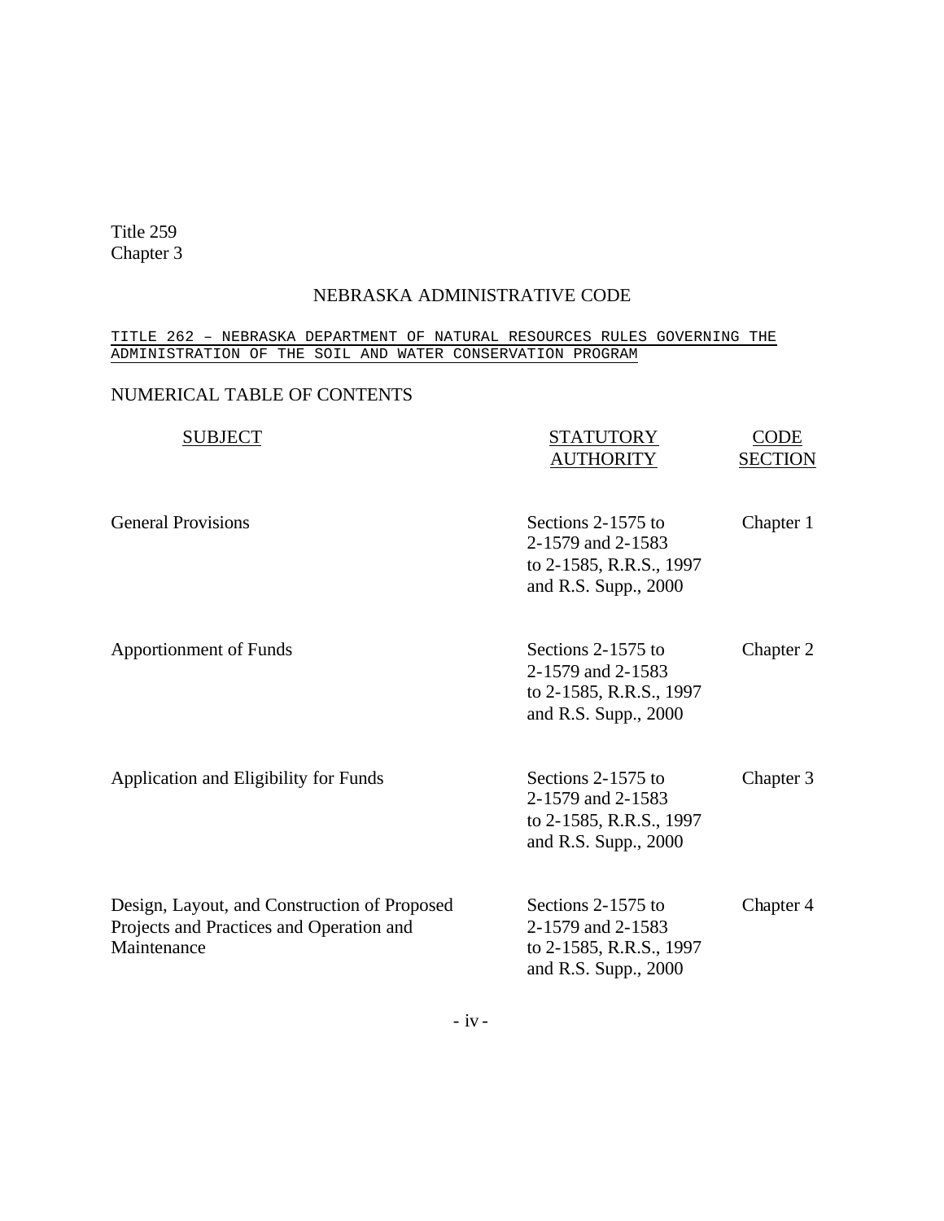Title 259
Chapter 3

NEBRASKA ADMINISTRATIVE CODE

TITLE 262 – NEBRASKA DEPARTMENT OF NATURAL RESOURCES RULES GOVERNING THE ADMINISTRATION OF THE SOIL AND WATER CONSERVATION PROGRAM

NUMERICAL TABLE OF CONTENTS

| SUBJECT | STATUTORY AUTHORITY | CODE SECTION |
| --- | --- | --- |
| General Provisions | Sections 2-1575 to 2-1579 and 2-1583 to 2-1585, R.R.S., 1997 and R.S. Supp., 2000 | Chapter 1 |
| Apportionment of Funds | Sections 2-1575 to 2-1579 and 2-1583 to 2-1585, R.R.S., 1997 and R.S. Supp., 2000 | Chapter 2 |
| Application and Eligibility for Funds | Sections 2-1575 to 2-1579 and 2-1583 to 2-1585, R.R.S., 1997 and R.S. Supp., 2000 | Chapter 3 |
| Design, Layout, and Construction of Proposed Projects and Practices and Operation and Maintenance | Sections 2-1575 to 2-1579 and 2-1583 to 2-1585, R.R.S., 1997 and R.S. Supp., 2000 | Chapter 4 |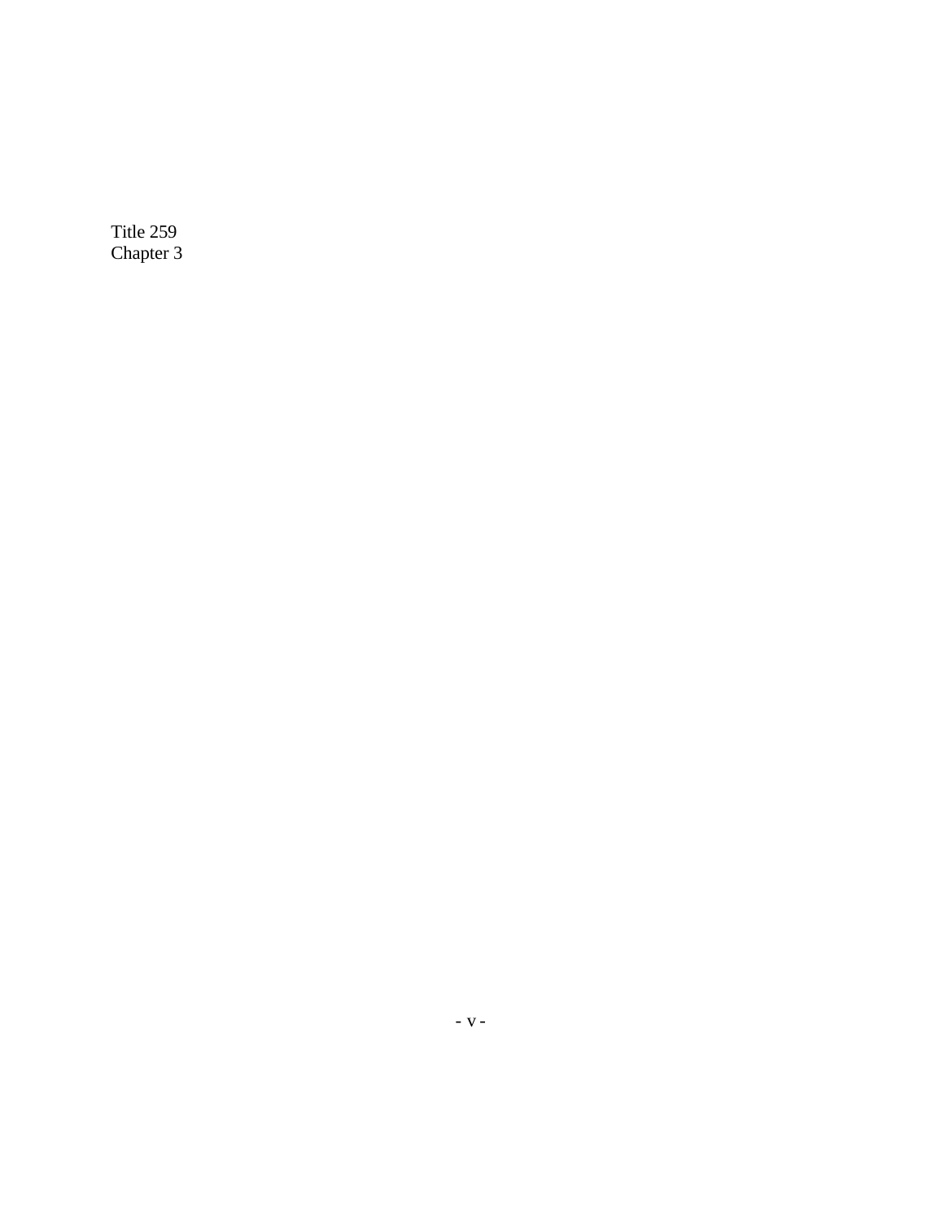Title 259
Chapter 3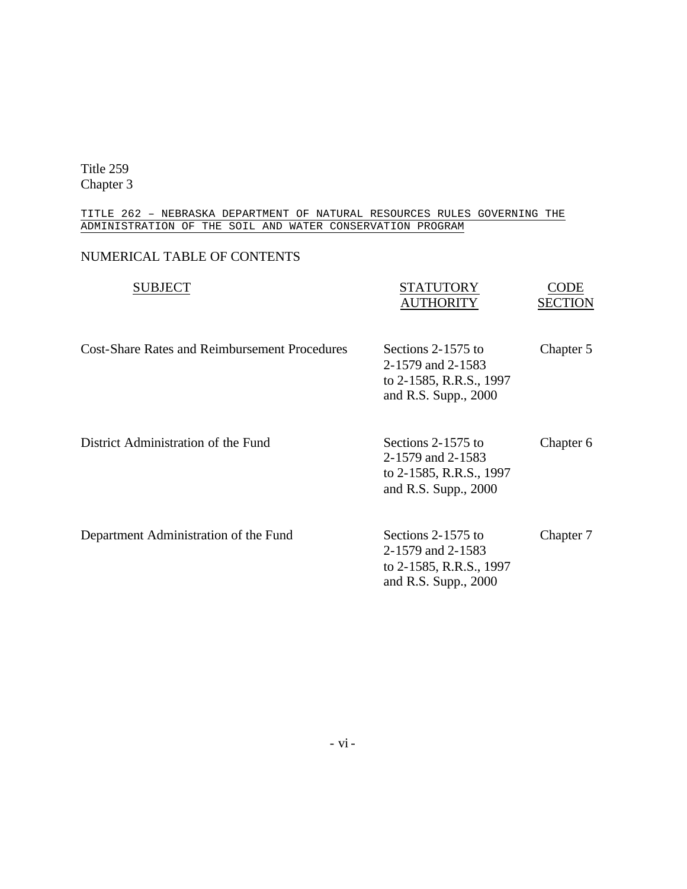Title 259
Chapter 3

TITLE 262 – NEBRASKA DEPARTMENT OF NATURAL RESOURCES RULES GOVERNING THE ADMINISTRATION OF THE SOIL AND WATER CONSERVATION PROGRAM

NUMERICAL TABLE OF CONTENTS

| SUBJECT | STATUTORY AUTHORITY | CODE SECTION |
|---|---|---|
| Cost-Share Rates and Reimbursement Procedures | Sections 2-1575 to 2-1579 and 2-1583 to 2-1585, R.R.S., 1997 and R.S. Supp., 2000 | Chapter 5 |
| District Administration of the Fund | Sections 2-1575 to 2-1579 and 2-1583 to 2-1585, R.R.S., 1997 and R.S. Supp., 2000 | Chapter 6 |
| Department Administration of the Fund | Sections 2-1575 to 2-1579 and 2-1583 to 2-1585, R.R.S., 1997 and R.S. Supp., 2000 | Chapter 7 |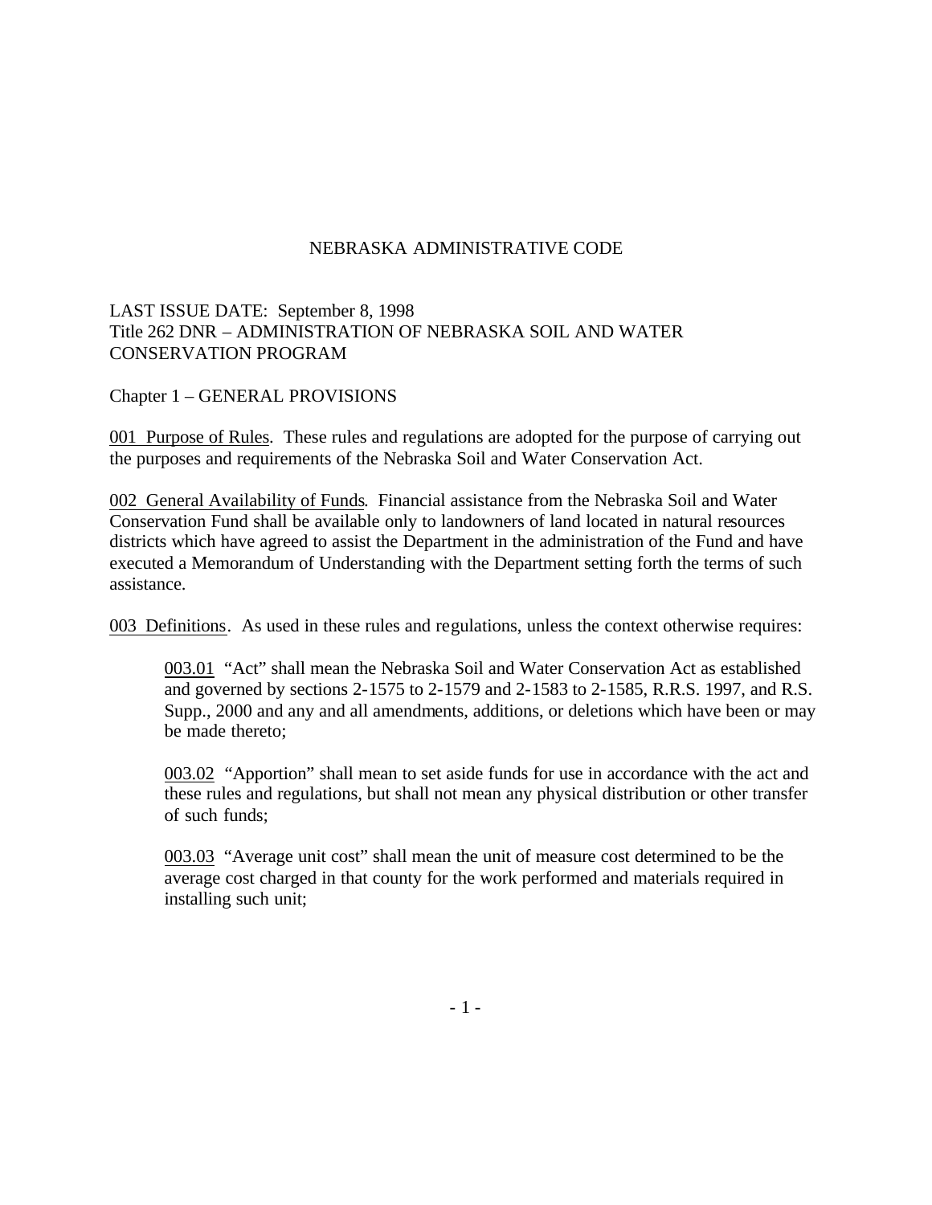NEBRASKA ADMINISTRATIVE CODE

LAST ISSUE DATE: September 8, 1998
Title 262 DNR – ADMINISTRATION OF NEBRASKA SOIL AND WATER CONSERVATION PROGRAM

Chapter 1 – GENERAL PROVISIONS

<u>001 Purpose of Rules</u>. These rules and regulations are adopted for the purpose of carrying out the purposes and requirements of the Nebraska Soil and Water Conservation Act.

<u>002 General Availability of Funds</u>. Financial assistance from the Nebraska Soil and Water Conservation Fund shall be available only to landowners of land located in natural resources districts which have agreed to assist the Department in the administration of the Fund and have executed a Memorandum of Understanding with the Department setting forth the terms of such assistance.

<u>003 Definitions</u>. As used in these rules and regulations, unless the context otherwise requires:

> <u>003.01</u> "Act" shall mean the Nebraska Soil and Water Conservation Act as established and governed by sections 2-1575 to 2-1579 and 2-1583 to 2-1585, R.R.S. 1997, and R.S. Supp., 2000 and any and all amendments, additions, or deletions which have been or may be made thereto;
>
> <u>003.02</u> "Apportion" shall mean to set aside funds for use in accordance with the act and these rules and regulations, but shall not mean any physical distribution or other transfer of such funds;
>
> <u>003.03</u> "Average unit cost" shall mean the unit of measure cost determined to be the average cost charged in that county for the work performed and materials required in installing such unit;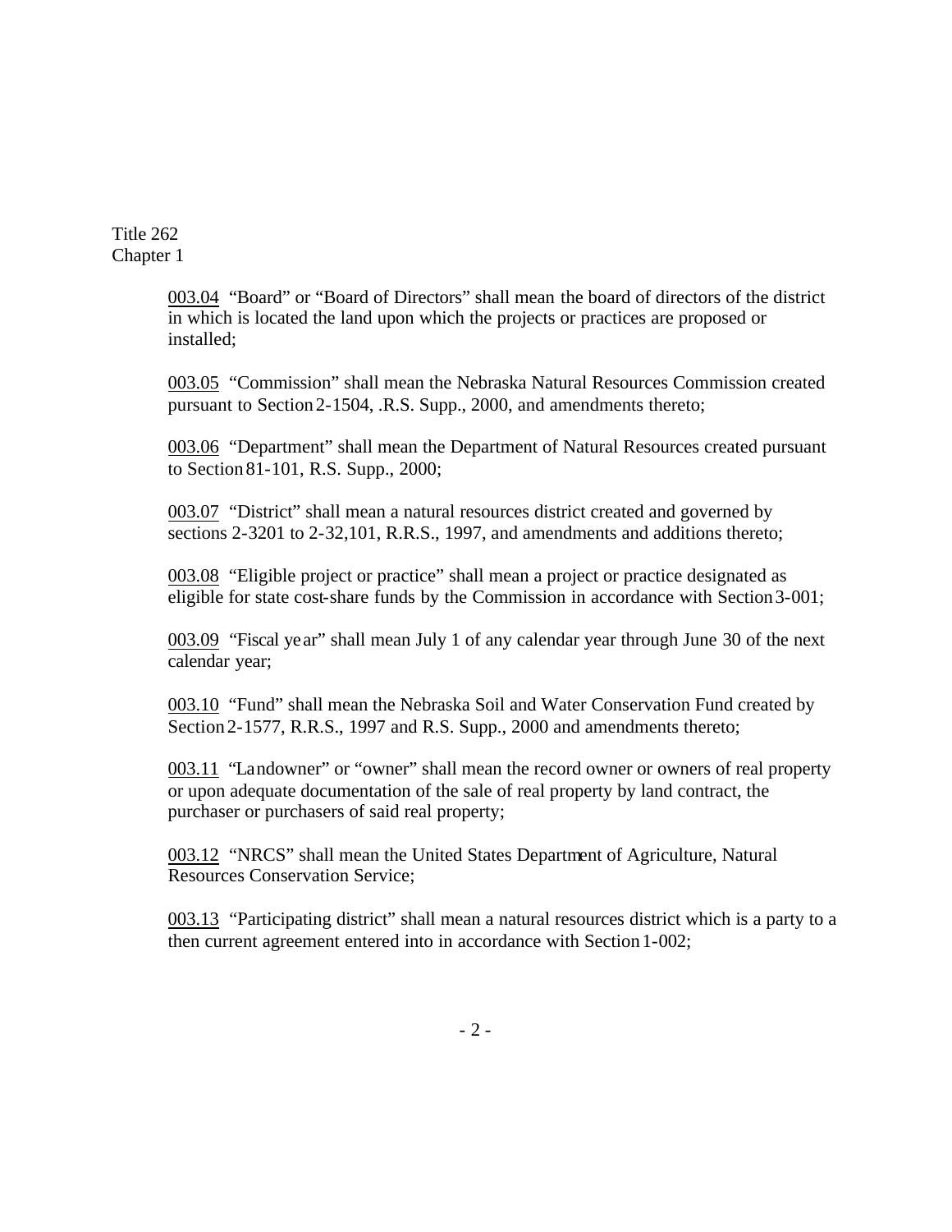Title 262
Chapter 1

003.04 "Board" or "Board of Directors" shall mean the board of directors of the district in which is located the land upon which the projects or practices are proposed or installed;

003.05 "Commission" shall mean the Nebraska Natural Resources Commission created pursuant to Section 2-1504, .R.S. Supp., 2000, and amendments thereto;

003.06 "Department" shall mean the Department of Natural Resources created pursuant to Section 81-101, R.S. Supp., 2000;

003.07 "District" shall mean a natural resources district created and governed by sections 2-3201 to 2-32,101, R.R.S., 1997, and amendments and additions thereto;

003.08 "Eligible project or practice" shall mean a project or practice designated as eligible for state cost-share funds by the Commission in accordance with Section 3-001;

003.09 "Fiscal year" shall mean July 1 of any calendar year through June 30 of the next calendar year;

003.10 "Fund" shall mean the Nebraska Soil and Water Conservation Fund created by Section 2-1577, R.R.S., 1997 and R.S. Supp., 2000 and amendments thereto;

003.11 "Landowner" or "owner" shall mean the record owner or owners of real property or upon adequate documentation of the sale of real property by land contract, the purchaser or purchasers of said real property;

003.12 "NRCS" shall mean the United States Department of Agriculture, Natural Resources Conservation Service;

003.13 "Participating district" shall mean a natural resources district which is a party to a then current agreement entered into in accordance with Section 1-002;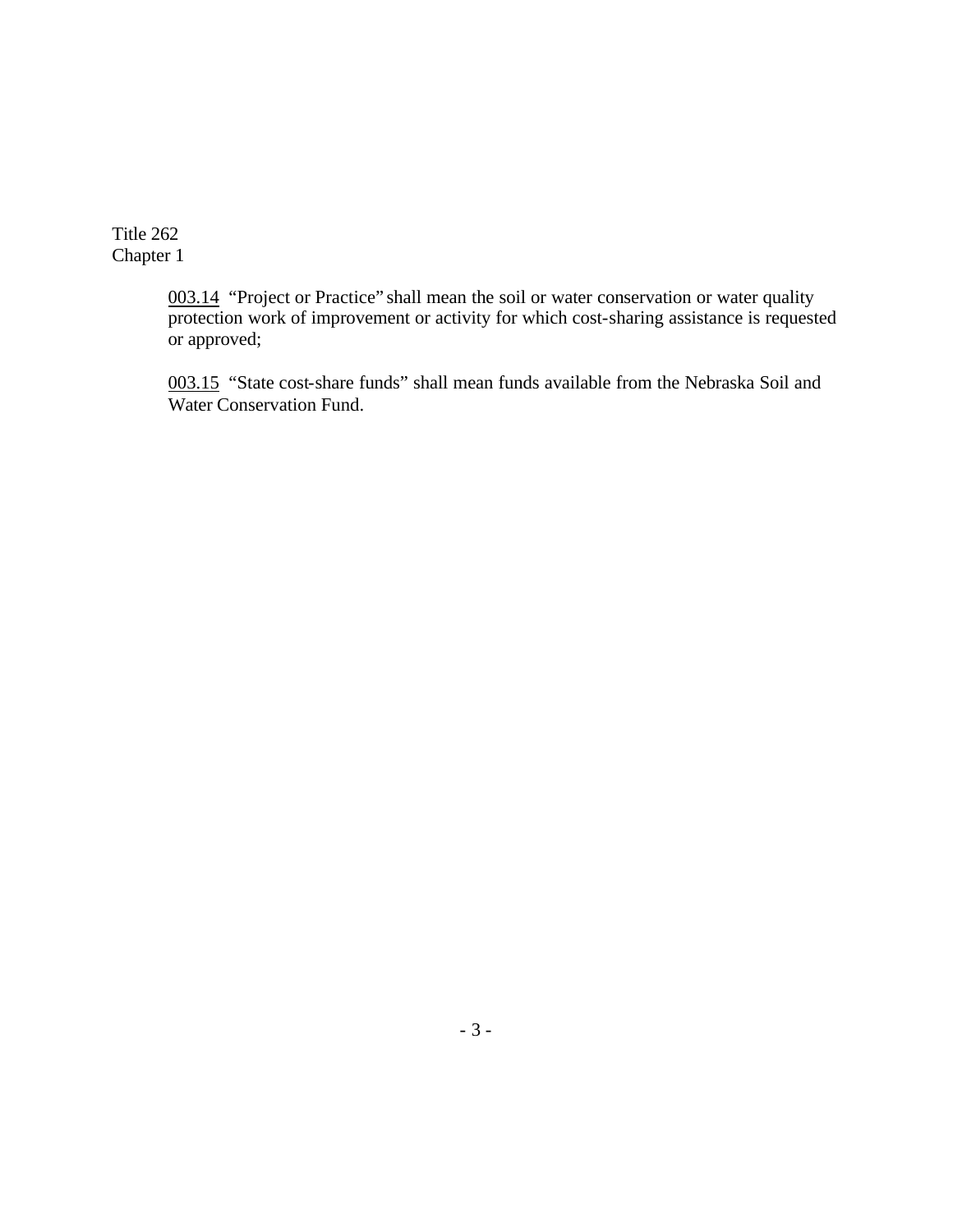003.14 "Project or Practice" shall mean the soil or water conservation or water quality protection work of improvement or activity for which cost-sharing assistance is requested or approved;

003.15 "State cost-share funds" shall mean funds available from the Nebraska Soil and Water Conservation Fund.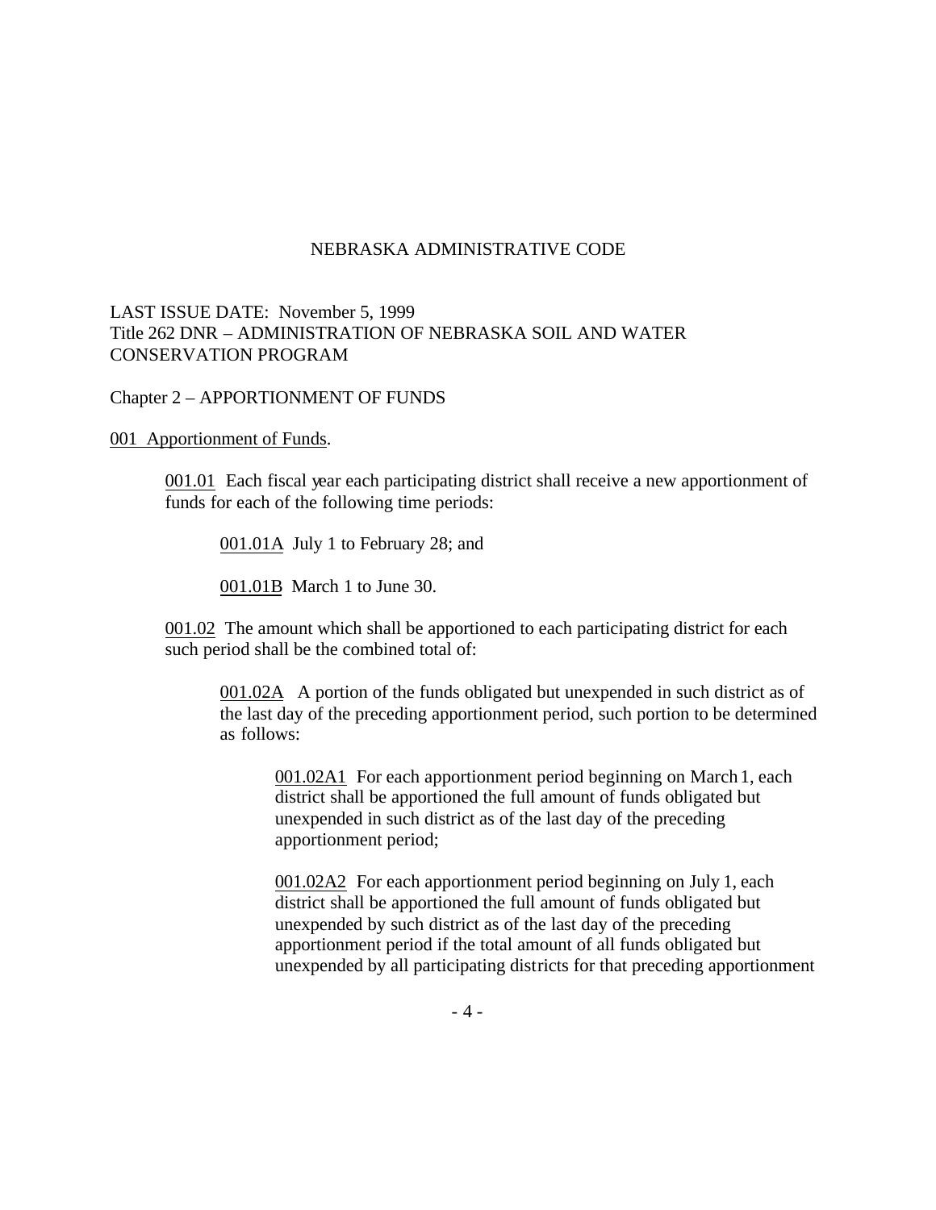NEBRASKA ADMINISTRATIVE CODE

LAST ISSUE DATE: November 5, 1999
Title 262 DNR – ADMINISTRATION OF NEBRASKA SOIL AND WATER CONSERVATION PROGRAM

Chapter 2 – APPORTIONMENT OF FUNDS

<u>001 Apportionment of Funds</u>.

<u>001.01</u> Each fiscal year each participating district shall receive a new apportionment of funds for each of the following time periods:

<u>001.01A</u> July 1 to February 28; and

<u>001.01B</u> March 1 to June 30.

<u>001.02</u> The amount which shall be apportioned to each participating district for each such period shall be the combined total of:

<u>001.02A</u> A portion of the funds obligated but unexpended in such district as of the last day of the preceding apportionment period, such portion to be determined as follows:

<u>001.02A1</u> For each apportionment period beginning on March 1, each district shall be apportioned the full amount of funds obligated but unexpended in such district as of the last day of the preceding apportionment period;

<u>001.02A2</u> For each apportionment period beginning on July 1, each district shall be apportioned the full amount of funds obligated but unexpended by such district as of the last day of the preceding apportionment period if the total amount of all funds obligated but unexpended by all participating districts for that preceding apportionment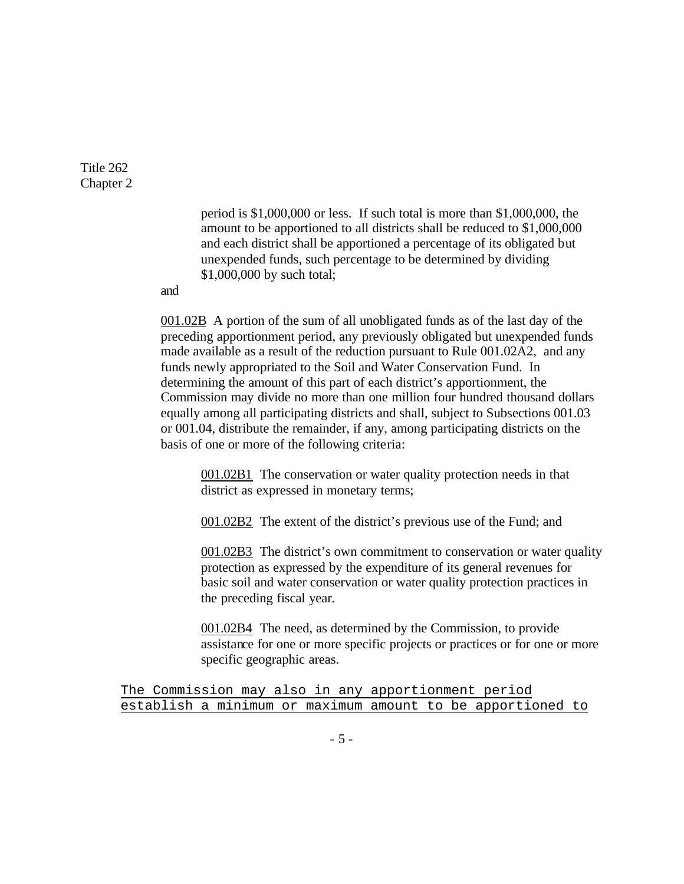period is $1,000,000 or less. If such total is more than $1,000,000, the amount to be apportioned to all districts shall be reduced to $1,000,000 and each district shall be apportioned a percentage of its obligated but unexpended funds, such percentage to be determined by dividing $1,000,000 by such total;

and

001.02B A portion of the sum of all unobligated funds as of the last day of the preceding apportionment period, any previously obligated but unexpended funds made available as a result of the reduction pursuant to Rule 001.02A2, and any funds newly appropriated to the Soil and Water Conservation Fund. In determining the amount of this part of each district's apportionment, the Commission may divide no more than one million four hundred thousand dollars equally among all participating districts and shall, subject to Subsections 001.03 or 001.04, distribute the remainder, if any, among participating districts on the basis of one or more of the following criteria:

001.02B1 The conservation or water quality protection needs in that district as expressed in monetary terms;

001.02B2 The extent of the district's previous use of the Fund; and

001.02B3 The district's own commitment to conservation or water quality protection as expressed by the expenditure of its general revenues for basic soil and water conservation or water quality protection practices in the preceding fiscal year.

001.02B4 The need, as determined by the Commission, to provide assistance for one or more specific projects or practices or for one or more specific geographic areas.

The Commission may also in any apportionment period establish a minimum or maximum amount to be apportioned to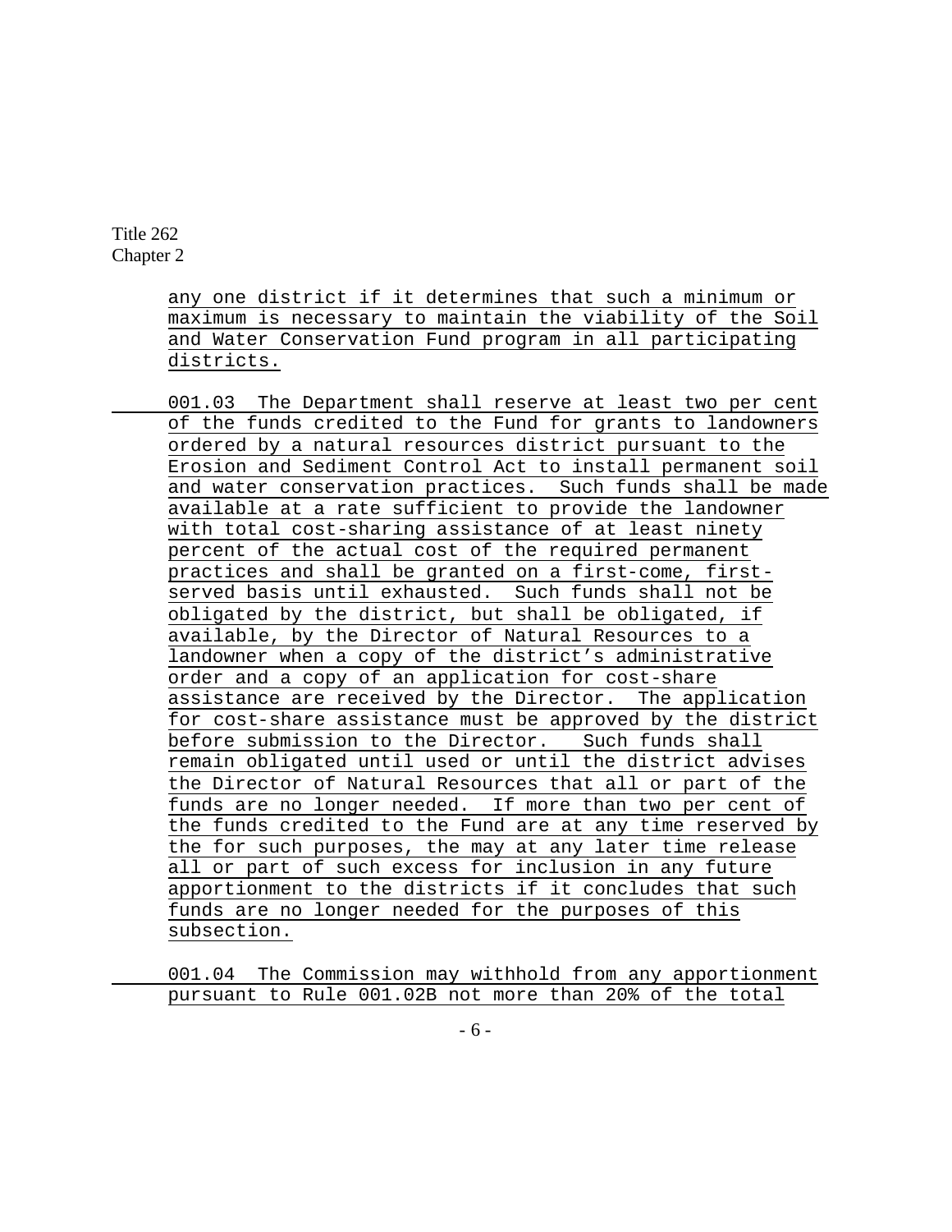Title 262
Chapter 2

any one district if it determines that such a minimum or maximum is necessary to maintain the viability of the Soil and Water Conservation Fund program in all participating districts.

001.03 The Department shall reserve at least two per cent of the funds credited to the Fund for grants to landowners ordered by a natural resources district pursuant to the Erosion and Sediment Control Act to install permanent soil and water conservation practices. Such funds shall be made available at a rate sufficient to provide the landowner with total cost-sharing assistance of at least ninety percent of the actual cost of the required permanent practices and shall be granted on a first-come, first-served basis until exhausted. Such funds shall not be obligated by the district, but shall be obligated, if available, by the Director of Natural Resources to a landowner when a copy of the district's administrative order and a copy of an application for cost-share assistance are received by the Director. The application for cost-share assistance must be approved by the district before submission to the Director. Such funds shall remain obligated until used or until the district advises the Director of Natural Resources that all or part of the funds are no longer needed. If more than two per cent of the funds credited to the Fund are at any time reserved by the for such purposes, the may at any later time release all or part of such excess for inclusion in any future apportionment to the districts if it concludes that such funds are no longer needed for the purposes of this subsection.

001.04 The Commission may withhold from any apportionment pursuant to Rule 001.02B not more than 20% of the total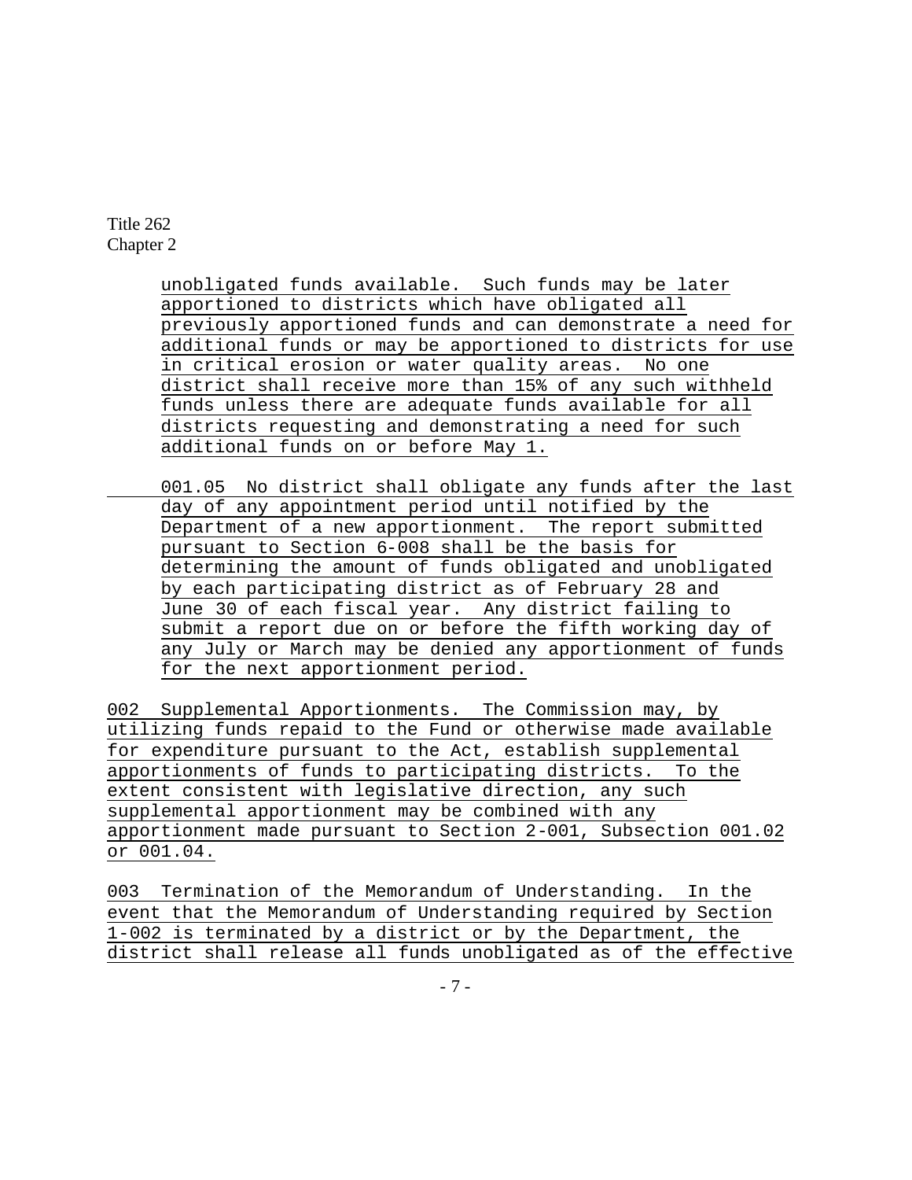unobligated funds available. Such funds may be later apportioned to districts which have obligated all previously apportioned funds and can demonstrate a need for additional funds or may be apportioned to districts for use in critical erosion or water quality areas. No one district shall receive more than 15% of any such withheld funds unless there are adequate funds available for all districts requesting and demonstrating a need for such additional funds on or before May 1.

001.05 No district shall obligate any funds after the last day of any appointment period until notified by the Department of a new apportionment. The report submitted pursuant to Section 6-008 shall be the basis for determining the amount of funds obligated and unobligated by each participating district as of February 28 and June 30 of each fiscal year. Any district failing to submit a report due on or before the fifth working day of any July or March may be denied any apportionment of funds for the next apportionment period.

002 Supplemental Apportionments. The Commission may, by utilizing funds repaid to the Fund or otherwise made available for expenditure pursuant to the Act, establish supplemental apportionments of funds to participating districts. To the extent consistent with legislative direction, any such supplemental apportionment may be combined with any apportionment made pursuant to Section 2-001, Subsection 001.02 or 001.04.

003 Termination of the Memorandum of Understanding. In the event that the Memorandum of Understanding required by Section 1-002 is terminated by a district or by the Department, the district shall release all funds unobligated as of the effective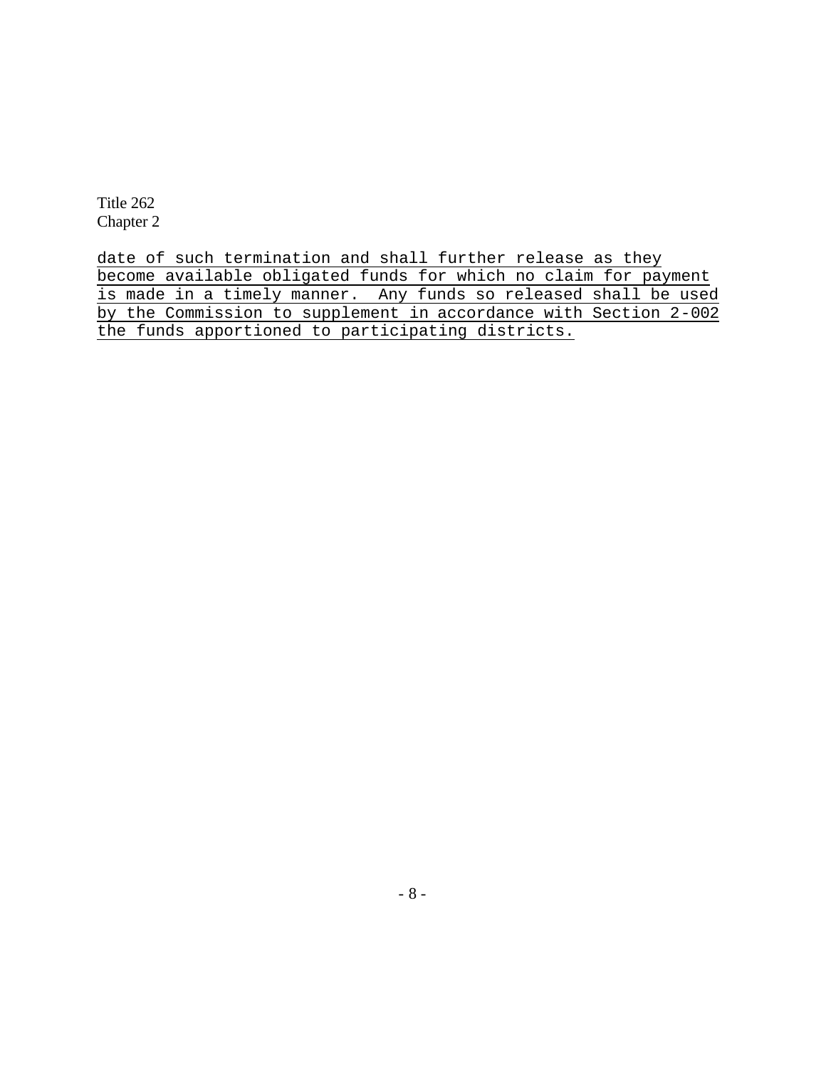date of such termination and shall further release as they become available obligated funds for which no claim for payment is made in a timely manner.  Any funds so released shall be used by the Commission to supplement in accordance with Section 2-002 the funds apportioned to participating districts.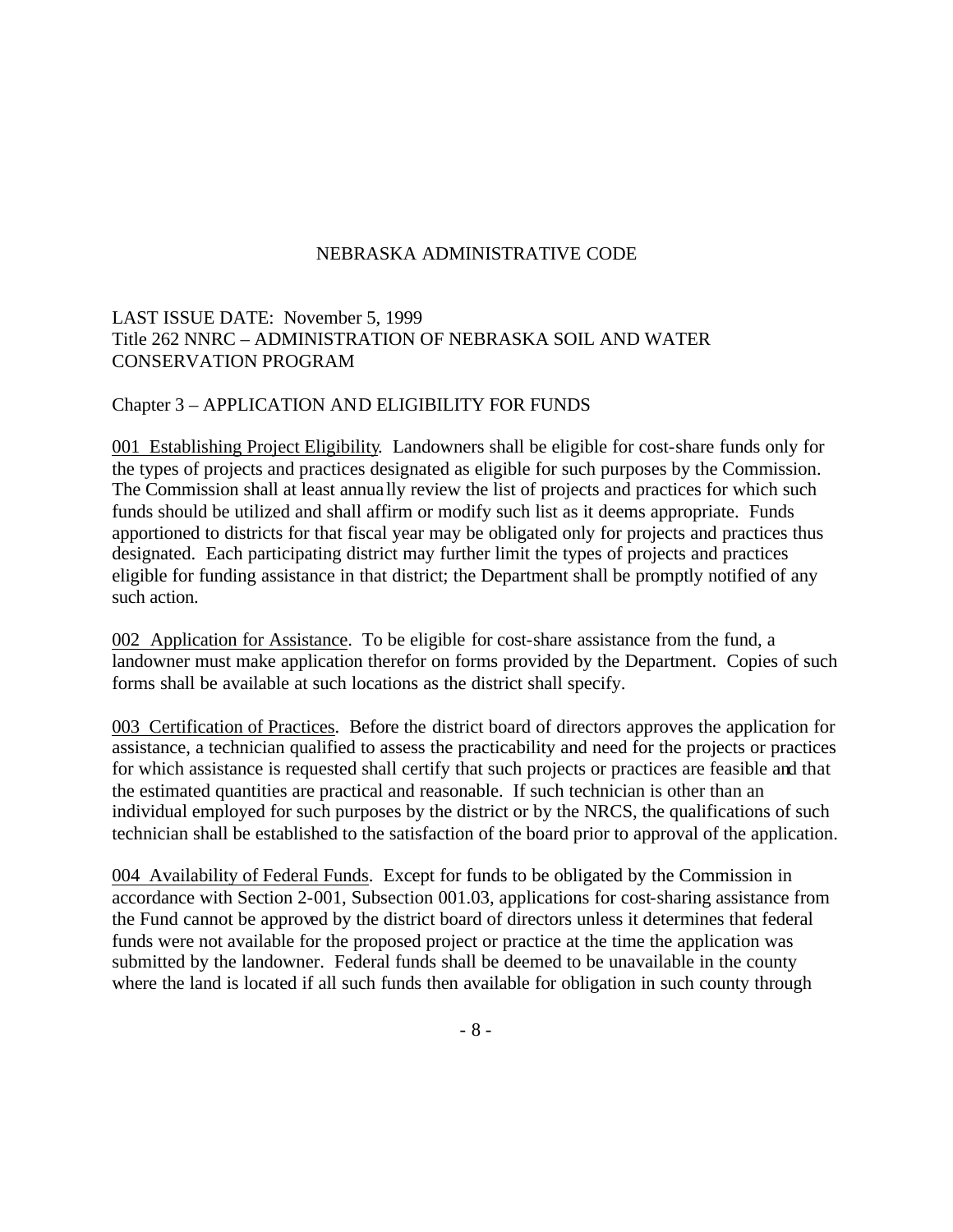NEBRASKA ADMINISTRATIVE CODE

LAST ISSUE DATE: November 5, 1999
Title 262 NNRC – ADMINISTRATION OF NEBRASKA SOIL AND WATER CONSERVATION PROGRAM

Chapter 3 – APPLICATION AND ELIGIBILITY FOR FUNDS

001 Establishing Project Eligibility. Landowners shall be eligible for cost-share funds only for the types of projects and practices designated as eligible for such purposes by the Commission. The Commission shall at least annually review the list of projects and practices for which such funds should be utilized and shall affirm or modify such list as it deems appropriate. Funds apportioned to districts for that fiscal year may be obligated only for projects and practices thus designated. Each participating district may further limit the types of projects and practices eligible for funding assistance in that district; the Department shall be promptly notified of any such action.

002 Application for Assistance. To be eligible for cost-share assistance from the fund, a landowner must make application therefor on forms provided by the Department. Copies of such forms shall be available at such locations as the district shall specify.

003 Certification of Practices. Before the district board of directors approves the application for assistance, a technician qualified to assess the practicability and need for the projects or practices for which assistance is requested shall certify that such projects or practices are feasible and that the estimated quantities are practical and reasonable. If such technician is other than an individual employed for such purposes by the district or by the NRCS, the qualifications of such technician shall be established to the satisfaction of the board prior to approval of the application.

004 Availability of Federal Funds. Except for funds to be obligated by the Commission in accordance with Section 2-001, Subsection 001.03, applications for cost-sharing assistance from the Fund cannot be approved by the district board of directors unless it determines that federal funds were not available for the proposed project or practice at the time the application was submitted by the landowner. Federal funds shall be deemed to be unavailable in the county where the land is located if all such funds then available for obligation in such county through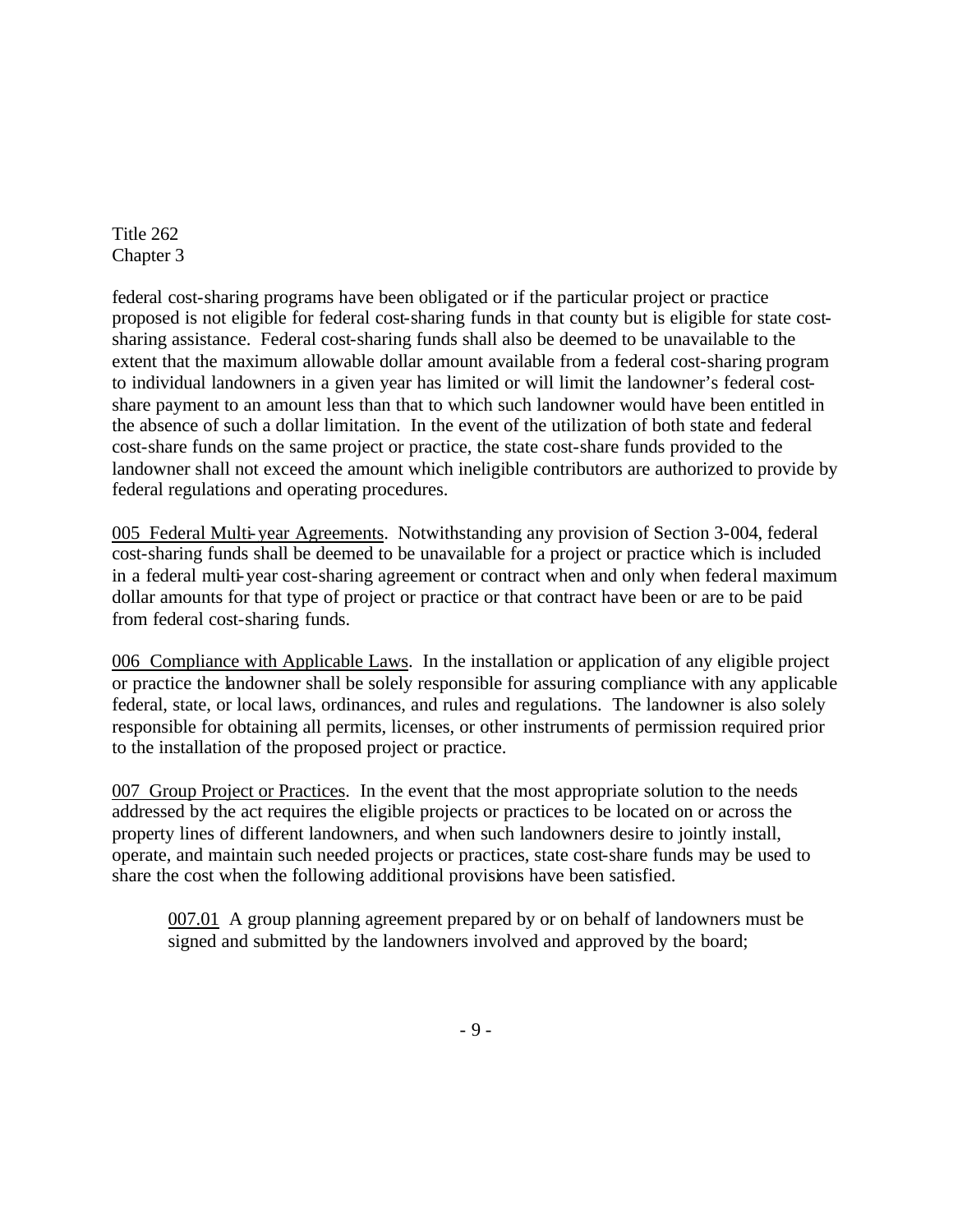federal cost-sharing programs have been obligated or if the particular project or practice proposed is not eligible for federal cost-sharing funds in that county but is eligible for state cost-sharing assistance. Federal cost-sharing funds shall also be deemed to be unavailable to the extent that the maximum allowable dollar amount available from a federal cost-sharing program to individual landowners in a given year has limited or will limit the landowner's federal cost-share payment to an amount less than that to which such landowner would have been entitled in the absence of such a dollar limitation. In the event of the utilization of both state and federal cost-share funds on the same project or practice, the state cost-share funds provided to the landowner shall not exceed the amount which ineligible contributors are authorized to provide by federal regulations and operating procedures.

<u>005 Federal Multi-year Agreements</u>. Notwithstanding any provision of Section 3-004, federal cost-sharing funds shall be deemed to be unavailable for a project or practice which is included in a federal multi-year cost-sharing agreement or contract when and only when federal maximum dollar amounts for that type of project or practice or that contract have been or are to be paid from federal cost-sharing funds.

<u>006 Compliance with Applicable Laws</u>. In the installation or application of any eligible project or practice the landowner shall be solely responsible for assuring compliance with any applicable federal, state, or local laws, ordinances, and rules and regulations. The landowner is also solely responsible for obtaining all permits, licenses, or other instruments of permission required prior to the installation of the proposed project or practice.

<u>007 Group Project or Practices</u>. In the event that the most appropriate solution to the needs addressed by the act requires the eligible projects or practices to be located on or across the property lines of different landowners, and when such landowners desire to jointly install, operate, and maintain such needed projects or practices, state cost-share funds may be used to share the cost when the following additional provisions have been satisfied.

> <u>007.01</u> A group planning agreement prepared by or on behalf of landowners must be signed and submitted by the landowners involved and approved by the board;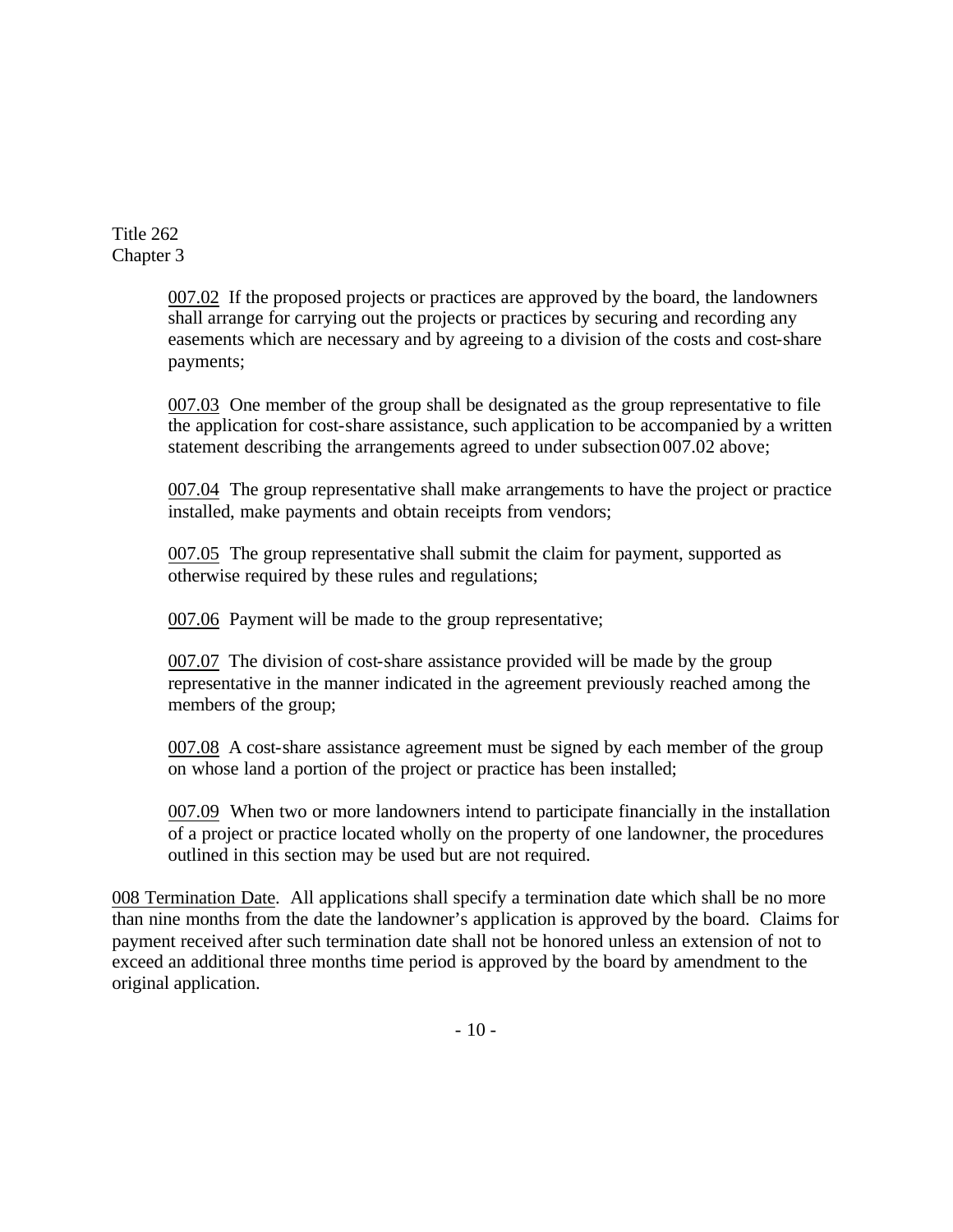Title 262
Chapter 3

<u>007.02</u> If the proposed projects or practices are approved by the board, the landowners shall arrange for carrying out the projects or practices by securing and recording any easements which are necessary and by agreeing to a division of the costs and cost-share payments;

<u>007.03</u> One member of the group shall be designated as the group representative to file the application for cost-share assistance, such application to be accompanied by a written statement describing the arrangements agreed to under subsection 007.02 above;

<u>007.04</u> The group representative shall make arrangements to have the project or practice installed, make payments and obtain receipts from vendors;

<u>007.05</u> The group representative shall submit the claim for payment, supported as otherwise required by these rules and regulations;

<u>007.06</u> Payment will be made to the group representative;

<u>007.07</u> The division of cost-share assistance provided will be made by the group representative in the manner indicated in the agreement previously reached among the members of the group;

<u>007.08</u> A cost-share assistance agreement must be signed by each member of the group on whose land a portion of the project or practice has been installed;

<u>007.09</u> When two or more landowners intend to participate financially in the installation of a project or practice located wholly on the property of one landowner, the procedures outlined in this section may be used but are not required.

<u>008 Termination Date</u>. All applications shall specify a termination date which shall be no more than nine months from the date the landowner's application is approved by the board. Claims for payment received after such termination date shall not be honored unless an extension of not to exceed an additional three months time period is approved by the board by amendment to the original application.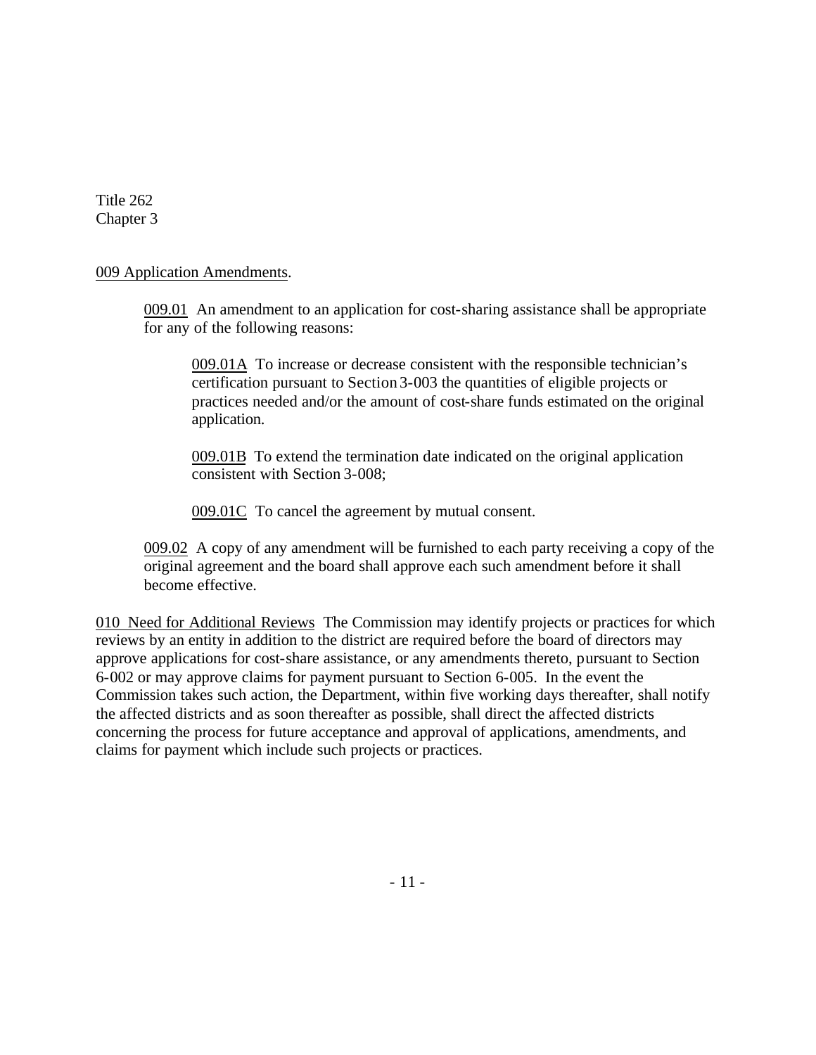Title 262
Chapter 3

009 Application Amendments.

009.01 An amendment to an application for cost-sharing assistance shall be appropriate for any of the following reasons:

009.01A To increase or decrease consistent with the responsible technician's certification pursuant to Section 3-003 the quantities of eligible projects or practices needed and/or the amount of cost-share funds estimated on the original application.

009.01B To extend the termination date indicated on the original application consistent with Section 3-008;

009.01C To cancel the agreement by mutual consent.

009.02 A copy of any amendment will be furnished to each party receiving a copy of the original agreement and the board shall approve each such amendment before it shall become effective.

010 Need for Additional Reviews The Commission may identify projects or practices for which reviews by an entity in addition to the district are required before the board of directors may approve applications for cost-share assistance, or any amendments thereto, pursuant to Section 6-002 or may approve claims for payment pursuant to Section 6-005. In the event the Commission takes such action, the Department, within five working days thereafter, shall notify the affected districts and as soon thereafter as possible, shall direct the affected districts concerning the process for future acceptance and approval of applications, amendments, and claims for payment which include such projects or practices.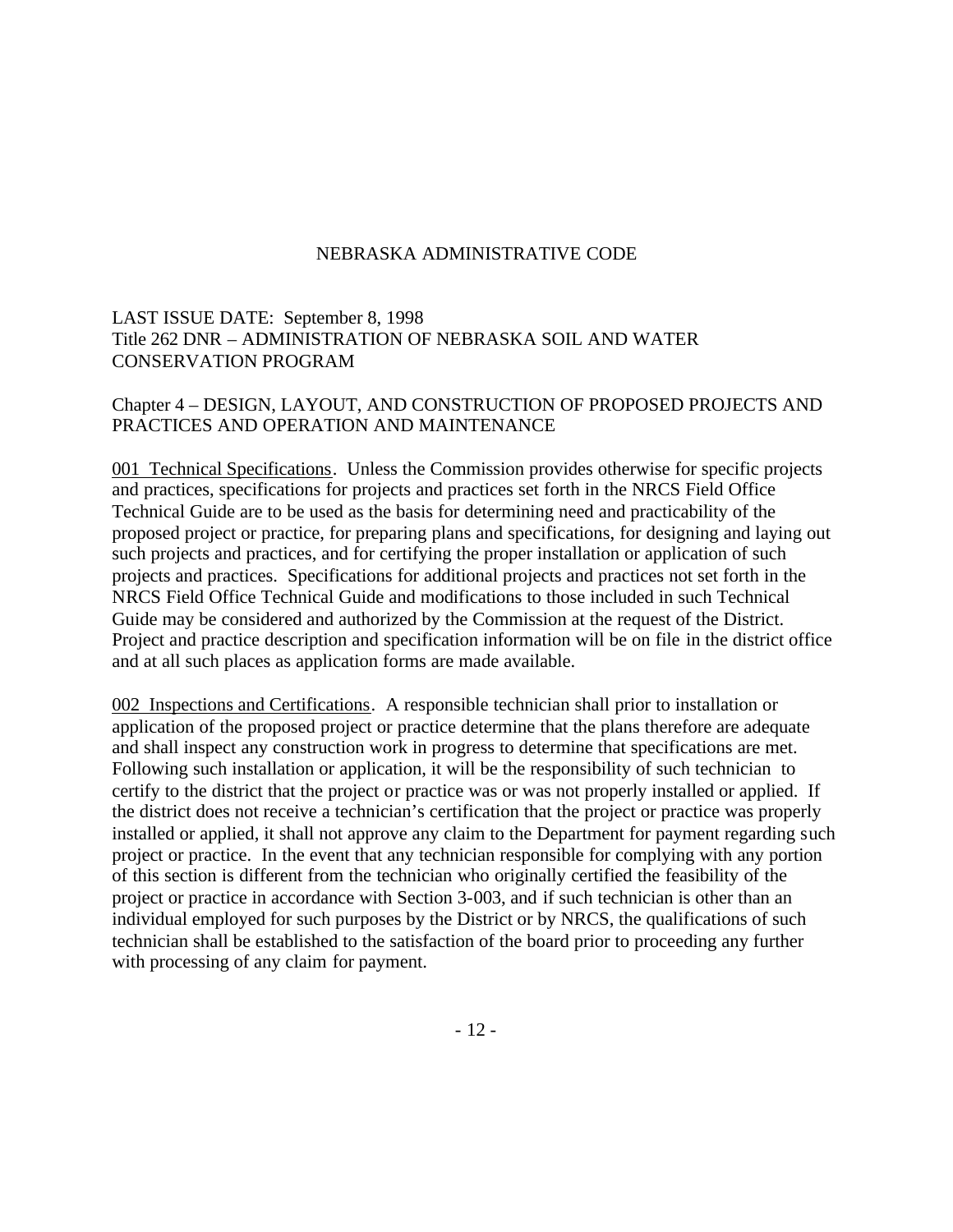NEBRASKA ADMINISTRATIVE CODE

LAST ISSUE DATE: September 8, 1998
Title 262 DNR – ADMINISTRATION OF NEBRASKA SOIL AND WATER CONSERVATION PROGRAM

Chapter 4 – DESIGN, LAYOUT, AND CONSTRUCTION OF PROPOSED PROJECTS AND PRACTICES AND OPERATION AND MAINTENANCE

001 Technical Specifications. Unless the Commission provides otherwise for specific projects and practices, specifications for projects and practices set forth in the NRCS Field Office Technical Guide are to be used as the basis for determining need and practicability of the proposed project or practice, for preparing plans and specifications, for designing and laying out such projects and practices, and for certifying the proper installation or application of such projects and practices. Specifications for additional projects and practices not set forth in the NRCS Field Office Technical Guide and modifications to those included in such Technical Guide may be considered and authorized by the Commission at the request of the District. Project and practice description and specification information will be on file in the district office and at all such places as application forms are made available.

002 Inspections and Certifications. A responsible technician shall prior to installation or application of the proposed project or practice determine that the plans therefore are adequate and shall inspect any construction work in progress to determine that specifications are met. Following such installation or application, it will be the responsibility of such technician to certify to the district that the project or practice was or was not properly installed or applied. If the district does not receive a technician's certification that the project or practice was properly installed or applied, it shall not approve any claim to the Department for payment regarding such project or practice. In the event that any technician responsible for complying with any portion of this section is different from the technician who originally certified the feasibility of the project or practice in accordance with Section 3-003, and if such technician is other than an individual employed for such purposes by the District or by NRCS, the qualifications of such technician shall be established to the satisfaction of the board prior to proceeding any further with processing of any claim for payment.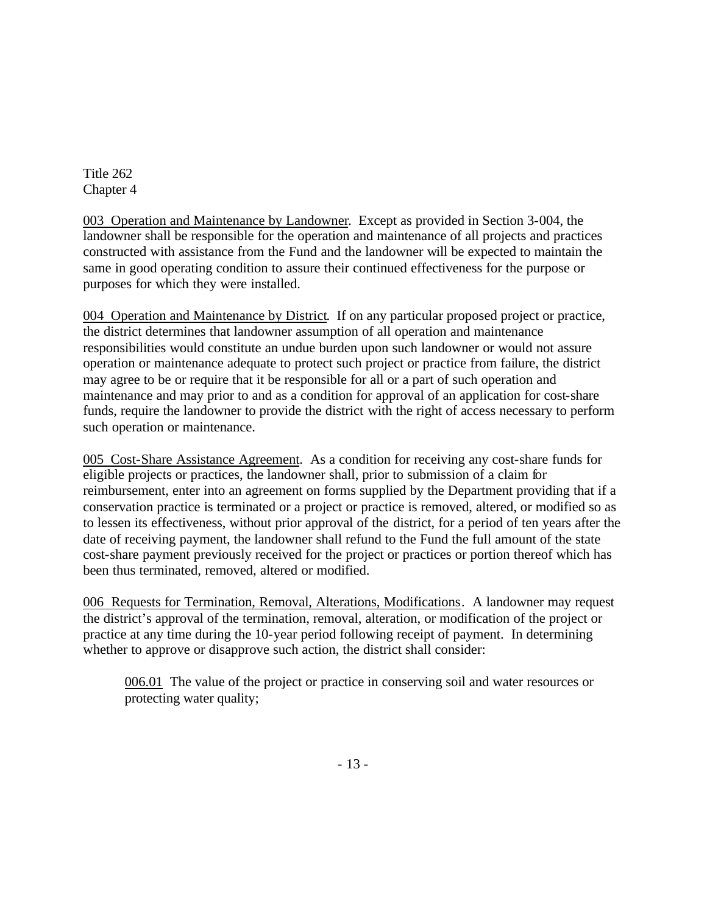Title 262
Chapter 4

003 Operation and Maintenance by Landowner. Except as provided in Section 3-004, the landowner shall be responsible for the operation and maintenance of all projects and practices constructed with assistance from the Fund and the landowner will be expected to maintain the same in good operating condition to assure their continued effectiveness for the purpose or purposes for which they were installed.

004 Operation and Maintenance by District. If on any particular proposed project or practice, the district determines that landowner assumption of all operation and maintenance responsibilities would constitute an undue burden upon such landowner or would not assure operation or maintenance adequate to protect such project or practice from failure, the district may agree to be or require that it be responsible for all or a part of such operation and maintenance and may prior to and as a condition for approval of an application for cost-share funds, require the landowner to provide the district with the right of access necessary to perform such operation or maintenance.

005 Cost-Share Assistance Agreement. As a condition for receiving any cost-share funds for eligible projects or practices, the landowner shall, prior to submission of a claim for reimbursement, enter into an agreement on forms supplied by the Department providing that if a conservation practice is terminated or a project or practice is removed, altered, or modified so as to lessen its effectiveness, without prior approval of the district, for a period of ten years after the date of receiving payment, the landowner shall refund to the Fund the full amount of the state cost-share payment previously received for the project or practices or portion thereof which has been thus terminated, removed, altered or modified.

006 Requests for Termination, Removal, Alterations, Modifications. A landowner may request the district's approval of the termination, removal, alteration, or modification of the project or practice at any time during the 10-year period following receipt of payment. In determining whether to approve or disapprove such action, the district shall consider:

> 006.01 The value of the project or practice in conserving soil and water resources or protecting water quality;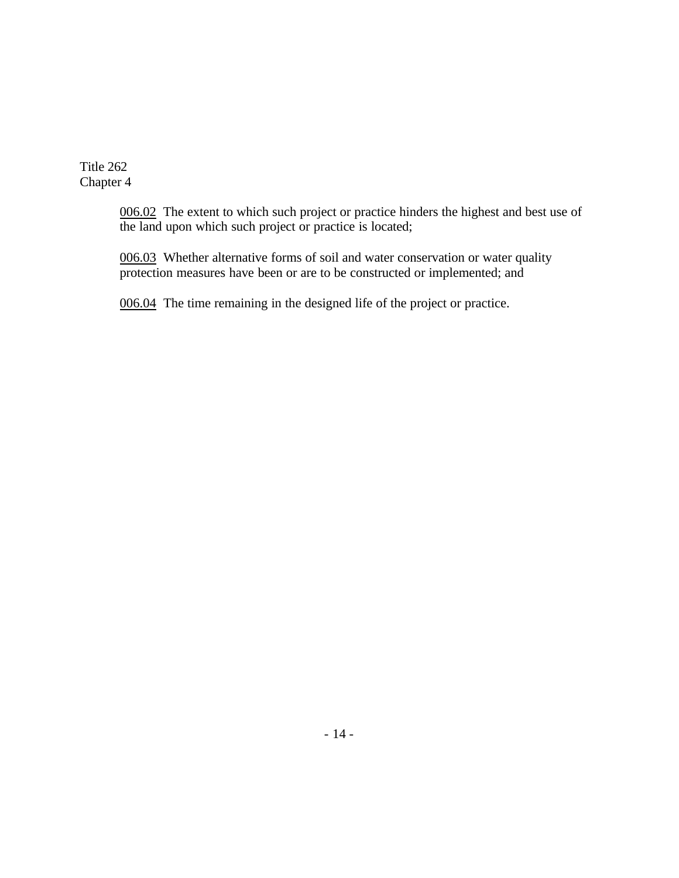006.02 The extent to which such project or practice hinders the highest and best use of the land upon which such project or practice is located;

006.03 Whether alternative forms of soil and water conservation or water quality protection measures have been or are to be constructed or implemented; and

006.04 The time remaining in the designed life of the project or practice.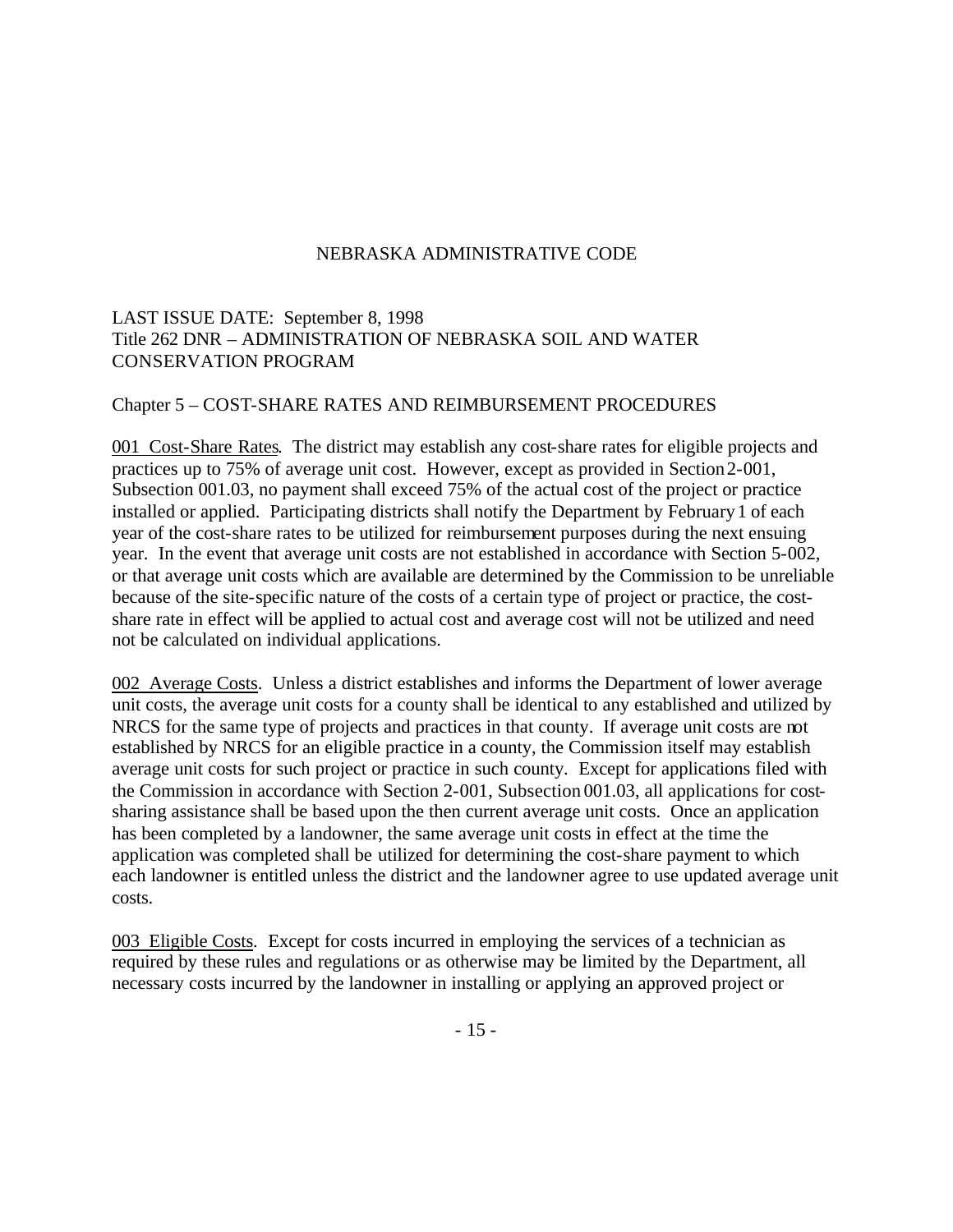NEBRASKA ADMINISTRATIVE CODE

LAST ISSUE DATE: September 8, 1998
Title 262 DNR – ADMINISTRATION OF NEBRASKA SOIL AND WATER CONSERVATION PROGRAM

Chapter 5 – COST-SHARE RATES AND REIMBURSEMENT PROCEDURES

<u>001 Cost-Share Rates</u>. The district may establish any cost-share rates for eligible projects and practices up to 75% of average unit cost. However, except as provided in Section 2-001, Subsection 001.03, no payment shall exceed 75% of the actual cost of the project or practice installed or applied. Participating districts shall notify the Department by February 1 of each year of the cost-share rates to be utilized for reimbursement purposes during the next ensuing year. In the event that average unit costs are not established in accordance with Section 5-002, or that average unit costs which are available are determined by the Commission to be unreliable because of the site-specific nature of the costs of a certain type of project or practice, the cost-share rate in effect will be applied to actual cost and average cost will not be utilized and need not be calculated on individual applications.

<u>002 Average Costs</u>. Unless a district establishes and informs the Department of lower average unit costs, the average unit costs for a county shall be identical to any established and utilized by NRCS for the same type of projects and practices in that county. If average unit costs are not established by NRCS for an eligible practice in a county, the Commission itself may establish average unit costs for such project or practice in such county. Except for applications filed with the Commission in accordance with Section 2-001, Subsection 001.03, all applications for cost-sharing assistance shall be based upon the then current average unit costs. Once an application has been completed by a landowner, the same average unit costs in effect at the time the application was completed shall be utilized for determining the cost-share payment to which each landowner is entitled unless the district and the landowner agree to use updated average unit costs.

<u>003 Eligible Costs</u>. Except for costs incurred in employing the services of a technician as required by these rules and regulations or as otherwise may be limited by the Department, all necessary costs incurred by the landowner in installing or applying an approved project or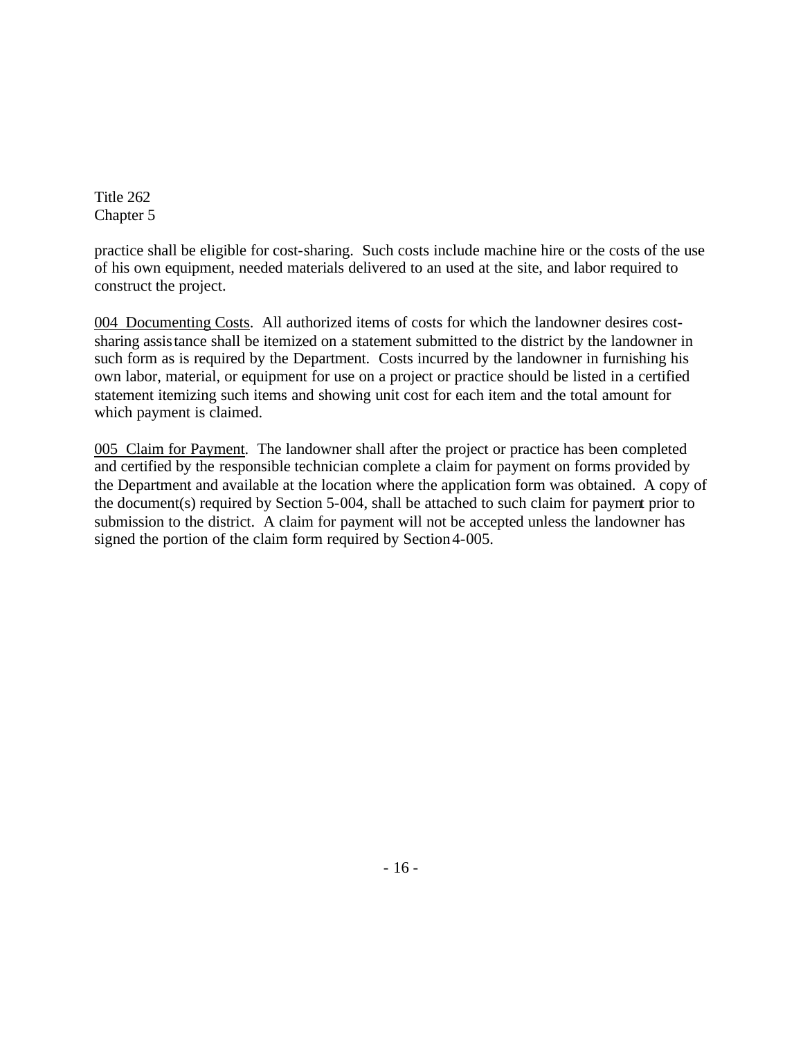practice shall be eligible for cost-sharing. Such costs include machine hire or the costs of the use of his own equipment, needed materials delivered to an used at the site, and labor required to construct the project.

004 Documenting Costs. All authorized items of costs for which the landowner desires cost-sharing assistance shall be itemized on a statement submitted to the district by the landowner in such form as is required by the Department. Costs incurred by the landowner in furnishing his own labor, material, or equipment for use on a project or practice should be listed in a certified statement itemizing such items and showing unit cost for each item and the total amount for which payment is claimed.

005 Claim for Payment. The landowner shall after the project or practice has been completed and certified by the responsible technician complete a claim for payment on forms provided by the Department and available at the location where the application form was obtained. A copy of the document(s) required by Section 5-004, shall be attached to such claim for payment prior to submission to the district. A claim for payment will not be accepted unless the landowner has signed the portion of the claim form required by Section 4-005.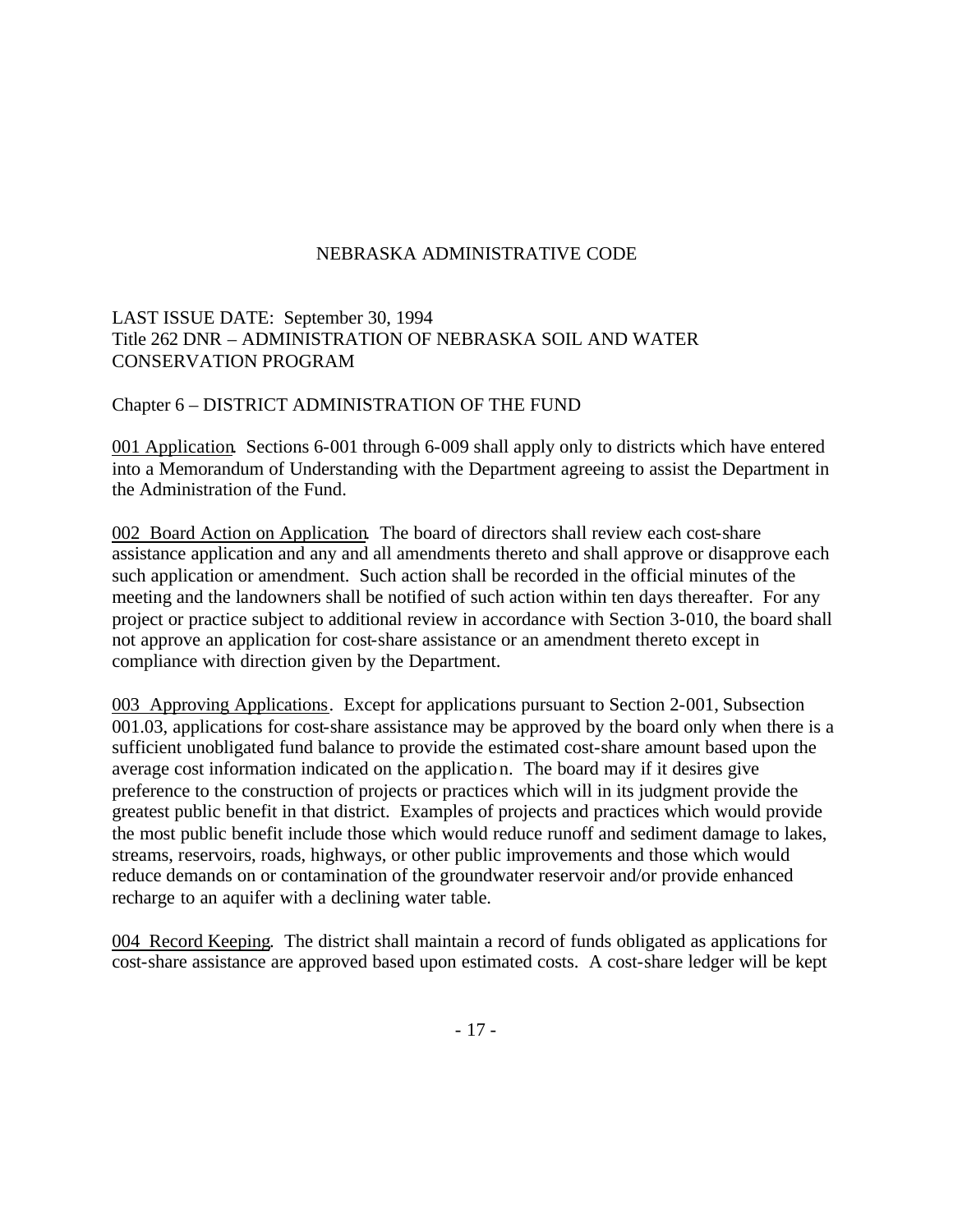NEBRASKA ADMINISTRATIVE CODE

LAST ISSUE DATE: September 30, 1994
Title 262 DNR – ADMINISTRATION OF NEBRASKA SOIL AND WATER CONSERVATION PROGRAM

Chapter 6 – DISTRICT ADMINISTRATION OF THE FUND

001 Application. Sections 6-001 through 6-009 shall apply only to districts which have entered into a Memorandum of Understanding with the Department agreeing to assist the Department in the Administration of the Fund.

002 Board Action on Application. The board of directors shall review each cost-share assistance application and any and all amendments thereto and shall approve or disapprove each such application or amendment. Such action shall be recorded in the official minutes of the meeting and the landowners shall be notified of such action within ten days thereafter. For any project or practice subject to additional review in accordance with Section 3-010, the board shall not approve an application for cost-share assistance or an amendment thereto except in compliance with direction given by the Department.

003 Approving Applications. Except for applications pursuant to Section 2-001, Subsection 001.03, applications for cost-share assistance may be approved by the board only when there is a sufficient unobligated fund balance to provide the estimated cost-share amount based upon the average cost information indicated on the application. The board may if it desires give preference to the construction of projects or practices which will in its judgment provide the greatest public benefit in that district. Examples of projects and practices which would provide the most public benefit include those which would reduce runoff and sediment damage to lakes, streams, reservoirs, roads, highways, or other public improvements and those which would reduce demands on or contamination of the groundwater reservoir and/or provide enhanced recharge to an aquifer with a declining water table.

004 Record Keeping. The district shall maintain a record of funds obligated as applications for cost-share assistance are approved based upon estimated costs. A cost-share ledger will be kept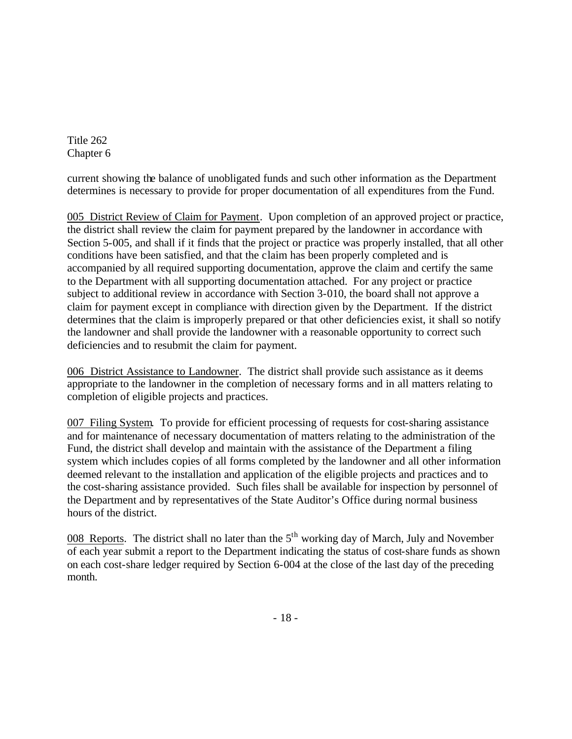current showing the balance of unobligated funds and such other information as the Department determines is necessary to provide for proper documentation of all expenditures from the Fund.

005 District Review of Claim for Payment. Upon completion of an approved project or practice, the district shall review the claim for payment prepared by the landowner in accordance with Section 5-005, and shall if it finds that the project or practice was properly installed, that all other conditions have been satisfied, and that the claim has been properly completed and is accompanied by all required supporting documentation, approve the claim and certify the same to the Department with all supporting documentation attached. For any project or practice subject to additional review in accordance with Section 3-010, the board shall not approve a claim for payment except in compliance with direction given by the Department. If the district determines that the claim is improperly prepared or that other deficiencies exist, it shall so notify the landowner and shall provide the landowner with a reasonable opportunity to correct such deficiencies and to resubmit the claim for payment.

006 District Assistance to Landowner. The district shall provide such assistance as it deems appropriate to the landowner in the completion of necessary forms and in all matters relating to completion of eligible projects and practices.

007 Filing System. To provide for efficient processing of requests for cost-sharing assistance and for maintenance of necessary documentation of matters relating to the administration of the Fund, the district shall develop and maintain with the assistance of the Department a filing system which includes copies of all forms completed by the landowner and all other information deemed relevant to the installation and application of the eligible projects and practices and to the cost-sharing assistance provided. Such files shall be available for inspection by personnel of the Department and by representatives of the State Auditor's Office during normal business hours of the district.

008 Reports. The district shall no later than the 5th working day of March, July and November of each year submit a report to the Department indicating the status of cost-share funds as shown on each cost-share ledger required by Section 6-004 at the close of the last day of the preceding month.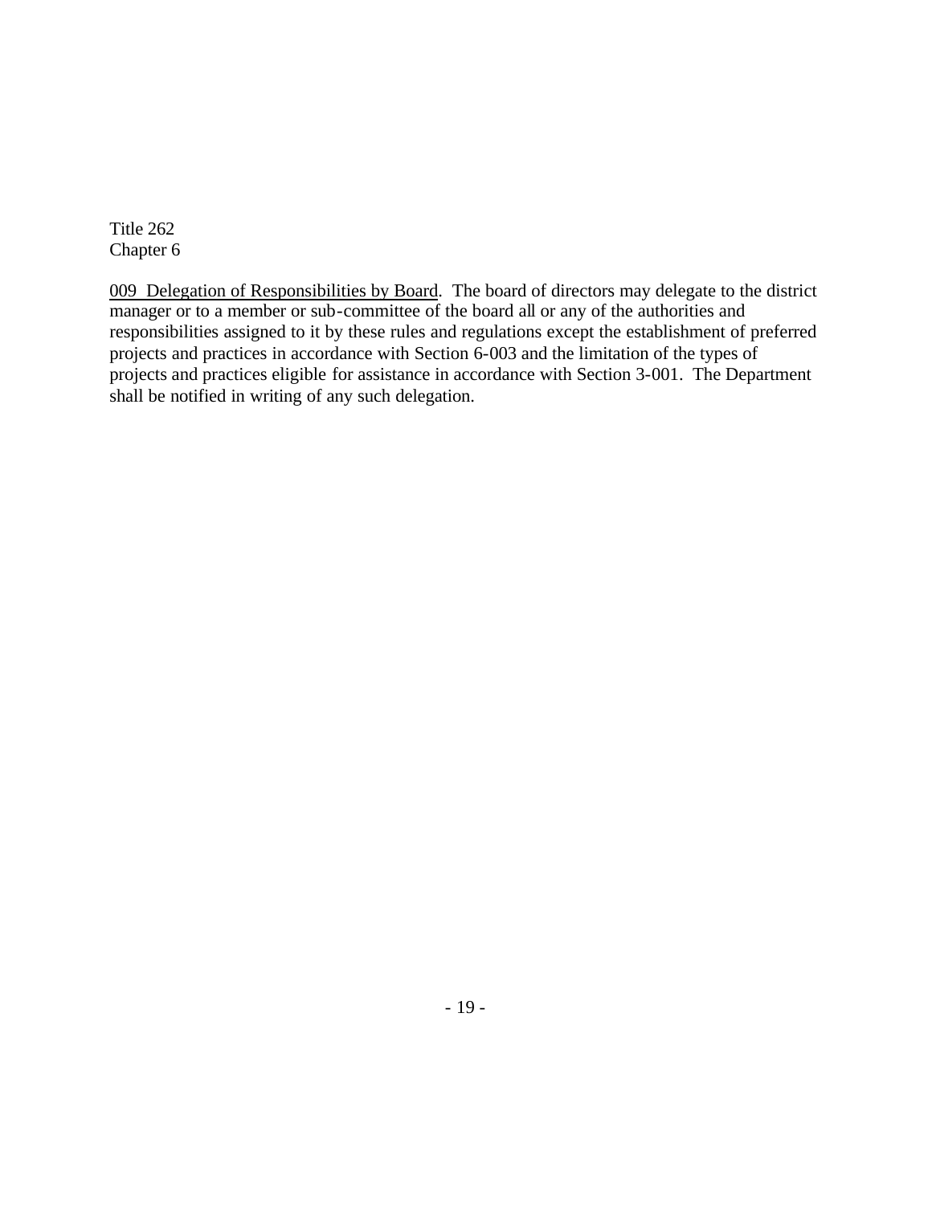Title 262
Chapter 6

009 Delegation of Responsibilities by Board. The board of directors may delegate to the district manager or to a member or sub-committee of the board all or any of the authorities and responsibilities assigned to it by these rules and regulations except the establishment of preferred projects and practices in accordance with Section 6-003 and the limitation of the types of projects and practices eligible for assistance in accordance with Section 3-001. The Department shall be notified in writing of any such delegation.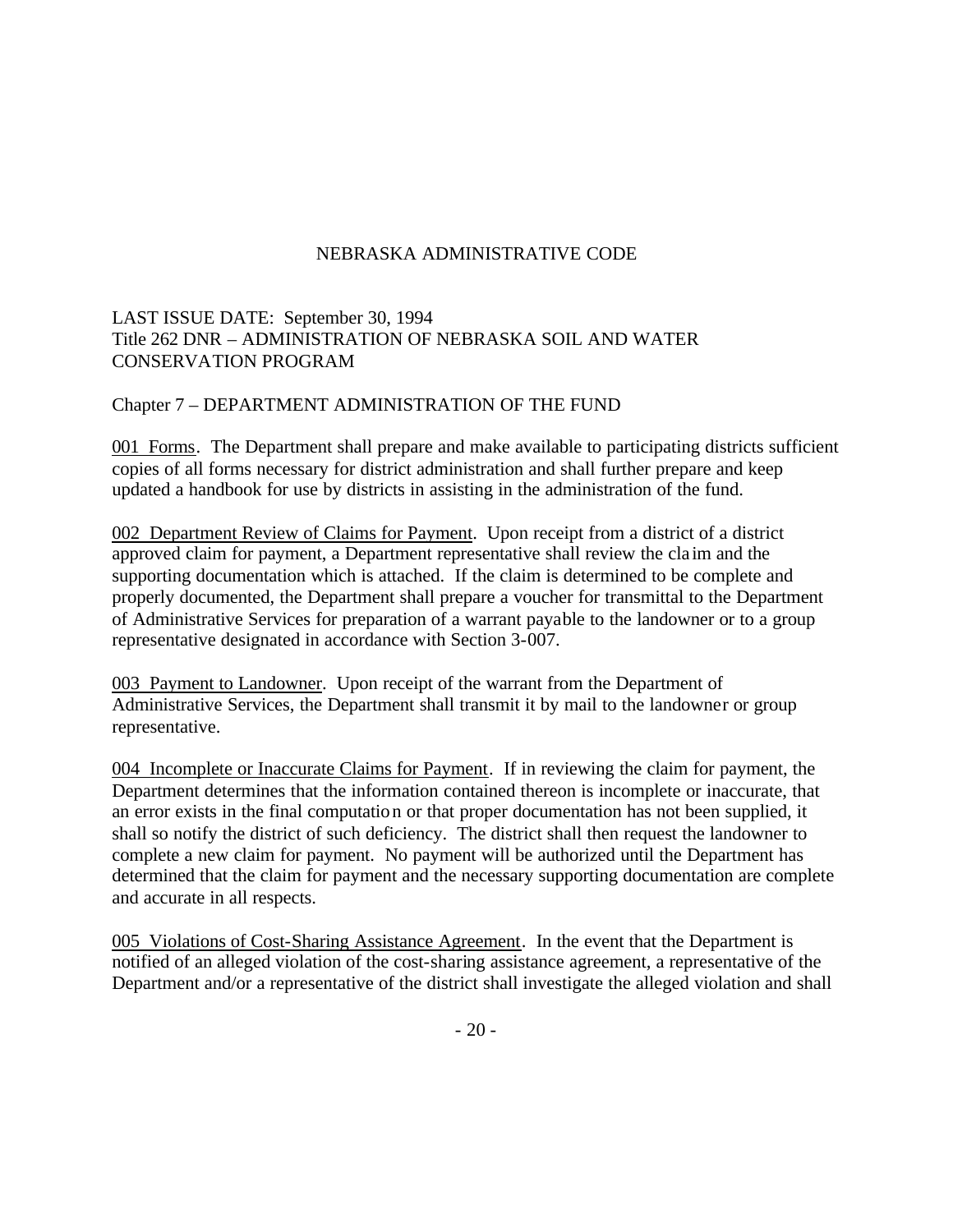NEBRASKA ADMINISTRATIVE CODE

LAST ISSUE DATE: September 30, 1994
Title 262 DNR – ADMINISTRATION OF NEBRASKA SOIL AND WATER CONSERVATION PROGRAM

Chapter 7 – DEPARTMENT ADMINISTRATION OF THE FUND

001 Forms. The Department shall prepare and make available to participating districts sufficient copies of all forms necessary for district administration and shall further prepare and keep updated a handbook for use by districts in assisting in the administration of the fund.

002 Department Review of Claims for Payment. Upon receipt from a district of a district approved claim for payment, a Department representative shall review the claim and the supporting documentation which is attached. If the claim is determined to be complete and properly documented, the Department shall prepare a voucher for transmittal to the Department of Administrative Services for preparation of a warrant payable to the landowner or to a group representative designated in accordance with Section 3-007.

003 Payment to Landowner. Upon receipt of the warrant from the Department of Administrative Services, the Department shall transmit it by mail to the landowner or group representative.

004 Incomplete or Inaccurate Claims for Payment. If in reviewing the claim for payment, the Department determines that the information contained thereon is incomplete or inaccurate, that an error exists in the final computation or that proper documentation has not been supplied, it shall so notify the district of such deficiency. The district shall then request the landowner to complete a new claim for payment. No payment will be authorized until the Department has determined that the claim for payment and the necessary supporting documentation are complete and accurate in all respects.

005 Violations of Cost-Sharing Assistance Agreement. In the event that the Department is notified of an alleged violation of the cost-sharing assistance agreement, a representative of the Department and/or a representative of the district shall investigate the alleged violation and shall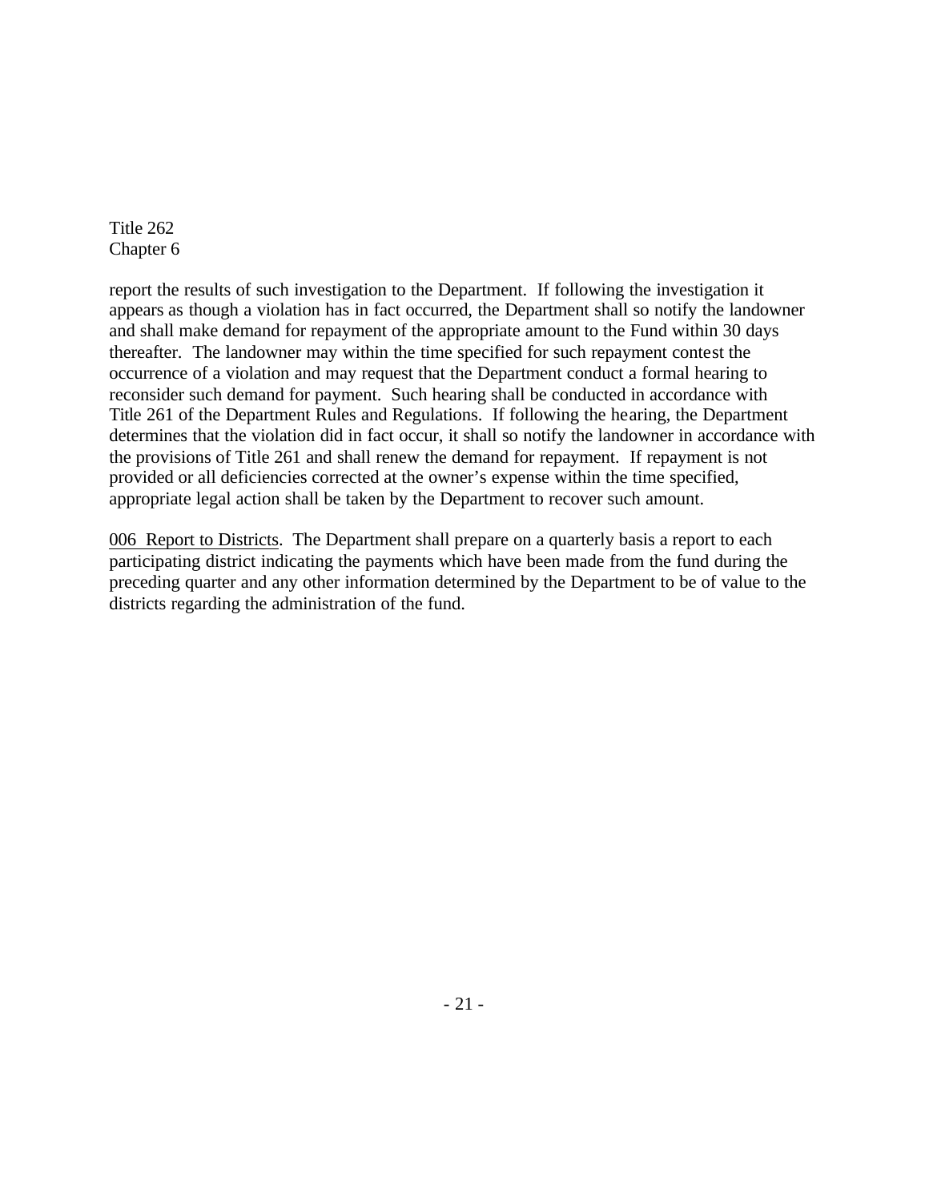report the results of such investigation to the Department. If following the investigation it appears as though a violation has in fact occurred, the Department shall so notify the landowner and shall make demand for repayment of the appropriate amount to the Fund within 30 days thereafter. The landowner may within the time specified for such repayment contest the occurrence of a violation and may request that the Department conduct a formal hearing to reconsider such demand for payment. Such hearing shall be conducted in accordance with Title 261 of the Department Rules and Regulations. If following the hearing, the Department determines that the violation did in fact occur, it shall so notify the landowner in accordance with the provisions of Title 261 and shall renew the demand for repayment. If repayment is not provided or all deficiencies corrected at the owner's expense within the time specified, appropriate legal action shall be taken by the Department to recover such amount.

006 Report to Districts. The Department shall prepare on a quarterly basis a report to each participating district indicating the payments which have been made from the fund during the preceding quarter and any other information determined by the Department to be of value to the districts regarding the administration of the fund.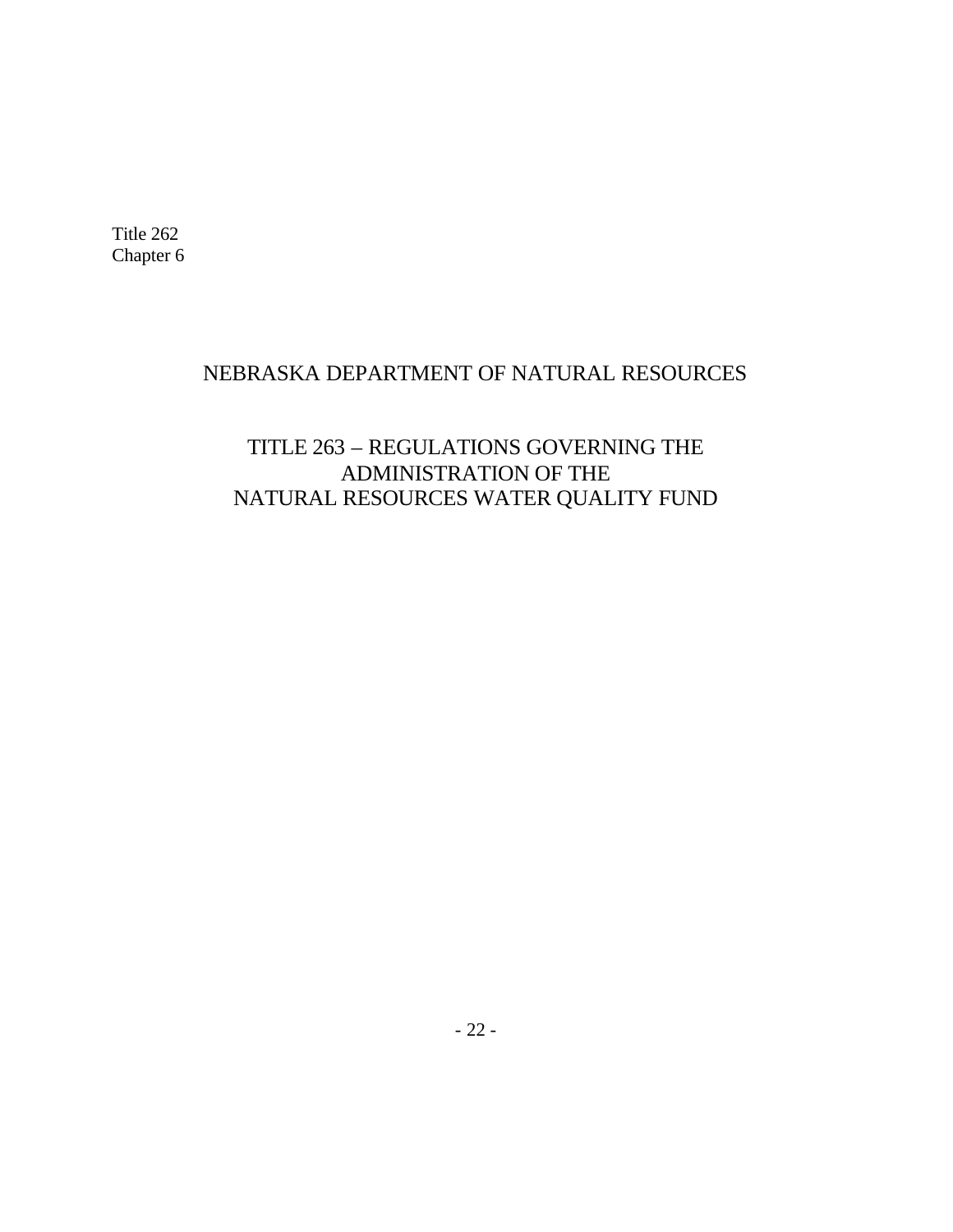Title 262
Chapter 6

# NEBRASKA DEPARTMENT OF NATURAL RESOURCES

## TITLE 263 – REGULATIONS GOVERNING THE ADMINISTRATION OF THE NATURAL RESOURCES WATER QUALITY FUND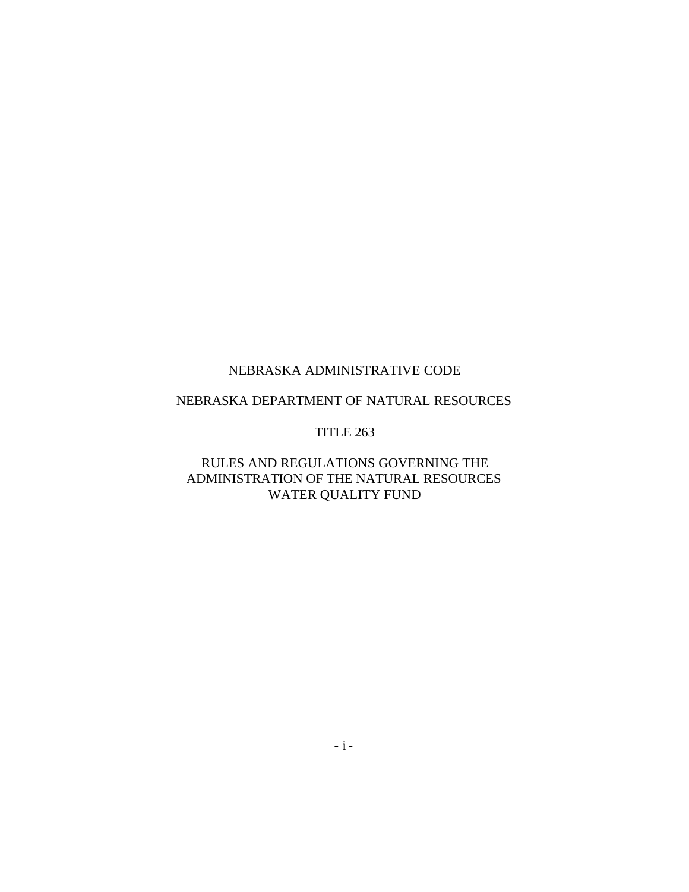NEBRASKA ADMINISTRATIVE CODE

NEBRASKA DEPARTMENT OF NATURAL RESOURCES

TITLE 263

RULES AND REGULATIONS GOVERNING THE ADMINISTRATION OF THE NATURAL RESOURCES WATER QUALITY FUND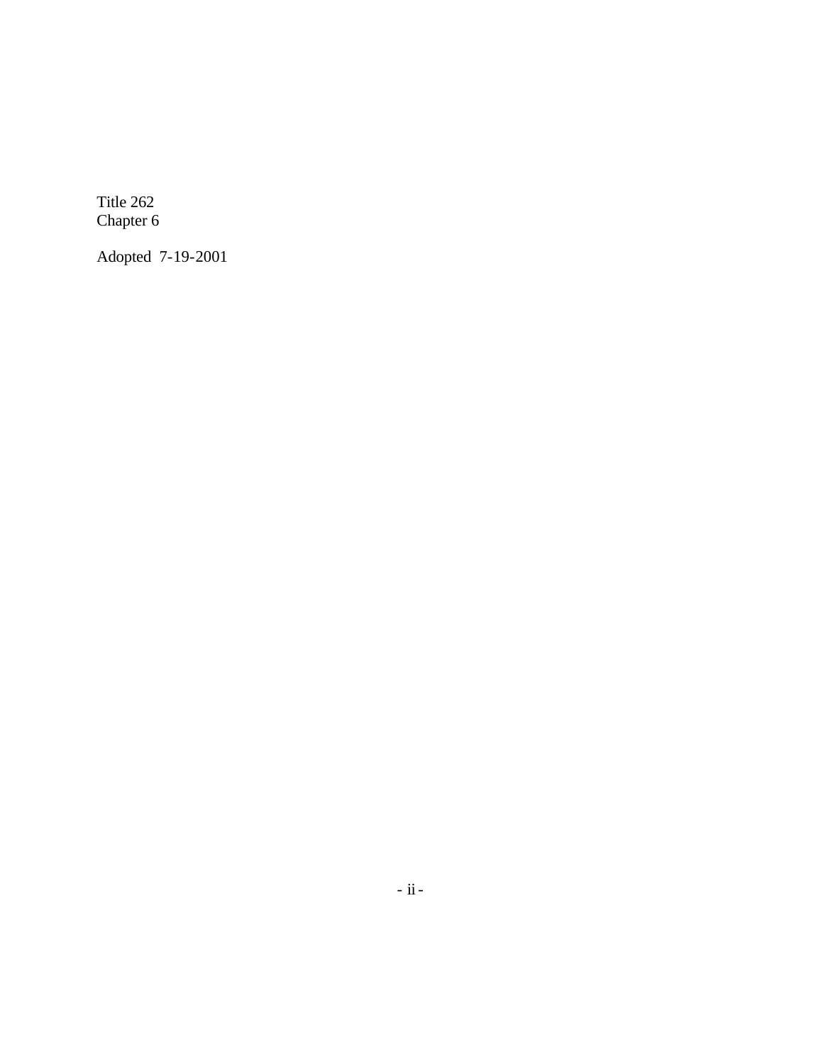Title 262
Chapter 6

Adopted 7-19-2001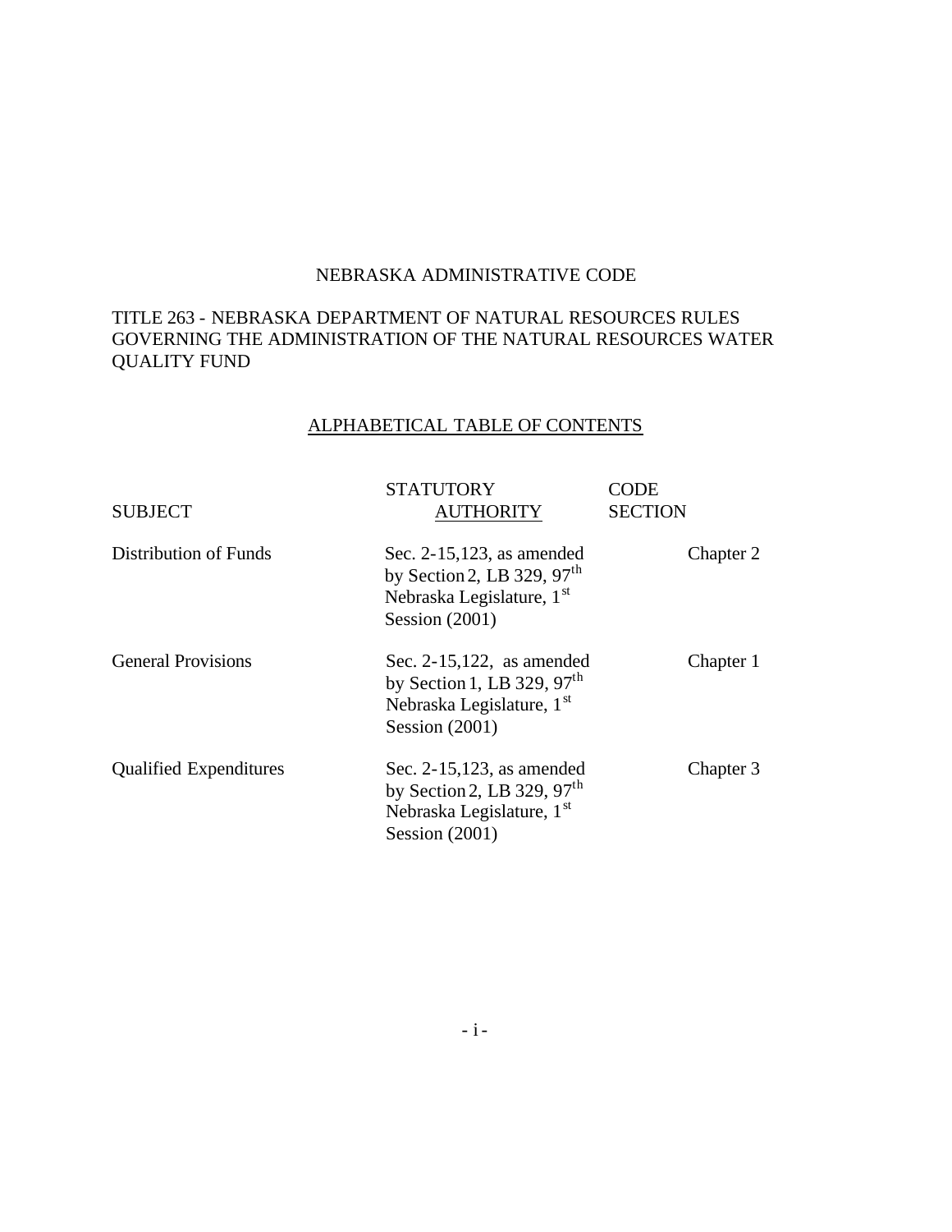# NEBRASKA ADMINISTRATIVE CODE

## TITLE 263 - NEBRASKA DEPARTMENT OF NATURAL RESOURCES RULES GOVERNING THE ADMINISTRATION OF THE NATURAL RESOURCES WATER QUALITY FUND

### ALPHABETICAL TABLE OF CONTENTS

| SUBJECT | STATUTORY AUTHORITY | CODE SECTION |
|---|---|---|
| Distribution of Funds | Sec. 2-15,123, as amended by Section 2, LB 329, 97th Nebraska Legislature, 1st Session (2001) | Chapter 2 |
| General Provisions | Sec. 2-15,122, as amended by Section 1, LB 329, 97th Nebraska Legislature, 1st Session (2001) | Chapter 1 |
| Qualified Expenditures | Sec. 2-15,123, as amended by Section 2, LB 329, 97th Nebraska Legislature, 1st Session (2001) | Chapter 3 |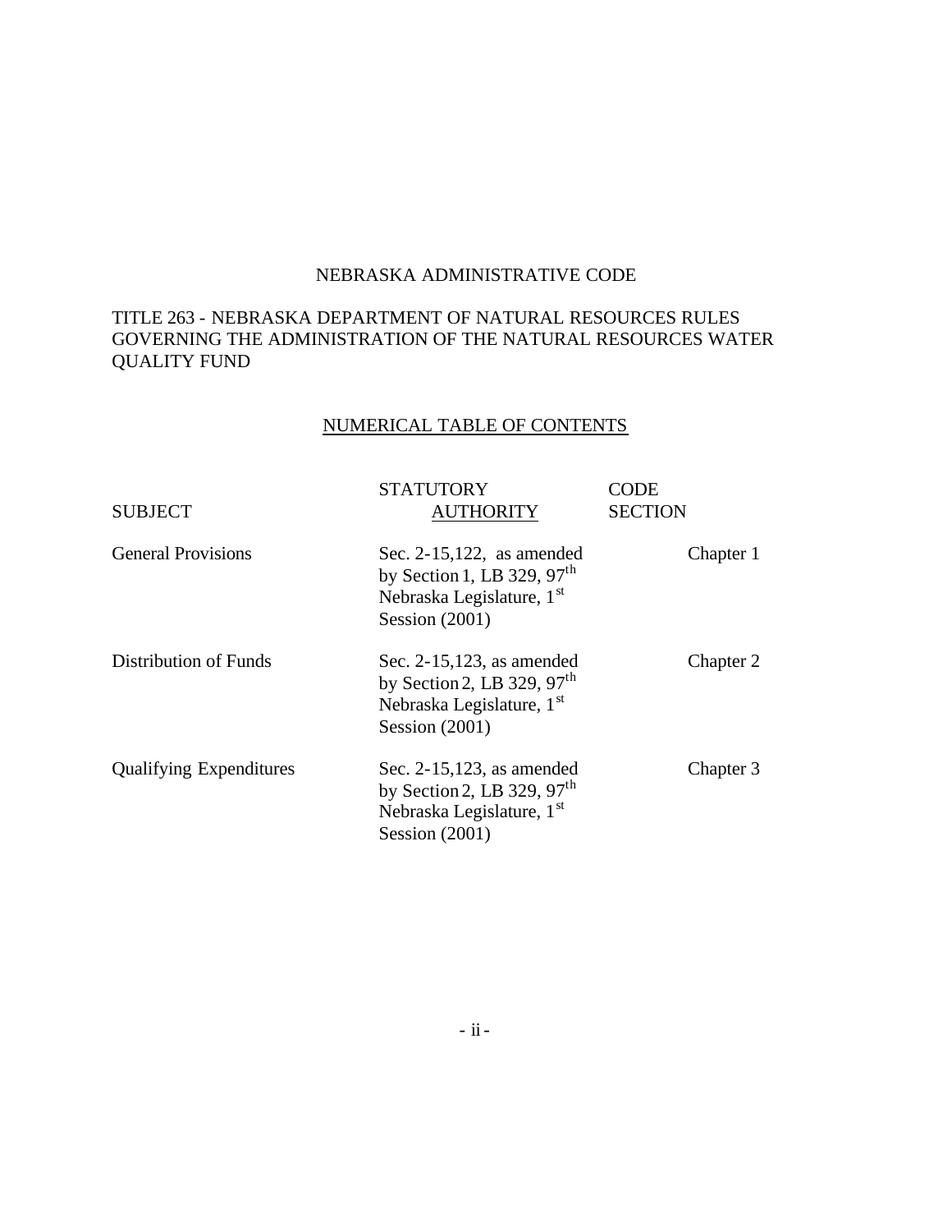NEBRASKA ADMINISTRATIVE CODE

TITLE 263 - NEBRASKA DEPARTMENT OF NATURAL RESOURCES RULES GOVERNING THE ADMINISTRATION OF THE NATURAL RESOURCES WATER QUALITY FUND

NUMERICAL TABLE OF CONTENTS

| SUBJECT | STATUTORY AUTHORITY | CODE SECTION |
| --- | --- | --- |
| General Provisions | Sec. 2-15,122, as amended by Section 1, LB 329, 97th Nebraska Legislature, 1st Session (2001) | Chapter 1 |
| Distribution of Funds | Sec. 2-15,123, as amended by Section 2, LB 329, 97th Nebraska Legislature, 1st Session (2001) | Chapter 2 |
| Qualifying Expenditures | Sec. 2-15,123, as amended by Section 2, LB 329, 97th Nebraska Legislature, 1st Session (2001) | Chapter 3 |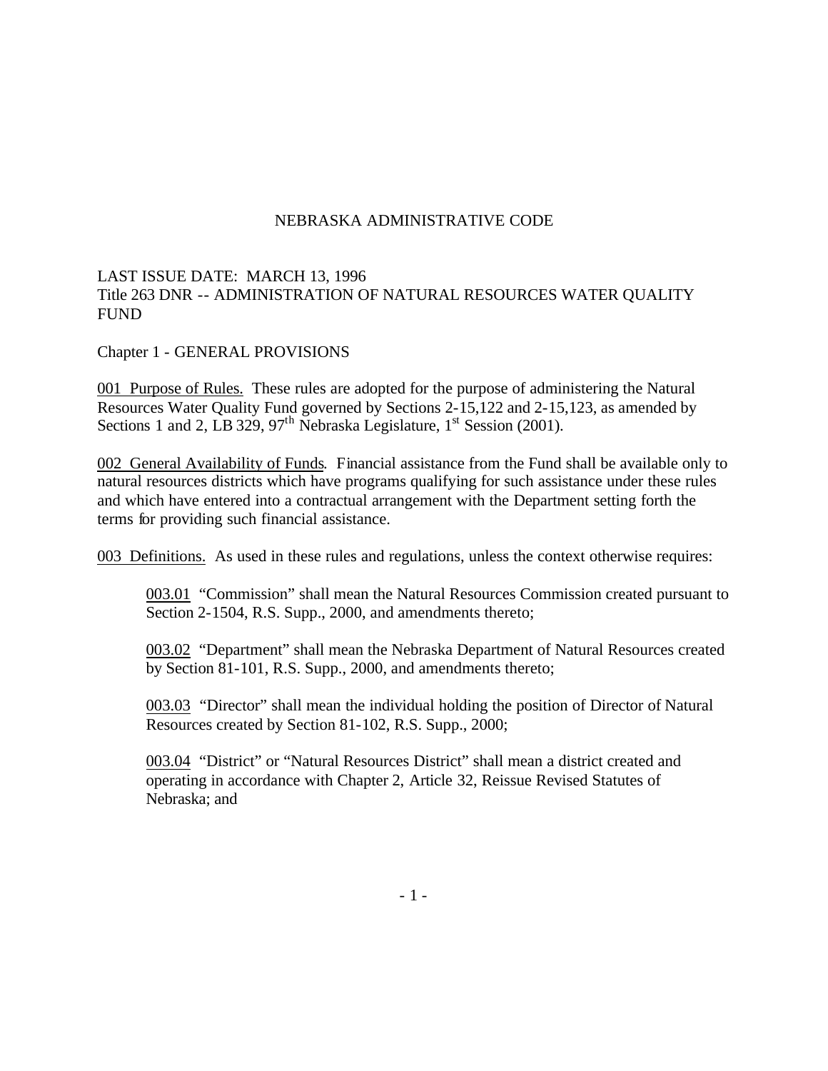NEBRASKA ADMINISTRATIVE CODE

LAST ISSUE DATE: MARCH 13, 1996
Title 263 DNR -- ADMINISTRATION OF NATURAL RESOURCES WATER QUALITY FUND

Chapter 1 - GENERAL PROVISIONS

001 Purpose of Rules. These rules are adopted for the purpose of administering the Natural Resources Water Quality Fund governed by Sections 2-15,122 and 2-15,123, as amended by Sections 1 and 2, LB 329, 97th Nebraska Legislature, 1st Session (2001).

002 General Availability of Funds. Financial assistance from the Fund shall be available only to natural resources districts which have programs qualifying for such assistance under these rules and which have entered into a contractual arrangement with the Department setting forth the terms for providing such financial assistance.

003 Definitions. As used in these rules and regulations, unless the context otherwise requires:

> 003.01 "Commission" shall mean the Natural Resources Commission created pursuant to Section 2-1504, R.S. Supp., 2000, and amendments thereto;
>
> 003.02 "Department" shall mean the Nebraska Department of Natural Resources created by Section 81-101, R.S. Supp., 2000, and amendments thereto;
>
> 003.03 "Director" shall mean the individual holding the position of Director of Natural Resources created by Section 81-102, R.S. Supp., 2000;
>
> 003.04 "District" or "Natural Resources District" shall mean a district created and operating in accordance with Chapter 2, Article 32, Reissue Revised Statutes of Nebraska; and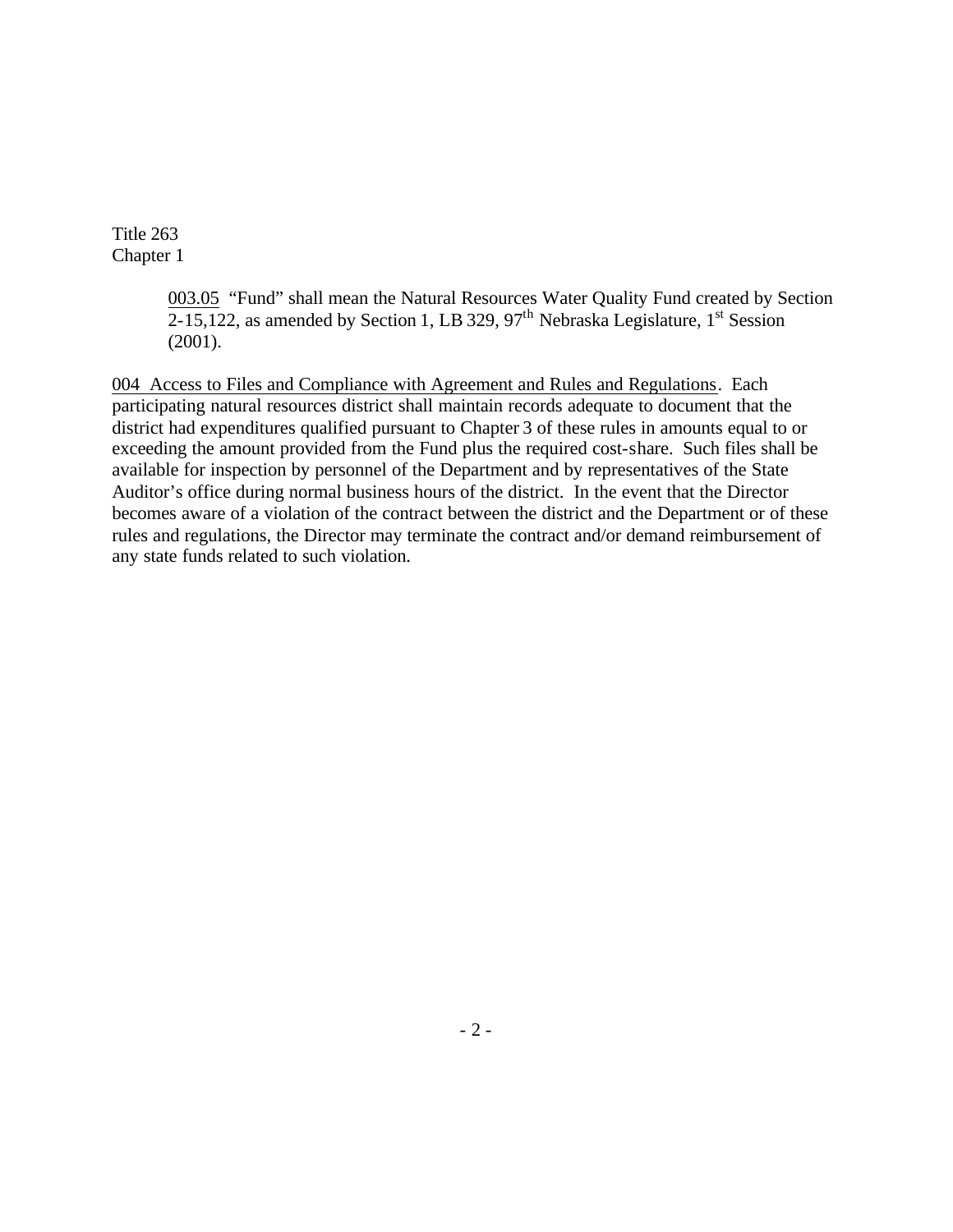Title 263
Chapter 1

003.05 "Fund" shall mean the Natural Resources Water Quality Fund created by Section 2-15,122, as amended by Section 1, LB 329, 97th Nebraska Legislature, 1st Session (2001).

004 Access to Files and Compliance with Agreement and Rules and Regulations. Each participating natural resources district shall maintain records adequate to document that the district had expenditures qualified pursuant to Chapter 3 of these rules in amounts equal to or exceeding the amount provided from the Fund plus the required cost-share. Such files shall be available for inspection by personnel of the Department and by representatives of the State Auditor's office during normal business hours of the district. In the event that the Director becomes aware of a violation of the contract between the district and the Department or of these rules and regulations, the Director may terminate the contract and/or demand reimbursement of any state funds related to such violation.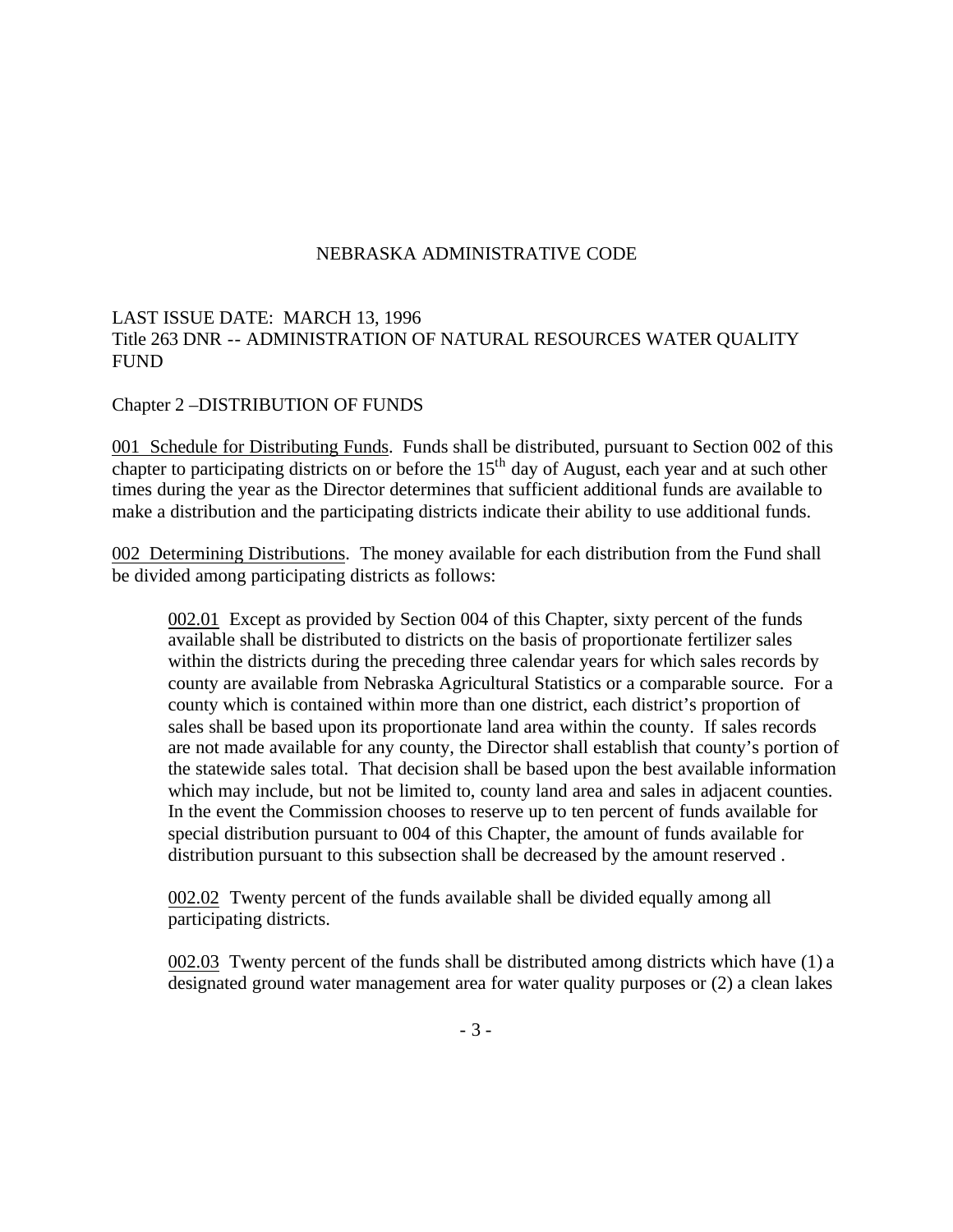NEBRASKA ADMINISTRATIVE CODE

LAST ISSUE DATE: MARCH 13, 1996
Title 263 DNR -- ADMINISTRATION OF NATURAL RESOURCES WATER QUALITY FUND

Chapter 2 –DISTRIBUTION OF FUNDS

<u>001 Schedule for Distributing Funds</u>. Funds shall be distributed, pursuant to Section 002 of this chapter to participating districts on or before the 15th day of August, each year and at such other times during the year as the Director determines that sufficient additional funds are available to make a distribution and the participating districts indicate their ability to use additional funds.

<u>002 Determining Distributions</u>. The money available for each distribution from the Fund shall be divided among participating districts as follows:

> <u>002.01</u> Except as provided by Section 004 of this Chapter, sixty percent of the funds available shall be distributed to districts on the basis of proportionate fertilizer sales within the districts during the preceding three calendar years for which sales records by county are available from Nebraska Agricultural Statistics or a comparable source. For a county which is contained within more than one district, each district's proportion of sales shall be based upon its proportionate land area within the county. If sales records are not made available for any county, the Director shall establish that county's portion of the statewide sales total. That decision shall be based upon the best available information which may include, but not be limited to, county land area and sales in adjacent counties. In the event the Commission chooses to reserve up to ten percent of funds available for special distribution pursuant to 004 of this Chapter, the amount of funds available for distribution pursuant to this subsection shall be decreased by the amount reserved .
>
> <u>002.02</u> Twenty percent of the funds available shall be divided equally among all participating districts.
>
> <u>002.03</u> Twenty percent of the funds shall be distributed among districts which have (1) a designated ground water management area for water quality purposes or (2) a clean lakes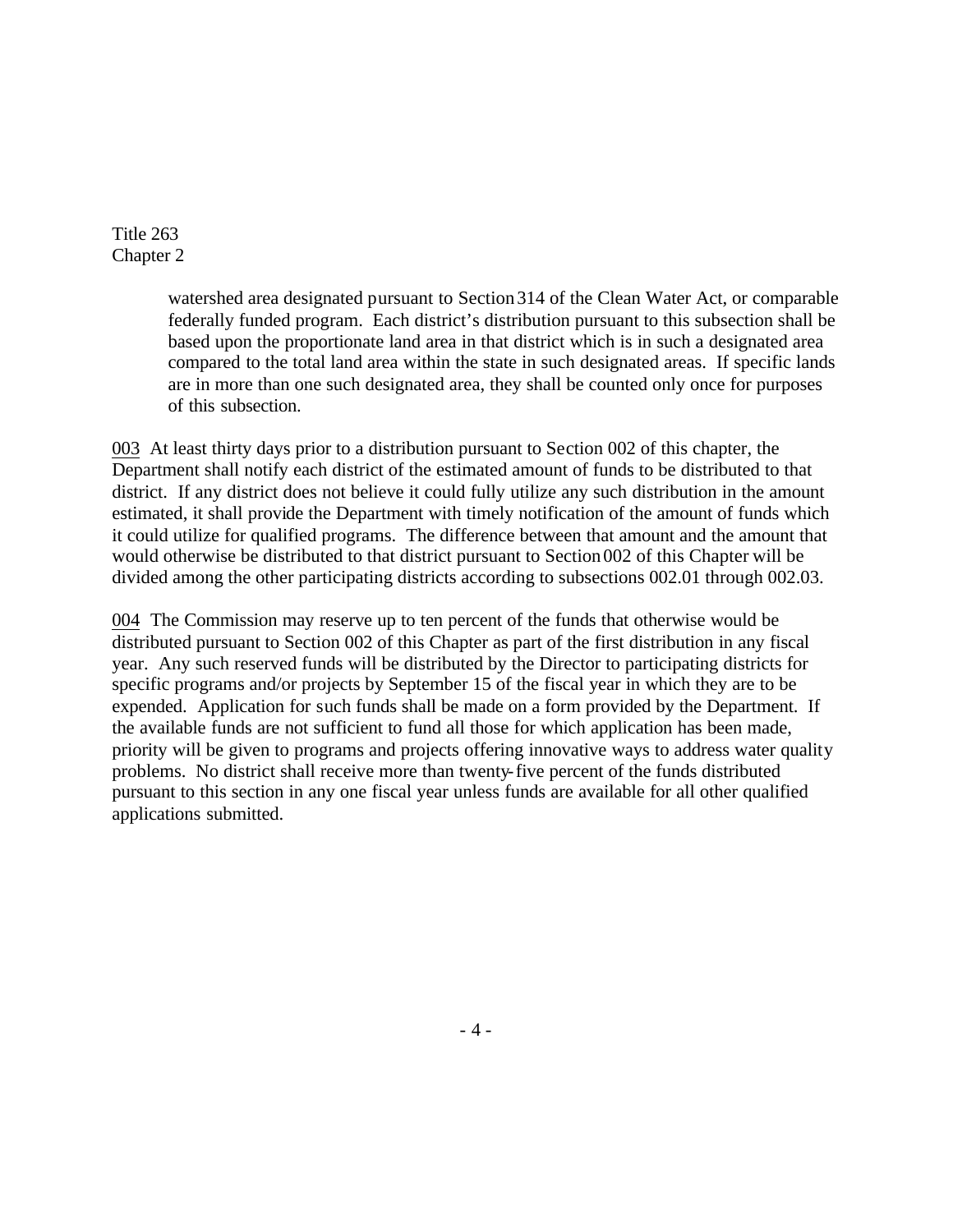watershed area designated pursuant to Section 314 of the Clean Water Act, or comparable federally funded program. Each district's distribution pursuant to this subsection shall be based upon the proportionate land area in that district which is in such a designated area compared to the total land area within the state in such designated areas. If specific lands are in more than one such designated area, they shall be counted only once for purposes of this subsection.

003 At least thirty days prior to a distribution pursuant to Section 002 of this chapter, the Department shall notify each district of the estimated amount of funds to be distributed to that district. If any district does not believe it could fully utilize any such distribution in the amount estimated, it shall provide the Department with timely notification of the amount of funds which it could utilize for qualified programs. The difference between that amount and the amount that would otherwise be distributed to that district pursuant to Section 002 of this Chapter will be divided among the other participating districts according to subsections 002.01 through 002.03.

004 The Commission may reserve up to ten percent of the funds that otherwise would be distributed pursuant to Section 002 of this Chapter as part of the first distribution in any fiscal year. Any such reserved funds will be distributed by the Director to participating districts for specific programs and/or projects by September 15 of the fiscal year in which they are to be expended. Application for such funds shall be made on a form provided by the Department. If the available funds are not sufficient to fund all those for which application has been made, priority will be given to programs and projects offering innovative ways to address water quality problems. No district shall receive more than twenty-five percent of the funds distributed pursuant to this section in any one fiscal year unless funds are available for all other qualified applications submitted.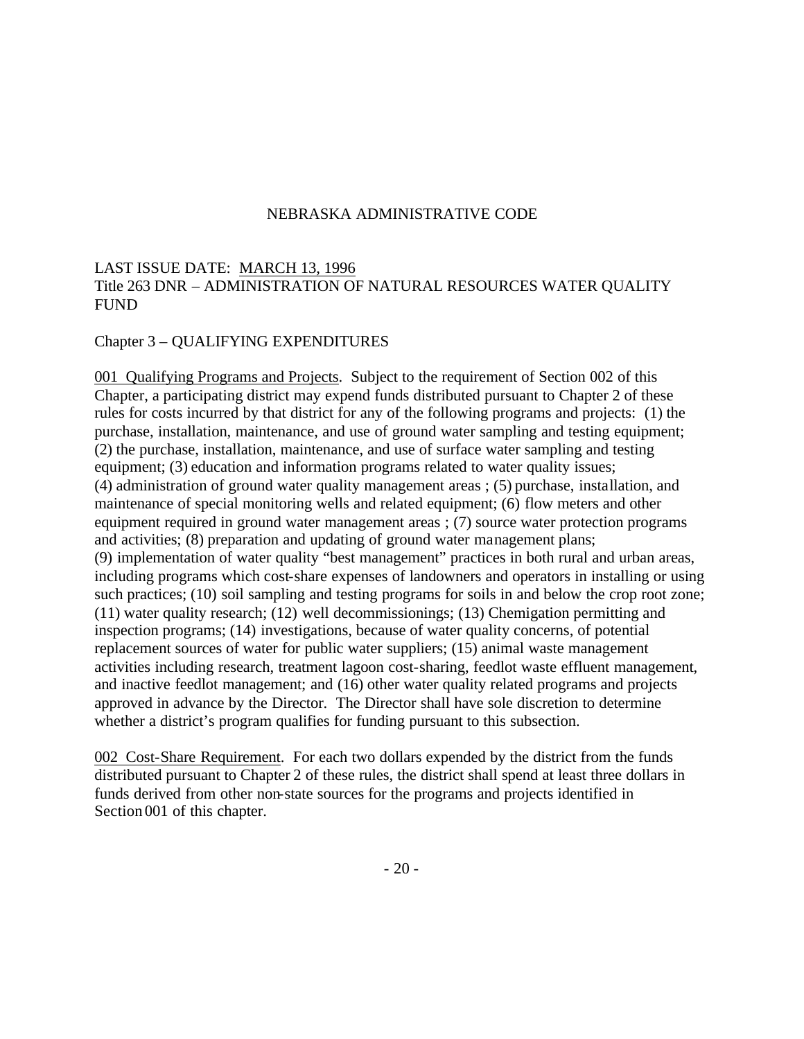# NEBRASKA ADMINISTRATIVE CODE

LAST ISSUE DATE: MARCH 13, 1996
Title 263 DNR – ADMINISTRATION OF NATURAL RESOURCES WATER QUALITY FUND

## Chapter 3 – QUALIFYING EXPENDITURES

001 Qualifying Programs and Projects. Subject to the requirement of Section 002 of this Chapter, a participating district may expend funds distributed pursuant to Chapter 2 of these rules for costs incurred by that district for any of the following programs and projects: (1) the purchase, installation, maintenance, and use of ground water sampling and testing equipment; (2) the purchase, installation, maintenance, and use of surface water sampling and testing equipment; (3) education and information programs related to water quality issues; (4) administration of ground water quality management areas ; (5) purchase, installation, and maintenance of special monitoring wells and related equipment; (6) flow meters and other equipment required in ground water management areas ; (7) source water protection programs and activities; (8) preparation and updating of ground water management plans; (9) implementation of water quality "best management" practices in both rural and urban areas, including programs which cost-share expenses of landowners and operators in installing or using such practices; (10) soil sampling and testing programs for soils in and below the crop root zone; (11) water quality research; (12) well decommissionings; (13) Chemigation permitting and inspection programs; (14) investigations, because of water quality concerns, of potential replacement sources of water for public water suppliers; (15) animal waste management activities including research, treatment lagoon cost-sharing, feedlot waste effluent management, and inactive feedlot management; and (16) other water quality related programs and projects approved in advance by the Director. The Director shall have sole discretion to determine whether a district's program qualifies for funding pursuant to this subsection.

002 Cost-Share Requirement. For each two dollars expended by the district from the funds distributed pursuant to Chapter 2 of these rules, the district shall spend at least three dollars in funds derived from other non-state sources for the programs and projects identified in Section 001 of this chapter.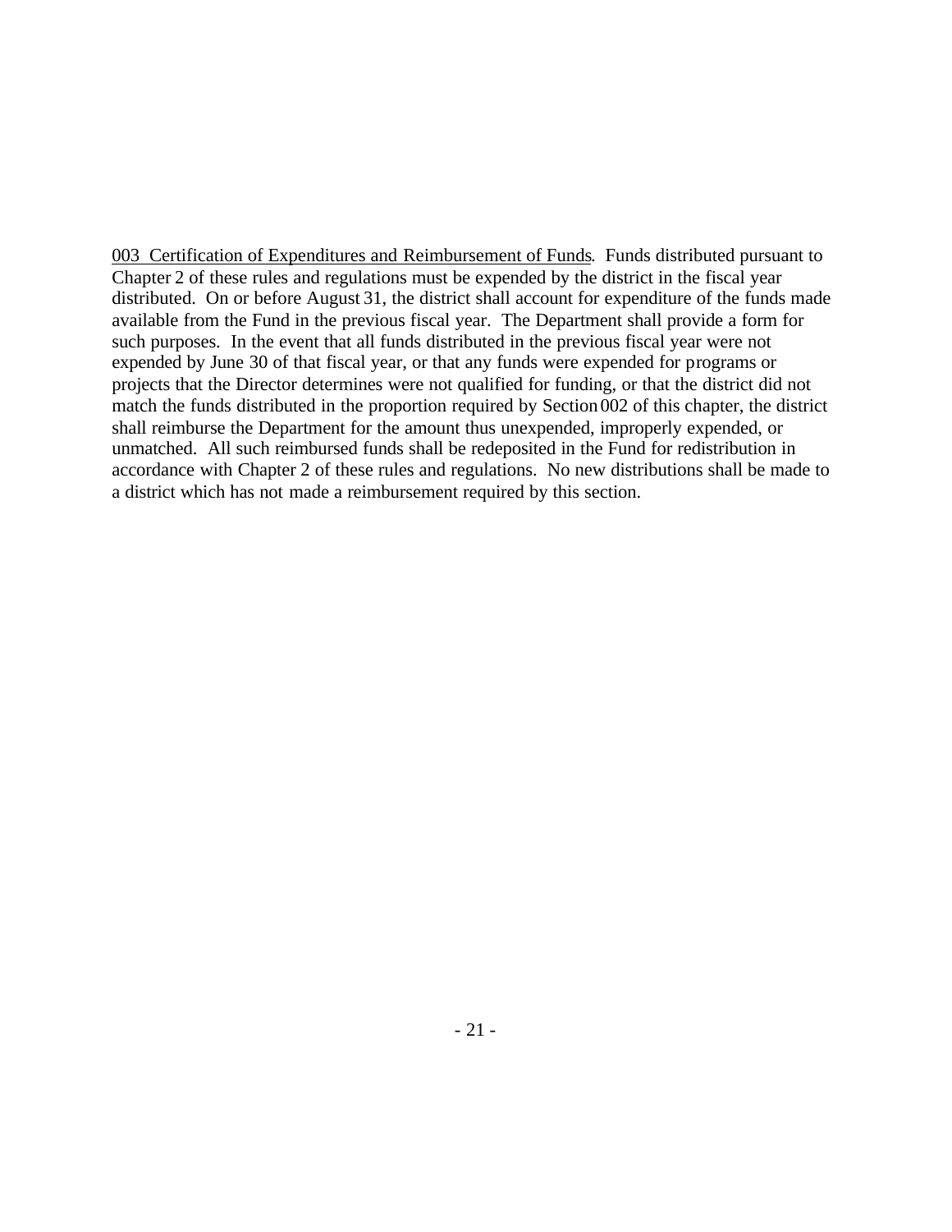<u>003 Certification of Expenditures and Reimbursement of Funds</u>. Funds distributed pursuant to Chapter 2 of these rules and regulations must be expended by the district in the fiscal year distributed. On or before August 31, the district shall account for expenditure of the funds made available from the Fund in the previous fiscal year. The Department shall provide a form for such purposes. In the event that all funds distributed in the previous fiscal year were not expended by June 30 of that fiscal year, or that any funds were expended for programs or projects that the Director determines were not qualified for funding, or that the district did not match the funds distributed in the proportion required by Section 002 of this chapter, the district shall reimburse the Department for the amount thus unexpended, improperly expended, or unmatched. All such reimbursed funds shall be redeposited in the Fund for redistribution in accordance with Chapter 2 of these rules and regulations. No new distributions shall be made to a district which has not made a reimbursement required by this section.